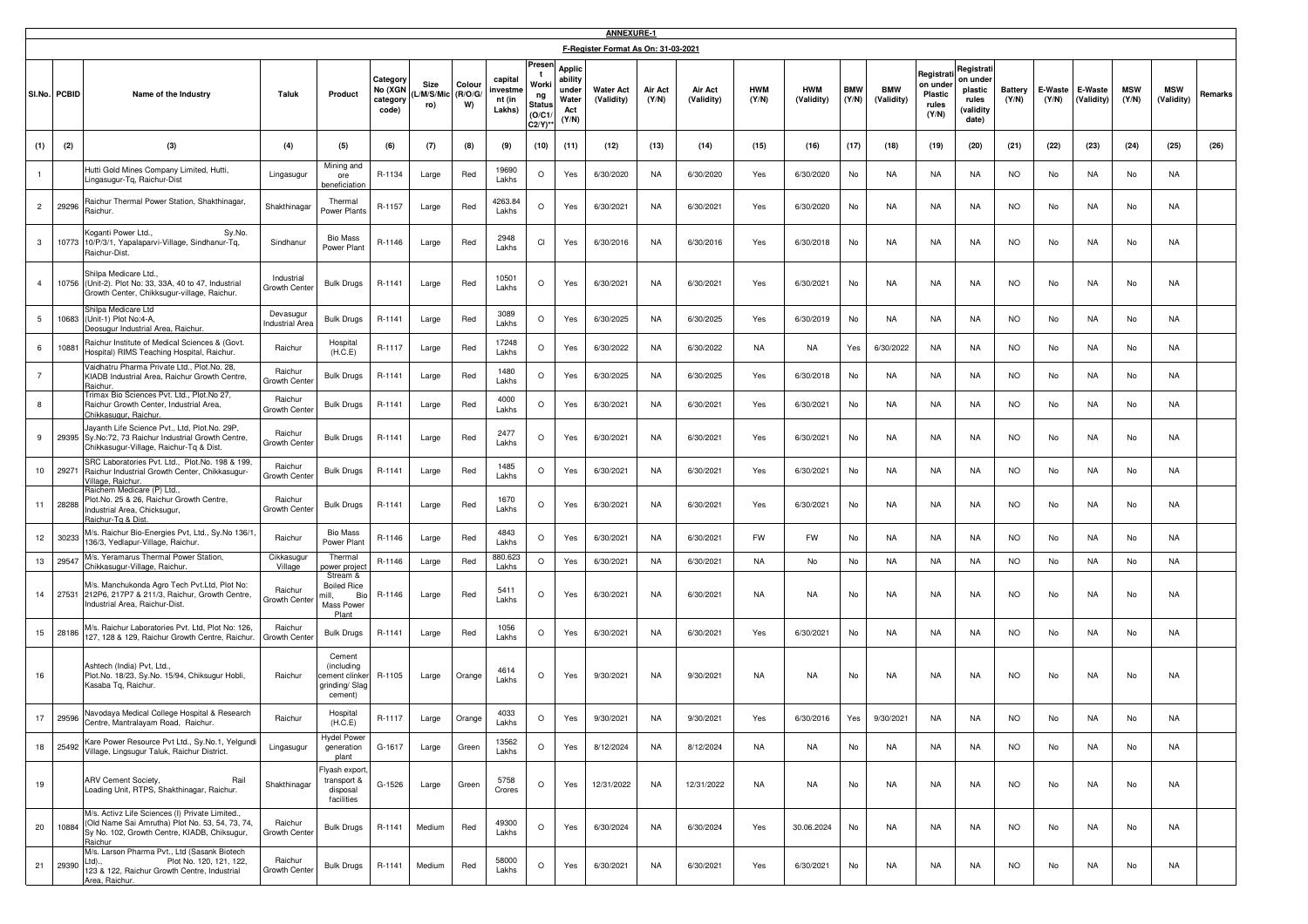## ANNEXURE-1

### F-Register Format As On: 31-03-2021

| Sl.No. | PCBID | Name of the Industry | Taluk | Product | Category No (XGN category code) | Size (L/M/S/Micro) | Colour (R/O/G/W) | capital investment (in Lakhs) | Present Working Status (O/C1/C2/Y)** | Applicability under Water Act (Y/N) | Water Act (Validity) | Air Act (Y/N) | Air Act (Validity) | HWM (Y/N) | HWM (Validity) | BMW (Y/N) | BMW (Validity) | Registration under Plastic rules (Y/N) | Registration under plastic rules (validity date) | Battery (Y/N) | E-Waste (Y/N) | E-Waste (Validity) | MSW (Y/N) | MSW (Validity) | Remarks |
|---|---|---|---|---|---|---|---|---|---|---|---|---|---|---|---|---|---|---|---|---|---|---|---|---|---|
| (1) | (2) | (3) | (4) | (5) | (6) | (7) | (8) | (9) | (10) | (11) | (12) | (13) | (14) | (15) | (16) | (17) | (18) | (19) | (20) | (21) | (22) | (23) | (24) | (25) | (26) |
| 1 | | Hutti Gold Mines Company Limited, Hutti, Lingasugur-Tq, Raichur-Dist | Lingasugur | Mining and ore beneficiation | R-1134 | Large | Red | 19690 Lakhs | O | Yes | 6/30/2020 | NA | 6/30/2020 | Yes | 6/30/2020 | No | NA | NA | NA | NO | No | NA | No | NA | |
| 2 | 29296 | Raichur Thermal Power Station, Shakthinagar, Raichur. | Shakthinagar | Thermal Power Plants | R-1157 | Large | Red | 4263.84 Lakhs | O | Yes | 6/30/2021 | NA | 6/30/2021 | Yes | 6/30/2020 | No | NA | NA | NA | NO | No | NA | No | NA | |
| 3 | 10773 | Koganti Power Ltd., Sy.No. 10/P/3/1, Yapalaparvi-Village, Sindhanur-Tq, Raichur-Dist. | Sindhanur | Bio Mass Power Plant | R-1146 | Large | Red | 2948 Lakhs | Cl | Yes | 6/30/2016 | NA | 6/30/2016 | Yes | 6/30/2018 | No | NA | NA | NA | NO | No | NA | No | NA | |
| 4 | 10756 | Shilpa Medicare Ltd., (Unit-2). Plot No: 33, 33A, 40 to 47, Industrial Growth Center, Chikksugur-village, Raichur. | Industrial Growth Center | Bulk Drugs | R-1141 | Large | Red | 10501 Lakhs | O | Yes | 6/30/2021 | NA | 6/30/2021 | Yes | 6/30/2021 | No | NA | NA | NA | NO | No | NA | No | NA | |
| 5 | 10683 | Shilpa Medicare Ltd (Unit-1) Plot No:4-A, Deosugur Industrial Area, Raichur. | Devasugur Industrial Area | Bulk Drugs | R-1141 | Large | Red | 3089 Lakhs | O | Yes | 6/30/2025 | NA | 6/30/2025 | Yes | 6/30/2019 | No | NA | NA | NA | NO | No | NA | No | NA | |
| 6 | 10881 | Raichur Institute of Medical Sciences & (Govt. Hospital) RIMS Teaching Hospital, Raichur. | Raichur | Hospital (H.C.E) | R-1117 | Large | Red | 17248 Lakhs | O | Yes | 6/30/2022 | NA | 6/30/2022 | NA | NA | Yes | 6/30/2022 | NA | NA | NO | No | NA | No | NA | |
| 7 | | Vaidhatru Pharma Private Ltd., Plot.No. 28, KIADB Industrial Area, Raichur Growth Centre, Raichur. | Raichur Growth Center | Bulk Drugs | R-1141 | Large | Red | 1480 Lakhs | O | Yes | 6/30/2025 | NA | 6/30/2025 | Yes | 6/30/2018 | No | NA | NA | NA | NO | No | NA | No | NA | |
| 8 | | Trimax Bio Sciences Pvt. Ltd., Plot.No 27, Raichur Growth Center, Industrial Area, Chikkasugur, Raichur. | Raichur Growth Center | Bulk Drugs | R-1141 | Large | Red | 4000 Lakhs | O | Yes | 6/30/2021 | NA | 6/30/2021 | Yes | 6/30/2021 | No | NA | NA | NA | NO | No | NA | No | NA | |
| 9 | 29395 | Jayanth Life Science Pvt., Ltd, Plot.No. 29P, Sy.No:72, 73 Raichur Industrial Growth Centre, Chikkasugur-Village, Raichur-Tq & Dist. | Raichur Growth Center | Bulk Drugs | R-1141 | Large | Red | 2477 Lakhs | O | Yes | 6/30/2021 | NA | 6/30/2021 | Yes | 6/30/2021 | No | NA | NA | NA | NO | No | NA | No | NA | |
| 10 | 29271 | SRC Laboratories Pvt. Ltd., Plot.No. 198 & 199, Raichur Industrial Growth Center, Chikkasugur-Village, Raichur. | Raichur Growth Center | Bulk Drugs | R-1141 | Large | Red | 1485 Lakhs | O | Yes | 6/30/2021 | NA | 6/30/2021 | Yes | 6/30/2021 | No | NA | NA | NA | NO | No | NA | No | NA | |
| 11 | 28288 | Raichem Medicare (P) Ltd., Plot.No. 25 & 26, Raichur Growth Centre, Industrial Area, Chicksugur, Raichur-Tq & Dist. | Raichur Growth Center | Bulk Drugs | R-1141 | Large | Red | 1670 Lakhs | O | Yes | 6/30/2021 | NA | 6/30/2021 | Yes | 6/30/2021 | No | NA | NA | NA | NO | No | NA | No | NA | |
| 12 | 30233 | M/s. Raichur Bio-Energies Pvt, Ltd., Sy.No 136/1, 136/3, Yedlapur-Village, Raichur. | Raichur | Bio Mass Power Plant | R-1146 | Large | Red | 4843 Lakhs | O | Yes | 6/30/2021 | NA | 6/30/2021 | FW | FW | No | NA | NA | NA | NO | No | NA | No | NA | |
| 13 | 29547 | M/s. Yeramarus Thermal Power Station, Chikkasugur-Village, Raichur. | Cikkasugur Village | Thermal power project | R-1146 | Large | Red | 880.623 Lakhs | O | Yes | 6/30/2021 | NA | 6/30/2021 | NA | No | No | NA | NA | NA | NO | No | NA | No | NA | |
| 14 | 27531 | M/s. Manchukonda Agro Tech Pvt.Ltd, Plot No: 212P6, 217P7 & 211/3, Raichur, Growth Centre, Industrial Area, Raichur-Dist. | Raichur Growth Center | Stream & Boiled Rice mill, Bio Mass Power Plant | R-1146 | Large | Red | 5411 Lakhs | O | Yes | 6/30/2021 | NA | 6/30/2021 | NA | NA | No | NA | NA | NA | NO | No | NA | No | NA | |
| 15 | 28186 | M/s. Raichur Laboratories Pvt. Ltd, Plot No: 126, 127, 128 & 129, Raichur Growth Centre, Raichur. | Raichur Growth Center | Bulk Drugs | R-1141 | Large | Red | 1056 Lakhs | O | Yes | 6/30/2021 | NA | 6/30/2021 | Yes | 6/30/2021 | No | NA | NA | NA | NO | No | NA | No | NA | |
| 16 | | Ashtech (India) Pvt, Ltd., Plot.No. 18/23, Sy.No. 15/94, Chiksugur Hobli, Kasaba Tq, Raichur. | Raichur | Cement (including cement clinker grinding/ Slag cement) | R-1105 | Large | Orange | 4614 Lakhs | O | Yes | 9/30/2021 | NA | 9/30/2021 | NA | NA | No | NA | NA | NA | NO | No | NA | No | NA | |
| 17 | 29596 | Navodaya Medical College Hospital & Research Centre, Mantralayam Road, Raichur. | Raichur | Hospital (H.C.E) | R-1117 | Large | Orange | 4033 Lakhs | O | Yes | 9/30/2021 | NA | 9/30/2021 | Yes | 6/30/2016 | Yes | 9/30/2021 | NA | NA | NO | No | NA | No | NA | |
| 18 | 25492 | Kare Power Resource Pvt Ltd., Sy.No.1, Yelgundi Village, Lingsugur Taluk, Raichur District. | Lingasugur | Hydel Power generation plant | G-1617 | Large | Green | 13562 Lakhs | O | Yes | 8/12/2024 | NA | 8/12/2024 | NA | NA | No | NA | NA | NA | NO | No | NA | No | NA | |
| 19 | | ARV Cement Society, Rail Loading Unit, RTPS, Shakthinagar, Raichur. | Shakthinagar | Flyash export, transport & disposal facilities | G-1526 | Large | Green | 5758 Crores | O | Yes | 12/31/2022 | NA | 12/31/2022 | NA | NA | No | NA | NA | NA | NO | No | NA | No | NA | |
| 20 | 10884 | M/s. Activz Life Sciences (I) Private Limited., (Old Name Sai Amrutha) Plot No. 53, 54, 73, 74, Sy No. 102, Growth Centre, KIADB, Chiksugur, Raichur | Raichur Growth Center | Bulk Drugs | R-1141 | Medium | Red | 49300 Lakhs | O | Yes | 6/30/2024 | NA | 6/30/2024 | Yes | 30.06.2024 | No | NA | NA | NA | NO | No | NA | No | NA | |
| 21 | 29390 | M/s. Larson Pharma Pvt., Ltd (Sasank Biotech Ltd)., Plot No. 120, 121, 122, 123 & 122, Raichur Growth Centre, Industrial Area, Raichur. | Raichur Growth Center | Bulk Drugs | R-1141 | Medium | Red | 58000 Lakhs | O | Yes | 6/30/2021 | NA | 6/30/2021 | Yes | 6/30/2021 | No | NA | NA | NA | NO | No | NA | No | NA | |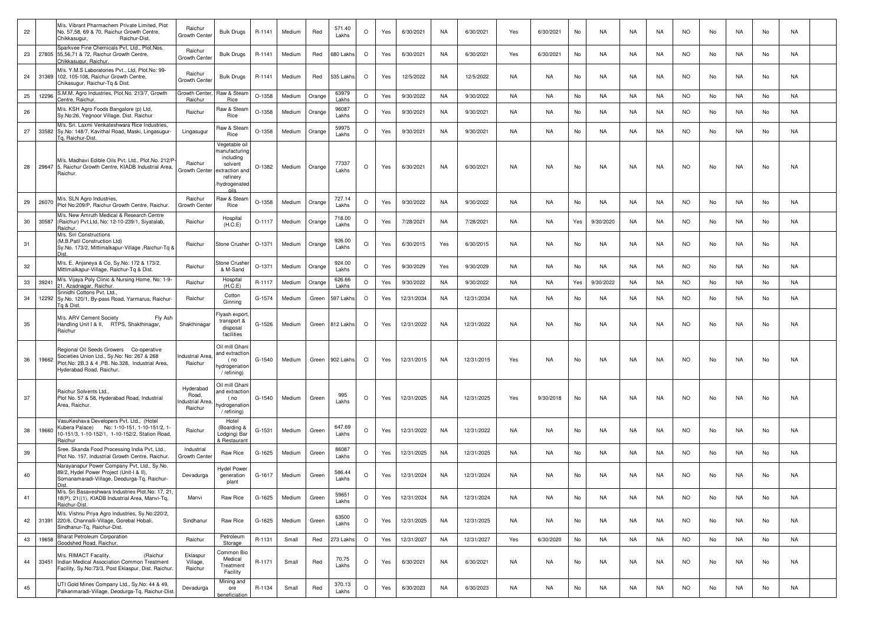| 22 | | M/s. Vibrant Pharmachem Private Limited, Plot No. 57,58, 69 & 70, Raichur Growth Centre, Chikkasugur, Raichur-Dist. | Raichur Growth Center | Bulk Drugs | R-1141 | Medium | Red | 571.40 Lakhs | O | Yes | 6/30/2021 | NA | 6/30/2021 | Yes | 6/30/2021 | No | NA | NA | NA | NO | No | NA | No | NA | |
|---|---|---|---|---|---|---|---|---|---|---|---|---|---|---|---|---|---|---|---|---|---|---|---|---|---|
| 23 | 27805 | Sparkvee Fine Chemicals Pvt, Ltd., Plot.Nos. 55,56,71 & 72, Raichur Growth Centre, Chikkasugur, Raichur. | Raichur Growth Center | Bulk Drugs | R-1141 | Medium | Red | 680 Lakhs | O | Yes | 6/30/2021 | NA | 6/30/2021 | Yes | 6/30/2021 | No | NA | NA | NA | NO | No | NA | No | NA | |
| 24 | 31369 | M/s. Y.M.S Laboratories Pvt., Ltd, Plot.No: 99-102, 105-108, Raichur Growth Centre, Chikasugur, Raichur-Tq & Dist. | Raichur Growth Center | Bulk Drugs | R-1141 | Medium | Red | 535 Lakhs | O | Yes | 12/5/2022 | NA | 12/5/2022 | NA | NA | No | NA | NA | NA | NO | No | NA | No | NA | |
| 25 | 12296 | S.M.M. Agro Industries, Plot.No. 213/7, Growth Centre, Raichur. | Growth Center, Raichur | Raw & Steam Rice | O-1358 | Medium | Orange | 63979 Lakhs | O | Yes | 9/30/2022 | NA | 9/30/2022 | NA | NA | No | NA | NA | NA | NO | No | NA | No | NA | |
| 26 | | M/s. KSH Agro Foods Bangalore (p) Ltd, Sy.No:26, Yegnoor Village, Dist. Raichur | Raichur | Raw & Steam Rice | O-1358 | Medium | Orange | 96087 Lakhs | O | Yes | 9/30/2021 | NA | 9/30/2021 | NA | NA | No | NA | NA | NA | NO | No | NA | No | NA | |
| 27 | 33582 | M/s. Sri. Laxmi Venkateshwara Rice Industries, Sy.No: 148/7, Kavithal Road, Maski, Lingasugur-Tq, Raichur-Dist. | Lingasugur | Raw & Steam Rice | O-1358 | Medium | Orange | 59975 Lakhs | O | Yes | 9/30/2021 | NA | 9/30/2021 | NA | NA | No | NA | NA | NA | NO | No | NA | No | NA | |
| 28 | 29647 | M/s. Madhavi Edible Oils Pvt. Ltd., Plot.No. 212/P-5, Raichur Growth Centre, KIADB Industrial Area, Raichur. | Raichur Growth Center | Vegetable oil manufacturing including solvent extraction and refinery /hydrogenated oils | O-1382 | Medium | Orange | 77337 Lakhs | O | Yes | 6/30/2021 | NA | 6/30/2021 | NA | NA | No | NA | NA | NA | NO | No | NA | No | NA | |
| 29 | 26070 | M/s. SLN Agro Industries, Plot No:209/P, Raichur Growth Centre, Raichur. | Raichur Growth Center | Raw & Steam Rice | O-1358 | Medium | Orange | 727.14 Lakhs | O | Yes | 9/30/2022 | NA | 9/30/2022 | NA | NA | No | NA | NA | NA | NO | No | NA | No | NA | |
| 30 | 30587 | M/s. New Amruth Medical & Research Centre (Raichur) Pvt.Ltd, No: 12-10-239/1, Siyatalab, Raichur. | Raichur | Hospital (H.C.E) | O-1117 | Medium | Orange | 718.00 Lakhs | O | Yes | 7/28/2021 | NA | 7/28/2021 | NA | NA | Yes | 9/30/2020 | NA | NA | NO | No | NA | No | NA | |
| 31 | | M/s. Siri Constructions (M.B.Patil Construction Ltd) Sy.No. 173/2, Mittimalkapur-Village ,Raichur-Tq & Dist. | Raichur | Stone Crusher | O-1371 | Medium | Orange | 926.00 Lakhs | Cl | Yes | 6/30/2015 | Yes | 6/30/2015 | NA | NA | No | NA | NA | NA | NO | No | NA | No | NA | |
| 32 | | M/s. E. Anjaneya & Co, Sy.No: 172 & 173/2, Mittimalkapur-Village, Raichur-Tq & Dist. | Raichur | Stone Crusher & M-Sand | O-1371 | Medium | Orange | 924.00 Lakhs | O | Yes | 9/30/2029 | Yes | 9/30/2029 | NA | NA | No | NA | NA | NA | NO | No | NA | No | NA | |
| 33 | 39241 | M/s. Vijaya Poly Clinic & Nursing Home, No: 1-9-21, Azadnagar, Raichur. | Raichur | Hospital (H.C.E) | R-1117 | Medium | Orange | 626.66 Lakhs | O | Yes | 9/30/2022 | NA | 9/30/2022 | NA | NA | Yes | 9/30/2022 | NA | NA | NO | No | NA | No | NA | |
| 34 | 12292 | Srinidhi Cottons Pvt. Ltd., Sy.No. 120/1, By-pass Road, Yarmarus, Raichur-Tq & Dist. | Raichur | Cotton Ginning | G-1574 | Medium | Green | 597 Lakhs | O | Yes | 12/31/2034 | NA | 12/31/2034 | NA | NA | No | NA | NA | NA | NO | No | NA | No | NA | |
| 35 | | M/s. ARV Cement Society Fly Ash Handling Unit I & II, RTPS, Shakthinagar, Raichur | Shakthinagar | Flyash export, transport & disposal facilities | G-1526 | Medium | Green | 812 Lakhs | O | Yes | 12/31/2022 | NA | 12/31/2022 | NA | NA | No | NA | NA | NA | NO | No | NA | No | NA | |
| 36 | 19662 | Regional Oil Seeds Growers Co-operative Societies Union Ltd., Sy.No: No: 267 & 268 Plot.No: 2B,3 & 4 ,PB. No.328, Industrial Area, Hyderabad Road, Raichur. | Industrial Area, Raichur | Oil mill Ghani and extraction ( no hydrogenation / refining) | G-1540 | Medium | Green | 902 Lakhs | Cl | Yes | 12/31/2015 | NA | 12/31/2015 | Yes | NA | No | NA | NA | NA | NO | No | NA | No | NA | |
| 37 | | Raichur Solvents Ltd., Plot No. 57 & 58, Hyderabad Road, Industrial Area, Raichur. | Hyderabad Road, Industrial Area, Raichur | Oil mill Ghani and extraction ( no hydrogenation / refining) | G-1540 | Medium | Green | 995 Lakhs | O | Yes | 12/31/2025 | NA | 12/31/2025 | Yes | 9/30/2018 | No | NA | NA | NA | NO | No | NA | No | NA | |
| 38 | 19660 | VasuKeshava Developers Pvt. Ltd., (Hotel Kubera Palace) No: 1-10-151, 1-10-151/2, 1-10-151/3, 1-10-152/1, 1-10-152/2, Station Road, Raichur | Raichur | Hotel (Boarding & Lodging) Bar & Restaurant | G-1531 | Medium | Green | 647.69 Lakhs | O | Yes | 12/31/2022 | NA | 12/31/2022 | NA | NA | No | NA | NA | NA | NO | No | NA | No | NA | |
| 39 | | Sree. Skanda Food Processing India Pvt, Ltd., Plot No. 157, Industrial Growth Centre, Raichur. | Industrial Growth Center | Raw Rice | G-1625 | Medium | Green | 86087 Lakhs | O | Yes | 12/31/2025 | NA | 12/31/2025 | NA | NA | No | NA | NA | NA | NO | No | NA | No | NA | |
| 40 | | Narayanapur Power Company Pvt, Ltd., Sy.No. 89/2, Hydel Power Project (Unit-I & II), Somanamaradi-Village, Deodurga-Tq, Raichur-Dist. | Devadurga | Hydel Power generation plant | G-1617 | Medium | Green | 586.44 Lakhs | O | Yes | 12/31/2024 | NA | 12/31/2024 | NA | NA | No | NA | NA | NA | NO | No | NA | No | NA | |
| 41 | | M/s. Sri Basaveshwara Industries Plot.No: 17, 21, 18(P), 21((1), KIADB Industrial Area, Manvi-Tq, Raichur-Dist. | Manvi | Raw Rice | G-1625 | Medium | Green | 59651 Lakhs | O | Yes | 12/31/2024 | NA | 12/31/2024 | NA | NA | No | NA | NA | NA | NO | No | NA | No | NA | |
| 42 | 31391 | M/s. Vishnu Priya Agro Industries, Sy.No:220/2, 220/6, Channalli-Village, Gorebal Hobali, Sindhanur-Tq, Raichur-Dist. | Sindhanur | Raw Rice | G-1625 | Medium | Green | 63500 Lakhs | O | Yes | 12/31/2025 | NA | 12/31/2025 | NA | NA | No | NA | NA | NA | NO | No | NA | No | NA | |
| 43 | 19658 | Bharat Petroleum Corporation Goodshed Road, Raichur. | Raichur | Petroleum Storage | R-1131 | Small | Red | 273 Lakhs | O | Yes | 12/31/2027 | NA | 12/31/2027 | Yes | 6/30/2020 | No | NA | NA | NA | NO | No | NA | No | NA | |
| 44 | 33451 | M/s. RIMACT Facality, (Raichur Indian Medical Association Common Treatment Facility, Sy.No:73/3, Post Eklaspur, Dist. Raichur. | Eklaspur Village, Raichur | Common Bio Medical Treatment Facility | R-1171 | Small | Red | 70.75 Lakhs | O | Yes | 6/30/2021 | NA | 6/30/2021 | NA | NA | No | NA | NA | NA | NO | No | NA | No | NA | |
| 45 | | UTI Gold Mines Company Ltd., Sy.No: 44 & 49, Palkanmaradi-Village, Deodurga-Tq, Raichur-Dist. | Devadurga | Mining and ore beneficiation | R-1134 | Small | Red | 370.13 Lakhs | O | Yes | 6/30/2023 | NA | 6/30/2023 | NA | NA | No | NA | NA | NA | NO | No | NA | No | NA | |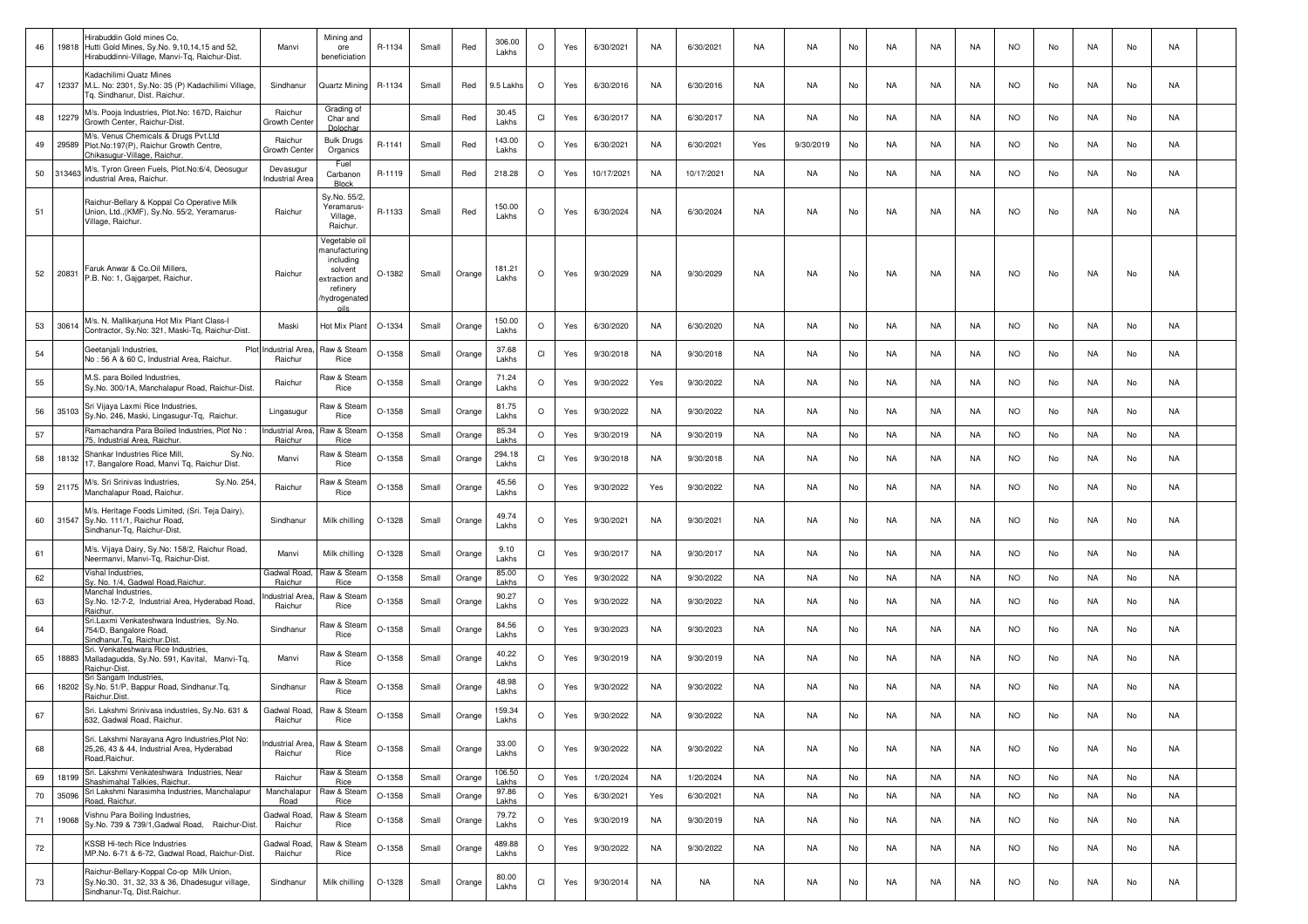| 46 | 19818 | Hirabuddin Gold mines Co, Hutti Gold Mines, Sy.No. 9,10,14,15 and 52, Hirabuddinni-Village, Manvi-Tq, Raichur-Dist. | Manvi | Mining and ore beneficiation | R-1134 | Small | Red | 306.00 Lakhs | O | Yes | 6/30/2021 | NA | 6/30/2021 | NA | NA | No | NA | NA | NA | NO | No | NA | No | NA | |
|---|---|---|---|---|---|---|---|---|---|---|---|---|---|---|---|---|---|---|---|---|---|---|---|---|---|
| 47 | 12337 | Kadachilimi Quatz Mines M.L. No: 2301, Sy.No: 35 (P) Kadachilimi Village, Tq. Sindhanur, Dist. Raichur. | Sindhanur | Quartz Mining | R-1134 | Small | Red | 9.5 Lakhs | O | Yes | 6/30/2016 | NA | 6/30/2016 | NA | NA | No | NA | NA | NA | NO | No | NA | No | NA | |
| 48 | 12279 | M/s. Pooja Industries, Plot.No: 167D, Raichur Growth Center, Raichur-Dist. | Raichur Growth Center | Grading of Char and Dolochar | | Small | Red | 30.45 Lakhs | Cl | Yes | 6/30/2017 | NA | 6/30/2017 | NA | NA | No | NA | NA | NA | NO | No | NA | No | NA | |
| 49 | 29589 | M/s. Venus Chemicals & Drugs Pvt.Ltd Plot.No:197(P), Raichur Growth Centre, Chikasugur-Village, Raichur. | Raichur Growth Center | Bulk Drugs Organics | R-1141 | Small | Red | 143.00 Lakhs | O | Yes | 6/30/2021 | NA | 6/30/2021 | Yes | 9/30/2019 | No | NA | NA | NA | NO | No | NA | No | NA | |
| 50 | 313463 | M/s. Tyron Green Fuels, Plot.No:6/4, Deosugur industrial Area, Raichur. | Devasugur Industrial Area | Fuel Carbanon Block | R-1119 | Small | Red | 218.28 | O | Yes | 10/17/2021 | NA | 10/17/2021 | NA | NA | No | NA | NA | NA | NO | No | NA | No | NA | |
| 51 | | Raichur-Bellary & Koppal Co Operative Milk Union, Ltd.,(KMF), Sy.No. 55/2, Yeramarus-Village, Raichur. | Raichur | Sy.No. 55/2, Yeramarus-Village, Raichur. | R-1133 | Small | Red | 150.00 Lakhs | O | Yes | 6/30/2024 | NA | 6/30/2024 | NA | NA | No | NA | NA | NA | NO | No | NA | No | NA | |
| 52 | 20831 | Faruk Anwar & Co.Oil Millers, P.B. No: 1, Gajgarpet, Raichur. | Raichur | Vegetable oil manufacturing including solvent extraction and refinery /hydrogenated oils | O-1382 | Small | Orange | 181.21 Lakhs | O | Yes | 9/30/2029 | NA | 9/30/2029 | NA | NA | No | NA | NA | NA | NO | No | NA | No | NA | |
| 53 | 30614 | M/s. N. Mallikarjuna Hot Mix Plant Class-I Contractor, Sy.No: 321, Maski-Tq, Raichur-Dist. | Maski | Hot Mix Plant | O-1334 | Small | Orange | 150.00 Lakhs | O | Yes | 6/30/2020 | NA | 6/30/2020 | NA | NA | No | NA | NA | NA | NO | No | NA | No | NA | |
| 54 | | Geetanjali Industries, Plot No : 56 A & 60 C, Industrial Area, Raichur. | Industrial Area, Raichur | Raw & Steam Rice | O-1358 | Small | Orange | 37.68 Lakhs | Cl | Yes | 9/30/2018 | NA | 9/30/2018 | NA | NA | No | NA | NA | NA | NO | No | NA | No | NA | |
| 55 | | M.S. para Boiled Industries, Sy.No. 300/1A, Manchalapur Road, Raichur-Dist. | Raichur | Raw & Steam Rice | O-1358 | Small | Orange | 71.24 Lakhs | O | Yes | 9/30/2022 | Yes | 9/30/2022 | NA | NA | No | NA | NA | NA | NO | No | NA | No | NA | |
| 56 | 35103 | Sri Vijaya Laxmi Rice Industries, Sy.No. 246, Maski, Lingasugur-Tq, Raichur. | Lingasugur | Raw & Steam Rice | O-1358 | Small | Orange | 81.75 Lakhs | O | Yes | 9/30/2022 | NA | 9/30/2022 | NA | NA | No | NA | NA | NA | NO | No | NA | No | NA | |
| 57 | | Ramachandra Para Boiled Industries, Plot No : 75, Industrial Area, Raichur. | Industrial Area, Raichur | Raw & Steam Rice | O-1358 | Small | Orange | 85.34 Lakhs | O | Yes | 9/30/2019 | NA | 9/30/2019 | NA | NA | No | NA | NA | NA | NO | No | NA | No | NA | |
| 58 | 18132 | Shankar Industries Rice Mill, Sy.No. 17, Bangalore Road, Manvi Tq, Raichur Dist. | Manvi | Raw & Steam Rice | O-1358 | Small | Orange | 294.18 Lakhs | Cl | Yes | 9/30/2018 | NA | 9/30/2018 | NA | NA | No | NA | NA | NA | NO | No | NA | No | NA | |
| 59 | 21175 | M/s. Sri Srinivas Industries, Sy.No. 254, Manchalapur Road, Raichur. | Raichur | Raw & Steam Rice | O-1358 | Small | Orange | 45.56 Lakhs | O | Yes | 9/30/2022 | Yes | 9/30/2022 | NA | NA | No | NA | NA | NA | NO | No | NA | No | NA | |
| 60 | 31547 | M/s. Heritage Foods Limited, (Sri. Teja Dairy), Sy.No. 111/1, Raichur Road, Sindhanur-Tq, Raichur-Dist. | Sindhanur | Milk chilling | O-1328 | Small | Orange | 49.74 Lakhs | O | Yes | 9/30/2021 | NA | 9/30/2021 | NA | NA | No | NA | NA | NA | NO | No | NA | No | NA | |
| 61 | | M/s. Vijaya Dairy, Sy.No: 158/2, Raichur Road, Neermanvi, Manvi-Tq, Raichur-Dist. | Manvi | Milk chilling | O-1328 | Small | Orange | 9.10 Lakhs | Cl | Yes | 9/30/2017 | NA | 9/30/2017 | NA | NA | No | NA | NA | NA | NO | No | NA | No | NA | |
| 62 | | Vishal Industries, Sy. No. 1/4, Gadwal Road,Raichur. | Gadwal Road, Raichur | Raw & Steam Rice | O-1358 | Small | Orange | 85.00 Lakhs | O | Yes | 9/30/2022 | NA | 9/30/2022 | NA | NA | No | NA | NA | NA | NO | No | NA | No | NA | |
| 63 | | Manchal Industries, Sy.No. 12-7-2, Industrial Area, Hyderabad Road, Raichur. | Industrial Area, Raichur | Raw & Steam Rice | O-1358 | Small | Orange | 90.27 Lakhs | O | Yes | 9/30/2022 | NA | 9/30/2022 | NA | NA | No | NA | NA | NA | NO | No | NA | No | NA | |
| 64 | | Sri.Laxmi Venkateshwara Industries, Sy.No. 754/D, Bangalore Road, Sindhanur.Tq, Raichur.Dist. | Sindhanur | Raw & Steam Rice | O-1358 | Small | Orange | 84.56 Lakhs | O | Yes | 9/30/2023 | NA | 9/30/2023 | NA | NA | No | NA | NA | NA | NO | No | NA | No | NA | |
| 65 | 18883 | Sri. Venkateshwara Rice Industries, Malladagudda, Sy.No. 591, Kavital, Manvi-Tq, Raichur-Dist. | Manvi | Raw & Steam Rice | O-1358 | Small | Orange | 40.22 Lakhs | O | Yes | 9/30/2019 | NA | 9/30/2019 | NA | NA | No | NA | NA | NA | NO | No | NA | No | NA | |
| 66 | 18202 | Sri Sangam Industries, Sy.No. 51/P, Bappur Road, Sindhanur.Tq, Raichur.Dist. | Sindhanur | Raw & Steam Rice | O-1358 | Small | Orange | 48.98 Lakhs | O | Yes | 9/30/2022 | NA | 9/30/2022 | NA | NA | No | NA | NA | NA | NO | No | NA | No | NA | |
| 67 | | Sri. Lakshmi Srinivasa industries, Sy.No. 631 & 632, Gadwal Road, Raichur. | Gadwal Road, Raichur | Raw & Steam Rice | O-1358 | Small | Orange | 159.34 Lakhs | O | Yes | 9/30/2022 | NA | 9/30/2022 | NA | NA | No | NA | NA | NA | NO | No | NA | No | NA | |
| 68 | | Sri. Lakshmi Narayana Agro Industries,Plot No: 25,26, 43 & 44, Industrial Area, Hyderabad Road,Raichur. | Industrial Area, Raichur | Raw & Steam Rice | O-1358 | Small | Orange | 33.00 Lakhs | O | Yes | 9/30/2022 | NA | 9/30/2022 | NA | NA | No | NA | NA | NA | NO | No | NA | No | NA | |
| 69 | 18199 | Sri. Lakshmi Venkateshwara Industries, Near Shashimahal Talkies, Raichur. | Raichur | Raw & Steam Rice | O-1358 | Small | Orange | 106.50 Lakhs | O | Yes | 1/20/2024 | NA | 1/20/2024 | NA | NA | No | NA | NA | NA | NO | No | NA | No | NA | |
| 70 | 35096 | Sri Lakshmi Narasimha Industries, Manchalapur Road, Raichur. | Manchalapur Road | Raw & Steam Rice | O-1358 | Small | Orange | 97.86 Lakhs | O | Yes | 6/30/2021 | Yes | 6/30/2021 | NA | NA | No | NA | NA | NA | NO | No | NA | No | NA | |
| 71 | 19068 | Vishnu Para Boiling Industries, Sy.No. 739 & 739/1,Gadwal Road, Raichur-Dist. | Gadwal Road, Raichur | Raw & Steam Rice | O-1358 | Small | Orange | 79.72 Lakhs | O | Yes | 9/30/2019 | NA | 9/30/2019 | NA | NA | No | NA | NA | NA | NO | No | NA | No | NA | |
| 72 | | KSSB Hi-tech Rice Industries MP.No. 6-71 & 6-72, Gadwal Road, Raichur-Dist. | Gadwal Road, Raichur | Raw & Steam Rice | O-1358 | Small | Orange | 489.88 Lakhs | O | Yes | 9/30/2022 | NA | 9/30/2022 | NA | NA | No | NA | NA | NA | NO | No | NA | No | NA | |
| 73 | | Raichur-Bellary-Koppal Co-op Milk Union, Sy.No.30, 31, 32, 33 & 36, Dhadesugur village, Sindhanur-Tq, Dist.Raichur. | Sindhanur | Milk chilling | O-1328 | Small | Orange | 80.00 Lakhs | Cl | Yes | 9/30/2014 | NA | NA | NA | NA | No | NA | NA | NA | NO | No | NA | No | NA | |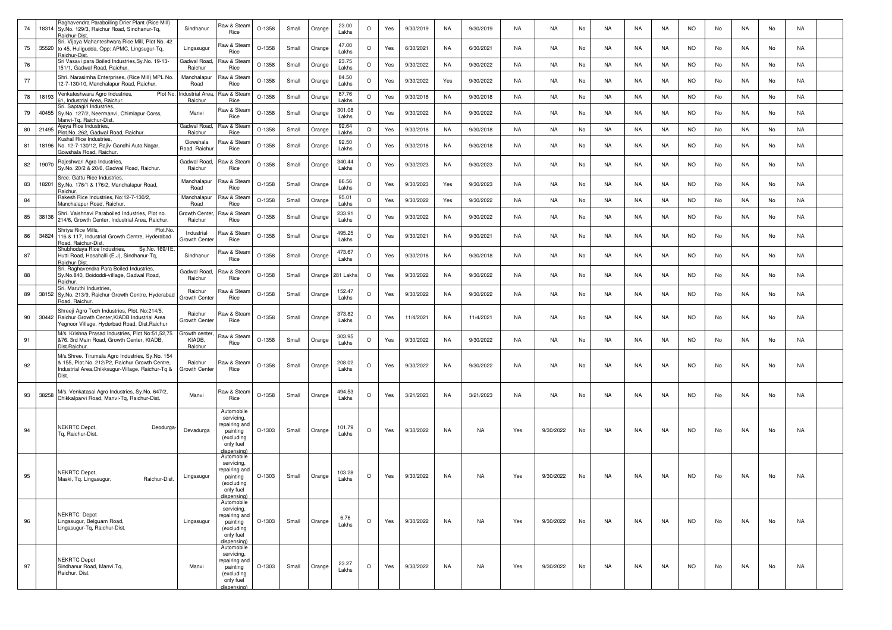| 74 | 18314 | Raghavendra Paraboiling Drier Plant (Rice Mill) Sy.No. 129/3, Raichur Road, Sindhanur-Tq, Raichur-Dist. | Sindhanur | Raw & Steam Rice | O-1358 | Small | Orange | 23.00 Lakhs | O | Yes | 9/30/2019 | NA | 9/30/2019 | NA | NA | No | NA | NA | NA | NO | No | NA | No | NA | |
|---|---|---|---|---|---|---|---|---|---|---|---|---|---|---|---|---|---|---|---|---|---|---|---|---|---|
| 75 | 35520 | Sri. Vijaya Mahanteshwara Rice Mill, Plot No. 42 to 45, Huligudda, Opp: APMC, Lingsugur-Tq, Raichur-Dist. | Lingasugur | Raw & Steam Rice | O-1358 | Small | Orange | 47.00 Lakhs | O | Yes | 6/30/2021 | NA | 6/30/2021 | NA | NA | No | NA | NA | NA | NO | No | NA | No | NA | |
| 76 | | Sri Vasavi para Boiled Industries,Sy.No. 19-13-151/1, Gadwal Road, Raichur. | Gadwal Road, Raichur | Raw & Steam Rice | O-1358 | Small | Orange | 23.75 Lakhs | O | Yes | 9/30/2022 | NA | 9/30/2022 | NA | NA | No | NA | NA | NA | NO | No | NA | No | NA | |
| 77 | | Shri. Narasimha Enterprises, (Rice Mill) MPL No. 12-7-130/10, Manchalapur Road, Raichur. | Manchalapur Road | Raw & Steam Rice | O-1358 | Small | Orange | 84.50 Lakhs | O | Yes | 9/30/2022 | Yes | 9/30/2022 | NA | NA | No | NA | NA | NA | NO | No | NA | No | NA | |
| 78 | 18193 | Venkateshwara Agro Industries, Plot No. 61, Industrial Area, Raichur. | Industrial Area, Raichur | Raw & Steam Rice | O-1358 | Small | Orange | 87.76 Lakhs | O | Yes | 9/30/2018 | NA | 9/30/2018 | NA | NA | No | NA | NA | NA | NO | No | NA | No | NA | |
| 79 | 40455 | Sri. Saptagiri Industries, Sy.No. 127/2, Neermanvi, Chimlapur Corss, Manvi-Tq, Raichur-Dist. | Manvi | Raw & Steam Rice | O-1358 | Small | Orange | 301.08 Lakhs | O | Yes | 9/30/2022 | NA | 9/30/2022 | NA | NA | No | NA | NA | NA | NO | No | NA | No | NA | |
| 80 | 21495 | Ajeya Rice Industries, Plot.No. 262, Gadwal Road, Raichur. | Gadwal Road, Raichur | Raw & Steam Rice | O-1358 | Small | Orange | 92.64 Lakhs | Cl | Yes | 9/30/2018 | NA | 9/30/2018 | NA | NA | No | NA | NA | NA | NO | No | NA | No | NA | |
| 81 | 18196 | Kushal Rice Industries, No. 12-7-130/12, Rajiv Gandhi Auto Nagar, Gowshala Road, Raichur. | Gowshala Road, Raichur | Raw & Steam Rice | O-1358 | Small | Orange | 92.50 Lakhs | O | Yes | 9/30/2018 | NA | 9/30/2018 | NA | NA | No | NA | NA | NA | NO | No | NA | No | NA | |
| 82 | 19070 | Rajeshwari Agro Industries, Sy.No. 20/2 & 20/6, Gadwal Road, Raichur. | Gadwal Road, Raichur | Raw & Steam Rice | O-1358 | Small | Orange | 340.44 Lakhs | O | Yes | 9/30/2023 | NA | 9/30/2023 | NA | NA | No | NA | NA | NA | NO | No | NA | No | NA | |
| 83 | 18201 | Sree. Gattu Rice Industries, Sy.No. 176/1 & 176/2, Manchalapur Road, Raichur. | Manchalapur Road | Raw & Steam Rice | O-1358 | Small | Orange | 86.56 Lakhs | O | Yes | 9/30/2023 | Yes | 9/30/2023 | NA | NA | No | NA | NA | NA | NO | No | NA | No | NA | |
| 84 | | Rakesh Rice Industries, No:12-7-130/2, Manchalapur Road, Raichur. | Manchalapur Road | Raw & Steam Rice | O-1358 | Small | Orange | 95.01 Lakhs | O | Yes | 9/30/2022 | Yes | 9/30/2022 | NA | NA | No | NA | NA | NA | NO | No | NA | No | NA | |
| 85 | 38136 | Shri. Vaishnavi Paraboiled Industries, Plot no. 214/6, Growth Center, Industrial Area, Raichur. | Growth Center, Raichur | Raw & Steam Rice | O-1358 | Small | Orange | 233.91 Lakhs | O | Yes | 9/30/2022 | NA | 9/30/2022 | NA | NA | No | NA | NA | NA | NO | No | NA | No | NA | |
| 86 | 34824 | Shriya Rice Mills, Plot.No. 116 & 117, Industrial Growth Centre, Hyderabad Road, Raichur-Dist. | Industrial Growth Center | Raw & Steam Rice | O-1358 | Small | Orange | 495.25 Lakhs | O | Yes | 9/30/2021 | NA | 9/30/2021 | NA | NA | No | NA | NA | NA | NO | No | NA | No | NA | |
| 87 | | Shubhodaya Rice Industries, Sy.No. 169/1E, Hutti Road, Hosahalli (E.J), Sindhanur-Tq, Raichur-Dist. | Sindhanur | Raw & Steam Rice | O-1358 | Small | Orange | 473.67 Lakhs | O | Yes | 9/30/2018 | NA | 9/30/2018 | NA | NA | No | NA | NA | NA | NO | No | NA | No | NA | |
| 88 | | Sri. Raghavendra Para Boiled Industries, Sy.No.840, Boidoddi-village, Gadwal Road, Raichur. | Gadwal Road, Raichur | Raw & Steam Rice | O-1358 | Small | Orange | 281 Lakhs | O | Yes | 9/30/2022 | NA | 9/30/2022 | NA | NA | No | NA | NA | NA | NO | No | NA | No | NA | |
| 89 | 38152 | Sri. Maruthi Industries, Sy.No. 213/9, Raichur Growth Centre, Hyderabad Road, Raichur. | Raichur Growth Center | Raw & Steam Rice | O-1358 | Small | Orange | 152.47 Lakhs | O | Yes | 9/30/2022 | NA | 9/30/2022 | NA | NA | No | NA | NA | NA | NO | No | NA | No | NA | |
| 90 | 30442 | Shreeji Agro Tech Industries, Plot. No:214/5, Raichur Growth Center,KIADB Industrial Area Yegnoor Village, Hyderbad Road, Dist.Raichur | Raichur Growth Center | Raw & Steam Rice | O-1358 | Small | Orange | 373.82 Lakhs | O | Yes | 11/4/2021 | NA | 11/4/2021 | NA | NA | No | NA | NA | NA | NO | No | NA | No | NA | |
| 91 | | M/s. Krishna Prasad Industries, Plot No:51,52,75 &76. 3rd Main Road, Growth Center, KIADB, Dist.Raichur. | Growth center, KIADB, Raichur | Raw & Steam Rice | O-1358 | Small | Orange | 303.95 Lakhs | O | Yes | 9/30/2022 | NA | 9/30/2022 | NA | NA | No | NA | NA | NA | NO | No | NA | No | NA | |
| 92 | | M/s.Shree. Tirumala Agro Industries, Sy.No. 154 & 155, Plot.No. 212/P2, Raichur Growth Centre, Industrial Area,Chikksugur-Village, Raichur-Tq & Dist. | Raichur Growth Center | Raw & Steam Rice | O-1358 | Small | Orange | 208.02 Lakhs | O | Yes | 9/30/2022 | NA | 9/30/2022 | NA | NA | No | NA | NA | NA | NO | No | NA | No | NA | |
| 93 | 38258 | M/s. Venkatasai Agro Industries, Sy.No. 647/2, Chikkalparvi Road, Manvi-Tq, Raichur-Dist. | Manvi | Raw & Steam Rice | O-1358 | Small | Orange | 494.53 Lakhs | O | Yes | 3/21/2023 | NA | 3/21/2023 | NA | NA | No | NA | NA | NA | NO | No | NA | No | NA | |
| 94 | | NEKRTC Depot, Deodurga-Tq, Raichur-Dist. | Devadurga | Automobile servicing, repairing and painting (excluding only fuel dispensing) | O-1303 | Small | Orange | 101.79 Lakhs | O | Yes | 9/30/2022 | NA | NA | Yes | 9/30/2022 | No | NA | NA | NA | NO | No | NA | No | NA | |
| 95 | | NEKRTC Depot, Maski, Tq. Lingasugur, Raichur-Dist. | Lingasugur | Automobile servicing, repairing and painting (excluding only fuel dispensing) | O-1303 | Small | Orange | 103.28 Lakhs | O | Yes | 9/30/2022 | NA | NA | Yes | 9/30/2022 | No | NA | NA | NA | NO | No | NA | No | NA | |
| 96 | | NEKRTC Depot Lingasugur, Belguam Road, Lingasugur-Tq, Raichur-Dist. | Lingasugur | Automobile servicing, repairing and painting (excluding only fuel dispensing) | O-1303 | Small | Orange | 6.76 Lakhs | O | Yes | 9/30/2022 | NA | NA | Yes | 9/30/2022 | No | NA | NA | NA | NO | No | NA | No | NA | |
| 97 | | NEKRTC Depot Sindhanur Road, Manvi.Tq, Raichur. Dist. | Manvi | Automobile servicing, repairing and painting (excluding only fuel dispensing) | O-1303 | Small | Orange | 23.27 Lakhs | O | Yes | 9/30/2022 | NA | NA | Yes | 9/30/2022 | No | NA | NA | NA | NO | No | NA | No | NA | |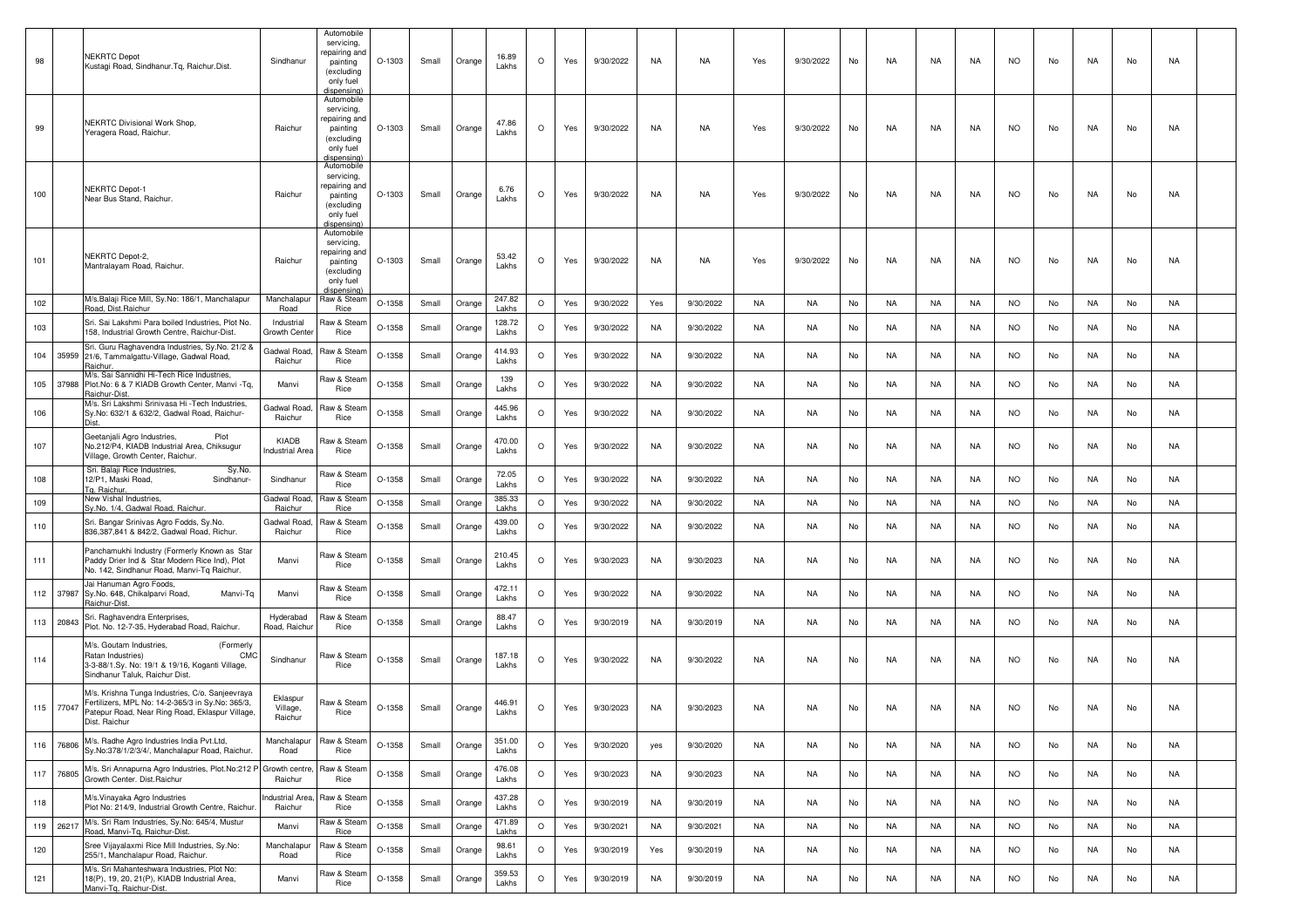| 98 | | NEKRTC Depot Kustagi Road, Sindhanur.Tq, Raichur.Dist. | Sindhanur | Automobile servicing, repairing and painting (excluding only fuel dispensing) | O-1303 | Small | Orange | 16.89 Lakhs | O | Yes | 9/30/2022 | NA | NA | Yes | 9/30/2022 | No | NA | NA | NA | NO | No | NA | No | NA | |
|---|---|---|---|---|---|---|---|---|---|---|---|---|---|---|---|---|---|---|---|---|---|---|---|---|---|
| 99 | | NEKRTC Divisional Work Shop, Yeragera Road, Raichur. | Raichur | Automobile servicing, repairing and painting (excluding only fuel dispensing) | O-1303 | Small | Orange | 47.86 Lakhs | O | Yes | 9/30/2022 | NA | NA | Yes | 9/30/2022 | No | NA | NA | NA | NO | No | NA | No | NA | |
| 100 | | NEKRTC Depot-1 Near Bus Stand, Raichur. | Raichur | Automobile servicing, repairing and painting (excluding only fuel dispensing) | O-1303 | Small | Orange | 6.76 Lakhs | O | Yes | 9/30/2022 | NA | NA | Yes | 9/30/2022 | No | NA | NA | NA | NO | No | NA | No | NA | |
| 101 | | NEKRTC Depot-2, Mantralayam Road, Raichur. | Raichur | Automobile servicing, repairing and painting (excluding only fuel dispensing) | O-1303 | Small | Orange | 53.42 Lakhs | O | Yes | 9/30/2022 | NA | NA | Yes | 9/30/2022 | No | NA | NA | NA | NO | No | NA | No | NA | |
| 102 | | M/s.Balaji Rice Mill, Sy.No: 186/1, Manchalapur Road, Dist.Raichur | Manchalapur Road | Raw & Steam Rice | O-1358 | Small | Orange | 247.82 Lakhs | O | Yes | 9/30/2022 | Yes | 9/30/2022 | NA | NA | No | NA | NA | NA | NO | No | NA | No | NA | |
| 103 | | Sri. Sai Lakshmi Para boiled Industries, Plot No. 158, Industrial Growth Centre, Raichur-Dist. | Industrial Growth Center | Raw & Steam Rice | O-1358 | Small | Orange | 128.72 Lakhs | O | Yes | 9/30/2022 | NA | 9/30/2022 | NA | NA | No | NA | NA | NA | NO | No | NA | No | NA | |
| 104 | 35959 | Sri. Guru Raghavendra Industries, Sy.No. 21/2 & 21/6, Tammalgattu-Village, Gadwal Road, Raichur. | Gadwal Road, Raichur | Raw & Steam Rice | O-1358 | Small | Orange | 414.93 Lakhs | O | Yes | 9/30/2022 | NA | 9/30/2022 | NA | NA | No | NA | NA | NA | NO | No | NA | No | NA | |
| 105 | 37988 | M/s. Sai Sannidhi Hi-Tech Rice Industries, Plot.No: 6 & 7 KIADB Growth Center, Manvi -Tq, Raichur-Dist. | Manvi | Raw & Steam Rice | O-1358 | Small | Orange | 139 Lakhs | O | Yes | 9/30/2022 | NA | 9/30/2022 | NA | NA | No | NA | NA | NA | NO | No | NA | No | NA | |
| 106 | | M/s. Sri Lakshmi Srinivasa Hi -Tech Industries, Sy.No: 632/1 & 632/2, Gadwal Road, Raichur-Dist. | Gadwal Road, Raichur | Raw & Steam Rice | O-1358 | Small | Orange | 445.96 Lakhs | O | Yes | 9/30/2022 | NA | 9/30/2022 | NA | NA | No | NA | NA | NA | NO | No | NA | No | NA | |
| 107 | | Geetanjali Agro Industries, Plot No.212/P4, KIADB Industrial Area, Chiksugur Village, Growth Center, Raichur. | KIADB Industrial Area | Raw & Steam Rice | O-1358 | Small | Orange | 470.00 Lakhs | O | Yes | 9/30/2022 | NA | 9/30/2022 | NA | NA | No | NA | NA | NA | NO | No | NA | No | NA | |
| 108 | | Sri. Balaji Rice Industries, Sy.No. 12/P1, Maski Road, Sindhanur-Tq, Raichur. | Sindhanur | Raw & Steam Rice | O-1358 | Small | Orange | 72.05 Lakhs | O | Yes | 9/30/2022 | NA | 9/30/2022 | NA | NA | No | NA | NA | NA | NO | No | NA | No | NA | |
| 109 | | New Vishal Industries, Sy.No. 1/4, Gadwal Road, Raichur. | Gadwal Road, Raichur | Raw & Steam Rice | O-1358 | Small | Orange | 385.33 Lakhs | O | Yes | 9/30/2022 | NA | 9/30/2022 | NA | NA | No | NA | NA | NA | NO | No | NA | No | NA | |
| 110 | | Sri. Bangar Srinivas Agro Fodds, Sy.No. 836,387,841 & 842/2, Gadwal Road, Richur. | Gadwal Road, Raichur | Raw & Steam Rice | O-1358 | Small | Orange | 439.00 Lakhs | O | Yes | 9/30/2022 | NA | 9/30/2022 | NA | NA | No | NA | NA | NA | NO | No | NA | No | NA | |
| 111 | | Panchamukhi Industry (Formerly Known as Star Paddy Drier Ind & Star Modern Rice Ind), Plot No. 142, Sindhanur Road, Manvi-Tq Raichur. | Manvi | Raw & Steam Rice | O-1358 | Small | Orange | 210.45 Lakhs | O | Yes | 9/30/2023 | NA | 9/30/2023 | NA | NA | No | NA | NA | NA | NO | No | NA | No | NA | |
| 112 | 37987 | Jai Hanuman Agro Foods, Sy.No. 648, Chikalparvi Road, Manvi-Tq Raichur-Dist. | Manvi | Raw & Steam Rice | O-1358 | Small | Orange | 472.11 Lakhs | O | Yes | 9/30/2022 | NA | 9/30/2022 | NA | NA | No | NA | NA | NA | NO | No | NA | No | NA | |
| 113 | 20843 | Sri. Raghavendra Enterprises, Plot. No. 12-7-35, Hyderabad Road, Raichur. | Hyderabad Road, Raichur | Raw & Steam Rice | O-1358 | Small | Orange | 88.47 Lakhs | O | Yes | 9/30/2019 | NA | 9/30/2019 | NA | NA | No | NA | NA | NA | NO | No | NA | No | NA | |
| 114 | | M/s. Goutam Industries, (Formerly Ratan Industries) CMC 3-3-88/1.Sy. No: 19/1 & 19/16, Koganti Village, Sindhanur Taluk, Raichur Dist. | Sindhanur | Raw & Steam Rice | O-1358 | Small | Orange | 187.18 Lakhs | O | Yes | 9/30/2022 | NA | 9/30/2022 | NA | NA | No | NA | NA | NA | NO | No | NA | No | NA | |
| 115 | 77047 | M/s. Krishna Tunga Industries, C/o. Sanjeevraya Fertilizers, MPL No: 14-2-365/3 in Sy.No: 365/3, Patepur Road, Near Ring Road, Eklaspur Village, Dist. Raichur | Eklaspur Village, Raichur | Raw & Steam Rice | O-1358 | Small | Orange | 446.91 Lakhs | O | Yes | 9/30/2023 | NA | 9/30/2023 | NA | NA | No | NA | NA | NA | NO | No | NA | No | NA | |
| 116 | 76806 | M/s. Radhe Agro Industries India Pvt.Ltd, Sy.No:378/1/2/3/4/, Manchalapur Road, Raichur. | Manchalapur Road | Raw & Steam Rice | O-1358 | Small | Orange | 351.00 Lakhs | O | Yes | 9/30/2020 | yes | 9/30/2020 | NA | NA | No | NA | NA | NA | NO | No | NA | No | NA | |
| 117 | 76805 | M/s. Sri Annapurna Agro Industries, Plot.No:212 P Growth Center. Dist.Raichur | Growth centre, Raichur | Raw & Steam Rice | O-1358 | Small | Orange | 476.08 Lakhs | O | Yes | 9/30/2023 | NA | 9/30/2023 | NA | NA | No | NA | NA | NA | NO | No | NA | No | NA | |
| 118 | | M/s.Vinayaka Agro Industries Plot No: 214/9, Industrial Growth Centre, Raichur. | Industrial Area, Raichur | Raw & Steam Rice | O-1358 | Small | Orange | 437.28 Lakhs | O | Yes | 9/30/2019 | NA | 9/30/2019 | NA | NA | No | NA | NA | NA | NO | No | NA | No | NA | |
| 119 | 26217 | M/s. Sri Ram Industries, Sy.No: 645/4, Mustur Road, Manvi-Tq, Raichur-Dist. | Manvi | Raw & Steam Rice | O-1358 | Small | Orange | 471.89 Lakhs | O | Yes | 9/30/2021 | NA | 9/30/2021 | NA | NA | No | NA | NA | NA | NO | No | NA | No | NA | |
| 120 | | Sree Vijayalaxmi Rice Mill Industries, Sy.No: 255/1, Manchalapur Road, Raichur. | Manchalapur Road | Raw & Steam Rice | O-1358 | Small | Orange | 98.61 Lakhs | O | Yes | 9/30/2019 | Yes | 9/30/2019 | NA | NA | No | NA | NA | NA | NO | No | NA | No | NA | |
| 121 | | M/s. Sri Mahanteshwara Industries, Plot No: 18(P), 19, 20, 21(P), KIADB Industrial Area, Manvi-Tq, Raichur-Dist. | Manvi | Raw & Steam Rice | O-1358 | Small | Orange | 359.53 Lakhs | O | Yes | 9/30/2019 | NA | 9/30/2019 | NA | NA | No | NA | NA | NA | NO | No | NA | No | NA | |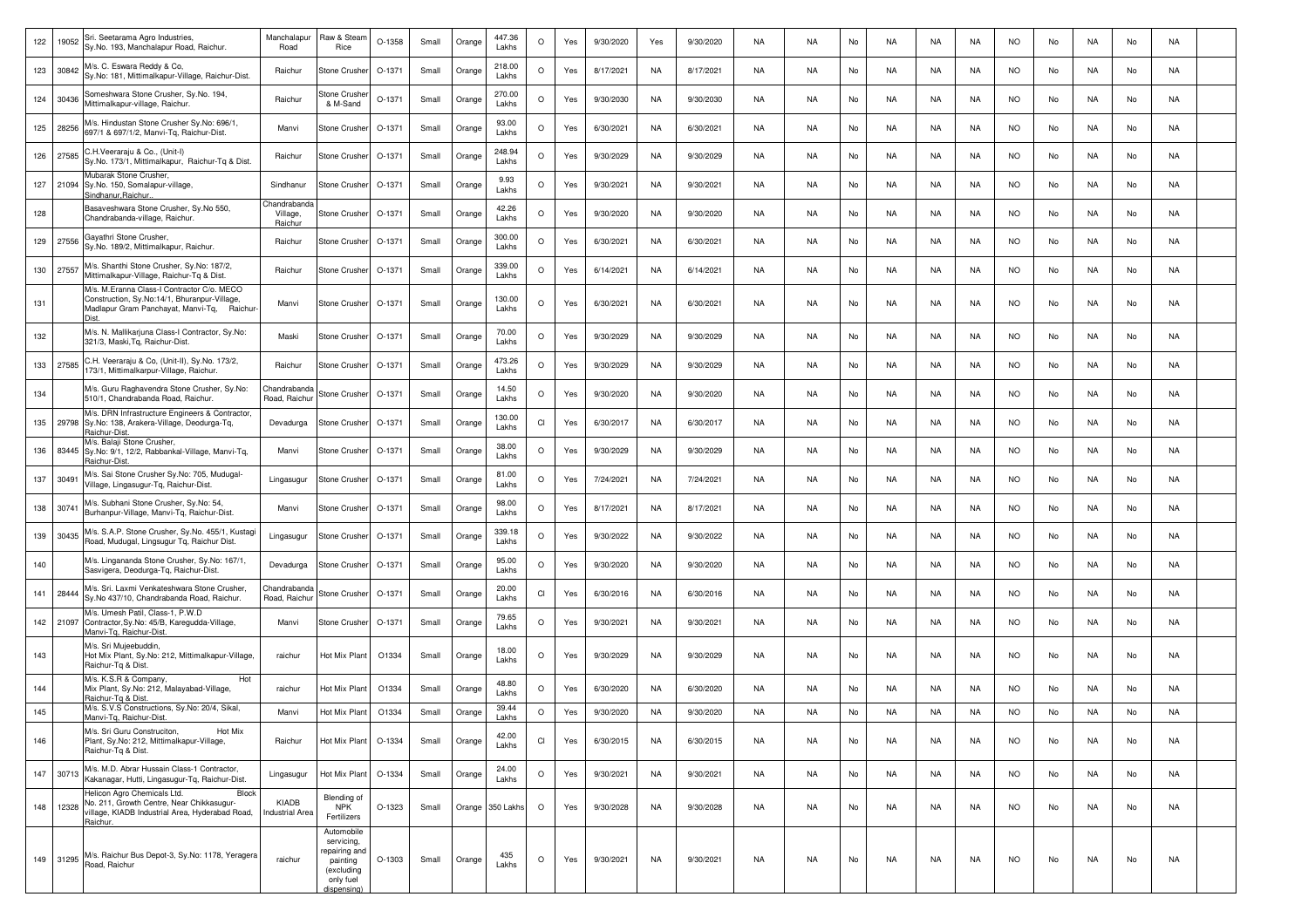| 122 | 19052 | Sri. Seetarama Agro Industries, Sy.No. 193, Manchalapur Road, Raichur. | Manchalapur Road | Raw & Steam Rice | O-1358 | Small | Orange | 447.36 Lakhs | O | Yes | 9/30/2020 | Yes | 9/30/2020 | NA | NA | No | NA | NA | NA | NO | No | NA | No | NA | |
|---|---|---|---|---|---|---|---|---|---|---|---|---|---|---|---|---|---|---|---|---|---|---|---|---|---|
| 123 | 30842 | M/s. C. Eswara Reddy & Co, Sy.No: 181, Mittimalkapur-Village, Raichur-Dist. | Raichur | Stone Crusher | O-1371 | Small | Orange | 218.00 Lakhs | O | Yes | 8/17/2021 | NA | 8/17/2021 | NA | NA | No | NA | NA | NA | NO | No | NA | No | NA | |
| 124 | 30436 | Someshwara Stone Crusher, Sy.No. 194, Mittimalkapur-village, Raichur. | Raichur | Stone Crusher & M-Sand | O-1371 | Small | Orange | 270.00 Lakhs | O | Yes | 9/30/2030 | NA | 9/30/2030 | NA | NA | No | NA | NA | NA | NO | No | NA | No | NA | |
| 125 | 28256 | M/s. Hindustan Stone Crusher Sy.No: 696/1, 697/1 & 697/1/2, Manvi-Tq, Raichur-Dist. | Manvi | Stone Crusher | O-1371 | Small | Orange | 93.00 Lakhs | O | Yes | 6/30/2021 | NA | 6/30/2021 | NA | NA | No | NA | NA | NA | NO | No | NA | No | NA | |
| 126 | 27585 | C.H.Veeraraju & Co., (Unit-I) Sy.No. 173/1, Mittimalkapur, Raichur-Tq & Dist. | Raichur | Stone Crusher | O-1371 | Small | Orange | 248.94 Lakhs | O | Yes | 9/30/2029 | NA | 9/30/2029 | NA | NA | No | NA | NA | NA | NO | No | NA | No | NA | |
| 127 | 21094 | Mubarak Stone Crusher, Sy.No. 150, Somalapur-village, Sindhanur,Raichur.. | Sindhanur | Stone Crusher | O-1371 | Small | Orange | 9.93 Lakhs | O | Yes | 9/30/2021 | NA | 9/30/2021 | NA | NA | No | NA | NA | NA | NO | No | NA | No | NA | |
| 128 | | Basaveshwara Stone Crusher, Sy.No 550, Chandrabanda-village, Raichur. | Chandrabanda Village, Raichur | Stone Crusher | O-1371 | Small | Orange | 42.26 Lakhs | O | Yes | 9/30/2020 | NA | 9/30/2020 | NA | NA | No | NA | NA | NA | NO | No | NA | No | NA | |
| 129 | 27556 | Gayathri Stone Crusher, Sy.No. 189/2, Mittimalkapur, Raichur. | Raichur | Stone Crusher | O-1371 | Small | Orange | 300.00 Lakhs | O | Yes | 6/30/2021 | NA | 6/30/2021 | NA | NA | No | NA | NA | NA | NO | No | NA | No | NA | |
| 130 | 27557 | M/s. Shanthi Stone Crusher, Sy.No: 187/2, Mittimalkapur-Village, Raichur-Tq & Dist. | Raichur | Stone Crusher | O-1371 | Small | Orange | 339.00 Lakhs | O | Yes | 6/14/2021 | NA | 6/14/2021 | NA | NA | No | NA | NA | NA | NO | No | NA | No | NA | |
| 131 | | M/s. M.Eranna Class-I Contractor C/o. MECO Construction, Sy.No:14/1, Bhuranpur-Village, Madlapur Gram Panchayat, Manvi-Tq, Raichur-Dist. | Manvi | Stone Crusher | O-1371 | Small | Orange | 130.00 Lakhs | O | Yes | 6/30/2021 | NA | 6/30/2021 | NA | NA | No | NA | NA | NA | NO | No | NA | No | NA | |
| 132 | | M/s. N. Mallikarjuna Class-I Contractor, Sy.No: 321/3, Maski,Tq, Raichur-Dist. | Maski | Stone Crusher | O-1371 | Small | Orange | 70.00 Lakhs | O | Yes | 9/30/2029 | NA | 9/30/2029 | NA | NA | No | NA | NA | NA | NO | No | NA | No | NA | |
| 133 | 27585 | C.H. Veeraraju & Co, (Unit-II), Sy.No. 173/2, 173/1, Mittimalkarpur-Village, Raichur. | Raichur | Stone Crusher | O-1371 | Small | Orange | 473.26 Lakhs | O | Yes | 9/30/2029 | NA | 9/30/2029 | NA | NA | No | NA | NA | NA | NO | No | NA | No | NA | |
| 134 | | M/s. Guru Raghavendra Stone Crusher, Sy.No: 510/1, Chandrabanda Road, Raichur. | Chandrabanda Road, Raichur | Stone Crusher | O-1371 | Small | Orange | 14.50 Lakhs | O | Yes | 9/30/2020 | NA | 9/30/2020 | NA | NA | No | NA | NA | NA | NO | No | NA | No | NA | |
| 135 | 29798 | M/s. DRN Infrastructure Engineers & Contractor, Sy.No: 138, Arakera-Village, Deodurga-Tq, Raichur-Dist. | Devadurga | Stone Crusher | O-1371 | Small | Orange | 130.00 Lakhs | Cl | Yes | 6/30/2017 | NA | 6/30/2017 | NA | NA | No | NA | NA | NA | NO | No | NA | No | NA | |
| 136 | 83445 | M/s. Balaji Stone Crusher, Sy.No: 9/1, 12/2, Rabbankal-Village, Manvi-Tq, Raichur-Dist. | Manvi | Stone Crusher | O-1371 | Small | Orange | 38.00 Lakhs | O | Yes | 9/30/2029 | NA | 9/30/2029 | NA | NA | No | NA | NA | NA | NO | No | NA | No | NA | |
| 137 | 30491 | M/s. Sai Stone Crusher Sy.No: 705, Mudugal-Village, Lingasugur-Tq, Raichur-Dist. | Lingasugur | Stone Crusher | O-1371 | Small | Orange | 81.00 Lakhs | O | Yes | 7/24/2021 | NA | 7/24/2021 | NA | NA | No | NA | NA | NA | NO | No | NA | No | NA | |
| 138 | 30741 | M/s. Subhani Stone Crusher, Sy.No: 54, Burhanpur-Village, Manvi-Tq, Raichur-Dist. | Manvi | Stone Crusher | O-1371 | Small | Orange | 98.00 Lakhs | O | Yes | 8/17/2021 | NA | 8/17/2021 | NA | NA | No | NA | NA | NA | NO | No | NA | No | NA | |
| 139 | 30435 | M/s. S.A.P. Stone Crusher, Sy.No. 455/1, Kustagi Road, Mudugal, Lingsugur Tq, Raichur Dist. | Lingasugur | Stone Crusher | O-1371 | Small | Orange | 339.18 Lakhs | O | Yes | 9/30/2022 | NA | 9/30/2022 | NA | NA | No | NA | NA | NA | NO | No | NA | No | NA | |
| 140 | | M/s. Lingananda Stone Crusher, Sy.No: 167/1, Sasvigera, Deodurga-Tq, Raichur-Dist. | Devadurga | Stone Crusher | O-1371 | Small | Orange | 95.00 Lakhs | O | Yes | 9/30/2020 | NA | 9/30/2020 | NA | NA | No | NA | NA | NA | NO | No | NA | No | NA | |
| 141 | 28444 | M/s. Sri. Laxmi Venkateshwara Stone Crusher, Sy.No 437/10, Chandrabanda Road, Raichur. | Chandrabanda Road, Raichur | Stone Crusher | O-1371 | Small | Orange | 20.00 Lakhs | Cl | Yes | 6/30/2016 | NA | 6/30/2016 | NA | NA | No | NA | NA | NA | NO | No | NA | No | NA | |
| 142 | 21097 | M/s. Umesh Patil, Class-1, P.W.D Contractor,Sy.No: 45/B, Karegudda-Village, Manvi-Tq, Raichur-Dist. | Manvi | Stone Crusher | O-1371 | Small | Orange | 79.65 Lakhs | O | Yes | 9/30/2021 | NA | 9/30/2021 | NA | NA | No | NA | NA | NA | NO | No | NA | No | NA | |
| 143 | | M/s. Sri Mujeebuddin, Hot Mix Plant, Sy.No: 212, Mittimalkapur-Village, Raichur-Tq & Dist. | raichur | Hot Mix Plant | O1334 | Small | Orange | 18.00 Lakhs | O | Yes | 9/30/2029 | NA | 9/30/2029 | NA | NA | No | NA | NA | NA | NO | No | NA | No | NA | |
| 144 | | M/s. K.S.R & Company, Hot Mix Plant, Sy.No: 212, Malayabad-Village, Raichur-Tq & Dist. | raichur | Hot Mix Plant | O1334 | Small | Orange | 48.80 Lakhs | O | Yes | 6/30/2020 | NA | 6/30/2020 | NA | NA | No | NA | NA | NA | NO | No | NA | No | NA | |
| 145 | | M/s. S.V.S Constructions, Sy.No: 20/4, Sikal, Manvi-Tq, Raichur-Dist. | Manvi | Hot Mix Plant | O1334 | Small | Orange | 39.44 Lakhs | O | Yes | 9/30/2020 | NA | 9/30/2020 | NA | NA | No | NA | NA | NA | NO | No | NA | No | NA | |
| 146 | | M/s. Sri Guru Construciton, Hot Mix Plant, Sy.No: 212, Mittimalkapur-Village, Raichur-Tq & Dist. | Raichur | Hot Mix Plant | O-1334 | Small | Orange | 42.00 Lakhs | Cl | Yes | 6/30/2015 | NA | 6/30/2015 | NA | NA | No | NA | NA | NA | NO | No | NA | No | NA | |
| 147 | 30713 | M/s. M.D. Abrar Hussain Class-1 Contractor, Kakanagar, Hutti, Lingasugur-Tq, Raichur-Dist. | Lingasugur | Hot Mix Plant | O-1334 | Small | Orange | 24.00 Lakhs | O | Yes | 9/30/2021 | NA | 9/30/2021 | NA | NA | No | NA | NA | NA | NO | No | NA | No | NA | |
| 148 | 12328 | Helicon Agro Chemicals Ltd. Block No. 211, Growth Centre, Near Chikkasugur-village, KIADB Industrial Area, Hyderabad Road, Raichur. | KIADB Industrial Area | Blending of NPK Fertilizers | O-1323 | Small | Orange | 350 Lakhs | O | Yes | 9/30/2028 | NA | 9/30/2028 | NA | NA | No | NA | NA | NA | NO | No | NA | No | NA | |
| 149 | 31295 | M/s. Raichur Bus Depot-3, Sy.No: 1178, Yeragera Road, Raichur | raichur | Automobile servicing, repairing and painting (excluding only fuel dispensing) | O-1303 | Small | Orange | 435 Lakhs | O | Yes | 9/30/2021 | NA | 9/30/2021 | NA | NA | No | NA | NA | NA | NO | No | NA | No | NA | |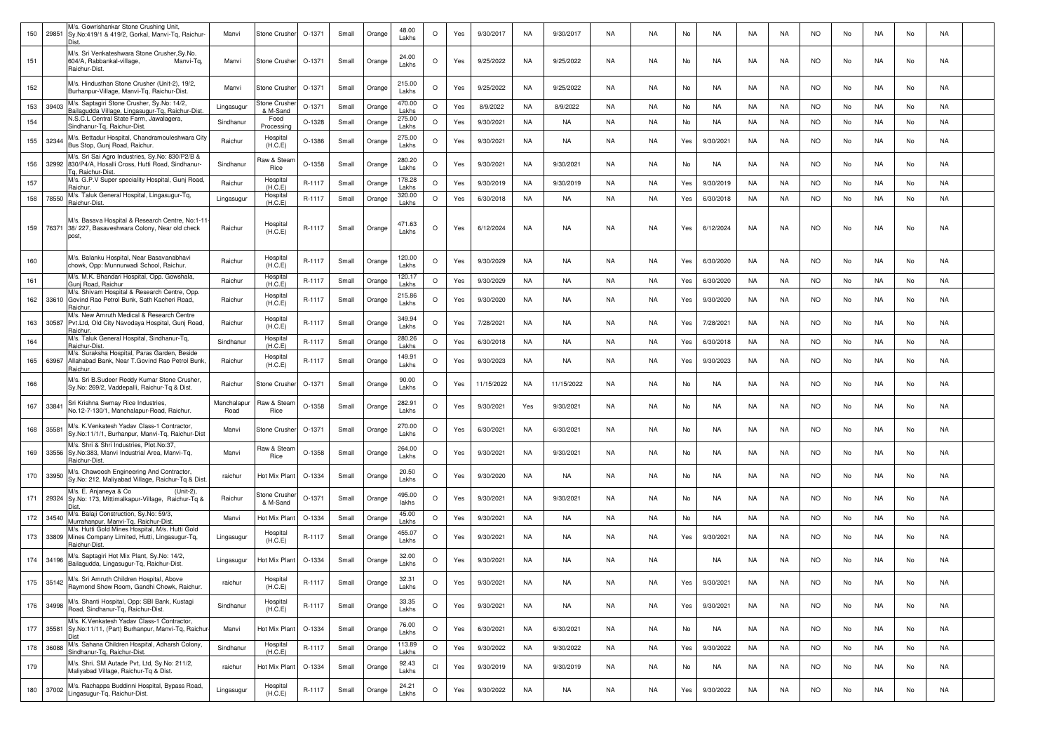| 150 | 29851 | M/s. Gowrishankar Stone Crushing Unit, Sy.No:419/1 & 419/2, Gorkal, Manvi-Tq, Raichur-Dist. | Manvi | Stone Crusher | O-1371 | Small | Orange | 48.00 Lakhs | O | Yes | 9/30/2017 | NA | 9/30/2017 | NA | NA | No | NA | NA | NA | NO | No | NA | No | NA | |
|---|---|---|---|---|---|---|---|---|---|---|---|---|---|---|---|---|---|---|---|---|---|---|---|---|---|
| 151 | | M/s. Sri Venkateshwara Stone Crusher,Sy.No. 604/A, Rabbankal-village, Manvi-Tq, Raichur-Dist. | Manvi | Stone Crusher | O-1371 | Small | Orange | 24.00 Lakhs | O | Yes | 9/25/2022 | NA | 9/25/2022 | NA | NA | No | NA | NA | NA | NO | No | NA | No | NA | |
| 152 | | M/s. Hindusthan Stone Crusher (Unit-2), 19/2, Burhanpur-Village, Manvi-Tq, Raichur-Dist. | Manvi | Stone Crusher | O-1371 | Small | Orange | 215.00 Lakhs | O | Yes | 9/25/2022 | NA | 9/25/2022 | NA | NA | No | NA | NA | NA | NO | No | NA | No | NA | |
| 153 | 39403 | M/s. Saptagiri Stone Crusher, Sy.No: 14/2, Bailagudda Village, Lingasugur-Tq, Raichur-Dist. | Lingasugur | Stone Crusher & M-Sand | O-1371 | Small | Orange | 470.00 Lakhs | O | Yes | 8/9/2022 | NA | 8/9/2022 | NA | NA | No | NA | NA | NA | NO | No | NA | No | NA | |
| 154 | | N.S.C.L Central State Farm, Jawalagera, Sindhanur-Tq, Raichur-Dist. | Sindhanur | Food Processing | O-1328 | Small | Orange | 275.00 Lakhs | O | Yes | 9/30/2021 | NA | NA | NA | NA | No | NA | NA | NA | NO | No | NA | No | NA | |
| 155 | 32344 | M/s. Bettadur Hospital, Chandramouleshwara City Bus Stop, Gunj Road, Raichur. | Raichur | Hospital (H.C.E) | O-1386 | Small | Orange | 275.00 Lakhs | O | Yes | 9/30/2021 | NA | NA | NA | NA | Yes | 9/30/2021 | NA | NA | NO | No | NA | No | NA | |
| 156 | 32992 | M/s. Sri Sai Agro Industries, Sy.No: 830/P2/B & 830/P4/A, Hosalli Cross, Hutti Road, Sindhanur-Tq, Raichur-Dist. | Sindhanur | Raw & Steam Rice | O-1358 | Small | Orange | 280.20 Lakhs | O | Yes | 9/30/2021 | NA | 9/30/2021 | NA | NA | No | NA | NA | NA | NO | No | NA | No | NA | |
| 157 | | M/s. G.P.V Super speciality Hospital, Gunj Road, Raichur. | Raichur | Hospital (H.C.E) | R-1117 | Small | Orange | 178.28 Lakhs | O | Yes | 9/30/2019 | NA | 9/30/2019 | NA | NA | Yes | 9/30/2019 | NA | NA | NO | No | NA | No | NA | |
| 158 | 78550 | M/s. Taluk General Hospital, Lingasugur-Tq, Raichur-Dist. | Lingasugur | Hospital (H.C.E) | R-1117 | Small | Orange | 320.00 Lakhs | O | Yes | 6/30/2018 | NA | NA | NA | NA | Yes | 6/30/2018 | NA | NA | NO | No | NA | No | NA | |
| 159 | 76371 | M/s. Basava Hospital & Research Centre, No:1-11-38/ 227, Basaveshwara Colony, Near old check post, | Raichur | Hospital (H.C.E) | R-1117 | Small | Orange | 471.63 Lakhs | O | Yes | 6/12/2024 | NA | NA | NA | NA | Yes | 6/12/2024 | NA | NA | NO | No | NA | No | NA | |
| 160 | | M/s. Balanku Hospital, Near Basavanabhavi chowk, Opp: Munnurwadi School, Raichur. | Raichur | Hospital (H.C.E) | R-1117 | Small | Orange | 120.00 Lakhs | O | Yes | 9/30/2029 | NA | NA | NA | NA | Yes | 6/30/2020 | NA | NA | NO | No | NA | No | NA | |
| 161 | | M/s. M.K. Bhandari Hospital, Opp. Gowshala, Gunj Road, Raichur | Raichur | Hospital (H.C.E) | R-1117 | Small | Orange | 120.17 Lakhs | O | Yes | 9/30/2029 | NA | NA | NA | NA | Yes | 6/30/2020 | NA | NA | NO | No | NA | No | NA | |
| 162 | 33610 | M/s. Shivam Hospital & Research Centre, Opp. Govind Rao Petrol Bunk, Sath Kacheri Road, Raichur. | Raichur | Hospital (H.C.E) | R-1117 | Small | Orange | 215.86 Lakhs | O | Yes | 9/30/2020 | NA | NA | NA | NA | Yes | 9/30/2020 | NA | NA | NO | No | NA | No | NA | |
| 163 | 30587 | M/s. New Amruth Medical & Research Centre Pvt.Ltd, Old City Navodaya Hospital, Gunj Road, Raichur. | Raichur | Hospital (H.C.E) | R-1117 | Small | Orange | 349.94 Lakhs | O | Yes | 7/28/2021 | NA | NA | NA | NA | Yes | 7/28/2021 | NA | NA | NO | No | NA | No | NA | |
| 164 | | M/s. Taluk General Hospital, Sindhanur-Tq, Raichur-Dist. | Sindhanur | Hospital (H.C.E) | R-1117 | Small | Orange | 280.26 Lakhs | O | Yes | 6/30/2018 | NA | NA | NA | NA | Yes | 6/30/2018 | NA | NA | NO | No | NA | No | NA | |
| 165 | 63967 | M/s. Suraksha Hospital, Paras Garden, Beside Allahabad Bank, Near T.Govind Rao Petrol Bunk, Raichur. | Raichur | Hospital (H.C.E) | R-1117 | Small | Orange | 149.91 Lakhs | O | Yes | 9/30/2023 | NA | NA | NA | NA | Yes | 9/30/2023 | NA | NA | NO | No | NA | No | NA | |
| 166 | | M/s. Sri B.Sudeer Reddy Kumar Stone Crusher, Sy.No: 269/2, Vaddepalli, Raichur-Tq & Dist. | Raichur | Stone Crusher | O-1371 | Small | Orange | 90.00 Lakhs | O | Yes | 11/15/2022 | NA | 11/15/2022 | NA | NA | No | NA | NA | NA | NO | No | NA | No | NA | |
| 167 | 33841 | Sri Krishna Swmay Rice Industries, No.12-7-130/1, Manchalapur-Road, Raichur. | Manchalapur Road | Raw & Steam Rice | O-1358 | Small | Orange | 282.91 Lakhs | O | Yes | 9/30/2021 | Yes | 9/30/2021 | NA | NA | No | NA | NA | NA | NO | No | NA | No | NA | |
| 168 | 35581 | M/s. K.Venkatesh Yadav Class-1 Contractor, Sy.No:11/1/1, Burhanpur, Manvi-Tq, Raichur-Dist | Manvi | Stone Crusher | O-1371 | Small | Orange | 270.00 Lakhs | O | Yes | 6/30/2021 | NA | 6/30/2021 | NA | NA | No | NA | NA | NA | NO | No | NA | No | NA | |
| 169 | 33556 | M/s. Shri & Shri Industries, Plot.No:37, Sy.No:383, Manvi Industrial Area, Manvi-Tq, Raichur-Dist. | Manvi | Raw & Steam Rice | O-1358 | Small | Orange | 264.00 Lakhs | O | Yes | 9/30/2021 | NA | 9/30/2021 | NA | NA | No | NA | NA | NA | NO | No | NA | No | NA | |
| 170 | 33950 | M/s. Chawoosh Engineering And Contractor, Sy.No: 212, Maliyabad Village, Raichur-Tq & Dist. | raichur | Hot Mix Plant | O-1334 | Small | Orange | 20.50 Lakhs | O | Yes | 9/30/2020 | NA | NA | NA | NA | No | NA | NA | NA | NO | No | NA | No | NA | |
| 171 | 29324 | M/s. E. Anjaneya & Co (Unit-2), Sy.No: 173, Mittimalkapur-Village, Raichur-Tq & Dist. | Raichur | Stone Crusher & M-Sand | O-1371 | Small | Orange | 495.00 lakhs | O | Yes | 9/30/2021 | NA | 9/30/2021 | NA | NA | No | NA | NA | NA | NO | No | NA | No | NA | |
| 172 | 34540 | M/s. Balaji Construction, Sy.No: 59/3, Murrahanpur, Manvi-Tq, Raichur-Dist. | Manvi | Hot Mix Plant | O-1334 | Small | Orange | 45.00 Lakhs | O | Yes | 9/30/2021 | NA | NA | NA | NA | No | NA | NA | NA | NO | No | NA | No | NA | |
| 173 | 33809 | M/s. Hutti Gold Mines Hospital, M/s. Hutti Gold Mines Company Limited, Hutti, Lingasugur-Tq, Raichur-Dist. | Lingasugur | Hospital (H.C.E) | R-1117 | Small | Orange | 455.07 Lakhs | O | Yes | 9/30/2021 | NA | NA | NA | NA | Yes | 9/30/2021 | NA | NA | NO | No | NA | No | NA | |
| 174 | 34196 | M/s. Saptagiri Hot Mix Plant, Sy.No: 14/2, Bailagudda, Lingasugur-Tq, Raichur-Dist. | Lingasugur | Hot Mix Plant | O-1334 | Small | Orange | 32.00 Lakhs | O | Yes | 9/30/2021 | NA | NA | NA | NA | | NA | NA | NA | NO | No | NA | No | NA | |
| 175 | 35142 | M/s. Sri Amruth Children Hospital, Above Raymond Show Room, Gandhi Chowk, Raichur. | raichur | Hospital (H.C.E) | R-1117 | Small | Orange | 32.31 Lakhs | O | Yes | 9/30/2021 | NA | NA | NA | NA | Yes | 9/30/2021 | NA | NA | NO | No | NA | No | NA | |
| 176 | 34998 | M/s. Shanti Hospital, Opp: SBI Bank, Kustagi Road, Sindhanur-Tq, Raichur-Dist. | Sindhanur | Hospital (H.C.E) | R-1117 | Small | Orange | 33.35 Lakhs | O | Yes | 9/30/2021 | NA | NA | NA | NA | Yes | 9/30/2021 | NA | NA | NO | No | NA | No | NA | |
| 177 | 35581 | M/s. K.Venkatesh Yadav Class-1 Contractor, Sy.No:11/11, (Part) Burhanpur, Manvi-Tq, Raichur-Dist | Manvi | Hot Mix Plant | O-1334 | Small | Orange | 76.00 Lakhs | O | Yes | 6/30/2021 | NA | 6/30/2021 | NA | NA | No | NA | NA | NA | NO | No | NA | No | NA | |
| 178 | 36088 | M/s. Sahana Children Hospital, Adharsh Colony, Sindhanur-Tq, Raichur-Dist. | Sindhanur | Hospital (H.C.E) | R-1117 | Small | Orange | 113.89 Lakhs | O | Yes | 9/30/2022 | NA | 9/30/2022 | NA | NA | Yes | 9/30/2022 | NA | NA | NO | No | NA | No | NA | |
| 179 | | M/s. Shri. SM Autade Pvt, Ltd, Sy.No: 211/2, Maliyabad Village, Raichur-Tq & Dist. | raichur | Hot Mix Plant | O-1334 | Small | Orange | 92.43 Lakhs | Cl | Yes | 9/30/2019 | NA | 9/30/2019 | NA | NA | No | NA | NA | NA | NO | No | NA | No | NA | |
| 180 | 37002 | M/s. Rachappa Buddinni Hospital, Bypass Road, Lingasugur-Tq, Raichur-Dist. | Lingasugur | Hospital (H.C.E) | R-1117 | Small | Orange | 24.21 Lakhs | O | Yes | 9/30/2022 | NA | NA | NA | NA | Yes | 9/30/2022 | NA | NA | NO | No | NA | No | NA | |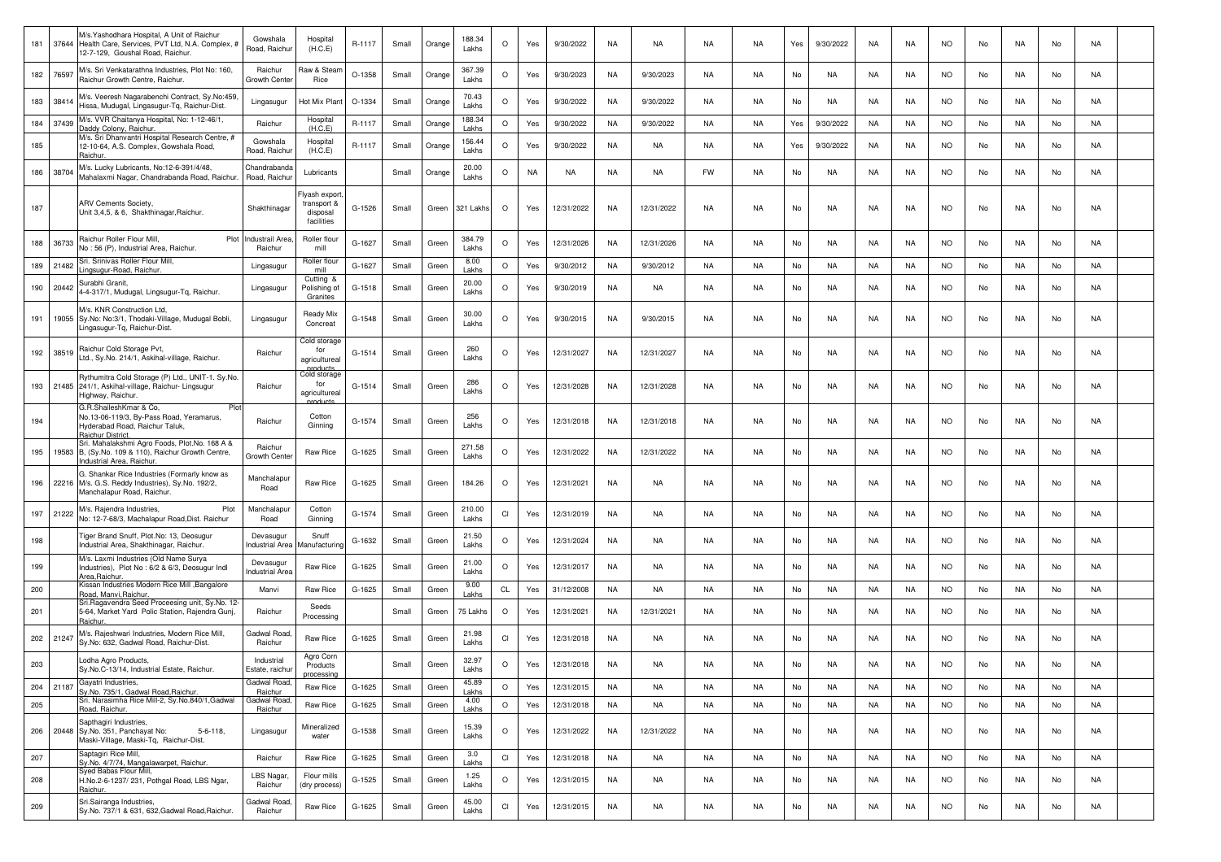| 181 | 37644 | M/s.Yashodhara Hospital, A Unit of Raichur Health Care, Services, PVT Ltd, N.A. Complex, # 12-7-129, Goushal Road, Raichur. | Gowshala Road, Raichur | Hospital (H.C.E) | R-1117 | Small | Orange | 188.34 Lakhs | O | Yes | 9/30/2022 | NA | NA | NA | NA | Yes | 9/30/2022 | NA | NA | NO | No | NA | No | NA | |
|---|---|---|---|---|---|---|---|---|---|---|---|---|---|---|---|---|---|---|---|---|---|---|---|---|---|
| 182 | 76597 | M/s. Sri Venkatarathna Industries, Plot No: 160, Raichur Growth Centre, Raichur. | Raichur Growth Center | Raw & Steam Rice | O-1358 | Small | Orange | 367.39 Lakhs | O | Yes | 9/30/2023 | NA | 9/30/2023 | NA | NA | No | NA | NA | NA | NO | No | NA | No | NA | |
| 183 | 38414 | M/s. Veeresh Nagarabenchi Contract, Sy.No:459, Hissa, Mudugal, Lingasugur-Tq, Raichur-Dist. | Lingasugur | Hot Mix Plant | O-1334 | Small | Orange | 70.43 Lakhs | O | Yes | 9/30/2022 | NA | 9/30/2022 | NA | NA | No | NA | NA | NA | NO | No | NA | No | NA | |
| 184 | 37439 | M/s. VVR Chaitanya Hospital, No: 1-12-46/1, Daddy Colony, Raichur. | Raichur | Hospital (H.C.E) | R-1117 | Small | Orange | 188.34 Lakhs | O | Yes | 9/30/2022 | NA | 9/30/2022 | NA | NA | Yes | 9/30/2022 | NA | NA | NO | No | NA | No | NA | |
| 185 | | M/s. Sri Dhanvantri Hospital Research Centre, # 12-10-64, A.S. Complex, Gowshala Road, Raichur. | Gowshala Road, Raichur | Hospital (H.C.E) | R-1117 | Small | Orange | 156.44 Lakhs | O | Yes | 9/30/2022 | NA | NA | NA | NA | Yes | 9/30/2022 | NA | NA | NO | No | NA | No | NA | |
| 186 | 38704 | M/s. Lucky Lubricants, No:12-6-391/4/48, Mahalaxmi Nagar, Chandrabanda Road, Raichur. | Chandrabanda Road, Raichur | Lubricants | | Small | Orange | 20.00 Lakhs | O | NA | NA | NA | NA | FW | NA | No | NA | NA | NA | NO | No | NA | No | NA | |
| 187 | | ARV Cements Society, Unit 3,4,5, & 6, Shakthinagar,Raichur. | Shakthinagar | Flyash export, transport & disposal facilities | G-1526 | Small | Green | 321 Lakhs | O | Yes | 12/31/2022 | NA | 12/31/2022 | NA | NA | No | NA | NA | NA | NO | No | NA | No | NA | |
| 188 | 36733 | Raichur Roller Flour Mill, Plot No : 56 (P), Industrial Area, Raichur. | Industrail Area, Raichur | Roller flour mill | G-1627 | Small | Green | 384.79 Lakhs | O | Yes | 12/31/2026 | NA | 12/31/2026 | NA | NA | No | NA | NA | NA | NO | No | NA | No | NA | |
| 189 | 21482 | Sri. Srinivas Roller Flour Mill, Lingsugur-Road, Raichur. | Lingasugur | Roller flour mill | G-1627 | Small | Green | 8.00 Lakhs | O | Yes | 9/30/2012 | NA | 9/30/2012 | NA | NA | No | NA | NA | NA | NO | No | NA | No | NA | |
| 190 | 20442 | Surabhi Granit, 4-4-317/1, Mudugal, Lingsugur-Tq, Raichur. | Lingasugur | Cutting & Polishing of Granites | G-1518 | Small | Green | 20.00 Lakhs | O | Yes | 9/30/2019 | NA | NA | NA | NA | No | NA | NA | NA | NO | No | NA | No | NA | |
| 191 | 19055 | M/s. KNR Construction Ltd, Sy.No: No:3/1, Thodaki-Village, Mudugal Bobli, Lingasugur-Tq, Raichur-Dist. | Lingasugur | Ready Mix Concreat | G-1548 | Small | Green | 30.00 Lakhs | O | Yes | 9/30/2015 | NA | 9/30/2015 | NA | NA | No | NA | NA | NA | NO | No | NA | No | NA | |
| 192 | 38519 | Raichur Cold Storage Pvt, Ltd., Sy.No. 214/1, Askihal-village, Raichur. | Raichur | Cold storage for agricultureal products | G-1514 | Small | Green | 260 Lakhs | O | Yes | 12/31/2027 | NA | 12/31/2027 | NA | NA | No | NA | NA | NA | NO | No | NA | No | NA | |
| 193 | 21485 | Rythumitra Cold Storage (P) Ltd., UNIT-1. Sy.No. 241/1, Askihal-village, Raichur- Lingsugur Highway, Raichur. | Raichur | Cold storage for agricultureal products | G-1514 | Small | Green | 286 Lakhs | O | Yes | 12/31/2028 | NA | 12/31/2028 | NA | NA | No | NA | NA | NA | NO | No | NA | No | NA | |
| 194 | | G.R.ShaileshKmar & Co, Plot No.13-06-119/3, By-Pass Road, Yeramarus, Hyderabad Road, Raichur Taluk, Raichur District. | Raichur | Cotton Ginning | G-1574 | Small | Green | 256 Lakhs | O | Yes | 12/31/2018 | NA | 12/31/2018 | NA | NA | No | NA | NA | NA | NO | No | NA | No | NA | |
| 195 | 19583 | Sri. Mahalakshmi Agro Foods, Plot.No. 168 A & B, (Sy.No. 109 & 110), Raichur Growth Centre, Industrial Area, Raichur. | Raichur Growth Center | Raw Rice | G-1625 | Small | Green | 271.58 Lakhs | O | Yes | 12/31/2022 | NA | 12/31/2022 | NA | NA | No | NA | NA | NA | NO | No | NA | No | NA | |
| 196 | 22216 | G. Shankar Rice Industries (Formarly know as M/s. G.S. Reddy Industries), Sy.No. 192/2, Manchalapur Road, Raichur. | Manchalapur Road | Raw Rice | G-1625 | Small | Green | 184.26 | O | Yes | 12/31/2021 | NA | NA | NA | NA | No | NA | NA | NA | NO | No | NA | No | NA | |
| 197 | 21222 | M/s. Rajendra Industries, Plot No: 12-7-68/3, Machalapur Road,Dist. Raichur | Manchalapur Road | Cotton Ginning | G-1574 | Small | Green | 210.00 Lakhs | Cl | Yes | 12/31/2019 | NA | NA | NA | NA | No | NA | NA | NA | NO | No | NA | No | NA | |
| 198 | | Tiger Brand Snuff, Plot.No: 13, Deosugur Industrial Area, Shakthinagar, Raichur. | Devasugur Industrial Area | Snuff Manufacturing | G-1632 | Small | Green | 21.50 Lakhs | O | Yes | 12/31/2024 | NA | NA | NA | NA | No | NA | NA | NA | NO | No | NA | No | NA | |
| 199 | | M/s. Laxmi Industries (Old Name Surya Industries), Plot No : 6/2 & 6/3, Deosugur Indl Area,Raichur. | Devasugur Industrial Area | Raw Rice | G-1625 | Small | Green | 21.00 Lakhs | O | Yes | 12/31/2017 | NA | NA | NA | NA | No | NA | NA | NA | NO | No | NA | No | NA | |
| 200 | | Kissan Industries Modern Rice Mill ,Bangalore Road, Manvi,Raichur. | Manvi | Raw Rice | G-1625 | Small | Green | 9.00 Lakhs | CL | Yes | 31/12/2008 | NA | NA | NA | NA | No | NA | NA | NA | NO | No | NA | No | NA | |
| 201 | | Sri.Ragavendra Seed Proceesing unit, Sy.No. 12-5-64, Market Yard Polic Station, Rajendra Gunj, Raichur. | Raichur | Seeds Processing | | Small | Green | 75 Lakhs | O | Yes | 12/31/2021 | NA | 12/31/2021 | NA | NA | No | NA | NA | NA | NO | No | NA | No | NA | |
| 202 | 21247 | M/s. Rajeshwari Industries, Modern Rice Mill, Sy.No: 632, Gadwal Road, Raichur-Dist. | Gadwal Road, Raichur | Raw Rice | G-1625 | Small | Green | 21.98 Lakhs | Cl | Yes | 12/31/2018 | NA | NA | NA | NA | No | NA | NA | NA | NO | No | NA | No | NA | |
| 203 | | Lodha Agro Products, Sy.No.C-13/14, Industrial Estate, Raichur. | Industrial Estate, raichur | Agro Corn Products processing | | Small | Green | 32.97 Lakhs | O | Yes | 12/31/2018 | NA | NA | NA | NA | No | NA | NA | NA | NO | No | NA | No | NA | |
| 204 | 21187 | Gayatri Industries, Sy.No. 735/1, Gadwal Road,Raichur. | Gadwal Road, Raichur | Raw Rice | G-1625 | Small | Green | 45.89 Lakhs | O | Yes | 12/31/2015 | NA | NA | NA | NA | No | NA | NA | NA | NO | No | NA | No | NA | |
| 205 | | Sri. Narasimha Rice Mill-2, Sy.No.840/1,Gadwal Road, Raichur. | Gadwal Road, Raichur | Raw Rice | G-1625 | Small | Green | 4.00 Lakhs | O | Yes | 12/31/2018 | NA | NA | NA | NA | No | NA | NA | NA | NO | No | NA | No | NA | |
| 206 | 20448 | Sapthagiri Industries, Sy.No. 351, Panchayat No: 5-6-118, Maski-Village, Maski-Tq, Raichur-Dist. | Lingasugur | Mineralized water | G-1538 | Small | Green | 15.39 Lakhs | O | Yes | 12/31/2022 | NA | 12/31/2022 | NA | NA | No | NA | NA | NA | NO | No | NA | No | NA | |
| 207 | | Saptagiri Rice Mill, Sy.No. 4/7/74, Mangalawarpet, Raichur. | Raichur | Raw Rice | G-1625 | Small | Green | 3.0 Lakhs | Cl | Yes | 12/31/2018 | NA | NA | NA | NA | No | NA | NA | NA | NO | No | NA | No | NA | |
| 208 | | Syed Babas Flour Mill, H.No.2-6-1237/ 231, Pothgal Road, LBS Ngar, Raichur. | LBS Nagar, Raichur | Flour mills (dry process) | G-1525 | Small | Green | 1.25 Lakhs | O | Yes | 12/31/2015 | NA | NA | NA | NA | No | NA | NA | NA | NO | No | NA | No | NA | |
| 209 | | Sri.Sairanga Industries, Sy.No. 737/1 & 631, 632,Gadwal Road,Raichur. | Gadwal Road, Raichur | Raw Rice | G-1625 | Small | Green | 45.00 Lakhs | Cl | Yes | 12/31/2015 | NA | NA | NA | NA | No | NA | NA | NA | NO | No | NA | No | NA | |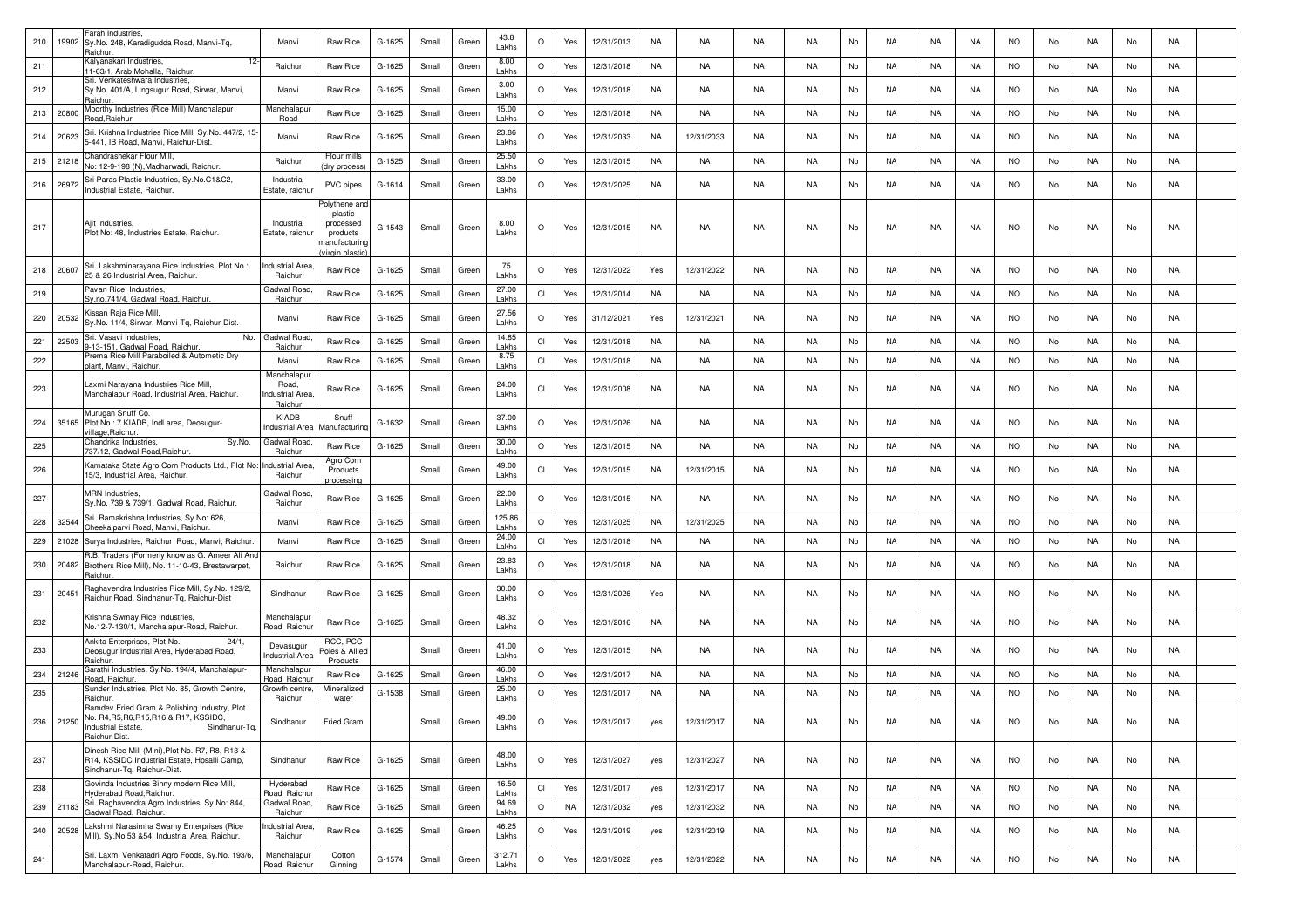| 210 | 19902 | Farah Industries, Sy.No. 248, Karadigudda Road, Manvi-Tq, Raichur. | Manvi | Raw Rice | G-1625 | Small | Green | 43.8 Lakhs | O | Yes | 12/31/2013 | NA | NA | NA | NA | No | NA | NA | NA | NO | No | NA | No | NA | |
|---|---|---|---|---|---|---|---|---|---|---|---|---|---|---|---|---|---|---|---|---|---|---|---|---|---|
| 211 | | Kalyanakari Industries, 12-11-63/1, Arab Mohalla, Raichur. | Raichur | Raw Rice | G-1625 | Small | Green | 8.00 Lakhs | O | Yes | 12/31/2018 | NA | NA | NA | NA | No | NA | NA | NA | NO | No | NA | No | NA | |
| 212 | | Sri. Venkateshwara Industries, Sy.No. 401/A, Lingsugur Road, Sirwar, Manvi, Raichur. | Manvi | Raw Rice | G-1625 | Small | Green | 3.00 Lakhs | O | Yes | 12/31/2018 | NA | NA | NA | NA | No | NA | NA | NA | NO | No | NA | No | NA | |
| 213 | 20800 | Moorthy Industries (Rice Mill) Manchalapur Road,Raichur | Manchalapur Road | Raw Rice | G-1625 | Small | Green | 15.00 Lakhs | O | Yes | 12/31/2018 | NA | NA | NA | NA | No | NA | NA | NA | NO | No | NA | No | NA | |
| 214 | 20623 | Sri. Krishna Industries Rice Mill, Sy.No. 447/2, 15-5-441, IB Road, Manvi, Raichur-Dist. | Manvi | Raw Rice | G-1625 | Small | Green | 23.86 Lakhs | O | Yes | 12/31/2033 | NA | 12/31/2033 | NA | NA | No | NA | NA | NA | NO | No | NA | No | NA | |
| 215 | 21218 | Chandrashekar Flour Mill, No: 12-9-198 (N),Madharwadi, Raichur. | Raichur | Flour mills (dry process) | G-1525 | Small | Green | 25.50 Lakhs | O | Yes | 12/31/2015 | NA | NA | NA | NA | No | NA | NA | NA | NO | No | NA | No | NA | |
| 216 | 26972 | Sri Paras Plastic Industries, Sy.No.C1&C2, Industrial Estate, Raichur. | Industrial Estate, raichur | PVC pipes | G-1614 | Small | Green | 33.00 Lakhs | O | Yes | 12/31/2025 | NA | NA | NA | NA | No | NA | NA | NA | NO | No | NA | No | NA | |
| 217 | | Ajit Industries, Plot No: 48, Industries Estate, Raichur. | Industrial Estate, raichur | Polythene and plastic processed products manufacturing (virgin plastic) | G-1543 | Small | Green | 8.00 Lakhs | O | Yes | 12/31/2015 | NA | NA | NA | NA | No | NA | NA | NA | NO | No | NA | No | NA | |
| 218 | 20607 | Sri. Lakshminarayana Rice Industries, Plot No : 25 & 26 Industrial Area, Raichur. | Industrial Area, Raichur | Raw Rice | G-1625 | Small | Green | 75 Lakhs | O | Yes | 12/31/2022 | Yes | 12/31/2022 | NA | NA | No | NA | NA | NA | NO | No | NA | No | NA | |
| 219 | | Pavan Rice Industries, Sy.no.741/4, Gadwal Road, Raichur. | Gadwal Road, Raichur | Raw Rice | G-1625 | Small | Green | 27.00 Lakhs | Cl | Yes | 12/31/2014 | NA | NA | NA | NA | No | NA | NA | NA | NO | No | NA | No | NA | |
| 220 | 20532 | Kissan Raja Rice Mill, Sy.No. 11/4, Sirwar, Manvi-Tq, Raichur-Dist. | Manvi | Raw Rice | G-1625 | Small | Green | 27.56 Lakhs | O | Yes | 31/12/2021 | Yes | 12/31/2021 | NA | NA | No | NA | NA | NA | NO | No | NA | No | NA | |
| 221 | 22503 | Sri. Vasavi Industries, No. 9-13-151, Gadwal Road, Raichur. | Gadwal Road, Raichur | Raw Rice | G-1625 | Small | Green | 14.85 Lakhs | Cl | Yes | 12/31/2018 | NA | NA | NA | NA | No | NA | NA | NA | NO | No | NA | No | NA | |
| 222 | | Prema Rice Mill Paraboiled & Autometic Dry plant, Manvi, Raichur. | Manvi | Raw Rice | G-1625 | Small | Green | 8.75 Lakhs | Cl | Yes | 12/31/2018 | NA | NA | NA | NA | No | NA | NA | NA | NO | No | NA | No | NA | |
| 223 | | Laxmi Narayana Industries Rice Mill, Manchalapur Road, Industrial Area, Raichur. | Manchalapur Road, Industrial Area, Raichur | Raw Rice | G-1625 | Small | Green | 24.00 Lakhs | Cl | Yes | 12/31/2008 | NA | NA | NA | NA | No | NA | NA | NA | NO | No | NA | No | NA | |
| 224 | 35165 | Murugan Snuff Co. Plot No : 7 KIADB, Indl area, Deosugur-village,Raichur. | KIADB Industrial Area | Snuff Manufacturing | G-1632 | Small | Green | 37.00 Lakhs | O | Yes | 12/31/2026 | NA | NA | NA | NA | No | NA | NA | NA | NO | No | NA | No | NA | |
| 225 | | Chandrika Industries, Sy.No. 737/12, Gadwal Road,Raichur. | Gadwal Road, Raichur | Raw Rice | G-1625 | Small | Green | 30.00 Lakhs | O | Yes | 12/31/2015 | NA | NA | NA | NA | No | NA | NA | NA | NO | No | NA | No | NA | |
| 226 | | Karnataka State Agro Corn Products Ltd., Plot No: 15/3, Industrial Area, Raichur. | Industrial Area, Raichur | Agro Corn Products processing | | Small | Green | 49.00 Lakhs | Cl | Yes | 12/31/2015 | NA | 12/31/2015 | NA | NA | No | NA | NA | NA | NO | No | NA | No | NA | |
| 227 | | MRN Industries, Sy.No. 739 & 739/1, Gadwal Road, Raichur. | Gadwal Road, Raichur | Raw Rice | G-1625 | Small | Green | 22.00 Lakhs | O | Yes | 12/31/2015 | NA | NA | NA | NA | No | NA | NA | NA | NO | No | NA | No | NA | |
| 228 | 32544 | Sri. Ramakrishna Industries, Sy.No: 626, Cheekalparvi Road, Manvi, Raichur. | Manvi | Raw Rice | G-1625 | Small | Green | 125.86 Lakhs | O | Yes | 12/31/2025 | NA | 12/31/2025 | NA | NA | No | NA | NA | NA | NO | No | NA | No | NA | |
| 229 | 21028 | Surya Industries, Raichur Road, Manvi, Raichur. | Manvi | Raw Rice | G-1625 | Small | Green | 24.00 Lakhs | Cl | Yes | 12/31/2018 | NA | NA | NA | NA | No | NA | NA | NA | NO | No | NA | No | NA | |
| 230 | 20482 | R.B. Traders (Formerly know as G. Ameer Ali And Brothers Rice Mill), No. 11-10-43, Brestawarpet, Raichur. | Raichur | Raw Rice | G-1625 | Small | Green | 23.83 Lakhs | O | Yes | 12/31/2018 | NA | NA | NA | NA | No | NA | NA | NA | NO | No | NA | No | NA | |
| 231 | 20451 | Raghavendra Industries Rice Mill, Sy.No. 129/2, Raichur Road, Sindhanur-Tq, Raichur-Dist | Sindhanur | Raw Rice | G-1625 | Small | Green | 30.00 Lakhs | O | Yes | 12/31/2026 | Yes | NA | NA | NA | No | NA | NA | NA | NO | No | NA | No | NA | |
| 232 | | Krishna Swmay Rice Industries, No.12-7-130/1, Manchalapur-Road, Raichur. | Manchalapur Road, Raichur | Raw Rice | G-1625 | Small | Green | 48.32 Lakhs | O | Yes | 12/31/2016 | NA | NA | NA | NA | No | NA | NA | NA | NO | No | NA | No | NA | |
| 233 | | Ankita Enterprises, Plot No. 24/1, Deosugur Industrial Area, Hyderabad Road, Raichur. | Devasugur Industrial Area | RCC, PCC Poles & Allied Products | | Small | Green | 41.00 Lakhs | O | Yes | 12/31/2015 | NA | NA | NA | NA | No | NA | NA | NA | NO | No | NA | No | NA | |
| 234 | 21246 | Sarathi Industries, Sy.No. 194/4, Manchalapur-Road, Raichur. | Manchalapur Road, Raichur | Raw Rice | G-1625 | Small | Green | 46.00 Lakhs | O | Yes | 12/31/2017 | NA | NA | NA | NA | No | NA | NA | NA | NO | No | NA | No | NA | |
| 235 | | Sunder Industries, Plot No. 85, Growth Centre, Raichur. | Growth centre, Raichur | Mineralized water | G-1538 | Small | Green | 25.00 Lakhs | O | Yes | 12/31/2017 | NA | NA | NA | NA | No | NA | NA | NA | NO | No | NA | No | NA | |
| 236 | 21250 | Ramdev Fried Gram & Polishing Industry, Plot No. R4,R5,R6,R15,R16 & R17, KSSIDC, Industrial Estate, Sindhanur-Tq, Raichur-Dist. | Sindhanur | Fried Gram | | Small | Green | 49.00 Lakhs | O | Yes | 12/31/2017 | yes | 12/31/2017 | NA | NA | No | NA | NA | NA | NO | No | NA | No | NA | |
| 237 | | Dinesh Rice Mill (Mini),Plot No. R7, R8, R13 & R14, KSSIDC Industrial Estate, Hosalli Camp, Sindhanur-Tq, Raichur-Dist. | Sindhanur | Raw Rice | G-1625 | Small | Green | 48.00 Lakhs | O | Yes | 12/31/2027 | yes | 12/31/2027 | NA | NA | No | NA | NA | NA | NO | No | NA | No | NA | |
| 238 | | Govinda Industries Binny modern Rice Mill, Hyderabad Road,Raichur. | Hyderabad Road, Raichur | Raw Rice | G-1625 | Small | Green | 16.50 Lakhs | Cl | Yes | 12/31/2017 | yes | 12/31/2017 | NA | NA | No | NA | NA | NA | NO | No | NA | No | NA | |
| 239 | 21183 | Sri. Raghavendra Agro Industries, Sy.No: 844, Gadwal Road, Raichur. | Gadwal Road, Raichur | Raw Rice | G-1625 | Small | Green | 94.69 Lakhs | O | NA | 12/31/2032 | yes | 12/31/2032 | NA | NA | No | NA | NA | NA | NO | No | NA | No | NA | |
| 240 | 20528 | Lakshmi Narasimha Swamy Enterprises (Rice Mill), Sy.No.53 &54, Industrial Area, Raichur. | Industrial Area, Raichur | Raw Rice | G-1625 | Small | Green | 46.25 Lakhs | O | Yes | 12/31/2019 | yes | 12/31/2019 | NA | NA | No | NA | NA | NA | NO | No | NA | No | NA | |
| 241 | | Sri. Laxmi Venkatadri Agro Foods, Sy.No. 193/6, Manchalapur-Road, Raichur. | Manchalapur Road, Raichur | Cotton Ginning | G-1574 | Small | Green | 312.71 Lakhs | O | Yes | 12/31/2022 | yes | 12/31/2022 | NA | NA | No | NA | NA | NA | NO | No | NA | No | NA | |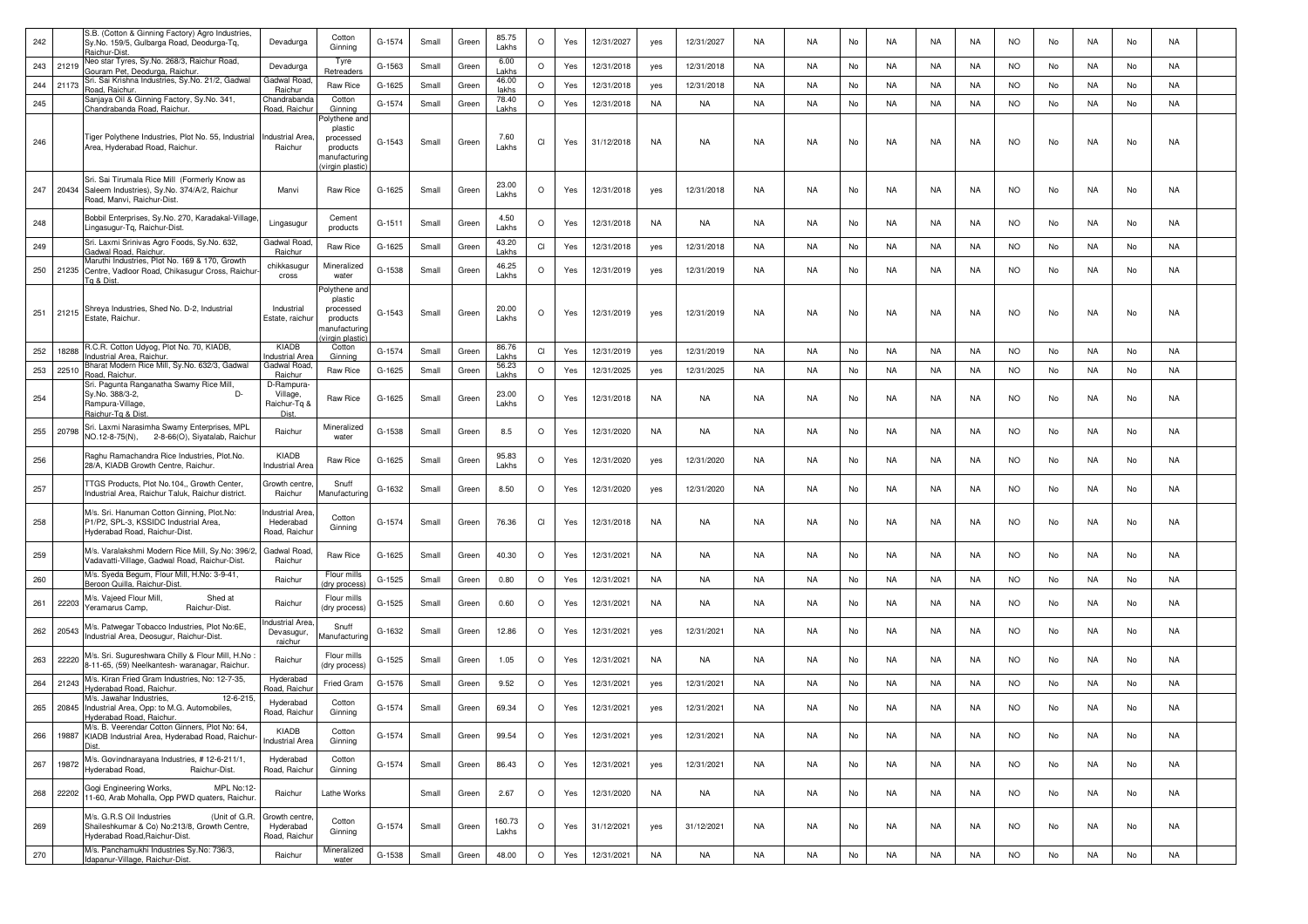| 242 | | S.B. (Cotton & Ginning Factory) Agro Industries, Sy.No. 159/5, Gulbarga Road, Deodurga-Tq, Raichur-Dist. | Devadurga | Cotton Ginning | G-1574 | Small | Green | 85.75 Lakhs | O | Yes | 12/31/2027 | yes | 12/31/2027 | NA | NA | No | NA | NA | NA | NO | No | NA | No | NA | |
|---|---|---|---|---|---|---|---|---|---|---|---|---|---|---|---|---|---|---|---|---|---|---|---|---|---|
| 243 | 21219 | Neo star Tyres, Sy.No. 268/3, Raichur Road, Gouram Pet, Deodurga, Raichur. | Devadurga | Tyre Retreaders | G-1563 | Small | Green | 6.00 Lakhs | O | Yes | 12/31/2018 | yes | 12/31/2018 | NA | NA | No | NA | NA | NA | NO | No | NA | No | NA | |
| 244 | 21173 | Sri. Sai Krishna Industries, Sy.No. 21/2, Gadwal Road, Raichur. | Gadwal Road, Raichur | Raw Rice | G-1625 | Small | Green | 46.00 lakhs | O | Yes | 12/31/2018 | yes | 12/31/2018 | NA | NA | No | NA | NA | NA | NO | No | NA | No | NA | |
| 245 | | Sanjaya Oil & Ginning Factory, Sy.No. 341, Chandrabanda Road, Raichur. | Chandrabanda Road, Raichur | Cotton Ginning | G-1574 | Small | Green | 78.40 Lakhs | O | Yes | 12/31/2018 | NA | NA | NA | NA | No | NA | NA | NA | NO | No | NA | No | NA | |
| 246 | | Tiger Polythene Industries, Plot No. 55, Industrial Area, Hyderabad Road, Raichur. | Industrial Area, Raichur | Polythene and plastic processed products manufacturing (virgin plastic) | G-1543 | Small | Green | 7.60 Lakhs | Cl | Yes | 31/12/2018 | NA | NA | NA | NA | No | NA | NA | NA | NO | No | NA | No | NA | |
| 247 | 20434 | Sri. Sai Tirumala Rice Mill (Formerly Know as Saleem Industries), Sy.No. 374/A/2, Raichur Road, Manvi, Raichur-Dist. | Manvi | Raw Rice | G-1625 | Small | Green | 23.00 Lakhs | O | Yes | 12/31/2018 | yes | 12/31/2018 | NA | NA | No | NA | NA | NA | NO | No | NA | No | NA | |
| 248 | | Bobbil Enterprises, Sy.No. 270, Karadakal-Village, Lingasugur-Tq, Raichur-Dist. | Lingasugur | Cement products | G-1511 | Small | Green | 4.50 Lakhs | O | Yes | 12/31/2018 | NA | NA | NA | NA | No | NA | NA | NA | NO | No | NA | No | NA | |
| 249 | | Sri. Laxmi Srinivas Agro Foods, Sy.No. 632, Gadwal Road, Raichur. | Gadwal Road, Raichur | Raw Rice | G-1625 | Small | Green | 43.20 Lakhs | Cl | Yes | 12/31/2018 | yes | 12/31/2018 | NA | NA | No | NA | NA | NA | NO | No | NA | No | NA | |
| 250 | 21235 | Maruthi Industries, Plot No. 169 & 170, Growth Centre, Vadloor Road, Chikasugur Cross, Raichur-Tq & Dist. | chikkasugur cross | Mineralized water | G-1538 | Small | Green | 46.25 Lakhs | O | Yes | 12/31/2019 | yes | 12/31/2019 | NA | NA | No | NA | NA | NA | NO | No | NA | No | NA | |
| 251 | 21215 | Shreya Industries, Shed No. D-2, Industrial Estate, Raichur. | Industrial Estate, raichur | Polythene and plastic processed products manufacturing (virgin plastic) | G-1543 | Small | Green | 20.00 Lakhs | O | Yes | 12/31/2019 | yes | 12/31/2019 | NA | NA | No | NA | NA | NA | NO | No | NA | No | NA | |
| 252 | 18288 | R.C.R. Cotton Udyog, Plot No. 70, KIADB, Industrial Area, Raichur. | KIADB Industrial Area | Cotton Ginning | G-1574 | Small | Green | 86.76 Lakhs | Cl | Yes | 12/31/2019 | yes | 12/31/2019 | NA | NA | No | NA | NA | NA | NO | No | NA | No | NA | |
| 253 | 22510 | Bharat Modern Rice Mill, Sy.No. 632/3, Gadwal Road, Raichur. | Gadwal Road, Raichur | Raw Rice | G-1625 | Small | Green | 56.23 Lakhs | O | Yes | 12/31/2025 | yes | 12/31/2025 | NA | NA | No | NA | NA | NA | NO | No | NA | No | NA | |
| 254 | | Sri. Pagunta Ranganatha Swamy Rice Mill, Sy.No. 388/3-2, D-Rampura-Village, Raichur-Tq & Dist. | D-Rampura-Village, Raichur-Tq & Dist. | Raw Rice | G-1625 | Small | Green | 23.00 Lakhs | O | Yes | 12/31/2018 | NA | NA | NA | NA | No | NA | NA | NA | NO | No | NA | No | NA | |
| 255 | 20798 | Sri. Laxmi Narasimha Swamy Enterprises, MPL NO.12-8-75(N), 2-8-66(O), Siyatalab, Raichur | Raichur | Mineralized water | G-1538 | Small | Green | 8.5 | O | Yes | 12/31/2020 | NA | NA | NA | NA | No | NA | NA | NA | NO | No | NA | No | NA | |
| 256 | | Raghu Ramachandra Rice Industries, Plot.No. 28/A, KIADB Growth Centre, Raichur. | KIADB Industrial Area | Raw Rice | G-1625 | Small | Green | 95.83 Lakhs | O | Yes | 12/31/2020 | yes | 12/31/2020 | NA | NA | No | NA | NA | NA | NO | No | NA | No | NA | |
| 257 | | TTGS Products, Plot No.104,, Growth Center, Industrial Area, Raichur Taluk, Raichur district. | Growth centre, Raichur | Snuff Manufacturing | G-1632 | Small | Green | 8.50 | O | Yes | 12/31/2020 | yes | 12/31/2020 | NA | NA | No | NA | NA | NA | NO | No | NA | No | NA | |
| 258 | | M/s. Sri. Hanuman Cotton Ginning, Plot.No: P1/P2, SPL-3, KSSIDC Industrial Area, Hyderabad Road, Raichur-Dist. | Industrial Area, Hederabad Road, Raichur | Cotton Ginning | G-1574 | Small | Green | 76.36 | Cl | Yes | 12/31/2018 | NA | NA | NA | NA | No | NA | NA | NA | NO | No | NA | No | NA | |
| 259 | | M/s. Varalakshmi Modern Rice Mill, Sy.No: 396/2, Vadavatti-Village, Gadwal Road, Raichur-Dist. | Gadwal Road, Raichur | Raw Rice | G-1625 | Small | Green | 40.30 | O | Yes | 12/31/2021 | NA | NA | NA | NA | No | NA | NA | NA | NO | No | NA | No | NA | |
| 260 | | M/s. Syeda Begum, Flour Mill, H.No: 3-9-41, Beroon Quilla, Raichur-Dist. | Raichur | Flour mills (dry process) | G-1525 | Small | Green | 0.80 | O | Yes | 12/31/2021 | NA | NA | NA | NA | No | NA | NA | NA | NO | No | NA | No | NA | |
| 261 | 22203 | M/s. Vajeed Flour Mill, Shed at Yeramarus Camp, Raichur-Dist. | Raichur | Flour mills (dry process) | G-1525 | Small | Green | 0.60 | O | Yes | 12/31/2021 | NA | NA | NA | NA | No | NA | NA | NA | NO | No | NA | No | NA | |
| 262 | 20543 | M/s. Patwegar Tobacco Industries, Plot No:6E, Industrial Area, Deosugur, Raichur-Dist. | Industrial Area, Devasugur, raichur | Snuff Manufacturing | G-1632 | Small | Green | 12.86 | O | Yes | 12/31/2021 | yes | 12/31/2021 | NA | NA | No | NA | NA | NA | NO | No | NA | No | NA | |
| 263 | 22220 | M/s. Sri. Sugureshwara Chilly & Flour Mill, H.No : 8-11-65, (59) Neelkantesh- waranagar, Raichur. | Raichur | Flour mills (dry process) | G-1525 | Small | Green | 1.05 | O | Yes | 12/31/2021 | NA | NA | NA | NA | No | NA | NA | NA | NO | No | NA | No | NA | |
| 264 | 21243 | M/s. Kiran Fried Gram Industries, No: 12-7-35, Hyderabad Road, Raichur. | Hyderabad Road, Raichur | Fried Gram | G-1576 | Small | Green | 9.52 | O | Yes | 12/31/2021 | yes | 12/31/2021 | NA | NA | No | NA | NA | NA | NO | No | NA | No | NA | |
| 265 | 20845 | M/s. Jawahar Industries, 12-6-215, Industrial Area, Opp: to M.G. Automobiles, Hyderabad Road, Raichur. | Hyderabad Road, Raichur | Cotton Ginning | G-1574 | Small | Green | 69.34 | O | Yes | 12/31/2021 | yes | 12/31/2021 | NA | NA | No | NA | NA | NA | NO | No | NA | No | NA | |
| 266 | 19887 | M/s. B. Veerendar Cotton Ginners, Plot No: 64, KIADB Industrial Area, Hyderabad Road, Raichur-Dist. | KIADB Industrial Area | Cotton Ginning | G-1574 | Small | Green | 99.54 | O | Yes | 12/31/2021 | yes | 12/31/2021 | NA | NA | No | NA | NA | NA | NO | No | NA | No | NA | |
| 267 | 19872 | M/s. Govindnarayana Industries, # 12-6-211/1, Hyderabad Road, Raichur-Dist. | Hyderabad Road, Raichur | Cotton Ginning | G-1574 | Small | Green | 86.43 | O | Yes | 12/31/2021 | yes | 12/31/2021 | NA | NA | No | NA | NA | NA | NO | No | NA | No | NA | |
| 268 | 22202 | Gogi Engineering Works, MPL No:12-11-60, Arab Mohalla, Opp PWD quaters, Raichur. | Raichur | Lathe Works | | Small | Green | 2.67 | O | Yes | 12/31/2020 | NA | NA | NA | NA | No | NA | NA | NA | NO | No | NA | No | NA | |
| 269 | | M/s. G.R.S Oil Industries (Unit of G.R. Shaileshkumar & Co) No:213/8, Growth Centre, Hyderabad Road,Raichur-Dist. | Growth centre, Hyderabad Road, Raichur | Cotton Ginning | G-1574 | Small | Green | 160.73 Lakhs | O | Yes | 31/12/2021 | yes | 31/12/2021 | NA | NA | No | NA | NA | NA | NO | No | NA | No | NA | |
| 270 | | M/s. Panchamukhi Industries Sy.No: 736/3, Idapanur-Village, Raichur-Dist. | Raichur | Mineralized water | G-1538 | Small | Green | 48.00 | O | Yes | 12/31/2021 | NA | NA | NA | NA | No | NA | NA | NA | NO | No | NA | No | NA | |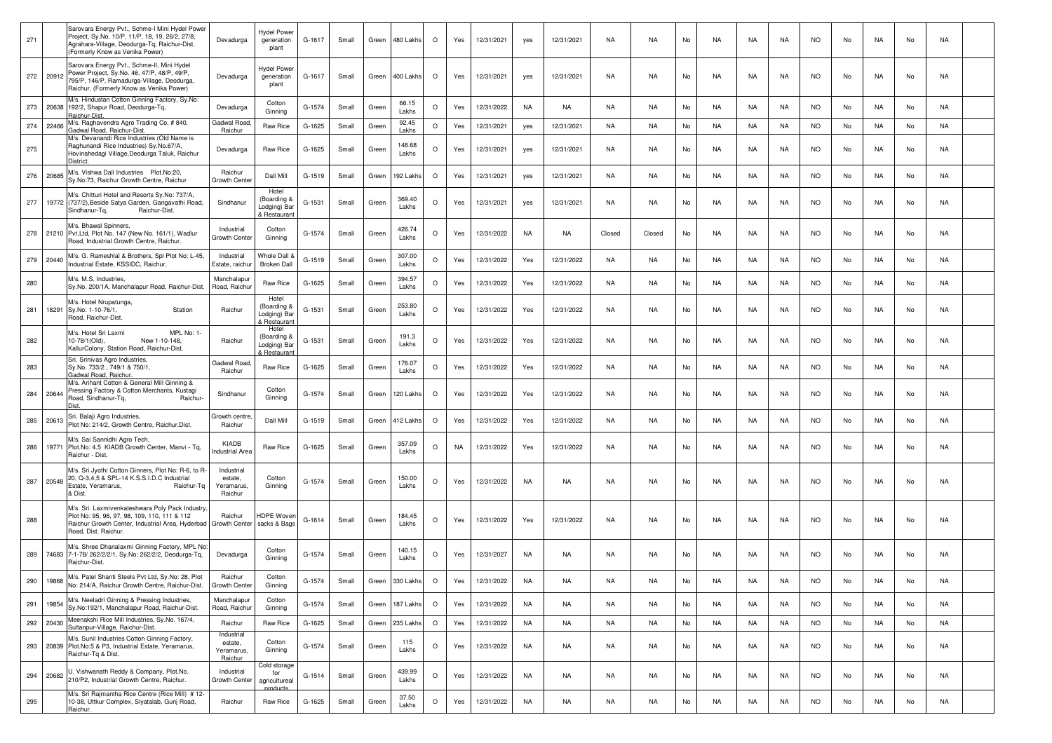| 271 | | Sarovara Energy Pvt., Schme-I Mini Hydel Power Project, Sy.No. 10/P, 11/P, 18, 19, 26/2, 27/8, Agrahara-Village, Deodurga-Tq, Raichur-Dist. (Formerly Know as Venika Power) | Devadurga | Hydel Power generation plant | G-1617 | Small | Green | 480 Lakhs | O | Yes | 12/31/2021 | yes | 12/31/2021 | NA | NA | No | NA | NA | NA | NO | No | NA | No | NA | |
|---|---|---|---|---|---|---|---|---|---|---|---|---|---|---|---|---|---|---|---|---|---|---|---|---|---|
| 272 | 20912 | Sarovara Energy Pvt., Schme-II, Mini Hydel Power Project, Sy.No. 46, 47/P, 48/P, 49/P, 795/P, 146/P, Ramadurga-Village, Deodurga, Raichur. (Formerly Know as Venika Power) | Devadurga | Hydel Power generation plant | G-1617 | Small | Green | 400 Lakhs | O | Yes | 12/31/2021 | yes | 12/31/2021 | NA | NA | No | NA | NA | NA | NO | No | NA | No | NA | |
| 273 | 20638 | M/s. Hindustan Cotton Ginning Factory, Sy.No: 192/2, Shapur Road, Deodurga-Tq, Raichur-Dist. | Devadurga | Cotton Ginning | G-1574 | Small | Green | 66.15 Lakhs | O | Yes | 12/31/2022 | NA | NA | NA | NA | No | NA | NA | NA | NO | No | NA | No | NA | |
| 274 | 22466 | M/s. Raghavendra Agro Trading Co, # 840, Gadwal Road, Raichur-Dist. | Gadwal Road, Raichur | Raw Rice | G-1625 | Small | Green | 92.45 Lakhs | O | Yes | 12/31/2021 | yes | 12/31/2021 | NA | NA | No | NA | NA | NA | NO | No | NA | No | NA | |
| 275 | | M/s. Devanandi Rice Industries (Old Name is Raghunandi Rice Industries) Sy.No.67/A, Hovinahedagi Village,Deodurga Taluk, Raichur District. | Devadurga | Raw Rice | G-1625 | Small | Green | 148.68 Lakhs | O | Yes | 12/31/2021 | yes | 12/31/2021 | NA | NA | No | NA | NA | NA | NO | No | NA | No | NA | |
| 276 | 20685 | M/s. Vishwa Dall Industries Plot.No:20, Sy.No:73, Raichur Growth Centre, Raichur | Raichur Growth Center | Dall Mill | G-1519 | Small | Green | 192 Lakhs | O | Yes | 12/31/2021 | yes | 12/31/2021 | NA | NA | No | NA | NA | NA | NO | No | NA | No | NA | |
| 277 | 19772 | M/s. Chitturi Hotel and Resorts Sy.No: 737/A, (737/2),Beside Satya Garden, Gangavathi Road, Sindhanur-Tq, Raichur-Dist. | Sindhanur | Hotel (Boarding & Lodging) Bar & Restaurant | G-1531 | Small | Green | 369.40 Lakhs | O | Yes | 12/31/2021 | yes | 12/31/2021 | NA | NA | No | NA | NA | NA | NO | No | NA | No | NA | |
| 278 | 21210 | M/s. Bhawal Spinners, Pvt,Ltd, Plot No. 147 (New No. 161/1), Wadlur Road, Industrial Growth Centre, Raichur. | Industrial Growth Center | Cotton Ginning | G-1574 | Small | Green | 426.74 Lakhs | O | Yes | 12/31/2022 | NA | NA | Closed | Closed | No | NA | NA | NA | NO | No | NA | No | NA | |
| 279 | 20440 | M/s. G. Rameshlal & Brothers, Spl Plot No: L-45, Industrial Estate, KSSIDC, Raichur. | Industrial Estate, raichur | Whole Dall & Broken Dall | G-1519 | Small | Green | 307.00 Lakhs | O | Yes | 12/31/2022 | Yes | 12/31/2022 | NA | NA | No | NA | NA | NA | NO | No | NA | No | NA | |
| 280 | | M/s. M.S. Industries, Sy.No. 200/1A, Manchalapur Road, Raichur-Dist. | Manchalapur Road, Raichur | Raw Rice | G-1625 | Small | Green | 394.57 Lakhs | O | Yes | 12/31/2022 | Yes | 12/31/2022 | NA | NA | No | NA | NA | NA | NO | No | NA | No | NA | |
| 281 | 18291 | M/s. Hotel Nrupatunga, Sy.No: 1-10-76/1, Station Road, Raichur-Dist. | Raichur | Hotel (Boarding & Lodging) Bar & Restaurant | G-1531 | Small | Green | 253.80 Lakhs | O | Yes | 12/31/2022 | Yes | 12/31/2022 | NA | NA | No | NA | NA | NA | NO | No | NA | No | NA | |
| 282 | | M/s. Hotel Sri Laxmi MPL No: 1-10-78/1(Old), New 1-10-148, KallurColony, Station Road, Raichur-Dist. | Raichur | Hotel (Boarding & Lodging) Bar & Restaurant | G-1531 | Small | Green | 191.3 Lakhs | O | Yes | 12/31/2022 | Yes | 12/31/2022 | NA | NA | No | NA | NA | NA | NO | No | NA | No | NA | |
| 283 | | Sri. Srinivas Agro Industries, Sy.No. 733/2 , 749/1 & 750/1, Gadwal Road, Raichur. | Gadwal Road, Raichur | Raw Rice | G-1625 | Small | Green | 176.07 Lakhs | O | Yes | 12/31/2022 | Yes | 12/31/2022 | NA | NA | No | NA | NA | NA | NO | No | NA | No | NA | |
| 284 | 20644 | M/s. Arihant Cotton & General Mill Ginning & Pressing Factory & Cotton Merchants, Kustagi Road, Sindhanur-Tq, Raichur-Dist. | Sindhanur | Cotton Ginning | G-1574 | Small | Green | 120 Lakhs | O | Yes | 12/31/2022 | Yes | 12/31/2022 | NA | NA | No | NA | NA | NA | NO | No | NA | No | NA | |
| 285 | 20613 | Sri. Balaji Agro Industries, Plot No: 214/2, Growth Centre, Raichur.Dist. | Growth centre, Raichur | Dall Mill | G-1519 | Small | Green | 412 Lakhs | O | Yes | 12/31/2022 | Yes | 12/31/2022 | NA | NA | No | NA | NA | NA | NO | No | NA | No | NA | |
| 286 | 19771 | M/s. Sai Sannidhi Agro Tech, Plot.No: 4.5 KIADB Growth Center, Manvi - Tq, Raichur - Dist. | KIADB Industrial Area | Raw Rice | G-1625 | Small | Green | 357.09 Lakhs | O | NA | 12/31/2022 | Yes | 12/31/2022 | NA | NA | No | NA | NA | NA | NO | No | NA | No | NA | |
| 287 | 20548 | M/s. Sri Jyothi Cotton Ginners, Plot No: R-6, to R-20, Q-3,4,5 & SPL-14 K.S.S.I.D.C Industrial Estate, Yeramarus, Raichur-Tq & Dist. | Industrial estate, Yeramarus, Raichur | Cotton Ginning | G-1574 | Small | Green | 150.00 Lakhs | O | Yes | 12/31/2022 | NA | NA | NA | NA | No | NA | NA | NA | NO | No | NA | No | NA | |
| 288 | | M/s. Sri. Laxmivenkateshwara Poly Pack Industry, Plot No: 95, 96, 97, 98, 109, 110, 111 & 112 Raichur Growth Center, Industrial Area, Hyderbad Road, Dist. Raichur. | Raichur Growth Center | HDPE Woven sacks & Bags | G-1614 | Small | Green | 184.45 Lakhs | O | Yes | 12/31/2022 | Yes | 12/31/2022 | NA | NA | No | NA | NA | NA | NO | No | NA | No | NA | |
| 289 | 74683 | M/s. Shree Dhanalaxmi Ginning Factory, MPL No: 7-1-78/ 262/2/2/1, Sy.No: 262/2/2, Deodurga-Tq, Raichur-Dist. | Devadurga | Cotton Ginning | G-1574 | Small | Green | 140.15 Lakhs | O | Yes | 12/31/2027 | NA | NA | NA | NA | No | NA | NA | NA | NO | No | NA | No | NA | |
| 290 | 19868 | M/s. Patel Shanti Steels Pvt Ltd, Sy.No: 28, Plot No: 214/A, Raichur Growth Centre, Raichur-Dist. | Raichur Growth Center | Cotton Ginning | G-1574 | Small | Green | 330 Lakhs | O | Yes | 12/31/2022 | NA | NA | NA | NA | No | NA | NA | NA | NO | No | NA | No | NA | |
| 291 | 19854 | M/s. Neeladri Ginning & Pressing Industries, Sy.No:192/1, Manchalapur Road, Raichur-Dist. | Manchalapur Road, Raichur | Cotton Ginning | G-1574 | Small | Green | 187 Lakhs | O | Yes | 12/31/2022 | NA | NA | NA | NA | No | NA | NA | NA | NO | No | NA | No | NA | |
| 292 | 20430 | Meenakshi Rice Mill Industries, Sy.No. 167/4, Sultanpur-Village, Raichur-Dist. | Raichur | Raw Rice | G-1625 | Small | Green | 235 Lakhs | O | Yes | 12/31/2022 | NA | NA | NA | NA | No | NA | NA | NA | NO | No | NA | No | NA | |
| 293 | 20839 | M/s. Sunil Industries Cotton Ginning Factory, Plot.No:5 & P3, Industrial Estate, Yeramarus, Raichur-Tq & Dist. | Industrial estate, Yeramarus, Raichur | Cotton Ginning | G-1574 | Small | Green | 115 Lakhs | O | Yes | 12/31/2022 | NA | NA | NA | NA | No | NA | NA | NA | NO | No | NA | No | NA | |
| 294 | 20682 | U. Vishwanath Reddy & Company, Plot.No. 210/P2, Industrial Growth Centre, Raichur. | Industrial Growth Center | Cold storage for agricultureal products | G-1514 | Small | Green | 439.99 Lakhs | O | Yes | 12/31/2022 | NA | NA | NA | NA | No | NA | NA | NA | NO | No | NA | No | NA | |
| 295 | | M/s. Sri Rajmantha Rice Centre (Rice Mill) # 12-10-38, Uttkur Complex, Siyatalab, Gunj Road, Raichur. | Raichur | Raw Rice | G-1625 | Small | Green | 37.50 Lakhs | O | Yes | 12/31/2022 | NA | NA | NA | NA | No | NA | NA | NA | NO | No | NA | No | NA | |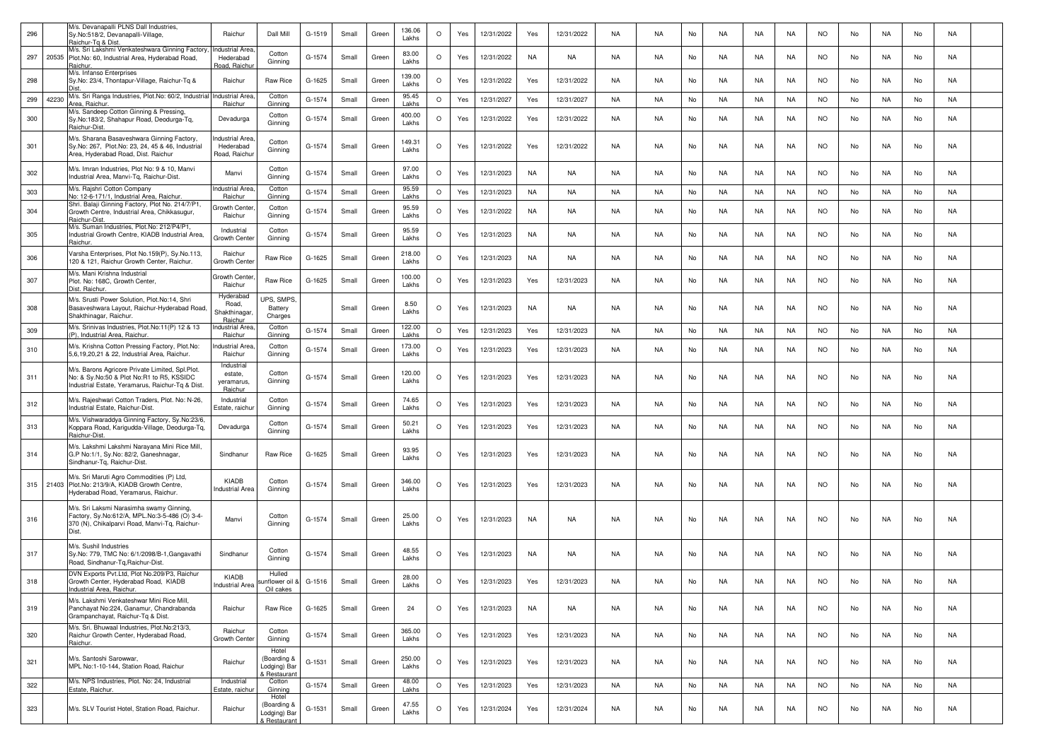| 296 | | M/s. Devanapalli PLNS Dall Industries, Sy.No:518/2, Devanapalli-Village, Raichur-Tq & Dist. | Raichur | Dall Mill | G-1519 | Small | Green | 136.06 Lakhs | O | Yes | 12/31/2022 | Yes | 12/31/2022 | NA | NA | No | NA | NA | NA | NO | No | NA | No | NA | |
|---|---|---|---|---|---|---|---|---|---|---|---|---|---|---|---|---|---|---|---|---|---|---|---|---|---|
| 297 | 20535 | M/s. Sri Lakshmi Venkateshwara Ginning Factory, Plot.No: 60, Industrial Area, Hyderabad Road, Raichur. | Industrial Area, Hederabad Road, Raichur | Cotton Ginning | G-1574 | Small | Green | 83.00 Lakhs | O | Yes | 12/31/2022 | NA | NA | NA | NA | No | NA | NA | NA | NO | No | NA | No | NA | |
| 298 | | M/s. Infanso Enterprises Sy.No: 23/4, Thontapur-Village, Raichur-Tq & Dist. | Raichur | Raw Rice | G-1625 | Small | Green | 139.00 Lakhs | O | Yes | 12/31/2022 | Yes | 12/31/2022 | NA | NA | No | NA | NA | NA | NO | No | NA | No | NA | |
| 299 | 42230 | M/s. Sri Ranga Industries, Plot.No: 60/2, Industrial Area, Raichur. | Industrial Area, Raichur | Cotton Ginning | G-1574 | Small | Green | 95.45 Lakhs | O | Yes | 12/31/2027 | Yes | 12/31/2027 | NA | NA | No | NA | NA | NA | NO | No | NA | No | NA | |
| 300 | | M/s. Sandeep Cotton Ginning & Pressing, Sy.No:183/2, Shahapur Road, Deodurga-Tq, Raichur-Dist. | Devadurga | Cotton Ginning | G-1574 | Small | Green | 400.00 Lakhs | O | Yes | 12/31/2022 | Yes | 12/31/2022 | NA | NA | No | NA | NA | NA | NO | No | NA | No | NA | |
| 301 | | M/s. Sharana Basaveshwara Ginning Factory, Sy.No: 267, Plot.No: 23, 24, 45 & 46, Industrial Area, Hyderabad Road, Dist. Raichur | Industrial Area, Hederabad Road, Raichur | Cotton Ginning | G-1574 | Small | Green | 149.31 Lakhs | O | Yes | 12/31/2022 | Yes | 12/31/2022 | NA | NA | No | NA | NA | NA | NO | No | NA | No | NA | |
| 302 | | M/s. Imran Industries, Plot No: 9 & 10, Manvi Industrial Area, Manvi-Tq, Raichur-Dist. | Manvi | Cotton Ginning | G-1574 | Small | Green | 97.00 Lakhs | O | Yes | 12/31/2023 | NA | NA | NA | NA | No | NA | NA | NA | NO | No | NA | No | NA | |
| 303 | | M/s. Rajshri Cotton Company No: 12-6-171/1, Industrial Area, Raichur. | Industrial Area, Raichur | Cotton Ginning | G-1574 | Small | Green | 95.59 Lakhs | O | Yes | 12/31/2023 | NA | NA | NA | NA | No | NA | NA | NA | NO | No | NA | No | NA | |
| 304 | | Shri. Balaji Ginning Factory, Plot No. 214/7/P1, Growth Centre, Industrial Area, Chikkasugur, Raichur-Dist. | Growth Center, Raichur | Cotton Ginning | G-1574 | Small | Green | 95.59 Lakhs | O | Yes | 12/31/2022 | NA | NA | NA | NA | No | NA | NA | NA | NO | No | NA | No | NA | |
| 305 | | M/s. Suman Industries, Plot.No: 212/P4/P1, Industrial Growth Centre, KIADB Industrial Area, Raichur. | Industrial Growth Center | Cotton Ginning | G-1574 | Small | Green | 95.59 Lakhs | O | Yes | 12/31/2023 | NA | NA | NA | NA | No | NA | NA | NA | NO | No | NA | No | NA | |
| 306 | | Varsha Enterprises, Plot No.159(P), Sy.No.113, 120 & 121, Raichur Growth Center, Raichur. | Raichur Growth Center | Raw Rice | G-1625 | Small | Green | 218.00 Lakhs | O | Yes | 12/31/2023 | NA | NA | NA | NA | No | NA | NA | NA | NO | No | NA | No | NA | |
| 307 | | M/s. Mani Krishna Industrial Plot. No: 168C, Growth Center, Dist. Raichur. | Growth Center, Raichur | Raw Rice | G-1625 | Small | Green | 100.00 Lakhs | O | Yes | 12/31/2023 | Yes | 12/31/2023 | NA | NA | No | NA | NA | NA | NO | No | NA | No | NA | |
| 308 | | M/s. Srusti Power Solution, Plot.No:14, Shri Basaveshwara Layout, Raichur-Hyderabad Road, Shakthinagar, Raichur. | Hyderabad Road, Shakthinagar, Raichur | UPS, SMPS, Battery Charges | | Small | Green | 8.50 Lakhs | O | Yes | 12/31/2023 | NA | NA | NA | NA | No | NA | NA | NA | NO | No | NA | No | NA | |
| 309 | | M/s. Srinivas Industries, Plot.No:11(P) 12 & 13 (P), Industrial Area, Raichur. | Industrial Area, Raichur | Cotton Ginning | G-1574 | Small | Green | 122.00 Lakhs | O | Yes | 12/31/2023 | Yes | 12/31/2023 | NA | NA | No | NA | NA | NA | NO | No | NA | No | NA | |
| 310 | | M/s. Krishna Cotton Pressing Factory, Plot.No: 5,6,19,20,21 & 22, Industrial Area, Raichur. | Industrial Area, Raichur | Cotton Ginning | G-1574 | Small | Green | 173.00 Lakhs | O | Yes | 12/31/2023 | Yes | 12/31/2023 | NA | NA | No | NA | NA | NA | NO | No | NA | No | NA | |
| 311 | | M/s. Barons Agricore Private Limited, Spl.Plot. No: & Sy.No:50 & Plot No:R1 to R5, KSSIDC Industrial Estate, Yeramarus, Raichur-Tq & Dist. | Industrial estate, yeramarus, Raichur | Cotton Ginning | G-1574 | Small | Green | 120.00 Lakhs | O | Yes | 12/31/2023 | Yes | 12/31/2023 | NA | NA | No | NA | NA | NA | NO | No | NA | No | NA | |
| 312 | | M/s. Rajeshwari Cotton Traders, Plot. No: N-26, Industrial Estate, Raichur-Dist. | Industrial Estate, raichur | Cotton Ginning | G-1574 | Small | Green | 74.65 Lakhs | O | Yes | 12/31/2023 | Yes | 12/31/2023 | NA | NA | No | NA | NA | NA | NO | No | NA | No | NA | |
| 313 | | M/s. Vishwaraddya Ginning Factory, Sy.No:23/6, Koppara Road, Karigudda-Village, Deodurga-Tq, Raichur-Dist. | Devadurga | Cotton Ginning | G-1574 | Small | Green | 50.21 Lakhs | O | Yes | 12/31/2023 | Yes | 12/31/2023 | NA | NA | No | NA | NA | NA | NO | No | NA | No | NA | |
| 314 | | M/s. Lakshmi Lakshmi Narayana Mini Rice Mill, G.P No:1/1, Sy.No: 82/2, Ganeshnagar, Sindhanur-Tq, Raichur-Dist. | Sindhanur | Raw Rice | G-1625 | Small | Green | 93.95 Lakhs | O | Yes | 12/31/2023 | Yes | 12/31/2023 | NA | NA | No | NA | NA | NA | NO | No | NA | No | NA | |
| 315 | 21403 | M/s. Sri Maruti Agro Commodities (P) Ltd, Plot.No: 213/9/A, KIADB Growth Centre, Hyderabad Road, Yeramarus, Raichur. | KIADB Industrial Area | Cotton Ginning | G-1574 | Small | Green | 346.00 Lakhs | O | Yes | 12/31/2023 | Yes | 12/31/2023 | NA | NA | No | NA | NA | NA | NO | No | NA | No | NA | |
| 316 | | M/s. Sri Laksmi Narasimha swamy Ginning, Factory, Sy.No:612/A, MPL.No:3-5-486 (O) 3-4-370 (N), Chikalparvi Road, Manvi-Tq, Raichur-Dist. | Manvi | Cotton Ginning | G-1574 | Small | Green | 25.00 Lakhs | O | Yes | 12/31/2023 | NA | NA | NA | NA | No | NA | NA | NA | NO | No | NA | No | NA | |
| 317 | | M/s. Sushil Industries Sy.No: 779, TMC No: 6/1/2098/B-1,Gangavathi Road, Sindhanur-Tq,Raichur-Dist. | Sindhanur | Cotton Ginning | G-1574 | Small | Green | 48.55 Lakhs | O | Yes | 12/31/2023 | NA | NA | NA | NA | No | NA | NA | NA | NO | No | NA | No | NA | |
| 318 | | DVN Exports Pvt.Ltd, Plot No.209/P3, Raichur Growth Center, Hyderabad Road, KIADB Industrial Area, Raichur. | KIADB Industrial Area | Hulled sunflower oil & Oil cakes | G-1516 | Small | Green | 28.00 Lakhs | O | Yes | 12/31/2023 | Yes | 12/31/2023 | NA | NA | No | NA | NA | NA | NO | No | NA | No | NA | |
| 319 | | M/s. Lakshmi Venkateshwar Mini Rice Mill, Panchayat No:224, Ganamur, Chandrabanda Grampanchayat, Raichur-Tq & Dist. | Raichur | Raw Rice | G-1625 | Small | Green | 24 | O | Yes | 12/31/2023 | NA | NA | NA | NA | No | NA | NA | NA | NO | No | NA | No | NA | |
| 320 | | M/s. Sri. Bhuwaal Industries, Plot.No:213/3, Raichur Growth Center, Hyderabad Road, Raichur. | Raichur Growth Center | Cotton Ginning | G-1574 | Small | Green | 365.00 Lakhs | O | Yes | 12/31/2023 | Yes | 12/31/2023 | NA | NA | No | NA | NA | NA | NO | No | NA | No | NA | |
| 321 | | M/s. Santoshi Sarowwar, MPL No:1-10-144, Station Road, Raichur | Raichur | Hotel (Boarding & Lodging) Bar & Restaurant | G-1531 | Small | Green | 250.00 Lakhs | O | Yes | 12/31/2023 | Yes | 12/31/2023 | NA | NA | No | NA | NA | NA | NO | No | NA | No | NA | |
| 322 | | M/s. NPS Industries, Plot. No: 24, Industrial Estate, Raichur. | Industrial Estate, raichur | Cotton Ginning | G-1574 | Small | Green | 48.00 Lakhs | O | Yes | 12/31/2023 | Yes | 12/31/2023 | NA | NA | No | NA | NA | NA | NO | No | NA | No | NA | |
| 323 | | M/s. SLV Tourist Hotel, Station Road, Raichur. | Raichur | Hotel (Boarding & Lodging) Bar & Restaurant | G-1531 | Small | Green | 47.55 Lakhs | O | Yes | 12/31/2024 | Yes | 12/31/2024 | NA | NA | No | NA | NA | NA | NO | No | NA | No | NA | |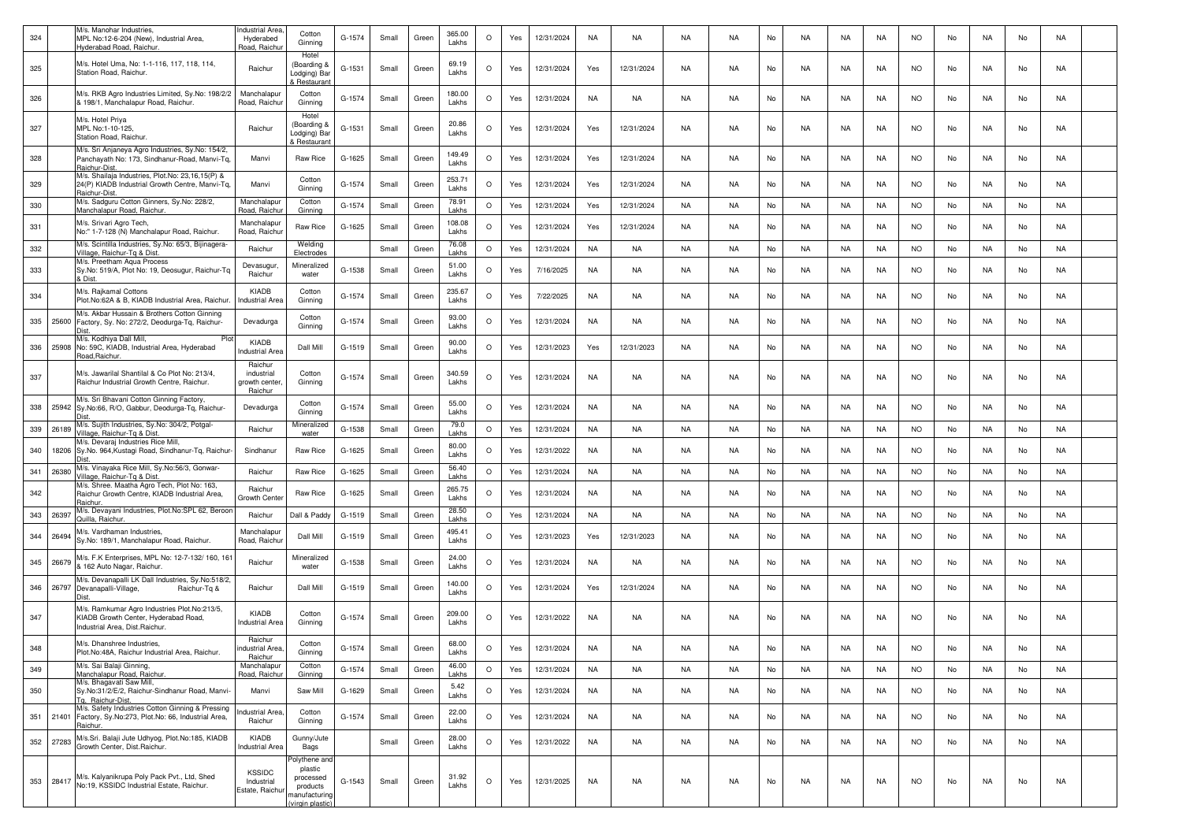| 324 | | M/s. Manohar Industries, MPL No:12-6-204 (New), Industrial Area, Hyderabad Road, Raichur. | Industrial Area, Hyderabed Road, Raichur | Cotton Ginning | G-1574 | Small | Green | 365.00 Lakhs | O | Yes | 12/31/2024 | NA | NA | NA | NA | No | NA | NA | NA | NO | No | NA | No | NA | |
|---|---|---|---|---|---|---|---|---|---|---|---|---|---|---|---|---|---|---|---|---|---|---|---|---|---|
| 325 | | M/s. Hotel Uma, No: 1-1-116, 117, 118, 114, Station Road, Raichur. | Raichur | Hotel (Boarding & Lodging) Bar & Restaurant | G-1531 | Small | Green | 69.19 Lakhs | O | Yes | 12/31/2024 | Yes | 12/31/2024 | NA | NA | No | NA | NA | NA | NO | No | NA | No | NA | |
| 326 | | M/s. RKB Agro Industries Limited, Sy.No: 198/2/2 & 198/1, Manchalapur Road, Raichur. | Manchalapur Road, Raichur | Cotton Ginning | G-1574 | Small | Green | 180.00 Lakhs | O | Yes | 12/31/2024 | NA | NA | NA | NA | No | NA | NA | NA | NO | No | NA | No | NA | |
| 327 | | M/s. Hotel Priya MPL No:1-10-125, Station Road, Raichur. | Raichur | Hotel (Boarding & Lodging) Bar & Restaurant | G-1531 | Small | Green | 20.86 Lakhs | O | Yes | 12/31/2024 | Yes | 12/31/2024 | NA | NA | No | NA | NA | NA | NO | No | NA | No | NA | |
| 328 | | M/s. Sri Anjaneya Agro Industries, Sy.No: 154/2, Panchayath No: 173, Sindhanur-Road, Manvi-Tq, Raichur-Dist. | Manvi | Raw Rice | G-1625 | Small | Green | 149.49 Lakhs | O | Yes | 12/31/2024 | Yes | 12/31/2024 | NA | NA | No | NA | NA | NA | NO | No | NA | No | NA | |
| 329 | | M/s. Shailaja Industries, Plot.No: 23,16,15(P) & 24(P) KIADB Industrial Growth Centre, Manvi-Tq, Raichur-Dist. | Manvi | Cotton Ginning | G-1574 | Small | Green | 253.71 Lakhs | O | Yes | 12/31/2024 | Yes | 12/31/2024 | NA | NA | No | NA | NA | NA | NO | No | NA | No | NA | |
| 330 | | M/s. Sadguru Cotton Ginners, Sy.No: 228/2, Manchalapur Road, Raichur. | Manchalapur Road, Raichur | Cotton Ginning | G-1574 | Small | Green | 78.91 Lakhs | O | Yes | 12/31/2024 | Yes | 12/31/2024 | NA | NA | No | NA | NA | NA | NO | No | NA | No | NA | |
| 331 | | M/s. Srivari Agro Tech, No:" 1-7-128 (N) Manchalapur Road, Raichur. | Manchalapur Road, Raichur | Raw Rice | G-1625 | Small | Green | 108.08 Lakhs | O | Yes | 12/31/2024 | Yes | 12/31/2024 | NA | NA | No | NA | NA | NA | NO | No | NA | No | NA | |
| 332 | | M/s. Scintilla Industries, Sy.No: 65/3, Bijinagera-Village, Raichur-Tq & Dist. | Raichur | Welding Electrodes | | Small | Green | 76.08 Lakhs | O | Yes | 12/31/2024 | NA | NA | NA | NA | No | NA | NA | NA | NO | No | NA | No | NA | |
| 333 | | M/s. Preetham Aqua Process Sy.No: 519/A, Plot No: 19, Deosugur, Raichur-Tq & Dist. | Devasugur, Raichur | Mineralized water | G-1538 | Small | Green | 51.00 Lakhs | O | Yes | 7/16/2025 | NA | NA | NA | NA | No | NA | NA | NA | NO | No | NA | No | NA | |
| 334 | | M/s. Rajkamal Cottons Plot.No:62A & B, KIADB Industrial Area, Raichur. | KIADB Industrial Area | Cotton Ginning | G-1574 | Small | Green | 235.67 Lakhs | O | Yes | 7/22/2025 | NA | NA | NA | NA | No | NA | NA | NA | NO | No | NA | No | NA | |
| 335 | 25600 | M/s. Akbar Hussain & Brothers Cotton Ginning Factory, Sy. No: 272/2, Deodurga-Tq, Raichur-Dist. | Devadurga | Cotton Ginning | G-1574 | Small | Green | 93.00 Lakhs | O | Yes | 12/31/2024 | NA | NA | NA | NA | No | NA | NA | NA | NO | No | NA | No | NA | |
| 336 | 25908 | M/s. Kodhiya Dall Mill, Plot No: 59C, KIADB, Industrial Area, Hyderabad Road,Raichur. | KIADB Industrial Area | Dall Mill | G-1519 | Small | Green | 90.00 Lakhs | O | Yes | 12/31/2023 | Yes | 12/31/2023 | NA | NA | No | NA | NA | NA | NO | No | NA | No | NA | |
| 337 | | M/s. Jawarilal Shantilal & Co Plot No: 213/4, Raichur Industrial Growth Centre, Raichur. | Raichur industrial growth center, Raichur | Cotton Ginning | G-1574 | Small | Green | 340.59 Lakhs | O | Yes | 12/31/2024 | NA | NA | NA | NA | No | NA | NA | NA | NO | No | NA | No | NA | |
| 338 | 25942 | M/s. Sri Bhavani Cotton Ginning Factory, Sy.No:66, R/O, Gabbur, Deodurga-Tq, Raichur-Dist. | Devadurga | Cotton Ginning | G-1574 | Small | Green | 55.00 Lakhs | O | Yes | 12/31/2024 | NA | NA | NA | NA | No | NA | NA | NA | NO | No | NA | No | NA | |
| 339 | 26189 | M/s. Sujith Industries, Sy.No: 304/2, Potgal-Village, Raichur-Tq & Dist. | Raichur | Mineralized water | G-1538 | Small | Green | 79.0 Lakhs | O | Yes | 12/31/2024 | NA | NA | NA | NA | No | NA | NA | NA | NO | No | NA | No | NA | |
| 340 | 18206 | M/s. Devaraj Industries Rice Mill, Sy.No. 964,Kustagi Road, Sindhanur-Tq, Raichur-Dist. | Sindhanur | Raw Rice | G-1625 | Small | Green | 80.00 Lakhs | O | Yes | 12/31/2022 | NA | NA | NA | NA | No | NA | NA | NA | NO | No | NA | No | NA | |
| 341 | 26380 | M/s. Vinayaka Rice Mill, Sy.No:56/3, Gonwar-Village, Raichur-Tq & Dist. | Raichur | Raw Rice | G-1625 | Small | Green | 56.40 Lakhs | O | Yes | 12/31/2024 | NA | NA | NA | NA | No | NA | NA | NA | NO | No | NA | No | NA | |
| 342 | | M/s. Shree. Maatha Agro Tech, Plot No: 163, Raichur Growth Centre, KIADB Industrial Area, Raichur. | Raichur Growth Center | Raw Rice | G-1625 | Small | Green | 265.75 Lakhs | O | Yes | 12/31/2024 | NA | NA | NA | NA | No | NA | NA | NA | NO | No | NA | No | NA | |
| 343 | 26397 | M/s. Devayani Industries, Plot.No:SPL 62, Beroon Quilla, Raichur. | Raichur | Dall & Paddy | G-1519 | Small | Green | 28.50 Lakhs | O | Yes | 12/31/2024 | NA | NA | NA | NA | No | NA | NA | NA | NO | No | NA | No | NA | |
| 344 | 26494 | M/s. Vardhaman Industries, Sy.No: 189/1, Manchalapur Road, Raichur. | Manchalapur Road, Raichur | Dall Mill | G-1519 | Small | Green | 495.41 Lakhs | O | Yes | 12/31/2023 | Yes | 12/31/2023 | NA | NA | No | NA | NA | NA | NO | No | NA | No | NA | |
| 345 | 26679 | M/s. F.K Enterprises, MPL No: 12-7-132/ 160, 161 & 162 Auto Nagar, Raichur. | Raichur | Mineralized water | G-1538 | Small | Green | 24.00 Lakhs | O | Yes | 12/31/2024 | NA | NA | NA | NA | No | NA | NA | NA | NO | No | NA | No | NA | |
| 346 | 26797 | M/s. Devanapalli LK Dall Industries, Sy.No:518/2, Devanapalli-Village, Raichur-Tq & Dist. | Raichur | Dall Mill | G-1519 | Small | Green | 140.00 Lakhs | O | Yes | 12/31/2024 | Yes | 12/31/2024 | NA | NA | No | NA | NA | NA | NO | No | NA | No | NA | |
| 347 | | M/s. Ramkumar Agro Industries Plot.No:213/5, KIADB Growth Center, Hyderabad Road, Industrial Area, Dist.Raichur. | KIADB Industrial Area | Cotton Ginning | G-1574 | Small | Green | 209.00 Lakhs | O | Yes | 12/31/2022 | NA | NA | NA | NA | No | NA | NA | NA | NO | No | NA | No | NA | |
| 348 | | M/s. Dhanshree Industries, Plot.No:48A, Raichur Industrial Area, Raichur. | Raichur industrial Area, Raichur | Cotton Ginning | G-1574 | Small | Green | 68.00 Lakhs | O | Yes | 12/31/2024 | NA | NA | NA | NA | No | NA | NA | NA | NO | No | NA | No | NA | |
| 349 | | M/s. Sai Balaji Ginning, Manchalapur Road, Raichur. | Manchalapur Road, Raichur | Cotton Ginning | G-1574 | Small | Green | 46.00 Lakhs | O | Yes | 12/31/2024 | NA | NA | NA | NA | No | NA | NA | NA | NO | No | NA | No | NA | |
| 350 | | M/s. Bhagavati Saw Mill, Sy.No:31/2/E/2, Raichur-Sindhanur Road, Manvi-Tq, Raichur-Dist. | Manvi | Saw Mill | G-1629 | Small | Green | 5.42 Lakhs | O | Yes | 12/31/2024 | NA | NA | NA | NA | No | NA | NA | NA | NO | No | NA | No | NA | |
| 351 | 21401 | M/s. Safety Industries Cotton Ginning & Pressing Factory, Sy.No:273, Plot.No: 66, Industrial Area, Raichur. | Industrial Area, Raichur | Cotton Ginning | G-1574 | Small | Green | 22.00 Lakhs | O | Yes | 12/31/2024 | NA | NA | NA | NA | No | NA | NA | NA | NO | No | NA | No | NA | |
| 352 | 27283 | M/s.Sri. Balaji Jute Udhyog, Plot.No:185, KIADB Growth Center, Dist.Raichur. | KIADB Industrial Area | Gunny/Jute Bags | | Small | Green | 28.00 Lakhs | O | Yes | 12/31/2022 | NA | NA | NA | NA | No | NA | NA | NA | NO | No | NA | No | NA | |
| 353 | 28417 | M/s. Kalyanikrupa Poly Pack Pvt., Ltd, Shed No:19, KSSIDC Industrial Estate, Raichur. | KSSIDC Industrial Estate, Raichur | Polythene and plastic processed products manufacturing (virgin plastic) | G-1543 | Small | Green | 31.92 Lakhs | O | Yes | 12/31/2025 | NA | NA | NA | NA | No | NA | NA | NA | NO | No | NA | No | NA | |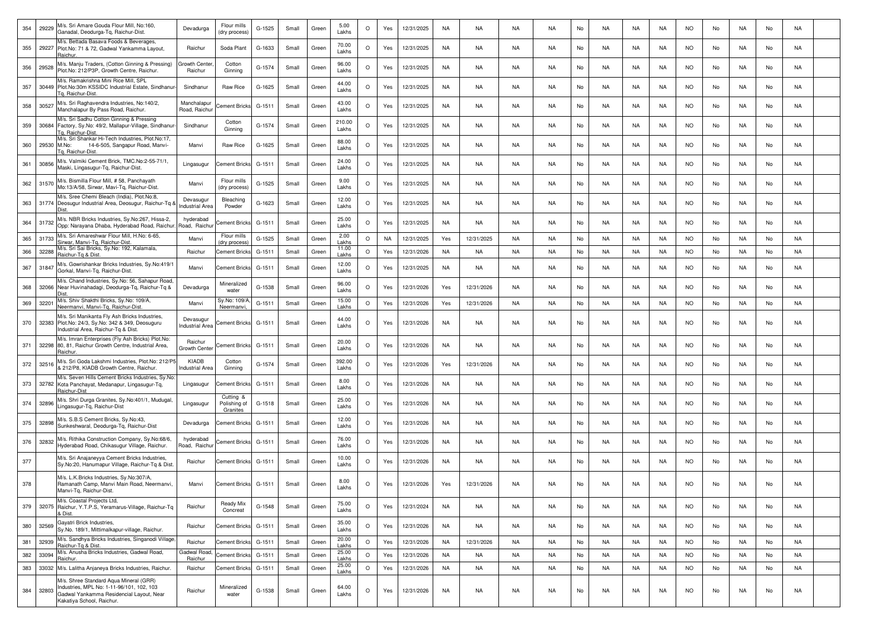| 354 | 29229 | M/s. Sri Amare Gouda Flour Mill, No:160, Ganadal, Deodurga-Tq, Raichur-Dist. | Devadurga | Flour mills (dry process) | G-1525 | Small | Green | 5.00 Lakhs | O | Yes | 12/31/2025 | NA | NA | NA | NA | No | NA | NA | NA | NO | No | NA | No | NA | |
|---|---|---|---|---|---|---|---|---|---|---|---|---|---|---|---|---|---|---|---|---|---|---|---|---|---|
| 355 | 29227 | M/s. Bettada Basava Foods & Beverages, Plot.No: 71 & 72, Gadwal Yankamma Layout, Raichur. | Raichur | Soda Plant | G-1633 | Small | Green | 70.00 Lakhs | O | Yes | 12/31/2025 | NA | NA | NA | NA | No | NA | NA | NA | NO | No | NA | No | NA | |
| 356 | 29528 | M/s. Manju Traders, (Cotton Ginning & Pressing) Plot.No: 212/P3P, Growth Centre, Raichur. | Growth Center, Raichur | Cotton Ginning | G-1574 | Small | Green | 96.00 Lakhs | O | Yes | 12/31/2025 | NA | NA | NA | NA | No | NA | NA | NA | NO | No | NA | No | NA | |
| 357 | 30449 | M/s. Ramakrishna Mini Rice Mill, SPL Plot.No:30m KSSIDC Industrial Estate, Sindhanur-Tq, Raichur-Dist. | Sindhanur | Raw Rice | G-1625 | Small | Green | 44.00 Lakhs | O | Yes | 12/31/2025 | NA | NA | NA | NA | No | NA | NA | NA | NO | No | NA | No | NA | |
| 358 | 30527 | M/s. Sri Raghavendra Industries, No:140/2, Manchalapur By Pass Road, Raichur. | Manchalapur Road, Raichur | Cement Bricks | G-1511 | Small | Green | 43.00 Lakhs | O | Yes | 12/31/2025 | NA | NA | NA | NA | No | NA | NA | NA | NO | No | NA | No | NA | |
| 359 | 30684 | M/s. Sri Sadhu Cotton Ginning & Pressing Factory, Sy.No: 49/2, Mallapur-Village, Sindhanur-Tq, Raichur-Dist. | Sindhanur | Cotton Ginning | G-1574 | Small | Green | 210.00 Lakhs | O | Yes | 12/31/2025 | NA | NA | NA | NA | No | NA | NA | NA | NO | No | NA | No | NA | |
| 360 | 29530 | M/s. Sri Shankar Hi-Tech Industries, Plot.No:17, M.No: 14-6-505, Sangapur Road, Manvi-Tq, Raichur-Dist. | Manvi | Raw Rice | G-1625 | Small | Green | 88.00 Lakhs | O | Yes | 12/31/2025 | NA | NA | NA | NA | No | NA | NA | NA | NO | No | NA | No | NA | |
| 361 | 30856 | M/s. Valmiki Cement Brick, TMC.No:2-55-71/1, Maski, Lingasugur-Tq, Raichur-Dist. | Lingasugur | Cement Bricks | G-1511 | Small | Green | 24.00 Lakhs | O | Yes | 12/31/2025 | NA | NA | NA | NA | No | NA | NA | NA | NO | No | NA | No | NA | |
| 362 | 31570 | M/s. Bismilla Flour Mill, # 58, Panchayath Mo:13/A/58, Sirwar, Mavi-Tq, Raichur-Dist. | Manvi | Flour mills (dry process) | G-1525 | Small | Green | 9.00 Lakhs | O | Yes | 12/31/2025 | NA | NA | NA | NA | No | NA | NA | NA | NO | No | NA | No | NA | |
| 363 | 31774 | M/s. Sree Chemi Bleach (India), Plot.No:8, Deosugur Industrial Area, Deosugur, Raichur-Tq & Dist. | Devasugur Industrial Area | Bleaching Powder | G-1623 | Small | Green | 12.00 Lakhs | O | Yes | 12/31/2025 | NA | NA | NA | NA | No | NA | NA | NA | NO | No | NA | No | NA | |
| 364 | 31732 | M/s. NBR Bricks Industries, Sy.No:267, Hissa-2, Opp: Narayana Dhaba, Hyderabad Road, Raichur. | hyderabad Road, Raichur | Cement Bricks | G-1511 | Small | Green | 25.00 Lakhs | O | Yes | 12/31/2025 | NA | NA | NA | NA | No | NA | NA | NA | NO | No | NA | No | NA | |
| 365 | 31733 | M/s. Sri Amareshwar Flour Mill, H.No: 6-65, Sirwar, Manvi-Tq, Raichur-Dist. | Manvi | Flour mills (dry process) | G-1525 | Small | Green | 2.00 Lakhs | O | NA | 12/31/2025 | Yes | 12/31/2025 | NA | NA | No | NA | NA | NA | NO | No | NA | No | NA | |
| 366 | 32288 | M/s. Sri Sai Bricks, Sy.No: 192, Kalamala, Raichur-Tq & Dist. | Raichur | Cement Bricks | G-1511 | Small | Green | 11.00 Lakhs | O | Yes | 12/31/2026 | NA | NA | NA | NA | No | NA | NA | NA | NO | No | NA | No | NA | |
| 367 | 31847 | M/s. Gowrishankar Bricks Industries, Sy.No:419/1 Gorkal, Manvi-Tq, Raichur-Dist. | Manvi | Cement Bricks | G-1511 | Small | Green | 12.00 Lakhs | O | Yes | 12/31/2025 | NA | NA | NA | NA | No | NA | NA | NA | NO | No | NA | No | NA | |
| 368 | 32066 | M/s. Chand Industries, Sy.No: 56, Sahapur Road, Near Huvinahadagi, Deodurga-Tq, Raichur-Tq & Dist. | Devadurga | Mineralized water | G-1538 | Small | Green | 96.00 Lakhs | O | Yes | 12/31/2026 | Yes | 12/31/2026 | NA | NA | No | NA | NA | NA | NO | No | NA | No | NA | |
| 369 | 32201 | M/s. Shiv Shakthi Bricks, Sy.No: 109/A, Neermanvi, Manvi-Tq, Raichur-Dist. | Manvi | Sy.No: 109/A, Neermanvi, | G-1511 | Small | Green | 15.00 Lakhs | O | Yes | 12/31/2026 | Yes | 12/31/2026 | NA | NA | No | NA | NA | NA | NO | No | NA | No | NA | |
| 370 | 32383 | M/s. Sri Manikanta Fly Ash Bricks Industries, Plot.No: 24/3, Sy.No: 342 & 349, Deosuguru Industrial Area, Raichur-Tq & Dist. | Devasugur Industrial Area | Cement Bricks | G-1511 | Small | Green | 44.00 Lakhs | O | Yes | 12/31/2026 | NA | NA | NA | NA | No | NA | NA | NA | NO | No | NA | No | NA | |
| 371 | 32298 | M/s. Imran Enterprises (Fly Ash Bricks) Plot.No: 80, 81, Raichur Growth Centre, Industrial Area, Raichur. | Raichur Growth Center | Cement Bricks | G-1511 | Small | Green | 20.00 Lakhs | O | Yes | 12/31/2026 | NA | NA | NA | NA | No | NA | NA | NA | NO | No | NA | No | NA | |
| 372 | 32516 | M/s. Sri Goda Lakshmi Industries, Plot.No: 212/P5 & 212/P8, KIADB Growth Centre, Raichur. | KIADB Industrial Area | Cotton Ginning | G-1574 | Small | Green | 392.00 Lakhs | O | Yes | 12/31/2026 | Yes | 12/31/2026 | NA | NA | No | NA | NA | NA | NO | No | NA | No | NA | |
| 373 | 32782 | M/s. Seven Hills Cement Bricks Industries, Sy.No: Kota Panchayat, Medanapur, Lingasugur-Tq, Raichur-Dist | Lingasugur | Cement Bricks | G-1511 | Small | Green | 8.00 Lakhs | O | Yes | 12/31/2026 | NA | NA | NA | NA | No | NA | NA | NA | NO | No | NA | No | NA | |
| 374 | 32896 | M/s. Shri Durga Granites, Sy.No:401/1, Mudugal, Lingasugur-Tq, Raichur-Dist | Lingasugur | Cutting & Polishing of Granites | G-1518 | Small | Green | 25.00 Lakhs | O | Yes | 12/31/2026 | NA | NA | NA | NA | No | NA | NA | NA | NO | No | NA | No | NA | |
| 375 | 32898 | M/s. S.B.S Cement Bricks, Sy.No:43, Sunkeshwaral, Deodurga-Tq, Raichur-Dist | Devadurga | Cement Bricks | G-1511 | Small | Green | 12.00 Lakhs | O | Yes | 12/31/2026 | NA | NA | NA | NA | No | NA | NA | NA | NO | No | NA | No | NA | |
| 376 | 32832 | M/s. Rithika Construction Company, Sy.No:68/6, Hyderabad Road, Chikasugur Village, Raichur. | hyderabad Road, Raichur | Cement Bricks | G-1511 | Small | Green | 76.00 Lakhs | O | Yes | 12/31/2026 | NA | NA | NA | NA | No | NA | NA | NA | NO | No | NA | No | NA | |
| 377 | | M/s. Sri Anajaneyya Cement Bricks Industries, Sy.No:20, Hanumapur Village, Raichur-Tq & Dist. | Raichur | Cement Bricks | G-1511 | Small | Green | 10.00 Lakhs | O | Yes | 12/31/2026 | NA | NA | NA | NA | No | NA | NA | NA | NO | No | NA | No | NA | |
| 378 | | M/s. L.K.Bricks Industries, Sy.No:307/A, Ramanath Camp, Manvi Main Road, Neermanvi, Manvi-Tq, Raichur-Dist. | Manvi | Cement Bricks | G-1511 | Small | Green | 8.00 Lakhs | O | Yes | 12/31/2026 | Yes | 12/31/2026 | NA | NA | No | NA | NA | NA | NO | No | NA | No | NA | |
| 379 | 32075 | M/s. Coastal Projects Ltd, Raichur, Y.T.P.S, Yeramarus-Village, Raichur-Tq & Dist. | Raichur | Ready Mix Concreat | G-1548 | Small | Green | 75.00 Lakhs | O | Yes | 12/31/2024 | NA | NA | NA | NA | No | NA | NA | NA | NO | No | NA | No | NA | |
| 380 | 32569 | Gayatri Brick Industries, Sy.No. 189/1, Mittimalkapur-village, Raichur. | Raichur | Cement Bricks | G-1511 | Small | Green | 35.00 Lakhs | O | Yes | 12/31/2026 | NA | NA | NA | NA | No | NA | NA | NA | NO | No | NA | No | NA | |
| 381 | 32939 | M/s. Sandhya Bricks Industries, Singanodi Village, Raichur-Tq & Dist. | Raichur | Cement Bricks | G-1511 | Small | Green | 20.00 Lakhs | O | Yes | 12/31/2026 | NA | 12/31/2026 | NA | NA | No | NA | NA | NA | NO | No | NA | No | NA | |
| 382 | 33094 | M/s. Anusha Bricks Industries, Gadwal Road, Raichur. | Gadwal Road, Raichur | Cement Bricks | G-1511 | Small | Green | 25.00 Lakhs | O | Yes | 12/31/2026 | NA | NA | NA | NA | No | NA | NA | NA | NO | No | NA | No | NA | |
| 383 | 33032 | M/s. Lalitha Anjaneya Bricks Industries, Raichur. | Raichur | Cement Bricks | G-1511 | Small | Green | 25.00 Lakhs | O | Yes | 12/31/2026 | NA | NA | NA | NA | No | NA | NA | NA | NO | No | NA | No | NA | |
| 384 | 32803 | M/s. Shree Standard Aqua Mineral (GRR) Industries, MPL No: 1-11-96/101, 102, 103 Gadwal Yankamma Residencial Layout, Near Kakatiya School, Raichur. | Raichur | Mineralized water | G-1538 | Small | Green | 64.00 Lakhs | O | Yes | 12/31/2026 | NA | NA | NA | NA | No | NA | NA | NA | NO | No | NA | No | NA | |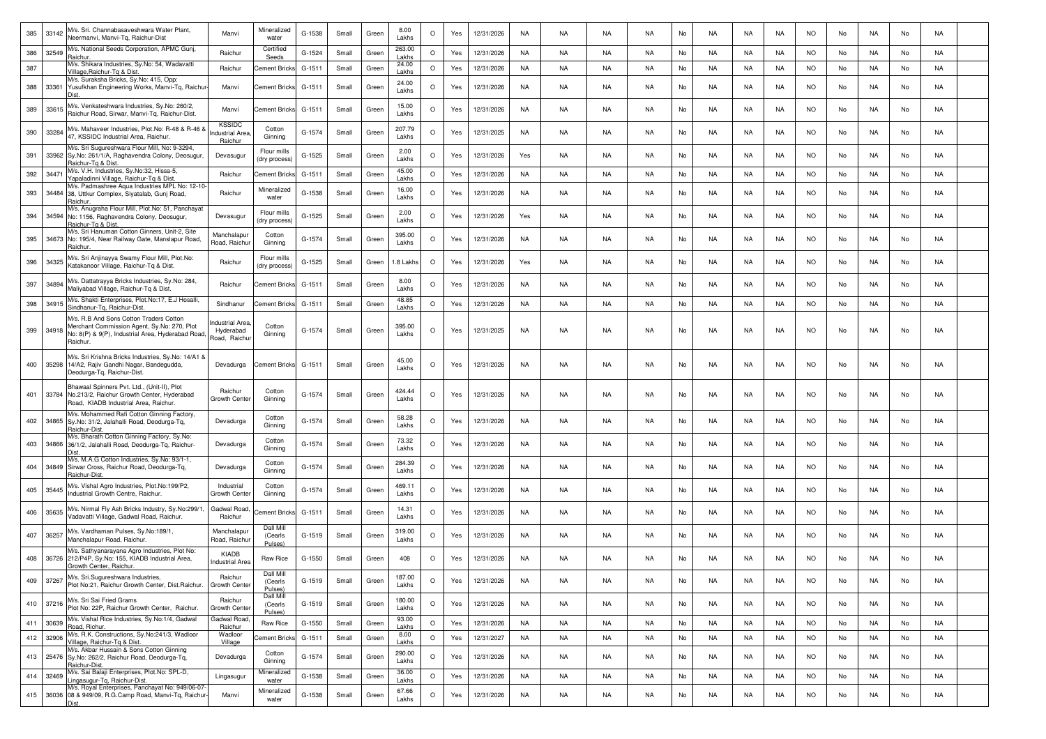| 385 | 33142 | M/s. Sri. Channabasaveshwara Water Plant, Neermanvi, Manvi-Tq, Raichur-Dist | Manvi | Mineralized water | G-1538 | Small | Green | 8.00 Lakhs | O | Yes | 12/31/2026 | NA | NA | NA | NA | No | NA | NA | NA | NO | No | NA | No | NA | |
|---|---|---|---|---|---|---|---|---|---|---|---|---|---|---|---|---|---|---|---|---|---|---|---|---|---|
| 386 | 32549 | M/s. National Seeds Corporation, APMC Gunj, Raichur. | Raichur | Certified Seeds | G-1524 | Small | Green | 263.00 Lakhs | O | Yes | 12/31/2026 | NA | NA | NA | NA | No | NA | NA | NA | NO | No | NA | No | NA | |
| 387 | | M/s. Shikara Industries, Sy.No: 54, Wadavatti Village,Raichur-Tq & Dist. | Raichur | Cement Bricks | G-1511 | Small | Green | 24.00 Lakhs | O | Yes | 12/31/2026 | NA | NA | NA | NA | No | NA | NA | NA | NO | No | NA | No | NA | |
| 388 | 33361 | M/s. Suraksha Bricks, Sy.No: 415, Opp: Yusufkhan Engineering Works, Manvi-Tq, Raichur-Dist. | Manvi | Cement Bricks | G-1511 | Small | Green | 24.00 Lakhs | O | Yes | 12/31/2026 | NA | NA | NA | NA | No | NA | NA | NA | NO | No | NA | No | NA | |
| 389 | 33615 | M/s. Venkateshwara Industries, Sy.No: 260/2, Raichur Road, Sirwar, Manvi-Tq, Raichur-Dist. | Manvi | Cement Bricks | G-1511 | Small | Green | 15.00 Lakhs | O | Yes | 12/31/2026 | NA | NA | NA | NA | No | NA | NA | NA | NO | No | NA | No | NA | |
| 390 | 33284 | M/s. Mahaveer Industries, Plot.No: R-48 & R-46 & 47, KSSIDC Industrial Area, Raichur. | KSSIDC Industrial Area, Raichur | Cotton Ginning | G-1574 | Small | Green | 207.79 Lakhs | O | Yes | 12/31/2025 | NA | NA | NA | NA | No | NA | NA | NA | NO | No | NA | No | NA | |
| 391 | 33962 | M/s. Sri Sugureshwara Flour Mill, No: 9-3294, Sy.No: 261/1/A, Raghavendra Colony, Deosugur, Raichur-Tq & Dist. | Devasugur | Flour mills (dry process) | G-1525 | Small | Green | 2.00 Lakhs | O | Yes | 12/31/2026 | Yes | NA | NA | NA | No | NA | NA | NA | NO | No | NA | No | NA | |
| 392 | 34471 | M/s. V.H. Industries, Sy.No:32, Hissa-5, Yapaladinni Village, Raichur-Tq & Dist. | Raichur | Cement Bricks | G-1511 | Small | Green | 45.00 Lakhs | O | Yes | 12/31/2026 | NA | NA | NA | NA | No | NA | NA | NA | NO | No | NA | No | NA | |
| 393 | 34484 | M/s. Padmashree Aqua Industries MPL No: 12-10-38, Uttkur Complex, Siyatalab, Gunj Road, Raichur. | Raichur | Mineralized water | G-1538 | Small | Green | 16.00 Lakhs | O | Yes | 12/31/2026 | NA | NA | NA | NA | No | NA | NA | NA | NO | No | NA | No | NA | |
| 394 | 34594 | M/s. Anugraha Flour Mill, Plot.No: 51, Panchayat No: 1156, Raghavendra Colony, Deosugur, Raichur-Tq & Dist. | Devasugur | Flour mills (dry process) | G-1525 | Small | Green | 2.00 Lakhs | O | Yes | 12/31/2026 | Yes | NA | NA | NA | No | NA | NA | NA | NO | No | NA | No | NA | |
| 395 | 34673 | M/s. Sri Hanuman Cotton Ginners, Unit-2, Site No: 195/4, Near Railway Gate, Manslapur Road, Raichur. | Manchalapur Road, Raichur | Cotton Ginning | G-1574 | Small | Green | 395.00 Lakhs | O | Yes | 12/31/2026 | NA | NA | NA | NA | No | NA | NA | NA | NO | No | NA | No | NA | |
| 396 | 34325 | M/s. Sri Anjinayya Swamy Flour Mill, Plot.No: Katakanoor Village, Raichur-Tq & Dist. | Raichur | Flour mills (dry process) | G-1525 | Small | Green | 1.8 Lakhs | O | Yes | 12/31/2026 | Yes | NA | NA | NA | No | NA | NA | NA | NO | No | NA | No | NA | |
| 397 | 34894 | M/s. Dattatrayya Bricks Industries, Sy.No: 284, Maliyabad Village, Raichur-Tq & Dist. | Raichur | Cement Bricks | G-1511 | Small | Green | 8.00 Lakhs | O | Yes | 12/31/2026 | NA | NA | NA | NA | No | NA | NA | NA | NO | No | NA | No | NA | |
| 398 | 34915 | M/s. Shakti Enterprises, Plot.No:17, E.J Hosalli, Sindhanur-Tq, Raichur-Dist. | Sindhanur | Cement Bricks | G-1511 | Small | Green | 48.85 Lakhs | O | Yes | 12/31/2026 | NA | NA | NA | NA | No | NA | NA | NA | NO | No | NA | No | NA | |
| 399 | 34918 | M/s. R.B And Sons Cotton Traders Cotton Merchant Commission Agent, Sy.No: 270, Plot No: 8(P) & 9(P), Industrial Area, Hyderabad Road, Raichur. | Industrial Area, Hyderabad Road, Raichur | Cotton Ginning | G-1574 | Small | Green | 395.00 Lakhs | O | Yes | 12/31/2025 | NA | NA | NA | NA | No | NA | NA | NA | NO | No | NA | No | NA | |
| 400 | 35298 | M/s. Sri Krishna Bricks Industries, Sy.No: 14/A1 & 14/A2, Rajiv Gandhi Nagar, Bandegudda, Deodurga-Tq, Raichur-Dist. | Devadurga | Cement Bricks | G-1511 | Small | Green | 45.00 Lakhs | O | Yes | 12/31/2026 | NA | NA | NA | NA | No | NA | NA | NA | NO | No | NA | No | NA | |
| 401 | 33784 | Bhawaal Spinners Pvt. Ltd., (Unit-II), Plot No.213/2, Raichur Growth Center, Hyderabad Road, KIADB Industrial Area, Raichur. | Raichur Growth Center | Cotton Ginning | G-1574 | Small | Green | 424.44 Lakhs | O | Yes | 12/31/2026 | NA | NA | NA | NA | No | NA | NA | NA | NO | No | NA | No | NA | |
| 402 | 34865 | M/s. Mohammed Rafi Cotton Ginning Factory, Sy.No: 31/2, Jalahalli Road, Deodurga-Tq, Raichur-Dist. | Devadurga | Cotton Ginning | G-1574 | Small | Green | 58.28 Lakhs | O | Yes | 12/31/2026 | NA | NA | NA | NA | No | NA | NA | NA | NO | No | NA | No | NA | |
| 403 | 34866 | M/s. Bharath Cotton Ginning Factory, Sy.No: 36/1/2, Jalahalli Road, Deodurga-Tq, Raichur-Dist. | Devadurga | Cotton Ginning | G-1574 | Small | Green | 73.32 Lakhs | O | Yes | 12/31/2026 | NA | NA | NA | NA | No | NA | NA | NA | NO | No | NA | No | NA | |
| 404 | 34849 | M/s. M.A.G Cotton Industries, Sy.No: 93/1-1, Sirwar Cross, Raichur Road, Deodurga-Tq, Raichur-Dist. | Devadurga | Cotton Ginning | G-1574 | Small | Green | 284.39 Lakhs | O | Yes | 12/31/2026 | NA | NA | NA | NA | No | NA | NA | NA | NO | No | NA | No | NA | |
| 405 | 35445 | M/s. Vishal Agro Industries, Plot.No:199/P2, Industrial Growth Centre, Raichur. | Industrial Growth Center | Cotton Ginning | G-1574 | Small | Green | 469.11 Lakhs | O | Yes | 12/31/2026 | NA | NA | NA | NA | No | NA | NA | NA | NO | No | NA | No | NA | |
| 406 | 35635 | M/s. Nirmal Fly Ash Bricks Industry, Sy.No:299/1, Vadavatti Village, Gadwal Road, Raichur. | Gadwal Road, Raichur | Cement Bricks | G-1511 | Small | Green | 14.31 Lakhs | O | Yes | 12/31/2026 | NA | NA | NA | NA | No | NA | NA | NA | NO | No | NA | No | NA | |
| 407 | 36257 | M/s. Vardhaman Pulses, Sy.No:189/1, Manchalapur Road, Raichur. | Manchalapur Road, Raichur | Dall Mill (Cearls Pulses) | G-1519 | Small | Green | 319.00 Lakhs | O | Yes | 12/31/2026 | NA | NA | NA | NA | No | NA | NA | NA | NO | No | NA | No | NA | |
| 408 | 36726 | M/s. Sathyanarayana Agro Industries, Plot No: 212/P4P, Sy.No: 155, KIADB Industrial Area, Growth Center, Raichur. | KIADB Industrial Area | Raw Rice | G-1550 | Small | Green | 408 | O | Yes | 12/31/2026 | NA | NA | NA | NA | No | NA | NA | NA | NO | No | NA | No | NA | |
| 409 | 37267 | M/s. Sri.Sugureshwara Industries, Plot No:21, Raichur Growth Center, Dist.Raichur. | Raichur Growth Center | Dall Mill (Cearls Pulses) | G-1519 | Small | Green | 187.00 Lakhs | O | Yes | 12/31/2026 | NA | NA | NA | NA | No | NA | NA | NA | NO | No | NA | No | NA | |
| 410 | 37216 | M/s. Sri Sai Fried Grams Plot No: 22P, Raichur Growth Center, Raichur. | Raichur Growth Center | Dall Mill (Cearls Pulses) | G-1519 | Small | Green | 180.00 Lakhs | O | Yes | 12/31/2026 | NA | NA | NA | NA | No | NA | NA | NA | NO | No | NA | No | NA | |
| 411 | 30639 | M/s. Vishal Rice Industries, Sy.No:1/4, Gadwal Road, Richur. | Gadwal Road, Raichur | Raw Rice | G-1550 | Small | Green | 93.00 Lakhs | O | Yes | 12/31/2026 | NA | NA | NA | NA | No | NA | NA | NA | NO | No | NA | No | NA | |
| 412 | 32906 | M/s. R.K. Constructions, Sy.No:241/3, Wadloor Village, Raichur-Tq & Dist. | Wadloor Village | Cement Bricks | G-1511 | Small | Green | 8.00 Lakhs | O | Yes | 12/31/2027 | NA | NA | NA | NA | No | NA | NA | NA | NO | No | NA | No | NA | |
| 413 | 25476 | M/s. Akbar Hussain & Sons Cotton Ginning Sy.No: 262/2, Raichur Road, Deodurga-Tq, Raichur-Dist. | Devadurga | Cotton Ginning | G-1574 | Small | Green | 290.00 Lakhs | O | Yes | 12/31/2026 | NA | NA | NA | NA | No | NA | NA | NA | NO | No | NA | No | NA | |
| 414 | 32469 | M/s. Sai Balaji Enterprises, Plot.No: SPL-D, Lingasugur-Tq, Raichur-Dist. | Lingasugur | Mineralized water | G-1538 | Small | Green | 36.00 Lakhs | O | Yes | 12/31/2026 | NA | NA | NA | NA | No | NA | NA | NA | NO | No | NA | No | NA | |
| 415 | 36036 | M/s. Royal Enterprises, Panchayat No: 949/06-07-08 & 949/09, R.G.Camp Road, Manvi-Tq, Raichur-Dist. | Manvi | Mineralized water | G-1538 | Small | Green | 67.66 Lakhs | O | Yes | 12/31/2026 | NA | NA | NA | NA | No | NA | NA | NA | NO | No | NA | No | NA | |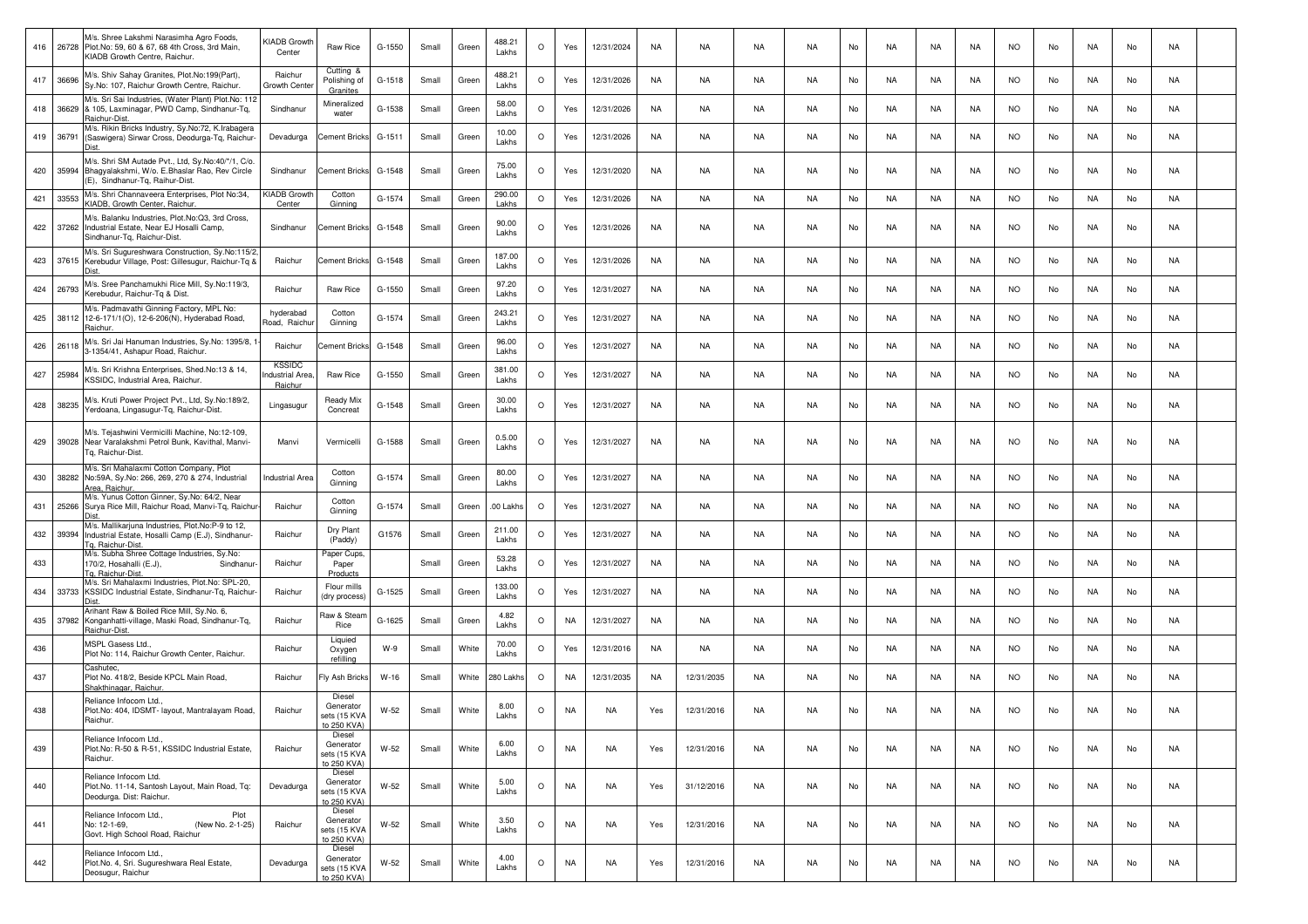| 416 | 26728 | M/s. Shree Lakshmi Narasimha Agro Foods, Plot.No: 59, 60 & 67, 68 4th Cross, 3rd Main, KIADB Growth Centre, Raichur. | KIADB Growth Center | Raw Rice | G-1550 | Small | Green | 488.21 Lakhs | O | Yes | 12/31/2024 | NA | NA | NA | NA | No | NA | NA | NA | NO | No | NA | No | NA | |
|---|---|---|---|---|---|---|---|---|---|---|---|---|---|---|---|---|---|---|---|---|---|---|---|---|---|
| 417 | 36696 | M/s. Shiv Sahay Granites, Plot.No:199(Part), Sy.No: 107, Raichur Growth Centre, Raichur. | Raichur Growth Center | Cutting & Polishing of Granites | G-1518 | Small | Green | 488.21 Lakhs | O | Yes | 12/31/2026 | NA | NA | NA | NA | No | NA | NA | NA | NO | No | NA | No | NA | |
| 418 | 36629 | M/s. Sri Sai Industries, (Water Plant) Plot.No: 112 & 105, Laxminagar, PWD Camp, Sindhanur-Tq, Raichur-Dist. | Sindhanur | Mineralized water | G-1538 | Small | Green | 58.00 Lakhs | O | Yes | 12/31/2026 | NA | NA | NA | NA | No | NA | NA | NA | NO | No | NA | No | NA | |
| 419 | 36791 | M/s. Rikin Bricks Industry, Sy.No:72, K.Irabagera (Saswigera) Sirwar Cross, Deodurga-Tq, Raichur-Dist. | Devadurga | Cement Bricks | G-1511 | Small | Green | 10.00 Lakhs | O | Yes | 12/31/2026 | NA | NA | NA | NA | No | NA | NA | NA | NO | No | NA | No | NA | |
| 420 | 35994 | M/s. Shri SM Autade Pvt., Ltd, Sy.No:40/*/1, C/o. Bhagyalakshmi, W/o. E.Bhaslar Rao, Rev Circle (E), Sindhanur-Tq, Raihur-Dist. | Sindhanur | Cement Bricks | G-1548 | Small | Green | 75.00 Lakhs | O | Yes | 12/31/2020 | NA | NA | NA | NA | No | NA | NA | NA | NO | No | NA | No | NA | |
| 421 | 33553 | M/s. Shri Channaveera Enterprises, Plot No:34, KIADB, Growth Center, Raichur. | KIADB Growth Center | Cotton Ginning | G-1574 | Small | Green | 290.00 Lakhs | O | Yes | 12/31/2026 | NA | NA | NA | NA | No | NA | NA | NA | NO | No | NA | No | NA | |
| 422 | 37262 | M/s. Balanku Industries, Plot.No:Q3, 3rd Cross, Industrial Estate, Near EJ Hosalli Camp, Sindhanur-Tq, Raichur-Dist. | Sindhanur | Cement Bricks | G-1548 | Small | Green | 90.00 Lakhs | O | Yes | 12/31/2026 | NA | NA | NA | NA | No | NA | NA | NA | NO | No | NA | No | NA | |
| 423 | 37615 | M/s. Sri Sugureshwara Construction, Sy.No:115/2, Kerebudur Village, Post: Gillesugur, Raichur-Tq & Dist. | Raichur | Cement Bricks | G-1548 | Small | Green | 187.00 Lakhs | O | Yes | 12/31/2026 | NA | NA | NA | NA | No | NA | NA | NA | NO | No | NA | No | NA | |
| 424 | 26793 | M/s. Sree Panchamukhi Rice Mill, Sy.No:119/3, Kerebudur, Raichur-Tq & Dist. | Raichur | Raw Rice | G-1550 | Small | Green | 97.20 Lakhs | O | Yes | 12/31/2027 | NA | NA | NA | NA | No | NA | NA | NA | NO | No | NA | No | NA | |
| 425 | 38112 | M/s. Padmavathi Ginning Factory, MPL No: 12-6-171/1(O), 12-6-206(N), Hyderabad Road, Raichur. | hyderabad Road, Raichur | Cotton Ginning | G-1574 | Small | Green | 243.21 Lakhs | O | Yes | 12/31/2027 | NA | NA | NA | NA | No | NA | NA | NA | NO | No | NA | No | NA | |
| 426 | 26118 | M/s. Sri Jai Hanuman Industries, Sy.No: 1395/8, 1-3-1354/41, Ashapur Road, Raichur. | Raichur | Cement Bricks | G-1548 | Small | Green | 96.00 Lakhs | O | Yes | 12/31/2027 | NA | NA | NA | NA | No | NA | NA | NA | NO | No | NA | No | NA | |
| 427 | 25984 | M/s. Sri Krishna Enterprises, Shed.No:13 & 14, KSSIDC, Industrial Area, Raichur. | KSSIDC Industrial Area, Raichur | Raw Rice | G-1550 | Small | Green | 381.00 Lakhs | O | Yes | 12/31/2027 | NA | NA | NA | NA | No | NA | NA | NA | NO | No | NA | No | NA | |
| 428 | 38235 | M/s. Kruti Power Project Pvt., Ltd, Sy.No:189/2, Yerdoana, Lingasugur-Tq, Raichur-Dist. | Lingasugur | Ready Mix Concreat | G-1548 | Small | Green | 30.00 Lakhs | O | Yes | 12/31/2027 | NA | NA | NA | NA | No | NA | NA | NA | NO | No | NA | No | NA | |
| 429 | 39028 | M/s. Tejashwini Vermicilli Machine, No:12-109, Near Varalakshmi Petrol Bunk, Kavithal, Manvi-Tq, Raichur-Dist. | Manvi | Vermicelli | G-1588 | Small | Green | 0.5.00 Lakhs | O | Yes | 12/31/2027 | NA | NA | NA | NA | No | NA | NA | NA | NO | No | NA | No | NA | |
| 430 | 38282 | M/s. Sri Mahalaxmi Cotton Company, Plot No:59A, Sy.No: 266, 269, 270 & 274, Industrial Area, Raichur. | Industrial Area | Cotton Ginning | G-1574 | Small | Green | 80.00 Lakhs | O | Yes | 12/31/2027 | NA | NA | NA | NA | No | NA | NA | NA | NO | No | NA | No | NA | |
| 431 | 25266 | M/s. Yunus Cotton Ginner, Sy.No: 64/2, Near Surya Rice Mill, Raichur Road, Manvi-Tq, Raichur-Dist. | Raichur | Cotton Ginning | G-1574 | Small | Green | .00 Lakhs | O | Yes | 12/31/2027 | NA | NA | NA | NA | No | NA | NA | NA | NO | No | NA | No | NA | |
| 432 | 39394 | M/s. Mallikarjuna Industries, Plot.No:P-9 to 12, Industrial Estate, Hosalli Camp (E.J), Sindhanur-Tq, Raichur-Dist. | Raichur | Dry Plant (Paddy) | G1576 | Small | Green | 211.00 Lakhs | O | Yes | 12/31/2027 | NA | NA | NA | NA | No | NA | NA | NA | NO | No | NA | No | NA | |
| 433 | | M/s. Subha Shree Cottage Industries, Sy.No: 170/2, Hosahalli (E.J), Sindhanur-Tq, Raichur-Dist. | Raichur | Paper Cups, Paper Products | | Small | Green | 53.28 Lakhs | O | Yes | 12/31/2027 | NA | NA | NA | NA | No | NA | NA | NA | NO | No | NA | No | NA | |
| 434 | 33733 | M/s. Sri Mahalaxmi Industries, Plot.No: SPL-20, KSSIDC Industrial Estate, Sindhanur-Tq, Raichur-Dist. | Raichur | Flour mills (dry process) | G-1525 | Small | Green | 133.00 Lakhs | O | Yes | 12/31/2027 | NA | NA | NA | NA | No | NA | NA | NA | NO | No | NA | No | NA | |
| 435 | 37982 | Arihant Raw & Boiled Rice Mill, Sy.No. 6, Konganhatti-village, Maski Road, Sindhanur-Tq, Raichur-Dist. | Raichur | Raw & Steam Rice | G-1625 | Small | Green | 4.82 Lakhs | O | NA | 12/31/2027 | NA | NA | NA | NA | No | NA | NA | NA | NO | No | NA | No | NA | |
| 436 | | MSPL Gasess Ltd., Plot No: 114, Raichur Growth Center, Raichur. | Raichur | Liquied Oxygen refilling | W-9 | Small | White | 70.00 Lakhs | O | Yes | 12/31/2016 | NA | NA | NA | NA | No | NA | NA | NA | NO | No | NA | No | NA | |
| 437 | | Cashutec, Plot No. 418/2, Beside KPCL Main Road, Shakthinagar, Raichur. | Raichur | Fly Ash Bricks | W-16 | Small | White | 280 Lakhs | O | NA | 12/31/2035 | NA | 12/31/2035 | NA | NA | No | NA | NA | NA | NO | No | NA | No | NA | |
| 438 | | Reliance Infocom Ltd., Plot.No: 404, IDSMT- layout, Mantralayam Road, Raichur. | Raichur | Diesel Generator sets (15 KVA to 250 KVA) | W-52 | Small | White | 8.00 Lakhs | O | NA | NA | Yes | 12/31/2016 | NA | NA | No | NA | NA | NA | NO | No | NA | No | NA | |
| 439 | | Reliance Infocom Ltd., Plot.No: R-50 & R-51, KSSIDC Industrial Estate, Raichur. | Raichur | Diesel Generator sets (15 KVA to 250 KVA) | W-52 | Small | White | 6.00 Lakhs | O | NA | NA | Yes | 12/31/2016 | NA | NA | No | NA | NA | NA | NO | No | NA | No | NA | |
| 440 | | Reliance Infocom Ltd. Plot.No. 11-14, Santosh Layout, Main Road, Tq: Deodurga. Dist: Raichur. | Devadurga | Diesel Generator sets (15 KVA to 250 KVA) | W-52 | Small | White | 5.00 Lakhs | O | NA | NA | Yes | 31/12/2016 | NA | NA | No | NA | NA | NA | NO | No | NA | No | NA | |
| 441 | | Reliance Infocom Ltd., Plot No: 12-1-69, (New No. 2-1-25) Govt. High School Road, Raichur | Raichur | Diesel Generator sets (15 KVA to 250 KVA) | W-52 | Small | White | 3.50 Lakhs | O | NA | NA | Yes | 12/31/2016 | NA | NA | No | NA | NA | NA | NO | No | NA | No | NA | |
| 442 | | Reliance Infocom Ltd., Plot.No. 4, Sri. Sugureshwara Real Estate, Deosugur, Raichur | Devadurga | Diesel Generator sets (15 KVA to 250 KVA) | W-52 | Small | White | 4.00 Lakhs | O | NA | NA | Yes | 12/31/2016 | NA | NA | No | NA | NA | NA | NO | No | NA | No | NA | |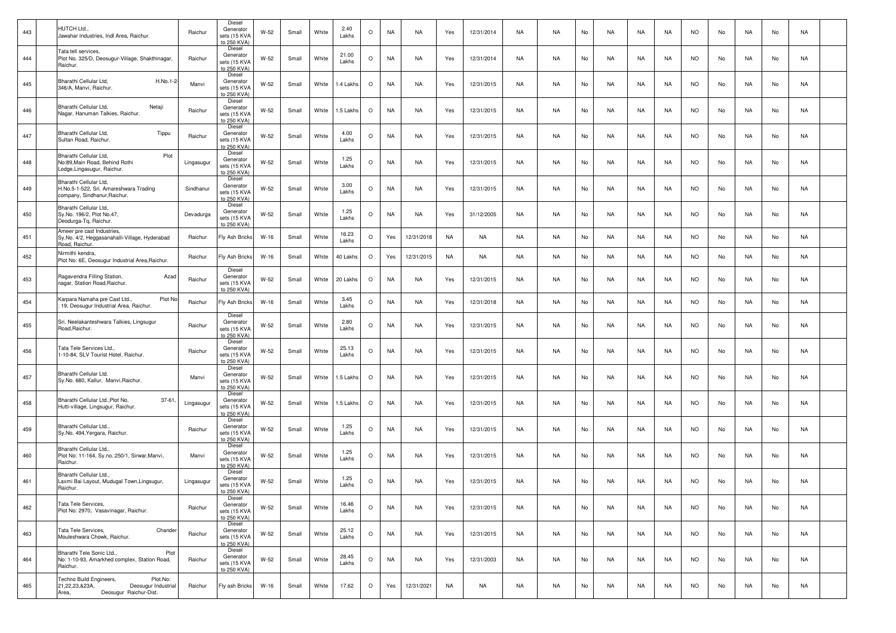| 443 | | HUTCH Ltd., Jawahar Industries, Indl Area, Raichur. | Raichur | Diesel Generator sets (15 KVA to 250 KVA) | W-52 | Small | White | 2.40 Lakhs | O | NA | NA | Yes | 12/31/2014 | NA | NA | No | NA | NA | NA | NO | No | NA | No | NA | |
|---|---|---|---|---|---|---|---|---|---|---|---|---|---|---|---|---|---|---|---|---|---|---|---|---|---|
| 444 | | Tata tell services, Plot No. 325/D, Deosugur-Village, Shakthinagar, Raichur. | Raichur | Diesel Generator sets (15 KVA to 250 KVA) | W-52 | Small | White | 21.00 Lakhs | O | NA | NA | Yes | 12/31/2014 | NA | NA | No | NA | NA | NA | NO | No | NA | No | NA | |
| 445 | | Bharathi Cellular Ltd, H.No.1-2-346/A, Manvi, Raichur. | Manvi | Diesel Generator sets (15 KVA to 250 KVA) | W-52 | Small | White | 1.4 Lakhs | O | NA | NA | Yes | 12/31/2015 | NA | NA | No | NA | NA | NA | NO | No | NA | No | NA | |
| 446 | | Bharathi Cellular Ltd, Netaji Nagar, Hanuman Talkies, Raichur. | Raichur | Diesel Generator sets (15 KVA to 250 KVA) | W-52 | Small | White | 1.5 Lakhs | O | NA | NA | Yes | 12/31/2015 | NA | NA | No | NA | NA | NA | NO | No | NA | No | NA | |
| 447 | | Bharathi Cellular Ltd, Tippu Sultan Road, Raichur. | Raichur | Diesel Generator sets (15 KVA to 250 KVA) | W-52 | Small | White | 4.00 Lakhs | O | NA | NA | Yes | 12/31/2015 | NA | NA | No | NA | NA | NA | NO | No | NA | No | NA | |
| 448 | | Bharathi Cellular Ltd, Plot No:89,Main Road, Behind Rothi Lodge,Lingasugur, Raichur. | Lingasugur | Diesel Generator sets (15 KVA to 250 KVA) | W-52 | Small | White | 1.25 Lakhs | O | NA | NA | Yes | 12/31/2015 | NA | NA | No | NA | NA | NA | NO | No | NA | No | NA | |
| 449 | | Bharathi Cellular Ltd, H.No.5-1-522, Sri. Amareshwara Trading company, Sindhanur,Raichur. | Sindhanur | Diesel Generator sets (15 KVA to 250 KVA) | W-52 | Small | White | 3.00 Lakhs | O | NA | NA | Yes | 12/31/2015 | NA | NA | No | NA | NA | NA | NO | No | NA | No | NA | |
| 450 | | Bharathi Cellular Ltd, Sy.No. 196/2, Plot No.47, Deodurga-Tq, Raichur. | Devadurga | Diesel Generator sets (15 KVA to 250 KVA) | W-52 | Small | White | 1.25 Lakhs | O | NA | NA | Yes | 31/12/2005 | NA | NA | No | NA | NA | NA | NO | No | NA | No | NA | |
| 451 | | Ameer pre cast Industries, Sy.No. 4/2, Heggasanahalli-Village, Hyderabad Road, Raichur. | Raichur | Fly Ash Bricks | W-16 | Small | White | 16.23 Lakhs | O | Yes | 12/31/2018 | NA | NA | NA | NA | No | NA | NA | NA | NO | No | NA | No | NA | |
| 452 | | Nirmithi kendra, Plot No: 6E, Deosugur Industrial Area,Raichur. | Raichur | Fly Ash Bricks | W-16 | Small | White | 40 Lakhs | O | Yes | 12/31/2015 | NA | NA | NA | NA | No | NA | NA | NA | NO | No | NA | No | NA | |
| 453 | | Ragavendra Filling Station, Azad nagar, Station Road,Raichur. | Raichur | Diesel Generator sets (15 KVA to 250 KVA) | W-52 | Small | White | 20 Lakhs | O | NA | NA | Yes | 12/31/2015 | NA | NA | No | NA | NA | NA | NO | No | NA | No | NA | |
| 454 | | Karpara Namaha pre Cast Ltd., Plot No : 19, Deosugur Industrial Area, Raichur. | Raichur | Fly Ash Bricks | W-16 | Small | White | 3.45 Lakhs | O | NA | NA | Yes | 12/31/2018 | NA | NA | No | NA | NA | NA | NO | No | NA | No | NA | |
| 455 | | Sri. Neelakanteshwara Talkies, Lingsugur Road,Raichur. | Raichur | Diesel Generator sets (15 KVA to 250 KVA) | W-52 | Small | White | 2.80 Lakhs | O | NA | NA | Yes | 12/31/2015 | NA | NA | No | NA | NA | NA | NO | No | NA | No | NA | |
| 456 | | Tata Tele Services Ltd., 1-10-84, SLV Tourist Hotel, Raichur. | Raichur | Diesel Generator sets (15 KVA to 250 KVA) | W-52 | Small | White | 25.13 Lakhs | O | NA | NA | Yes | 12/31/2015 | NA | NA | No | NA | NA | NA | NO | No | NA | No | NA | |
| 457 | | Bharathi Cellular Ltd. Sy.No. 680, Kallur, Manvi,Raichur. | Manvi | Diesel Generator sets (15 KVA to 250 KVA) | W-52 | Small | White | 1.5 Lakhs | O | NA | NA | Yes | 12/31/2015 | NA | NA | No | NA | NA | NA | NO | No | NA | No | NA | |
| 458 | | Bharathi Cellular Ltd.,Plot No. 37-61, Hutti-village, Lingsugur, Raichur. | Lingasugur | Diesel Generator sets (15 KVA to 250 KVA) | W-52 | Small | White | 1.5 Lakhs | O | NA | NA | Yes | 12/31/2015 | NA | NA | No | NA | NA | NA | NO | No | NA | No | NA | |
| 459 | | Bharathi Cellular Ltd., Sy.No. 494,Yergara, Raichur. | Raichur | Diesel Generator sets (15 KVA to 250 KVA) | W-52 | Small | White | 1.25 Lakhs | O | NA | NA | Yes | 12/31/2015 | NA | NA | No | NA | NA | NA | NO | No | NA | No | NA | |
| 460 | | Bharathi Cellular Ltd., Plot No: 11-164, Sy.no.:250/1, Sirwar,Manvi, Raichur. | Manvi | Diesel Generator sets (15 KVA to 250 KVA) | W-52 | Small | White | 1.25 Lakhs | O | NA | NA | Yes | 12/31/2015 | NA | NA | No | NA | NA | NA | NO | No | NA | No | NA | |
| 461 | | Bharathi Cellular Ltd., Laxmi Bai Layout, Mudugal Town,Lingsugur, Raichur. | Lingasugur | Diesel Generator sets (15 KVA to 250 KVA) | W-52 | Small | White | 1.25 Lakhs | O | NA | NA | Yes | 12/31/2015 | NA | NA | No | NA | NA | NA | NO | No | NA | No | NA | |
| 462 | | Tata Tele Services, Plot No: 2970, Vasavinagar, Raichur. | Raichur | Diesel Generator sets (15 KVA to 250 KVA) | W-52 | Small | White | 16.46 Lakhs | O | NA | NA | Yes | 12/31/2015 | NA | NA | No | NA | NA | NA | NO | No | NA | No | NA | |
| 463 | | Tata Tele Services, Chander Mouleshwara Chowk, Raichur. | Raichur | Diesel Generator sets (15 KVA to 250 KVA) | W-52 | Small | White | 25.12 Lakhs | O | NA | NA | Yes | 12/31/2015 | NA | NA | No | NA | NA | NA | NO | No | NA | No | NA | |
| 464 | | Bharathi Tele Sonic Ltd., Plot No: 1-10-93, Amarkhed complex, Station Road, Raichur. | Raichur | Diesel Generator sets (15 KVA to 250 KVA) | W-52 | Small | White | 28.45 Lakhs | O | NA | NA | Yes | 12/31/2003 | NA | NA | No | NA | NA | NA | NO | No | NA | No | NA | |
| 465 | | Techno Build Engineers, Plot.No: 21,22,23,&23A, Deosugur Industrial Area, Deosugur Raichur-Dist. | Raichur | Fly ash Bricks | W-16 | Small | White | 17.62 | O | Yes | 12/31/2021 | NA | NA | NA | NA | No | NA | NA | NA | NO | No | NA | No | NA | |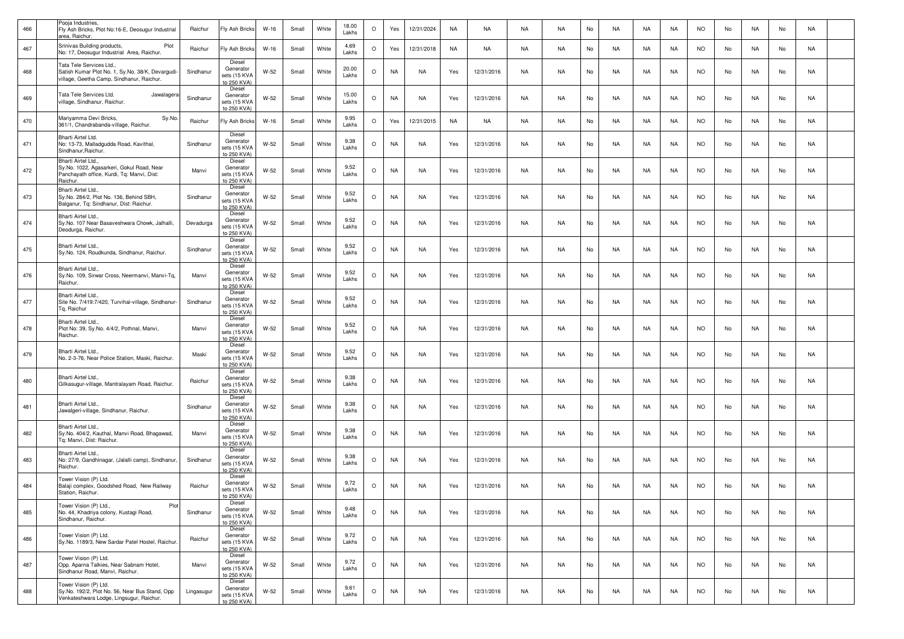| 466 | | Pooja Industries, Fly Ash Bricks, Plot No:16-E, Deosugur Industrial area, Raichur. | Raichur | Fly Ash Bricks | W-16 | Small | White | 18.00 Lakhs | O | Yes | 12/31/2024 | NA | NA | NA | NA | No | NA | NA | NA | NO | No | NA | No | NA | |
|---|---|---|---|---|---|---|---|---|---|---|---|---|---|---|---|---|---|---|---|---|---|---|---|---|---|
| 467 | | Srinivas Building products, Plot No: 17, Deosugur Industrial Area, Raichur. | Raichur | Fly Ash Bricks | W-16 | Small | White | 4.69 Lakhs | O | Yes | 12/31/2018 | NA | NA | NA | NA | No | NA | NA | NA | NO | No | NA | No | NA | |
| 468 | | Tata Tele Services Ltd., Satish Kumar Plot No. 1, Sy.No. 38/K, Devargudi-village, Geetha Camp, Sindhanur, Raichur. | Sindhanur | Diesel Generator sets (15 KVA to 250 KVA) | W-52 | Small | White | 20.00 Lakhs | O | NA | NA | Yes | 12/31/2016 | NA | NA | No | NA | NA | NA | NO | No | NA | No | NA | |
| 469 | | Tata Tele Services Ltd. Jawalagera-village, Sindhanur, Raichur. | Sindhanur | Diesel Generator sets (15 KVA to 250 KVA) | W-52 | Small | White | 15.00 Lakhs | O | NA | NA | Yes | 12/31/2016 | NA | NA | No | NA | NA | NA | NO | No | NA | No | NA | |
| 470 | | Mariyamma Devi Bricks, Sy.No. 361/1, Chandrabanda-village, Raichur. | Raichur | Fly Ash Bricks | W-16 | Small | White | 9.95 Lakhs | O | Yes | 12/31/2015 | NA | NA | NA | NA | No | NA | NA | NA | NO | No | NA | No | NA | |
| 471 | | Bharti Airtel Ltd. No: 13-73, Malladgudda Road, Kavithal, Sindhanur,Raichur. | Sindhanur | Diesel Generator sets (15 KVA to 250 KVA) | W-52 | Small | White | 9.38 Lakhs | O | NA | NA | Yes | 12/31/2016 | NA | NA | No | NA | NA | NA | NO | No | NA | No | NA | |
| 472 | | Bharti Airtel Ltd., Sy.No. 1022, Agasarkeri, Gokul Road, Near Panchayath office, Kurdi, Tq: Manvi, Dist: Raichur. | Manvi | Diesel Generator sets (15 KVA to 250 KVA) | W-52 | Small | White | 9.52 Lakhs | O | NA | NA | Yes | 12/31/2016 | NA | NA | No | NA | NA | NA | NO | No | NA | No | NA | |
| 473 | | Bharti Airtel Ltd., Sy.No. 284/2, Plot No. 136, Behind SBH, Balganur, Tq: Sindhanur, Dist: Raichur. | Sindhanur | Diesel Generator sets (15 KVA to 250 KVA) | W-52 | Small | White | 9.52 Lakhs | O | NA | NA | Yes | 12/31/2016 | NA | NA | No | NA | NA | NA | NO | No | NA | No | NA | |
| 474 | | Bharti Airtel Ltd., Sy.No. 107 Near Basaveshwara Chowk, Jalhalli, Deodurga, Raichur. | Devadurga | Diesel Generator sets (15 KVA to 250 KVA) | W-52 | Small | White | 9.52 Lakhs | O | NA | NA | Yes | 12/31/2016 | NA | NA | No | NA | NA | NA | NO | No | NA | No | NA | |
| 475 | | Bharti Airtel Ltd., Sy.No. 124, Roudkunda, Sindhanur, Raichur. | Sindhanur | Diesel Generator sets (15 KVA to 250 KVA) | W-52 | Small | White | 9.52 Lakhs | O | NA | NA | Yes | 12/31/2016 | NA | NA | No | NA | NA | NA | NO | No | NA | No | NA | |
| 476 | | Bharti Airtel Ltd., Sy.No. 109, Sirwar Cross, Neermanvi, Manvi-Tq, Raichur. | Manvi | Diesel Generator sets (15 KVA to 250 KVA) | W-52 | Small | White | 9.52 Lakhs | O | NA | NA | Yes | 12/31/2016 | NA | NA | No | NA | NA | NA | NO | No | NA | No | NA | |
| 477 | | Bharti Airtel Ltd., Site No. 7/419:7/420, Turvihal-village, Sindhanur-Tq, Raichur | Sindhanur | Diesel Generator sets (15 KVA to 250 KVA) | W-52 | Small | White | 9.52 Lakhs | O | NA | NA | Yes | 12/31/2016 | NA | NA | No | NA | NA | NA | NO | No | NA | No | NA | |
| 478 | | Bharti Airtel Ltd., Plot No: 39, Sy.No. 4/4/2, Pothnal, Manvi, Raichur. | Manvi | Diesel Generator sets (15 KVA to 250 KVA) | W-52 | Small | White | 9.52 Lakhs | O | NA | NA | Yes | 12/31/2016 | NA | NA | No | NA | NA | NA | NO | No | NA | No | NA | |
| 479 | | Bharti Airtel Ltd., No. 2-3-76, Near Police Station, Maski, Raichur. | Maski | Diesel Generator sets (15 KVA to 250 KVA) | W-52 | Small | White | 9.52 Lakhs | O | NA | NA | Yes | 12/31/2016 | NA | NA | No | NA | NA | NA | NO | No | NA | No | NA | |
| 480 | | Bharti Airtel Ltd., Gilkasugur-village, Mantralayam Road, Raichur. | Raichur | Diesel Generator sets (15 KVA to 250 KVA) | W-52 | Small | White | 9.38 Lakhs | O | NA | NA | Yes | 12/31/2016 | NA | NA | No | NA | NA | NA | NO | No | NA | No | NA | |
| 481 | | Bharti Airtel Ltd., Jawalgeri-village, Sindhanur, Raichur. | Sindhanur | Diesel Generator sets (15 KVA to 250 KVA) | W-52 | Small | White | 9.38 Lakhs | O | NA | NA | Yes | 12/31/2016 | NA | NA | No | NA | NA | NA | NO | No | NA | No | NA | |
| 482 | | Bharti Airtel Ltd., Sy.No. 404/2, Kauthal, Manvi Road, Bhagawad, Tq: Manvi, Dist: Raichur. | Manvi | Diesel Generator sets (15 KVA to 250 KVA) | W-52 | Small | White | 9.38 Lakhs | O | NA | NA | Yes | 12/31/2016 | NA | NA | No | NA | NA | NA | NO | No | NA | No | NA | |
| 483 | | Bharti Airtel Ltd., No: 27/9, Gandhinagar, (Jalalli camp), Sindhanur, Raichur. | Sindhanur | Diesel Generator sets (15 KVA to 250 KVA) | W-52 | Small | White | 9.38 Lakhs | O | NA | NA | Yes | 12/31/2016 | NA | NA | No | NA | NA | NA | NO | No | NA | No | NA | |
| 484 | | Tower Vision (P) Ltd. Balaji complex, Goodshed Road, New Railway Station, Raichur. | Raichur | Diesel Generator sets (15 KVA to 250 KVA) | W-52 | Small | White | 9.72 Lakhs | O | NA | NA | Yes | 12/31/2016 | NA | NA | No | NA | NA | NA | NO | No | NA | No | NA | |
| 485 | | Tower Vision (P) Ltd., Plot No. 44, Khadriya colony, Kustagi Road, Sindhanur, Raichur. | Sindhanur | Diesel Generator sets (15 KVA to 250 KVA) | W-52 | Small | White | 9.48 Lakhs | O | NA | NA | Yes | 12/31/2016 | NA | NA | No | NA | NA | NA | NO | No | NA | No | NA | |
| 486 | | Tower Vision (P) Ltd. Sy.No. 1189/3, New Sardar Patel Hostel, Raichur. | Raichur | Diesel Generator sets (15 KVA to 250 KVA) | W-52 | Small | White | 9.72 Lakhs | O | NA | NA | Yes | 12/31/2016 | NA | NA | No | NA | NA | NA | NO | No | NA | No | NA | |
| 487 | | Tower Vision (P) Ltd. Opp. Aparna Talkies, Near Sabnam Hotel, Sindhanur Road, Manvi, Raichur. | Manvi | Diesel Generator sets (15 KVA to 250 KVA) | W-52 | Small | White | 9.72 Lakhs | O | NA | NA | Yes | 12/31/2016 | NA | NA | No | NA | NA | NA | NO | No | NA | No | NA | |
| 488 | | Tower Vision (P) Ltd. Sy.No. 192/2, Plot No. 56, Near Bus Stand, Opp Venkateshwara Lodge, Lingsugur, Raichur. | Lingasugur | Diesel Generator sets (15 KVA to 250 KVA) | W-52 | Small | White | 9.61 Lakhs | O | NA | NA | Yes | 12/31/2016 | NA | NA | No | NA | NA | NA | NO | No | NA | No | NA | |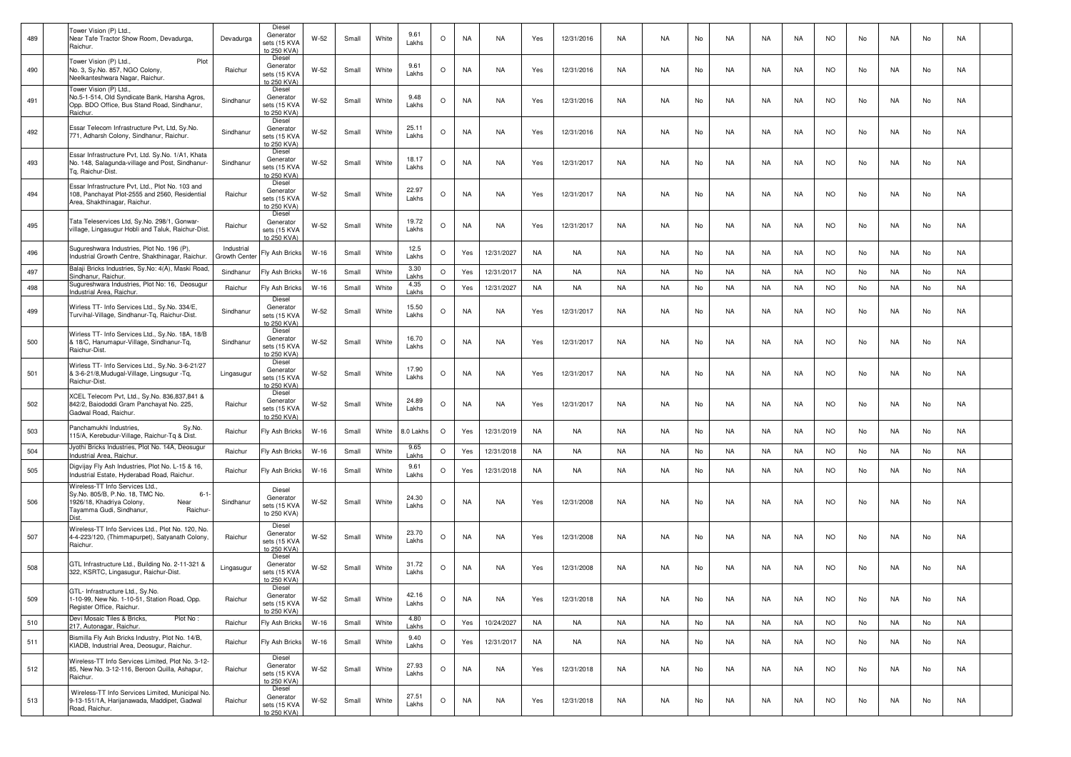| 489 | | Tower Vision (P) Ltd., Near Tafe Tractor Show Room, Devadurga, Raichur. | Devadurga | Diesel Generator sets (15 KVA to 250 KVA) | W-52 | Small | White | 9.61 Lakhs | O | NA | NA | Yes | 12/31/2016 | NA | NA | No | NA | NA | NA | NO | No | NA | No | NA | |
|---|---|---|---|---|---|---|---|---|---|---|---|---|---|---|---|---|---|---|---|---|---|---|---|---|---|
| 490 | | Tower Vision (P) Ltd., Plot No. 3, Sy.No. 857, NGO Colony, Neelkanteshwara Nagar, Raichur. | Raichur | Diesel Generator sets (15 KVA to 250 KVA) | W-52 | Small | White | 9.61 Lakhs | O | NA | NA | Yes | 12/31/2016 | NA | NA | No | NA | NA | NA | NO | No | NA | No | NA | |
| 491 | | Tower Vision (P) Ltd., No.5-1-514, Old Syndicate Bank, Harsha Agros, Opp. BDO Office, Bus Stand Road, Sindhanur, Raichur. | Sindhanur | Diesel Generator sets (15 KVA to 250 KVA) | W-52 | Small | White | 9.48 Lakhs | O | NA | NA | Yes | 12/31/2016 | NA | NA | No | NA | NA | NA | NO | No | NA | No | NA | |
| 492 | | Essar Telecom Infrastructure Pvt, Ltd, Sy.No. 771, Adharsh Colony, Sindhanur, Raichur. | Sindhanur | Diesel Generator sets (15 KVA to 250 KVA) | W-52 | Small | White | 25.11 Lakhs | O | NA | NA | Yes | 12/31/2016 | NA | NA | No | NA | NA | NA | NO | No | NA | No | NA | |
| 493 | | Essar Infrastructure Pvt, Ltd. Sy.No. 1/A1, Khata No. 148, Salagunda-village and Post, Sindhanur-Tq, Raichur-Dist. | Sindhanur | Diesel Generator sets (15 KVA to 250 KVA) | W-52 | Small | White | 18.17 Lakhs | O | NA | NA | Yes | 12/31/2017 | NA | NA | No | NA | NA | NA | NO | No | NA | No | NA | |
| 494 | | Essar Infrastructure Pvt, Ltd., Plot No. 103 and 108, Panchayat Plot-2555 and 2560, Residential Area, Shakthinagar, Raichur. | Raichur | Diesel Generator sets (15 KVA to 250 KVA) | W-52 | Small | White | 22.97 Lakhs | O | NA | NA | Yes | 12/31/2017 | NA | NA | No | NA | NA | NA | NO | No | NA | No | NA | |
| 495 | | Tata Teleservices Ltd, Sy.No. 298/1, Gonwar-village, Lingasugur Hobli and Taluk, Raichur-Dist. | Raichur | Diesel Generator sets (15 KVA to 250 KVA) | W-52 | Small | White | 19.72 Lakhs | O | NA | NA | Yes | 12/31/2017 | NA | NA | No | NA | NA | NA | NO | No | NA | No | NA | |
| 496 | | Sugureshwara Industries, Plot No. 196 (P), Industrial Growth Centre, Shakthinagar, Raichur. | Industrial Growth Center | Fly Ash Bricks | W-16 | Small | White | 12.5 Lakhs | O | Yes | 12/31/2027 | NA | NA | NA | NA | No | NA | NA | NA | NO | No | NA | No | NA | |
| 497 | | Balaji Bricks Industries, Sy.No: 4(A), Maski Road, Sindhanur, Raichur. | Sindhanur | Fly Ash Bricks | W-16 | Small | White | 3.30 Lakhs | O | Yes | 12/31/2017 | NA | NA | NA | NA | No | NA | NA | NA | NO | No | NA | No | NA | |
| 498 | | Sugureshwara Industries, Plot No: 16, Deosugur Industrial Area, Raichur. | Raichur | Fly Ash Bricks | W-16 | Small | White | 4.35 Lakhs | O | Yes | 12/31/2027 | NA | NA | NA | NA | No | NA | NA | NA | NO | No | NA | No | NA | |
| 499 | | Wirless TT- Info Services Ltd., Sy.No. 334/E, Turvihal-Village, Sindhanur-Tq, Raichur-Dist. | Sindhanur | Diesel Generator sets (15 KVA to 250 KVA) | W-52 | Small | White | 15.50 Lakhs | O | NA | NA | Yes | 12/31/2017 | NA | NA | No | NA | NA | NA | NO | No | NA | No | NA | |
| 500 | | Wirless TT- Info Services Ltd., Sy.No. 18A, 18/B & 18/C, Hanumapur-Village, Sindhanur-Tq, Raichur-Dist. | Sindhanur | Diesel Generator sets (15 KVA to 250 KVA) | W-52 | Small | White | 16.70 Lakhs | O | NA | NA | Yes | 12/31/2017 | NA | NA | No | NA | NA | NA | NO | No | NA | No | NA | |
| 501 | | Wirless TT- Info Services Ltd., Sy.No. 3-6-21/27 & 3-6-21/8,Mudugal-Village, Lingsugur -Tq, Raichur-Dist. | Lingasugur | Diesel Generator sets (15 KVA to 250 KVA) | W-52 | Small | White | 17.90 Lakhs | O | NA | NA | Yes | 12/31/2017 | NA | NA | No | NA | NA | NA | NO | No | NA | No | NA | |
| 502 | | XCEL Telecom Pvt, Ltd., Sy.No. 836,837,841 & 842/2, Baiododdi Gram Panchayat No. 225, Gadwal Road, Raichur. | Raichur | Diesel Generator sets (15 KVA to 250 KVA) | W-52 | Small | White | 24.89 Lakhs | O | NA | NA | Yes | 12/31/2017 | NA | NA | No | NA | NA | NA | NO | No | NA | No | NA | |
| 503 | | Panchamukhi Industries, Sy.No. 115/A, Kerebudur-Village, Raichur-Tq & Dist. | Raichur | Fly Ash Bricks | W-16 | Small | White | 8.0 Lakhs | O | Yes | 12/31/2019 | NA | NA | NA | NA | No | NA | NA | NA | NO | No | NA | No | NA | |
| 504 | | Jyothi Bricks Industries, Plot No. 14A, Deosugur Industrial Area, Raichur. | Raichur | Fly Ash Bricks | W-16 | Small | White | 9.65 Lakhs | O | Yes | 12/31/2018 | NA | NA | NA | NA | No | NA | NA | NA | NO | No | NA | No | NA | |
| 505 | | Digvijay Fly Ash Industries, Plot No. L-15 & 16, Industrial Estate, Hyderabad Road, Raichur. | Raichur | Fly Ash Bricks | W-16 | Small | White | 9.61 Lakhs | O | Yes | 12/31/2018 | NA | NA | NA | NA | No | NA | NA | NA | NO | No | NA | No | NA | |
| 506 | | Wireless-TT Info Services Ltd., Sy.No. 805/B, P.No. 18, TMC No. 6-1-1926/18, Khadriya Colony, Near Tayamma Gudi, Sindhanur, Raichur-Dist. | Sindhanur | Diesel Generator sets (15 KVA to 250 KVA) | W-52 | Small | White | 24.30 Lakhs | O | NA | NA | Yes | 12/31/2008 | NA | NA | No | NA | NA | NA | NO | No | NA | No | NA | |
| 507 | | Wireless-TT Info Services Ltd., Plot No. 120, No. 4-4-223/120, (Thimmapurpet), Satyanath Colony, Raichur. | Raichur | Diesel Generator sets (15 KVA to 250 KVA) | W-52 | Small | White | 23.70 Lakhs | O | NA | NA | Yes | 12/31/2008 | NA | NA | No | NA | NA | NA | NO | No | NA | No | NA | |
| 508 | | GTL Infrastructure Ltd., Building No. 2-11-321 & 322, KSRTC, Lingasugur, Raichur-Dist. | Lingasugur | Diesel Generator sets (15 KVA to 250 KVA) | W-52 | Small | White | 31.72 Lakhs | O | NA | NA | Yes | 12/31/2008 | NA | NA | No | NA | NA | NA | NO | No | NA | No | NA | |
| 509 | | GTL- Infrastructure Ltd., Sy.No. 1-10-99, New No. 1-10-51, Station Road, Opp. Register Office, Raichur. | Raichur | Diesel Generator sets (15 KVA to 250 KVA) | W-52 | Small | White | 42.16 Lakhs | O | NA | NA | Yes | 12/31/2018 | NA | NA | No | NA | NA | NA | NO | No | NA | No | NA | |
| 510 | | Devi Mosaic Tiles & Bricks, Plot No : 217, Autonagar, Raichur. | Raichur | Fly Ash Bricks | W-16 | Small | White | 4.80 Lakhs | O | Yes | 10/24/2027 | NA | NA | NA | NA | No | NA | NA | NA | NO | No | NA | No | NA | |
| 511 | | Bismilla Fly Ash Bricks Industry, Plot No. 4/B, KIADB, Industrial Area, Deosugur, Raichur. | Raichur | Fly Ash Bricks | W-16 | Small | White | 9.40 Lakhs | O | Yes | 12/31/2017 | NA | NA | NA | NA | No | NA | NA | NA | NO | No | NA | No | NA | |
| 512 | | Wireless-TT Info Services Limited, Plot No. 3-12-85, New No. 3-12-116, Beroon Quilla, Ashapur, Raichur. | Raichur | Diesel Generator sets (15 KVA to 250 KVA) | W-52 | Small | White | 27.93 Lakhs | O | NA | NA | Yes | 12/31/2018 | NA | NA | No | NA | NA | NA | NO | No | NA | No | NA | |
| 513 | | Wireless-TT Info Services Limited, Municipal No. 9-13-151/1A, Harijanawada, Maddipet, Gadwal Road, Raichur. | Raichur | Diesel Generator sets (15 KVA to 250 KVA) | W-52 | Small | White | 27.51 Lakhs | O | NA | NA | Yes | 12/31/2018 | NA | NA | No | NA | NA | NA | NO | No | NA | No | NA | |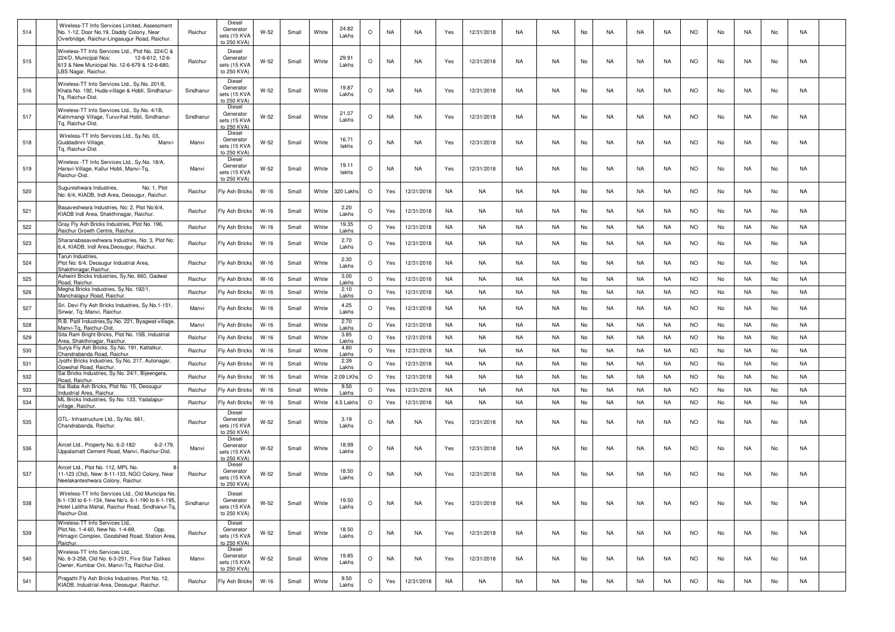| 514 | | Wireless-TT Info Services Limited, Assessment No. 1-12, Door No.19, Daddy Colony, Near Overbridge, Raichur-Lingasugur Road, Raichur. | Raichur | Diesel Generator sets (15 KVA to 250 KVA) | W-52 | Small | White | 24.82 Lakhs | O | NA | NA | Yes | 12/31/2018 | NA | NA | No | NA | NA | NA | NO | No | NA | No | NA | |
|---|---|---|---|---|---|---|---|---|---|---|---|---|---|---|---|---|---|---|---|---|---|---|---|---|---|
| 515 | | Wireless-TT Info Services Ltd., Plot No. 224/C & 224/D, Municipal Nos: 12-6-612, 12-6-613 & New Municipal No. 12-6-679 & 12-6-680, LBS Nagar, Raichur. | Raichur | Diesel Generator sets (15 KVA to 250 KVA) | W-52 | Small | White | 29.91 Lakhs | O | NA | NA | Yes | 12/31/2018 | NA | NA | No | NA | NA | NA | NO | No | NA | No | NA | |
| 516 | | Wireless-TT Info Services Ltd., Sy.No. 201/8, Khata No. 192, Huda-village & Hobli, Sindhanur-Tq, Raichur-Dist. | Sindhanur | Diesel Generator sets (15 KVA to 250 KVA) | W-52 | Small | White | 19.87 Lakhs | O | NA | NA | Yes | 12/31/2018 | NA | NA | No | NA | NA | NA | NO | No | NA | No | NA | |
| 517 | | Wireless-TT Info Services Ltd., Sy.No. 4/1B, Kalmmangi Village, Turuvihal Hobli, Sindhanur-Tq, Raichur-Dist. | Sindhanur | Diesel Generator sets (15 KVA to 250 KVA) | W-52 | Small | White | 21.07 Lakhs | O | NA | NA | Yes | 12/31/2018 | NA | NA | No | NA | NA | NA | NO | No | NA | No | NA | |
| 518 | | Wireless-TT Info Services Ltd., Sy.No. 03, Guddadinni-Village, Manvi-Tq, Raichur-Dist. | Manvi | Diesel Generator sets (15 KVA to 250 KVA) | W-52 | Small | White | 16.71 lakhs | O | NA | NA | Yes | 12/31/2018 | NA | NA | No | NA | NA | NA | NO | No | NA | No | NA | |
| 519 | | Wireless -TT Info Services Ltd., Sy.No. 18/A, Haravi-Village, Kallur Hobli, Manvi-Tq, Raichur-Dist. | Manvi | Diesel Generator sets (15 KVA to 250 KVA) | W-52 | Small | White | 19.11 lakhs | O | NA | NA | Yes | 12/31/2018 | NA | NA | No | NA | NA | NA | NO | No | NA | No | NA | |
| 520 | | Sugureshwara Industries, No: 1, Plot No: 6/4, KIADB, Indl Area, Deosugur, Raichur. | Raichur | Fly Ash Bricks | W-16 | Small | White | 320 Lakhs | O | Yes | 12/31/2018 | NA | NA | NA | NA | No | NA | NA | NA | NO | No | NA | No | NA | |
| 521 | | Basaveshwara Industries, No: 2, Plot No:6/4, KIADB Indl Area, Shakthinagar, Raichur. | Raichur | Fly Ash Bricks | W-16 | Small | White | 2.20 Lakhs | O | Yes | 12/31/2018 | NA | NA | NA | NA | No | NA | NA | NA | NO | No | NA | No | NA | |
| 522 | | Gray Fly Ash Bricks Industries, Plot No. 196, Raichur Growth Centre, Raichur. | Raichur | Fly Ash Bricks | W-16 | Small | White | 19.35 Lakhs | O | Yes | 12/31/2018 | NA | NA | NA | NA | No | NA | NA | NA | NO | No | NA | No | NA | |
| 523 | | Sharanabasaveshwara Industries, No: 3, Plot No: 6,4, KIADB, Indl Area,Deosugur, Raichur. | Raichur | Fly Ash Bricks | W-16 | Small | White | 2.70 Lakhs | O | Yes | 12/31/2018 | NA | NA | NA | NA | No | NA | NA | NA | NO | No | NA | No | NA | |
| 524 | | Tarun Industries, Plot No: 6/4, Deosugur Industrial Area, Shakthinagar,Raichur. | Raichur | Fly Ash Bricks | W-16 | Small | White | 2.30 Lakhs | O | Yes | 12/31/2018 | NA | NA | NA | NA | No | NA | NA | NA | NO | No | NA | No | NA | |
| 525 | | Ashwini Bricks Industries, Sy.No. 660, Gadwal Road, Raichur. | Raichur | Fly Ash Bricks | W-16 | Small | White | 3.00 Lakhs | O | Yes | 12/31/2018 | NA | NA | NA | NA | No | NA | NA | NA | NO | No | NA | No | NA | |
| 526 | | Megha Bricks Industries, Sy.No. 192/1, Manchalapur Road, Raichur. | Raichur | Fly Ash Bricks | W-16 | Small | White | 2.10 Lakhs | O | Yes | 12/31/2018 | NA | NA | NA | NA | No | NA | NA | NA | NO | No | NA | No | NA | |
| 527 | | Sri. Devi Fly Ash Bricks Industries, Sy.No.1-151, Sirwar, Tq: Manvi, Raichur. | Manvi | Fly Ash Bricks | W-16 | Small | White | 4.25 Lakhs | O | Yes | 12/31/2018 | NA | NA | NA | NA | No | NA | NA | NA | NO | No | NA | No | NA | |
| 528 | | R.B. Patil Industries,Sy.No. 221, Byagwat-village, Manvi-Tq, Raichur-Dist. | Manvi | Fly Ash Bricks | W-16 | Small | White | 2.70 Lakhs | O | Yes | 12/31/2018 | NA | NA | NA | NA | No | NA | NA | NA | NO | No | NA | No | NA | |
| 529 | | Sita Ram Bright Bricks, Plot No. 15B, Industrial Area, Shakthinagar, Raichur. | Raichur | Fly Ash Bricks | W-16 | Small | White | 3.85 Lakhs | O | Yes | 12/31/2018 | NA | NA | NA | NA | No | NA | NA | NA | NO | No | NA | No | NA | |
| 530 | | Surya Fly Ash Bricks, Sy.No. 191, Katlatkur, Chandrabanda Road, Raichur. | Raichur | Fly Ash Bricks | W-16 | Small | White | 4.80 Lakhs | O | Yes | 12/31/2018 | NA | NA | NA | NA | No | NA | NA | NA | NO | No | NA | No | NA | |
| 531 | | Jyothi Bricks Industries, Sy.No. 217, Autonagar, Gowshal Road, Raichur. | Raichur | Fly Ash Bricks | W-16 | Small | White | 2.39 Lakhs | O | Yes | 12/31/2018 | NA | NA | NA | NA | No | NA | NA | NA | NO | No | NA | No | NA | |
| 532 | | Sai Bricks Industries, Sy.No. 24/1, Bijeengera, Road, Raichur. | Raichur | Fly Ash Bricks | W-16 | Small | White | 2.09 LKhs | O | Yes | 12/31/2018 | NA | NA | NA | NA | No | NA | NA | NA | NO | No | NA | No | NA | |
| 533 | | Sai Baba Ash Bricks, Plot No. 15, Deosugur Industrial Area, Raichur. | Raichur | Fly Ash Bricks | W-16 | Small | White | 9.50 Lakhs | O | Yes | 12/31/2018 | NA | NA | NA | NA | No | NA | NA | NA | NO | No | NA | No | NA | |
| 534 | | ML Bricks Industries, Sy.No. 133, Yadalapur-village, Raichur. | Raichur | Fly Ash Bricks | W-16 | Small | White | 4.5 Lakhs | O | Yes | 12/31/2018 | NA | NA | NA | NA | No | NA | NA | NA | NO | No | NA | No | NA | |
| 535 | | GTL- Infrastructure Ltd., Sy.No. 661, Chandrabanda, Raichur. | Raichur | Diesel Generator sets (15 KVA to 250 KVA) | W-52 | Small | White | 3.19 Lakhs | O | NA | NA | Yes | 12/31/2018 | NA | NA | No | NA | NA | NA | NO | No | NA | No | NA | |
| 536 | | Aircel Ltd., Property No. 6-2-182/ 6-2-179, Uppalamatt Cement Road, Manvi, Raichur-Dist. | Manvi | Diesel Generator sets (15 KVA to 250 KVA) | W-52 | Small | White | 18.99 Lakhs | O | NA | NA | Yes | 12/31/2018 | NA | NA | No | NA | NA | NA | NO | No | NA | No | NA | |
| 537 | | Aircel Ltd., Plot No. 112, MPL No. 8-11-123 (Old), New: 8-11-133, NGO Colony, Near Neelakanteshwara Colony, Raichur. | Raichur | Diesel Generator sets (15 KVA to 250 KVA) | W-52 | Small | White | 18.50 Lakhs | O | NA | NA | Yes | 12/31/2018 | NA | NA | No | NA | NA | NA | NO | No | NA | No | NA | |
| 538 | | Wireless-TT Info Services Ltd., Old Municipa No. 6-1-130 to 6-1-134, New No's. 6-1-190 to 6-1-195, Hotel Lalitha Mahal, Raichur Road, Sindhanur-Tq, Raichur-Dist. | Sindhanur | Diesel Generator sets (15 KVA to 250 KVA) | W-52 | Small | White | 19.50 Lakhs | O | NA | NA | Yes | 12/31/2018 | NA | NA | No | NA | NA | NA | NO | No | NA | No | NA | |
| 539 | | Wireless-TT Info Services Ltd., Plot.No. 1-4-60, New No. 1-4-69, Opp. Himagiri Complex, Goodshed Road, Station Area, Raichur. | Raichur | Diesel Generator sets (15 KVA to 250 KVA) | W-52 | Small | White | 18.50 Lakhs | O | NA | NA | Yes | 12/31/2018 | NA | NA | No | NA | NA | NA | NO | No | NA | No | NA | |
| 540 | | Wireless-TT Info Services Ltd., No. 6-3-258, Old No. 6-3-251, Five Star Talkes Owner, Kumbar Oni, Manvi-Tq, Raichur-Dist. | Manvi | Diesel Generator sets (15 KVA to 250 KVA) | W-52 | Small | White | 19.85 Lakhs | O | NA | NA | Yes | 12/31/2018 | NA | NA | No | NA | NA | NA | NO | No | NA | No | NA | |
| 541 | | Pragathi Fly Ash Bricks Industries, Plot No. 12, KIADB, Industrial Area, Deosugur, Raichur. | Raichur | Fly Ash Bricks | W-16 | Small | White | 9.50 Lakhs | O | Yes | 12/31/2018 | NA | NA | NA | NA | No | NA | NA | NA | NO | No | NA | No | NA | |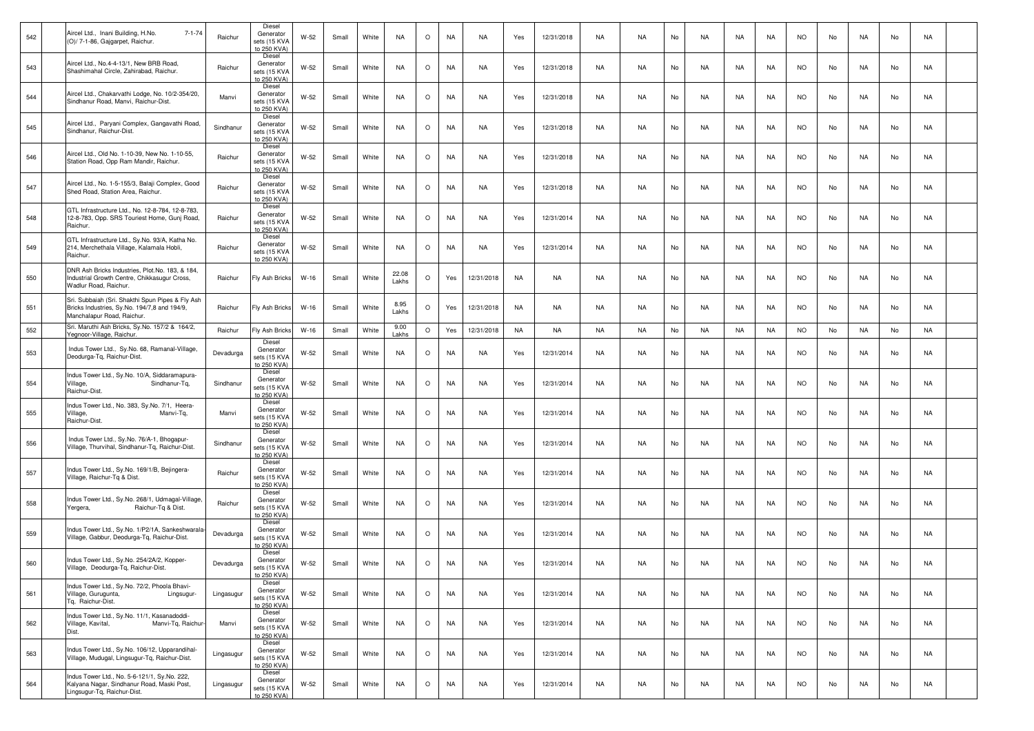| 542 | | Aircel Ltd., Inani Building, H.No. 7-1-74 (O)/ 7-1-86, Gajgarpet, Raichur. | Raichur | Diesel Generator sets (15 KVA to 250 KVA) | W-52 | Small | White | NA | O | NA | NA | Yes | 12/31/2018 | NA | NA | No | NA | NA | NA | NO | No | NA | No | NA | |
|---|---|---|---|---|---|---|---|---|---|---|---|---|---|---|---|---|---|---|---|---|---|---|---|---|---|
| 543 | | Aircel Ltd., No.4-4-13/1, New BRB Road, Shashimahal Circle, Zahirabad, Raichur. | Raichur | Diesel Generator sets (15 KVA to 250 KVA) | W-52 | Small | White | NA | O | NA | NA | Yes | 12/31/2018 | NA | NA | No | NA | NA | NA | NO | No | NA | No | NA | |
| 544 | | Aircel Ltd., Chakarvathi Lodge, No. 10/2-354/20, Sindhanur Road, Manvi, Raichur-Dist. | Manvi | Diesel Generator sets (15 KVA to 250 KVA) | W-52 | Small | White | NA | O | NA | NA | Yes | 12/31/2018 | NA | NA | No | NA | NA | NA | NO | No | NA | No | NA | |
| 545 | | Aircel Ltd., Paryani Complex, Gangavathi Road, Sindhanur, Raichur-Dist. | Sindhanur | Diesel Generator sets (15 KVA to 250 KVA) | W-52 | Small | White | NA | O | NA | NA | Yes | 12/31/2018 | NA | NA | No | NA | NA | NA | NO | No | NA | No | NA | |
| 546 | | Aircel Ltd., Old No. 1-10-39, New No. 1-10-55, Station Road, Opp Ram Mandir, Raichur. | Raichur | Diesel Generator sets (15 KVA to 250 KVA) | W-52 | Small | White | NA | O | NA | NA | Yes | 12/31/2018 | NA | NA | No | NA | NA | NA | NO | No | NA | No | NA | |
| 547 | | Aircel Ltd., No. 1-5-155/3, Balaji Complex, Good Shed Road, Station Area, Raichur. | Raichur | Diesel Generator sets (15 KVA to 250 KVA) | W-52 | Small | White | NA | O | NA | NA | Yes | 12/31/2018 | NA | NA | No | NA | NA | NA | NO | No | NA | No | NA | |
| 548 | | GTL Infrastructure Ltd., No. 12-8-784, 12-8-783, 12-8-783, Opp. SRS Touriest Home, Gunj Road, Raichur. | Raichur | Diesel Generator sets (15 KVA to 250 KVA) | W-52 | Small | White | NA | O | NA | NA | Yes | 12/31/2014 | NA | NA | No | NA | NA | NA | NO | No | NA | No | NA | |
| 549 | | GTL Infrastructure Ltd., Sy.No. 93/A, Katha No. 214, Merchethala Village, Kalamala Hobli, Raichur. | Raichur | Diesel Generator sets (15 KVA to 250 KVA) | W-52 | Small | White | NA | O | NA | NA | Yes | 12/31/2014 | NA | NA | No | NA | NA | NA | NO | No | NA | No | NA | |
| 550 | | DNR Ash Bricks Industries, Plot.No. 183, & 184, Industrial Growth Centre, Chikkasugur Cross, Wadlur Road, Raichur. | Raichur | Fly Ash Bricks | W-16 | Small | White | 22.08 Lakhs | O | Yes | 12/31/2018 | NA | NA | NA | NA | No | NA | NA | NA | NO | No | NA | No | NA | |
| 551 | | Sri. Subbaiah (Sri. Shakthi Spun Pipes & Fly Ash Bricks Industries, Sy.No. 194/7,8 and 194/9, Manchalapur Road, Raichur. | Raichur | Fly Ash Bricks | W-16 | Small | White | 8.95 Lakhs | O | Yes | 12/31/2018 | NA | NA | NA | NA | No | NA | NA | NA | NO | No | NA | No | NA | |
| 552 | | Sri. Maruthi Ash Bricks, Sy.No. 157/2 & 164/2, Yegnoor-Village, Raichur. | Raichur | Fly Ash Bricks | W-16 | Small | White | 9.00 Lakhs | O | Yes | 12/31/2018 | NA | NA | NA | NA | No | NA | NA | NA | NO | No | NA | No | NA | |
| 553 | | Indus Tower Ltd., Sy.No. 68, Ramanal-Village, Deodurga-Tq, Raichur-Dist. | Devadurga | Diesel Generator sets (15 KVA to 250 KVA) | W-52 | Small | White | NA | O | NA | NA | Yes | 12/31/2014 | NA | NA | No | NA | NA | NA | NO | No | NA | No | NA | |
| 554 | | Indus Tower Ltd., Sy.No. 10/A, Siddaramapura-Village, Sindhanur-Tq, Raichur-Dist. | Sindhanur | Diesel Generator sets (15 KVA to 250 KVA) | W-52 | Small | White | NA | O | NA | NA | Yes | 12/31/2014 | NA | NA | No | NA | NA | NA | NO | No | NA | No | NA | |
| 555 | | Indus Tower Ltd., No. 383, Sy.No. 7/1, Heera-Village, Manvi-Tq, Raichur-Dist. | Manvi | Diesel Generator sets (15 KVA to 250 KVA) | W-52 | Small | White | NA | O | NA | NA | Yes | 12/31/2014 | NA | NA | No | NA | NA | NA | NO | No | NA | No | NA | |
| 556 | | Indus Tower Ltd., Sy.No. 76/A-1, Bhogapur-Village, Thurvihal, Sindhanur-Tq, Raichur-Dist. | Sindhanur | Diesel Generator sets (15 KVA to 250 KVA) | W-52 | Small | White | NA | O | NA | NA | Yes | 12/31/2014 | NA | NA | No | NA | NA | NA | NO | No | NA | No | NA | |
| 557 | | Indus Tower Ltd., Sy.No. 169/1/B, Bejingera-Village, Raichur-Tq & Dist. | Raichur | Diesel Generator sets (15 KVA to 250 KVA) | W-52 | Small | White | NA | O | NA | NA | Yes | 12/31/2014 | NA | NA | No | NA | NA | NA | NO | No | NA | No | NA | |
| 558 | | Indus Tower Ltd., Sy.No. 268/1, Udmagal-Village, Yergera, Raichur-Tq & Dist. | Raichur | Diesel Generator sets (15 KVA to 250 KVA) | W-52 | Small | White | NA | O | NA | NA | Yes | 12/31/2014 | NA | NA | No | NA | NA | NA | NO | No | NA | No | NA | |
| 559 | | Indus Tower Ltd., Sy.No. 1/P2/1A, Sankeshwarala-Village, Gabbur, Deodurga-Tq, Raichur-Dist. | Devadurga | Diesel Generator sets (15 KVA to 250 KVA) | W-52 | Small | White | NA | O | NA | NA | Yes | 12/31/2014 | NA | NA | No | NA | NA | NA | NO | No | NA | No | NA | |
| 560 | | Indus Tower Ltd., Sy.No. 254/2A/2, Kopper-Village, Deodurga-Tq, Raichur-Dist. | Devadurga | Diesel Generator sets (15 KVA to 250 KVA) | W-52 | Small | White | NA | O | NA | NA | Yes | 12/31/2014 | NA | NA | No | NA | NA | NA | NO | No | NA | No | NA | |
| 561 | | Indus Tower Ltd., Sy.No. 72/2, Phoola Bhavi-Village, Gurugunta, Lingsugur-Tq, Raichur-Dist. | Lingasugur | Diesel Generator sets (15 KVA to 250 KVA) | W-52 | Small | White | NA | O | NA | NA | Yes | 12/31/2014 | NA | NA | No | NA | NA | NA | NO | No | NA | No | NA | |
| 562 | | Indus Tower Ltd., Sy.No. 11/1, Kasanadoddi-Village, Kavital, Manvi-Tq, Raichur-Dist. | Manvi | Diesel Generator sets (15 KVA to 250 KVA) | W-52 | Small | White | NA | O | NA | NA | Yes | 12/31/2014 | NA | NA | No | NA | NA | NA | NO | No | NA | No | NA | |
| 563 | | Indus Tower Ltd., Sy.No. 106/12, Upparandihal-Village, Mudugal, Lingsugur-Tq, Raichur-Dist. | Lingasugur | Diesel Generator sets (15 KVA to 250 KVA) | W-52 | Small | White | NA | O | NA | NA | Yes | 12/31/2014 | NA | NA | No | NA | NA | NA | NO | No | NA | No | NA | |
| 564 | | Indus Tower Ltd., No. 5-6-121/1, Sy.No. 222, Kalyana Nagar, Sindhanur Road, Maski Post, Lingsugur-Tq, Raichur-Dist. | Lingasugur | Diesel Generator sets (15 KVA to 250 KVA) | W-52 | Small | White | NA | O | NA | NA | Yes | 12/31/2014 | NA | NA | No | NA | NA | NA | NO | No | NA | No | NA | |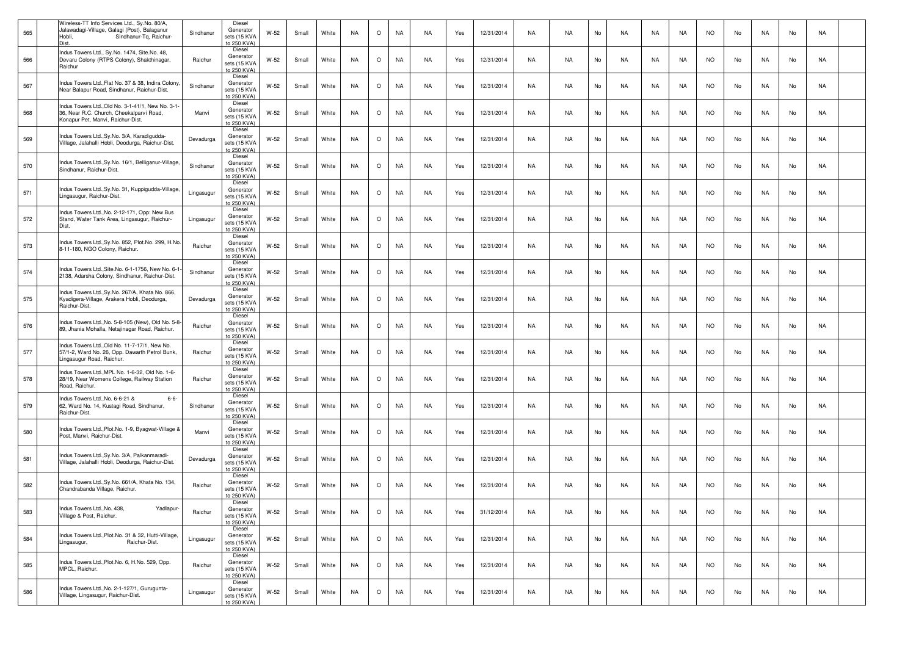| | | | | | | | | | | | | | | | | | | | | | | | | | | |
|---|---|---|---|---|---|---|---|---|---|---|---|---|---|---|---|---|---|---|---|---|---|---|---|---|---|---|
| 565 | | Wireless-TT Info Services Ltd., Sy.No. 80/A, Jalawadagi-Village, Galagi (Post), Balaganur Hobli, Sindhanur-Tq, Raichur-Dist. | Sindhanur | Diesel Generator sets (15 KVA to 250 KVA) | W-52 | Small | White | NA | O | NA | NA | Yes | 12/31/2014 | NA | NA | No | NA | NA | NA | NO | No | NA | No | NA | |
| 566 | | Indus Towers Ltd., Sy.No. 1474, Site.No. 48, Devaru Colony (RTPS Colony), Shakthinagar, Raichur | Raichur | Diesel Generator sets (15 KVA to 250 KVA) | W-52 | Small | White | NA | O | NA | NA | Yes | 12/31/2014 | NA | NA | No | NA | NA | NA | NO | No | NA | No | NA | |
| 567 | | Indus Towers Ltd.,Flat No. 37 & 38, Indira Colony, Near Balapur Road, Sindhanur, Raichur-Dist. | Sindhanur | Diesel Generator sets (15 KVA to 250 KVA) | W-52 | Small | White | NA | O | NA | NA | Yes | 12/31/2014 | NA | NA | No | NA | NA | NA | NO | No | NA | No | NA | |
| 568 | | Indus Towers Ltd.,Old No. 3-1-41/1, New No. 3-1-36, Near R.C. Church, Cheekalparvi Road, Konapur Pet, Manvi, Raichur-Dist. | Manvi | Diesel Generator sets (15 KVA to 250 KVA) | W-52 | Small | White | NA | O | NA | NA | Yes | 12/31/2014 | NA | NA | No | NA | NA | NA | NO | No | NA | No | NA | |
| 569 | | Indus Towers Ltd.,Sy.No. 3/A, Karadigudda-Village, Jalahalli Hobli, Deodurga, Raichur-Dist. | Devadurga | Diesel Generator sets (15 KVA to 250 KVA) | W-52 | Small | White | NA | O | NA | NA | Yes | 12/31/2014 | NA | NA | No | NA | NA | NA | NO | No | NA | No | NA | |
| 570 | | Indus Towers Ltd.,Sy.No. 16/1, Belliganur-Village, Sindhanur, Raichur-Dist. | Sindhanur | Diesel Generator sets (15 KVA to 250 KVA) | W-52 | Small | White | NA | O | NA | NA | Yes | 12/31/2014 | NA | NA | No | NA | NA | NA | NO | No | NA | No | NA | |
| 571 | | Indus Towers Ltd.,Sy.No. 31, Kuppigudda-Village, Lingasugur, Raichur-Dist. | Lingasugur | Diesel Generator sets (15 KVA to 250 KVA) | W-52 | Small | White | NA | O | NA | NA | Yes | 12/31/2014 | NA | NA | No | NA | NA | NA | NO | No | NA | No | NA | |
| 572 | | Indus Towers Ltd.,No. 2-12-171, Opp: New Bus Stand, Water Tank Area, Lingasugur, Raichur-Dist. | Lingasugur | Diesel Generator sets (15 KVA to 250 KVA) | W-52 | Small | White | NA | O | NA | NA | Yes | 12/31/2014 | NA | NA | No | NA | NA | NA | NO | No | NA | No | NA | |
| 573 | | Indus Towers Ltd.,Sy.No. 852, Plot.No. 299, H.No. 8-11-180, NGO Colony, Raichur. | Raichur | Diesel Generator sets (15 KVA to 250 KVA) | W-52 | Small | White | NA | O | NA | NA | Yes | 12/31/2014 | NA | NA | No | NA | NA | NA | NO | No | NA | No | NA | |
| 574 | | Indus Towers Ltd.,Site.No. 6-1-1756, New No. 6-1-2138, Adarsha Colony, Sindhanur, Raichur-Dist. | Sindhanur | Diesel Generator sets (15 KVA to 250 KVA) | W-52 | Small | White | NA | O | NA | NA | Yes | 12/31/2014 | NA | NA | No | NA | NA | NA | NO | No | NA | No | NA | |
| 575 | | Indus Towers Ltd.,Sy.No. 267/A, Khata No. 866, Kyadigera-Village, Arakera Hobli, Deodurga, Raichur-Dist. | Devadurga | Diesel Generator sets (15 KVA to 250 KVA) | W-52 | Small | White | NA | O | NA | NA | Yes | 12/31/2014 | NA | NA | No | NA | NA | NA | NO | No | NA | No | NA | |
| 576 | | Indus Towers Ltd.,No. 5-8-105 (New), Old No. 5-8-89, Jhania Mohalla, Netajinagar Road, Raichur. | Raichur | Diesel Generator sets (15 KVA to 250 KVA) | W-52 | Small | White | NA | O | NA | NA | Yes | 12/31/2014 | NA | NA | No | NA | NA | NA | NO | No | NA | No | NA | |
| 577 | | Indus Towers Ltd.,Old No. 11-7-17/1, New No. 57/1-2, Ward No. 26, Opp. Dawarth Petrol Bunk, Lingasugur Road, Raichur. | Raichur | Diesel Generator sets (15 KVA to 250 KVA) | W-52 | Small | White | NA | O | NA | NA | Yes | 12/31/2014 | NA | NA | No | NA | NA | NA | NO | No | NA | No | NA | |
| 578 | | Indus Towers Ltd.,MPL No. 1-6-32, Old No. 1-6-28/19, Near Womens College, Railway Station Road, Raichur. | Raichur | Diesel Generator sets (15 KVA to 250 KVA) | W-52 | Small | White | NA | O | NA | NA | Yes | 12/31/2014 | NA | NA | No | NA | NA | NA | NO | No | NA | No | NA | |
| 579 | | Indus Towers Ltd.,No. 6-6-21 & 6-6-62, Ward No. 14, Kustagi Road, Sindhanur, Raichur-Dist. | Sindhanur | Diesel Generator sets (15 KVA to 250 KVA) | W-52 | Small | White | NA | O | NA | NA | Yes | 12/31/2014 | NA | NA | No | NA | NA | NA | NO | No | NA | No | NA | |
| 580 | | Indus Towers Ltd.,Plot.No. 1-9, Byagwat-Village & Post, Manvi, Raichur-Dist. | Manvi | Diesel Generator sets (15 KVA to 250 KVA) | W-52 | Small | White | NA | O | NA | NA | Yes | 12/31/2014 | NA | NA | No | NA | NA | NA | NO | No | NA | No | NA | |
| 581 | | Indus Towers Ltd.,Sy.No. 3/A, Palkanmaradi-Village, Jalahalli Hobli, Deodurga, Raichur-Dist. | Devadurga | Diesel Generator sets (15 KVA to 250 KVA) | W-52 | Small | White | NA | O | NA | NA | Yes | 12/31/2014 | NA | NA | No | NA | NA | NA | NO | No | NA | No | NA | |
| 582 | | Indus Towers Ltd.,Sy.No. 661/A, Khata No. 134, Chandrabanda Village, Raichur. | Raichur | Diesel Generator sets (15 KVA to 250 KVA) | W-52 | Small | White | NA | O | NA | NA | Yes | 12/31/2014 | NA | NA | No | NA | NA | NA | NO | No | NA | No | NA | |
| 583 | | Indus Towers Ltd.,No. 438, Yadlapur-Village & Post, Raichur. | Raichur | Diesel Generator sets (15 KVA to 250 KVA) | W-52 | Small | White | NA | O | NA | NA | Yes | 31/12/2014 | NA | NA | No | NA | NA | NA | NO | No | NA | No | NA | |
| 584 | | Indus Towers Ltd.,Plot.No. 31 & 32, Hutti-Village, Lingasugur, Raichur-Dist. | Lingasugur | Diesel Generator sets (15 KVA to 250 KVA) | W-52 | Small | White | NA | O | NA | NA | Yes | 12/31/2014 | NA | NA | No | NA | NA | NA | NO | No | NA | No | NA | |
| 585 | | Indus Towers Ltd.,Plot.No. 6, H.No. 529, Opp. MPCL, Raichur. | Raichur | Diesel Generator sets (15 KVA to 250 KVA) | W-52 | Small | White | NA | O | NA | NA | Yes | 12/31/2014 | NA | NA | No | NA | NA | NA | NO | No | NA | No | NA | |
| 586 | | Indus Towers Ltd.,No. 2-1-127/1, Gurugunta-Village, Lingasugur, Raichur-Dist. | Lingasugur | Diesel Generator sets (15 KVA to 250 KVA) | W-52 | Small | White | NA | O | NA | NA | Yes | 12/31/2014 | NA | NA | No | NA | NA | NA | NO | No | NA | No | NA | |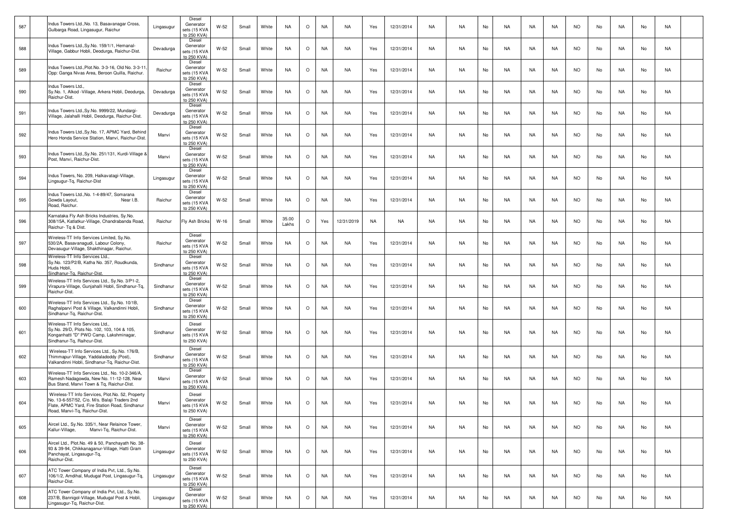| 587 | | Indus Towers Ltd.,No. 13, Basavanagar Cross, Gulbarga Road, Lingasugur, Raichur | Lingasugur | Diesel Generator sets (15 KVA to 250 KVA) | W-52 | Small | White | NA | O | NA | NA | Yes | 12/31/2014 | NA | NA | No | NA | NA | NA | NO | No | NA | No | NA | |
|---|---|---|---|---|---|---|---|---|---|---|---|---|---|---|---|---|---|---|---|---|---|---|---|---|---|
| 588 | | Indus Towers Ltd.,Sy.No. 159/1/1, Hemanal-Village, Gabbur Hobli, Deodurga, Raichur-Dist. | Devadurga | Diesel Generator sets (15 KVA to 250 KVA) | W-52 | Small | White | NA | O | NA | NA | Yes | 12/31/2014 | NA | NA | No | NA | NA | NA | NO | No | NA | No | NA | |
| 589 | | Indus Towers Ltd.,Plot.No. 3-3-16, Old No. 3-3-11, Opp: Ganga Nivas Area, Beroon Quilla, Raichur. | Raichur | Diesel Generator sets (15 KVA to 250 KVA) | W-52 | Small | White | NA | O | NA | NA | Yes | 12/31/2014 | NA | NA | No | NA | NA | NA | NO | No | NA | No | NA | |
| 590 | | Indus Towers Ltd., Sy.No. 1, Alkod -Village, Arkera Hobli, Deodurga, Raichur-Dist. | Devadurga | Diesel Generator sets (15 KVA to 250 KVA) | W-52 | Small | White | NA | O | NA | NA | Yes | 12/31/2014 | NA | NA | No | NA | NA | NA | NO | No | NA | No | NA | |
| 591 | | Indus Towers Ltd.,Sy.No. 9999/22, Mundargi-Village, Jalahalli Hobli, Deodurga, Raichur-Dist. | Devadurga | Diesel Generator sets (15 KVA to 250 KVA) | W-52 | Small | White | NA | O | NA | NA | Yes | 12/31/2014 | NA | NA | No | NA | NA | NA | NO | No | NA | No | NA | |
| 592 | | Indus Towers Ltd.,Sy.No. 17, APMC Yard, Behind Hero Honda Service Station, Manvi, Raichur-Dist. | Manvi | Diesel Generator sets (15 KVA to 250 KVA) | W-52 | Small | White | NA | O | NA | NA | Yes | 12/31/2014 | NA | NA | No | NA | NA | NA | NO | No | NA | No | NA | |
| 593 | | Indus Towers Ltd.,Sy.No. 251/131, Kurdi-Village & Post, Manvi, Raichur-Dist. | Manvi | Diesel Generator sets (15 KVA to 250 KVA) | W-52 | Small | White | NA | O | NA | NA | Yes | 12/31/2014 | NA | NA | No | NA | NA | NA | NO | No | NA | No | NA | |
| 594 | | Indus Towers, No. 209, Halkavatagi-Village, Lingsugur-Tq, Raichur-Dist | Lingasugur | Diesel Generator sets (15 KVA to 250 KVA) | W-52 | Small | White | NA | O | NA | NA | Yes | 12/31/2014 | NA | NA | No | NA | NA | NA | NO | No | NA | No | NA | |
| 595 | | Indus Towers Ltd.,No. 1-4-89/47, Somarana Gowda Layout, Near I.B. Road, Raichur. | Raichur | Diesel Generator sets (15 KVA to 250 KVA) | W-52 | Small | White | NA | O | NA | NA | Yes | 12/31/2014 | NA | NA | No | NA | NA | NA | NO | No | NA | No | NA | |
| 596 | | Karnataka Fly Ash Bricks Industries, Sy.No. 308/15A, Katlatkur-Village, Chandrabanda Road, Raichur- Tq & Dist. | Raichur | Fly Ash Bricks | W-16 | Small | White | 35.00 Lakhs | O | Yes | 12/31/2019 | NA | NA | NA | NA | No | NA | NA | NA | NO | No | NA | No | NA | |
| 597 | | Wireless-TT Info Services Limited, Sy.No. 530/2A, Basavanagudi, Labour Colony, Devasugur-Village, Shakthinagar, Raichur. | Raichur | Diesel Generator sets (15 KVA to 250 KVA) | W-52 | Small | White | NA | O | NA | NA | Yes | 12/31/2014 | NA | NA | No | NA | NA | NA | NO | No | NA | No | NA | |
| 598 | | Wireless-TT Info Services Ltd., Sy.No. 123/P2/B, Katha No. 357, Roudkunda, Huda Hobli, Sindhanur-Tq, Raichur-Dist. | Sindhanur | Diesel Generator sets (15 KVA to 250 KVA) | W-52 | Small | White | NA | O | NA | NA | Yes | 12/31/2014 | NA | NA | No | NA | NA | NA | NO | No | NA | No | NA | |
| 599 | | Wireless-TT Info Services Ltd., Sy.No. 3/P1-2, Virapura-Village, Gunjahalli Hobli, Sindhanur-Tq, Raichur-Dist. | Sindhanur | Diesel Generator sets (15 KVA to 250 KVA) | W-52 | Small | White | NA | O | NA | NA | Yes | 12/31/2014 | NA | NA | No | NA | NA | NA | NO | No | NA | No | NA | |
| 600 | | Wireless-TT Info Services Ltd., Sy.No. 10/1B, Raghalparvi Post & Village, Valkandinni Hobli, Sindhanur-Tq, Raichur-Dist. | Sindhanur | Diesel Generator sets (15 KVA to 250 KVA) | W-52 | Small | White | NA | O | NA | NA | Yes | 12/31/2014 | NA | NA | No | NA | NA | NA | NO | No | NA | No | NA | |
| 601 | | Wireless-TT Info Services Ltd., Sy.No. 29/D, Plots No. 102, 103, 104 & 105, Konganhatti "D" PWD Camp, Lakshminagar, Sindhanur-Tq, Raihcur-Dist. | Sindhanur | Diesel Generator sets (15 KVA to 250 KVA) | W-52 | Small | White | NA | O | NA | NA | Yes | 12/31/2014 | NA | NA | No | NA | NA | NA | NO | No | NA | No | NA | |
| 602 | | Wireless-TT Info Services Ltd., Sy.No. 176/B, Thimmapur-Village, Yaddaladoddy (Post), Valkandinni Hobli, Sindhanur-Tq, Raichur-Dist. | Sindhanur | Diesel Generator sets (15 KVA to 250 KVA) | W-52 | Small | White | NA | O | NA | NA | Yes | 12/31/2014 | NA | NA | No | NA | NA | NA | NO | No | NA | No | NA | |
| 603 | | Wireless-TT Info Services Ltd., No. 10-2-346/A, Ramesh Nadagowda, New No. 11-12-128, Near Bus Stand, Manvi Town & Tq, Raichur-Dist. | Manvi | Diesel Generator sets (15 KVA to 250 KVA) | W-52 | Small | White | NA | O | NA | NA | Yes | 12/31/2014 | NA | NA | No | NA | NA | NA | NO | No | NA | No | NA | |
| 604 | | Wireless-TT Info Services, Plot.No. 52, Property No. 13-6-557/52, C/o. M/s. Balaji Traders 2nd Flate, APMC Yard, Fire Station Road, Sindhanur Road, Manvi-Tq, Raichur-Dist. | Manvi | Diesel Generator sets (15 KVA to 250 KVA) | W-52 | Small | White | NA | O | NA | NA | Yes | 12/31/2014 | NA | NA | No | NA | NA | NA | NO | No | NA | No | NA | |
| 605 | | Aircel Ltd., Sy.No. 335/1, Near Relaince Tower, Kallur-Village, Manvi-Tq, Raichur-Dist. | Manvi | Diesel Generator sets (15 KVA to 250 KVA) | W-52 | Small | White | NA | O | NA | NA | Yes | 12/31/2014 | NA | NA | No | NA | NA | NA | NO | No | NA | No | NA | |
| 606 | | Aircel Ltd., Plot.No. 49 & 50, Panchayath No. 38-93 & 39-94, Chikkanaganur-Village, Hatti Gram Panchayat, Lingasugur-Tq, Raichur-Dist. | Lingasugur | Diesel Generator sets (15 KVA to 250 KVA) | W-52 | Small | White | NA | O | NA | NA | Yes | 12/31/2014 | NA | NA | No | NA | NA | NA | NO | No | NA | No | NA | |
| 607 | | ATC Tower Company of India Pvt, Ltd., Sy.No. 106/1/2, Amdihal, Mudugal Post, Lingasugur-Tq, Raichur-Dist. | Lingasugur | Diesel Generator sets (15 KVA to 250 KVA) | W-52 | Small | White | NA | O | NA | NA | Yes | 12/31/2014 | NA | NA | No | NA | NA | NA | NO | No | NA | No | NA | |
| 608 | | ATC Tower Company of India Pvt, Ltd., Sy.No. 237/B, Bannigol-Village, Mudugal Post & Hobli, Lingasugur-Tq, Raichur-Dist. | Lingasugur | Diesel Generator sets (15 KVA to 250 KVA) | W-52 | Small | White | NA | O | NA | NA | Yes | 12/31/2014 | NA | NA | No | NA | NA | NA | NO | No | NA | No | NA | |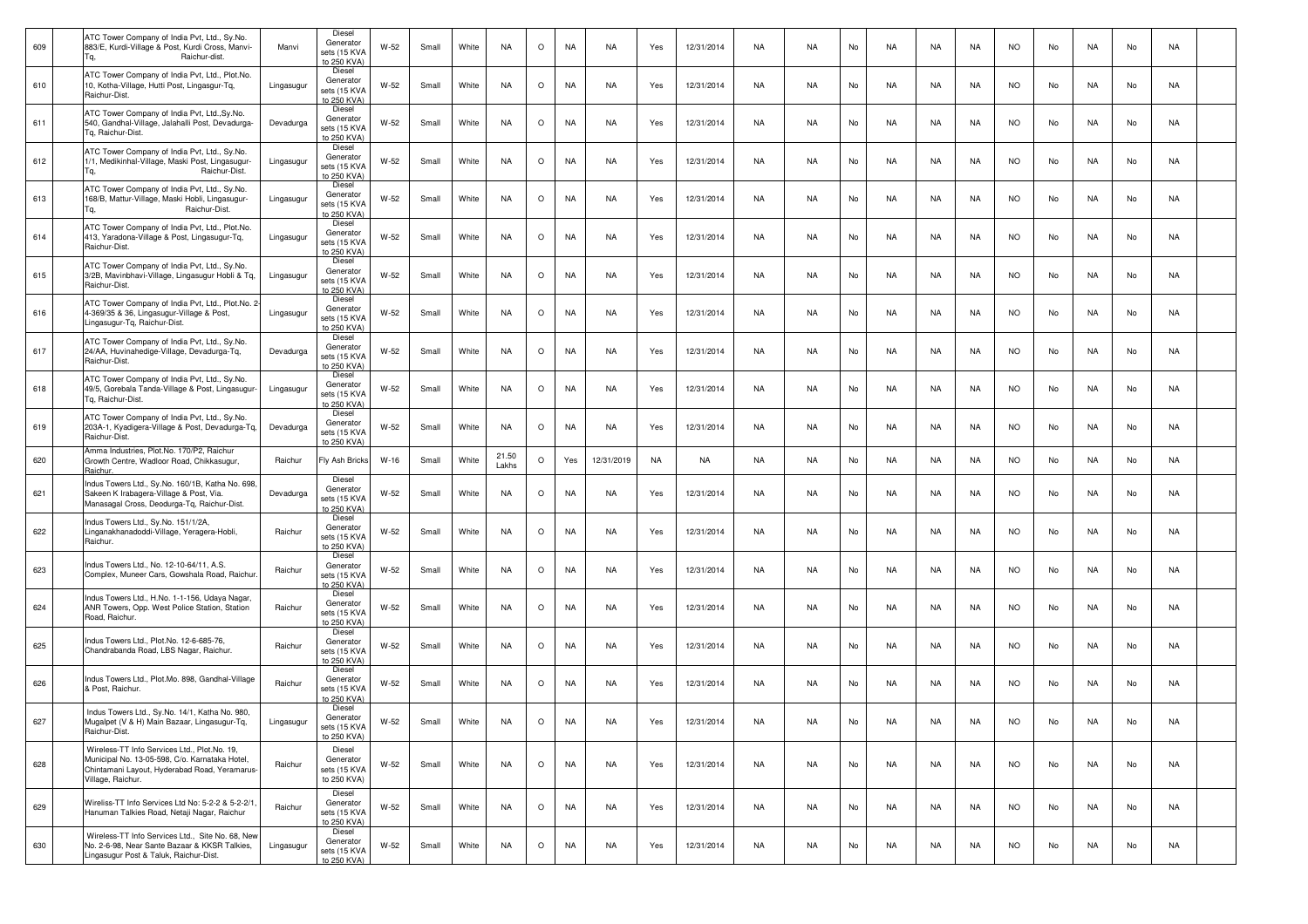| 609 | | ATC Tower Company of India Pvt, Ltd., Sy.No. 883/E, Kurdi-Village & Post, Kurdi Cross, Manvi-Tq, Raichur-dist. | Manvi | Diesel Generator sets (15 KVA to 250 KVA) | W-52 | Small | White | NA | O | NA | NA | Yes | 12/31/2014 | NA | NA | No | NA | NA | NA | NO | No | NA | No | NA | |
|---|---|---|---|---|---|---|---|---|---|---|---|---|---|---|---|---|---|---|---|---|---|---|---|---|---|
| 610 | | ATC Tower Company of India Pvt, Ltd., Plot.No. 10, Kotha-Village, Hutti Post, Lingasgur-Tq, Raichur-Dist. | Lingasugur | Diesel Generator sets (15 KVA to 250 KVA) | W-52 | Small | White | NA | O | NA | NA | Yes | 12/31/2014 | NA | NA | No | NA | NA | NA | NO | No | NA | No | NA | |
| 611 | | ATC Tower Company of India Pvt, Ltd.,Sy.No. 540, Gandhal-Village, Jalahalli Post, Devadurga-Tq, Raichur-Dist. | Devadurga | Diesel Generator sets (15 KVA to 250 KVA) | W-52 | Small | White | NA | O | NA | NA | Yes | 12/31/2014 | NA | NA | No | NA | NA | NA | NO | No | NA | No | NA | |
| 612 | | ATC Tower Company of India Pvt, Ltd., Sy.No. 1/1, Medikinhal-Village, Maski Post, Lingasugur-Tq, Raichur-Dist. | Lingasugur | Diesel Generator sets (15 KVA to 250 KVA) | W-52 | Small | White | NA | O | NA | NA | Yes | 12/31/2014 | NA | NA | No | NA | NA | NA | NO | No | NA | No | NA | |
| 613 | | ATC Tower Company of India Pvt, Ltd., Sy.No. 168/B, Mattur-Village, Maski Hobli, Lingasugur-Tq, Raichur-Dist. | Lingasugur | Diesel Generator sets (15 KVA to 250 KVA) | W-52 | Small | White | NA | O | NA | NA | Yes | 12/31/2014 | NA | NA | No | NA | NA | NA | NO | No | NA | No | NA | |
| 614 | | ATC Tower Company of India Pvt, Ltd., Plot.No. 413, Yaradona-Village & Post, Lingasugur-Tq, Raichur-Dist. | Lingasugur | Diesel Generator sets (15 KVA to 250 KVA) | W-52 | Small | White | NA | O | NA | NA | Yes | 12/31/2014 | NA | NA | No | NA | NA | NA | NO | No | NA | No | NA | |
| 615 | | ATC Tower Company of India Pvt, Ltd., Sy.No. 3/2B, Mavinbhavi-Village, Lingasugur Hobli & Tq, Raichur-Dist. | Lingasugur | Diesel Generator sets (15 KVA to 250 KVA) | W-52 | Small | White | NA | O | NA | NA | Yes | 12/31/2014 | NA | NA | No | NA | NA | NA | NO | No | NA | No | NA | |
| 616 | | ATC Tower Company of India Pvt, Ltd., Plot.No. 2-4-369/35 & 36, Lingasugur-Village & Post, Lingasugur-Tq, Raichur-Dist. | Lingasugur | Diesel Generator sets (15 KVA to 250 KVA) | W-52 | Small | White | NA | O | NA | NA | Yes | 12/31/2014 | NA | NA | No | NA | NA | NA | NO | No | NA | No | NA | |
| 617 | | ATC Tower Company of India Pvt, Ltd., Sy.No. 24/AA, Huvinahedige-Village, Devadurga-Tq, Raichur-Dist. | Devadurga | Diesel Generator sets (15 KVA to 250 KVA) | W-52 | Small | White | NA | O | NA | NA | Yes | 12/31/2014 | NA | NA | No | NA | NA | NA | NO | No | NA | No | NA | |
| 618 | | ATC Tower Company of India Pvt, Ltd., Sy.No. 49/5, Gorebala Tanda-Village & Post, Lingasugur-Tq, Raichur-Dist. | Lingasugur | Diesel Generator sets (15 KVA to 250 KVA) | W-52 | Small | White | NA | O | NA | NA | Yes | 12/31/2014 | NA | NA | No | NA | NA | NA | NO | No | NA | No | NA | |
| 619 | | ATC Tower Company of India Pvt, Ltd., Sy.No. 203A-1, Kyadigera-Village & Post, Devadurga-Tq, Raichur-Dist. | Devadurga | Diesel Generator sets (15 KVA to 250 KVA) | W-52 | Small | White | NA | O | NA | NA | Yes | 12/31/2014 | NA | NA | No | NA | NA | NA | NO | No | NA | No | NA | |
| 620 | | Amma Industries, Plot.No. 170/P2, Raichur Growth Centre, Wadloor Road, Chikkasugur, Raichur. | Raichur | Fly Ash Bricks | W-16 | Small | White | 21.50 Lakhs | O | Yes | 12/31/2019 | NA | NA | NA | NA | No | NA | NA | NA | NO | No | NA | No | NA | |
| 621 | | Indus Towers Ltd., Sy.No. 160/1B, Katha No. 698, Sakeen K Irabagera-Village & Post, Via. Manasagal Cross, Deodurga-Tq, Raichur-Dist. | Devadurga | Diesel Generator sets (15 KVA to 250 KVA) | W-52 | Small | White | NA | O | NA | NA | Yes | 12/31/2014 | NA | NA | No | NA | NA | NA | NO | No | NA | No | NA | |
| 622 | | Indus Towers Ltd., Sy.No. 151/1/2A, Linganakhanadoddi-Village, Yeragera-Hobli, Raichur. | Raichur | Diesel Generator sets (15 KVA to 250 KVA) | W-52 | Small | White | NA | O | NA | NA | Yes | 12/31/2014 | NA | NA | No | NA | NA | NA | NO | No | NA | No | NA | |
| 623 | | Indus Towers Ltd., No. 12-10-64/11, A.S. Complex, Muneer Cars, Gowshala Road, Raichur. | Raichur | Diesel Generator sets (15 KVA to 250 KVA) | W-52 | Small | White | NA | O | NA | NA | Yes | 12/31/2014 | NA | NA | No | NA | NA | NA | NO | No | NA | No | NA | |
| 624 | | Indus Towers Ltd., H.No. 1-1-156, Udaya Nagar, ANR Towers, Opp. West Police Station, Station Road, Raichur. | Raichur | Diesel Generator sets (15 KVA to 250 KVA) | W-52 | Small | White | NA | O | NA | NA | Yes | 12/31/2014 | NA | NA | No | NA | NA | NA | NO | No | NA | No | NA | |
| 625 | | Indus Towers Ltd., Plot.No. 12-6-685-76, Chandrabanda Road, LBS Nagar, Raichur. | Raichur | Diesel Generator sets (15 KVA to 250 KVA) | W-52 | Small | White | NA | O | NA | NA | Yes | 12/31/2014 | NA | NA | No | NA | NA | NA | NO | No | NA | No | NA | |
| 626 | | Indus Towers Ltd., Plot.Mo. 898, Gandhal-Village & Post, Raichur. | Raichur | Diesel Generator sets (15 KVA to 250 KVA) | W-52 | Small | White | NA | O | NA | NA | Yes | 12/31/2014 | NA | NA | No | NA | NA | NA | NO | No | NA | No | NA | |
| 627 | | Indus Towers Ltd., Sy.No. 14/1, Katha No. 980, Mugalpet (V & H) Main Bazaar, Lingasugur-Tq, Raichur-Dist. | Lingasugur | Diesel Generator sets (15 KVA to 250 KVA) | W-52 | Small | White | NA | O | NA | NA | Yes | 12/31/2014 | NA | NA | No | NA | NA | NA | NO | No | NA | No | NA | |
| 628 | | Wireless-TT Info Services Ltd., Plot.No. 19, Municipal No. 13-05-598, C/o. Karnataka Hotel, Chintamani Layout, Hyderabad Road, Yeramarus-Village, Raichur. | Raichur | Diesel Generator sets (15 KVA to 250 KVA) | W-52 | Small | White | NA | O | NA | NA | Yes | 12/31/2014 | NA | NA | No | NA | NA | NA | NO | No | NA | No | NA | |
| 629 | | Wireliss-TT Info Services Ltd No: 5-2-2 & 5-2-2/1, Hanuman Talkies Road, Netaji Nagar, Raichur | Raichur | Diesel Generator sets (15 KVA to 250 KVA) | W-52 | Small | White | NA | O | NA | NA | Yes | 12/31/2014 | NA | NA | No | NA | NA | NA | NO | No | NA | No | NA | |
| 630 | | Wireless-TT Info Services Ltd., Site No. 68, New No. 2-6-98, Near Sante Bazaar & KKSR Talkies, Lingasugur Post & Taluk, Raichur-Dist. | Lingasugur | Diesel Generator sets (15 KVA to 250 KVA) | W-52 | Small | White | NA | O | NA | NA | Yes | 12/31/2014 | NA | NA | No | NA | NA | NA | NO | No | NA | No | NA | |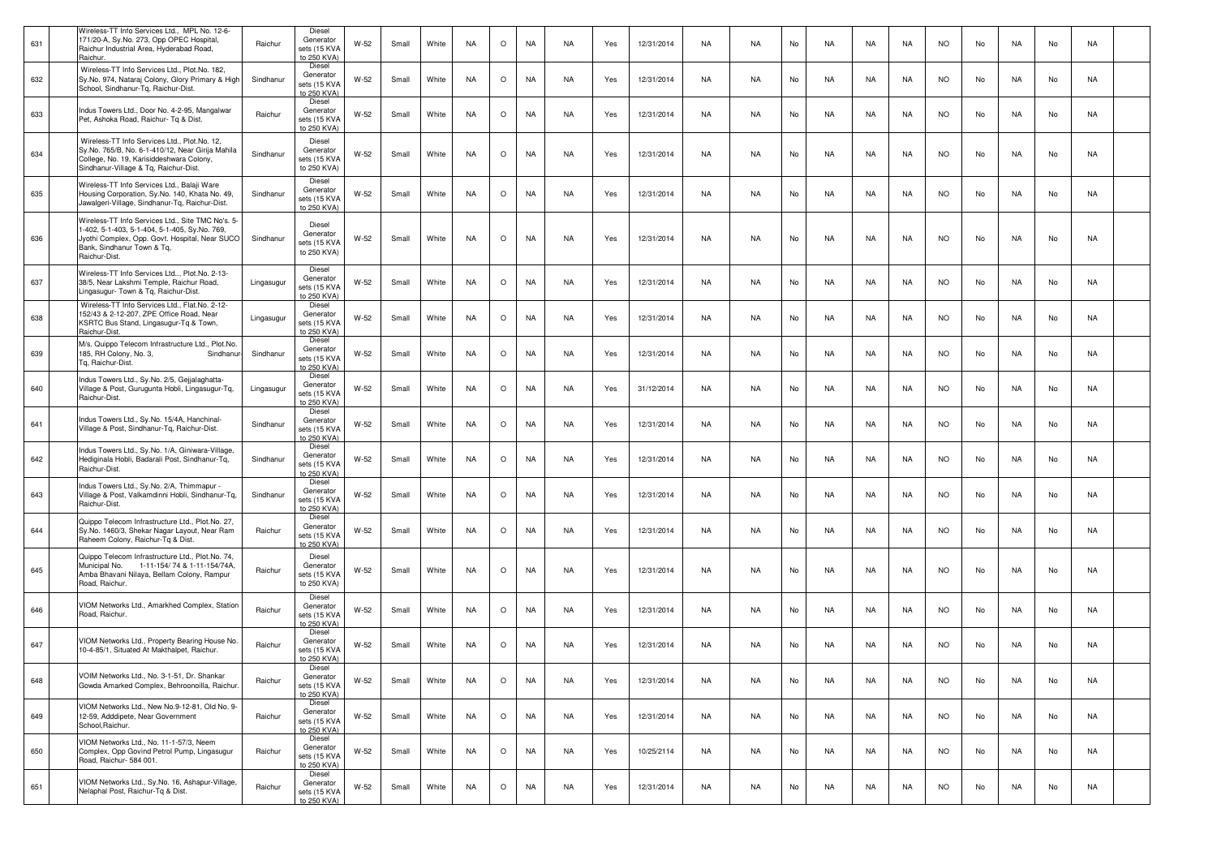| 631 | | Wireless-TT Info Services Ltd., MPL No. 12-6-171/20-A, Sy.No. 273, Opp OPEC Hospital, Raichur Industrial Area, Hyderabad Road, Raichur. | Raichur | Diesel Generator sets (15 KVA to 250 KVA) | W-52 | Small | White | NA | O | NA | NA | Yes | 12/31/2014 | NA | NA | No | NA | NA | NA | NO | No | NA | No | NA | |
|---|---|---|---|---|---|---|---|---|---|---|---|---|---|---|---|---|---|---|---|---|---|---|---|---|---|
| 632 | | Wireless-TT Info Services Ltd., Plot.No. 182, Sy.No. 974, Nataraj Colony, Glory Primary & High School, Sindhanur-Tq, Raichur-Dist. | Sindhanur | Diesel Generator sets (15 KVA to 250 KVA) | W-52 | Small | White | NA | O | NA | NA | Yes | 12/31/2014 | NA | NA | No | NA | NA | NA | NO | No | NA | No | NA | |
| 633 | | Indus Towers Ltd., Door No. 4-2-95, Mangalwar Pet, Ashoka Road, Raichur- Tq & Dist. | Raichur | Diesel Generator sets (15 KVA to 250 KVA) | W-52 | Small | White | NA | O | NA | NA | Yes | 12/31/2014 | NA | NA | No | NA | NA | NA | NO | No | NA | No | NA | |
| 634 | | Wireless-TT Info Services Ltd., Plot.No. 12, Sy.No. 765/B, No. 6-1-410/12, Near Girija Mahila College, No. 19, Karisiddeshwara Colony, Sindhanur-Village & Tq, Raichur-Dist. | Sindhanur | Diesel Generator sets (15 KVA to 250 KVA) | W-52 | Small | White | NA | O | NA | NA | Yes | 12/31/2014 | NA | NA | No | NA | NA | NA | NO | No | NA | No | NA | |
| 635 | | Wireless-TT Info Services Ltd., Balaji Ware Housing Corporation, Sy.No. 140, Khata No. 49, Jawalgeri-Village, Sindhanur-Tq, Raichur-Dist. | Sindhanur | Diesel Generator sets (15 KVA to 250 KVA) | W-52 | Small | White | NA | O | NA | NA | Yes | 12/31/2014 | NA | NA | No | NA | NA | NA | NO | No | NA | No | NA | |
| 636 | | Wireless-TT Info Services Ltd., Site TMC No's. 5-1-402, 5-1-403, 5-1-404, 5-1-405, Sy.No. 769, Jyothi Complex, Opp. Govt. Hospital, Near SUCO Bank, Sindhanur Town & Tq, Raichur-Dist. | Sindhanur | Diesel Generator sets (15 KVA to 250 KVA) | W-52 | Small | White | NA | O | NA | NA | Yes | 12/31/2014 | NA | NA | No | NA | NA | NA | NO | No | NA | No | NA | |
| 637 | | Wireless-TT Info Services Ltd.., Plot.No. 2-13-38/5, Near Lakshmi Temple, Raichur Road, Lingasugur- Town & Tq, Raichur-Dist. | Lingasugur | Diesel Generator sets (15 KVA to 250 KVA) | W-52 | Small | White | NA | O | NA | NA | Yes | 12/31/2014 | NA | NA | No | NA | NA | NA | NO | No | NA | No | NA | |
| 638 | | Wireless-TT Info Services Ltd., Flat.No. 2-12-152/43 & 2-12-207, ZPE Office Road, Near KSRTC Bus Stand, Lingasugur-Tq & Town, Raichur-Dist. | Lingasugur | Diesel Generator sets (15 KVA to 250 KVA) | W-52 | Small | White | NA | O | NA | NA | Yes | 12/31/2014 | NA | NA | No | NA | NA | NA | NO | No | NA | No | NA | |
| 639 | | M/s. Quippo Telecom Infrastructure Ltd., Plot.No. 185, RH Colony, No. 3, Sindhanur-Tq, Raichur-Dist. | Sindhanur | Diesel Generator sets (15 KVA to 250 KVA) | W-52 | Small | White | NA | O | NA | NA | Yes | 12/31/2014 | NA | NA | No | NA | NA | NA | NO | No | NA | No | NA | |
| 640 | | Indus Towers Ltd., Sy.No. 2/5, Gejjalaghatta-Village & Post, Gurugunta Hobli, Lingasugur-Tq, Raichur-Dist. | Lingasugur | Diesel Generator sets (15 KVA to 250 KVA) | W-52 | Small | White | NA | O | NA | NA | Yes | 31/12/2014 | NA | NA | No | NA | NA | NA | NO | No | NA | No | NA | |
| 641 | | Indus Towers Ltd., Sy.No. 15/4A, Hanchinal-Village & Post, Sindhanur-Tq, Raichur-Dist. | Sindhanur | Diesel Generator sets (15 KVA to 250 KVA) | W-52 | Small | White | NA | O | NA | NA | Yes | 12/31/2014 | NA | NA | No | NA | NA | NA | NO | No | NA | No | NA | |
| 642 | | Indus Towers Ltd., Sy.No. 1/A, Giniwara-Village, Hediginala Hobli, Badarali Post, Sindhanur-Tq, Raichur-Dist. | Sindhanur | Diesel Generator sets (15 KVA to 250 KVA) | W-52 | Small | White | NA | O | NA | NA | Yes | 12/31/2014 | NA | NA | No | NA | NA | NA | NO | No | NA | No | NA | |
| 643 | | Indus Towers Ltd., Sy.No. 2/A, Thimmapur - Village & Post, Valkamdinni Hobli, Sindhanur-Tq, Raichur-Dist. | Sindhanur | Diesel Generator sets (15 KVA to 250 KVA) | W-52 | Small | White | NA | O | NA | NA | Yes | 12/31/2014 | NA | NA | No | NA | NA | NA | NO | No | NA | No | NA | |
| 644 | | Quippo Telecom Infrastructure Ltd., Plot.No. 27, Sy.No. 1460/3, Shekar Nagar Layout, Near Ram Raheem Colony, Raichur-Tq & Dist. | Raichur | Diesel Generator sets (15 KVA to 250 KVA) | W-52 | Small | White | NA | O | NA | NA | Yes | 12/31/2014 | NA | NA | No | NA | NA | NA | NO | No | NA | No | NA | |
| 645 | | Quippo Telecom Infrastructure Ltd., Plot.No. 74, Municipal No. 1-11-154/ 74 & 1-11-154/74A, Amba Bhavani Nilaya, Bellam Colony, Rampur Road, Raichur. | Raichur | Diesel Generator sets (15 KVA to 250 KVA) | W-52 | Small | White | NA | O | NA | NA | Yes | 12/31/2014 | NA | NA | No | NA | NA | NA | NO | No | NA | No | NA | |
| 646 | | VIOM Networks Ltd., Amarkhed Complex, Station Road, Raichur. | Raichur | Diesel Generator sets (15 KVA to 250 KVA) | W-52 | Small | White | NA | O | NA | NA | Yes | 12/31/2014 | NA | NA | No | NA | NA | NA | NO | No | NA | No | NA | |
| 647 | | VIOM Networks Ltd., Property Bearing House No. 10-4-85/1, Situated At Makthalpet, Raichur. | Raichur | Diesel Generator sets (15 KVA to 250 KVA) | W-52 | Small | White | NA | O | NA | NA | Yes | 12/31/2014 | NA | NA | No | NA | NA | NA | NO | No | NA | No | NA | |
| 648 | | VOIM Networks Ltd., No. 3-1-51, Dr. Shankar Gowda Amarked Complex, Behroonoilla, Raichur. | Raichur | Diesel Generator sets (15 KVA to 250 KVA) | W-52 | Small | White | NA | O | NA | NA | Yes | 12/31/2014 | NA | NA | No | NA | NA | NA | NO | No | NA | No | NA | |
| 649 | | VIOM Networks Ltd., New No.9-12-81, Old No. 9-12-59, Adddipete, Near Government School,Raichur. | Raichur | Diesel Generator sets (15 KVA to 250 KVA) | W-52 | Small | White | NA | O | NA | NA | Yes | 12/31/2014 | NA | NA | No | NA | NA | NA | NO | No | NA | No | NA | |
| 650 | | VIOM Networks Ltd., No. 11-1-57/3, Neem Complex, Opp Govind Petrol Pump, Lingasugur Road, Raichur- 584 001. | Raichur | Diesel Generator sets (15 KVA to 250 KVA) | W-52 | Small | White | NA | O | NA | NA | Yes | 10/25/2114 | NA | NA | No | NA | NA | NA | NO | No | NA | No | NA | |
| 651 | | VIOM Networks Ltd., Sy.No. 16, Ashapur-Village, Nelaphal Post, Raichur-Tq & Dist. | Raichur | Diesel Generator sets (15 KVA to 250 KVA) | W-52 | Small | White | NA | O | NA | NA | Yes | 12/31/2014 | NA | NA | No | NA | NA | NA | NO | No | NA | No | NA | |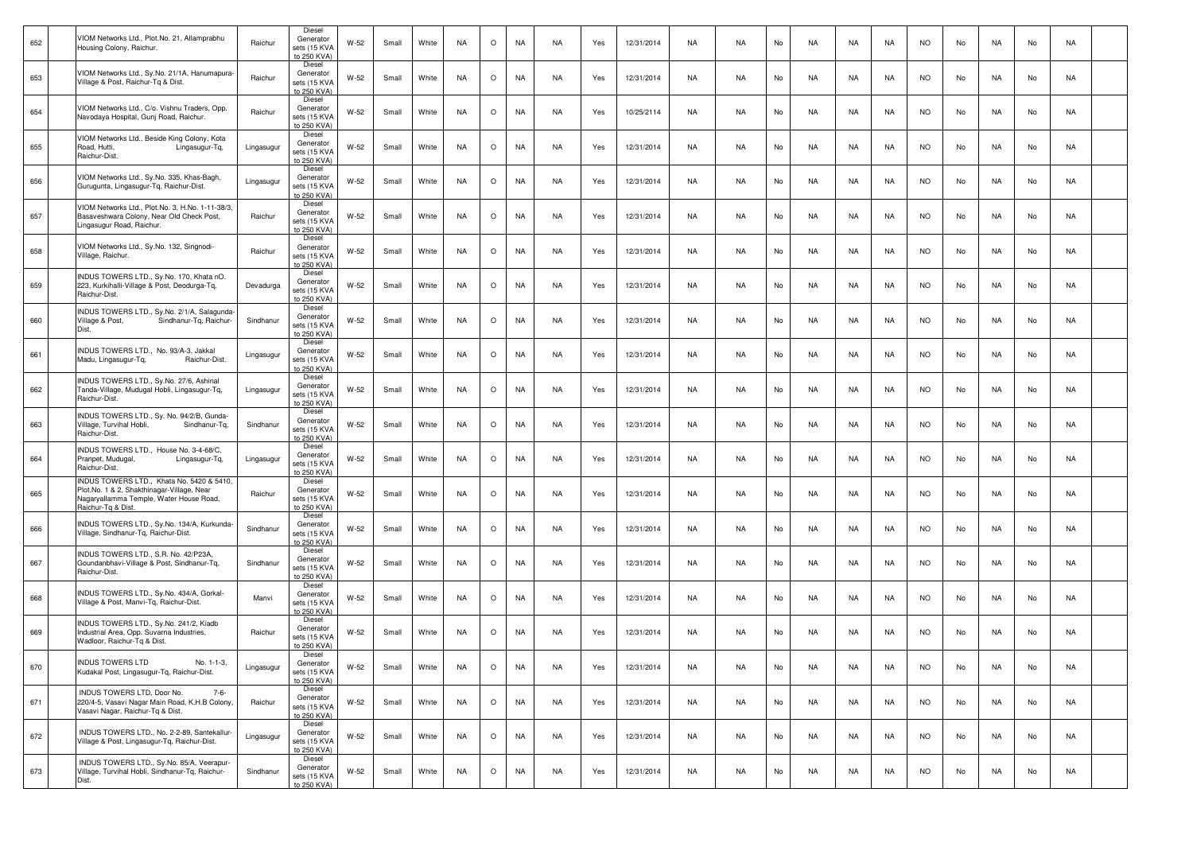| 652 | | VIOM Networks Ltd., Plot.No. 21, Allamprabhu Housing Colony, Raichur. | Raichur | Diesel Generator sets (15 KVA to 250 KVA) | W-52 | Small | White | NA | O | NA | NA | Yes | 12/31/2014 | NA | NA | No | NA | NA | NA | NO | No | NA | No | NA | |
|---|---|---|---|---|---|---|---|---|---|---|---|---|---|---|---|---|---|---|---|---|---|---|---|---|---|
| 653 | | VIOM Networks Ltd., Sy.No. 21/1A, Hanumapura-Village & Post, Raichur-Tq & Dist. | Raichur | Diesel Generator sets (15 KVA to 250 KVA) | W-52 | Small | White | NA | O | NA | NA | Yes | 12/31/2014 | NA | NA | No | NA | NA | NA | NO | No | NA | No | NA | |
| 654 | | VIOM Networks Ltd., C/o. Vishnu Traders, Opp. Navodaya Hospital, Gunj Road, Raichur. | Raichur | Diesel Generator sets (15 KVA to 250 KVA) | W-52 | Small | White | NA | O | NA | NA | Yes | 10/25/2114 | NA | NA | No | NA | NA | NA | NO | No | NA | No | NA | |
| 655 | | VIOM Networks Ltd., Beside King Colony, Kota Road, Hutti, Lingasugur-Tq, Raichur-Dist. | Lingasugur | Diesel Generator sets (15 KVA to 250 KVA) | W-52 | Small | White | NA | O | NA | NA | Yes | 12/31/2014 | NA | NA | No | NA | NA | NA | NO | No | NA | No | NA | |
| 656 | | VIOM Networks Ltd., Sy.No. 335, Khas-Bagh, Gurugunta, Lingasugur-Tq, Raichur-Dist. | Lingasugur | Diesel Generator sets (15 KVA to 250 KVA) | W-52 | Small | White | NA | O | NA | NA | Yes | 12/31/2014 | NA | NA | No | NA | NA | NA | NO | No | NA | No | NA | |
| 657 | | VIOM Networks Ltd., Plot.No. 3, H.No. 1-11-38/3, Basaveshwara Colony, Near Old Check Post, Lingasugur Road, Raichur. | Raichur | Diesel Generator sets (15 KVA to 250 KVA) | W-52 | Small | White | NA | O | NA | NA | Yes | 12/31/2014 | NA | NA | No | NA | NA | NA | NO | No | NA | No | NA | |
| 658 | | VIOM Networks Ltd., Sy.No. 132, Singnodi-Village, Raichur. | Raichur | Diesel Generator sets (15 KVA to 250 KVA) | W-52 | Small | White | NA | O | NA | NA | Yes | 12/31/2014 | NA | NA | No | NA | NA | NA | NO | No | NA | No | NA | |
| 659 | | INDUS TOWERS LTD., Sy.No. 170, Khata nO. 223, Kurkihalli-Village & Post, Deodurga-Tq, Raichur-Dist. | Devadurga | Diesel Generator sets (15 KVA to 250 KVA) | W-52 | Small | White | NA | O | NA | NA | Yes | 12/31/2014 | NA | NA | No | NA | NA | NA | NO | No | NA | No | NA | |
| 660 | | INDUS TOWERS LTD., Sy.No. 2/1/A, Salagunda-Village & Post, Sindhanur-Tq, Raichur-Dist. | Sindhanur | Diesel Generator sets (15 KVA to 250 KVA) | W-52 | Small | White | NA | O | NA | NA | Yes | 12/31/2014 | NA | NA | No | NA | NA | NA | NO | No | NA | No | NA | |
| 661 | | INDUS TOWERS LTD., No. 93/A-3, Jakkal Madu, Lingasugur-Tq, Raichur-Dist. | Lingasugur | Diesel Generator sets (15 KVA to 250 KVA) | W-52 | Small | White | NA | O | NA | NA | Yes | 12/31/2014 | NA | NA | No | NA | NA | NA | NO | No | NA | No | NA | |
| 662 | | INDUS TOWERS LTD., Sy.No. 27/6, Ashinal Tanda-Village, Mudugal Hobli, Lingasugur-Tq, Raichur-Dist. | Lingasugur | Diesel Generator sets (15 KVA to 250 KVA) | W-52 | Small | White | NA | O | NA | NA | Yes | 12/31/2014 | NA | NA | No | NA | NA | NA | NO | No | NA | No | NA | |
| 663 | | INDUS TOWERS LTD., Sy. No. 94/2/B, Gunda-Village, Turvihal Hobli, Sindhanur-Tq, Raichur-Dist. | Sindhanur | Diesel Generator sets (15 KVA to 250 KVA) | W-52 | Small | White | NA | O | NA | NA | Yes | 12/31/2014 | NA | NA | No | NA | NA | NA | NO | No | NA | No | NA | |
| 664 | | INDUS TOWERS LTD., House No. 3-4-68/C, Pranpet, Mudugal, Lingasugur-Tq, Raichur-Dist. | Lingasugur | Diesel Generator sets (15 KVA to 250 KVA) | W-52 | Small | White | NA | O | NA | NA | Yes | 12/31/2014 | NA | NA | No | NA | NA | NA | NO | No | NA | No | NA | |
| 665 | | INDUS TOWERS LTD., Khata No. 5420 & 5410, Plot.No. 1 & 2, Shakthinagar-Village, Near Nagaryallamma Temple, Water House Road, Raichur-Tq & Dist. | Raichur | Diesel Generator sets (15 KVA to 250 KVA) | W-52 | Small | White | NA | O | NA | NA | Yes | 12/31/2014 | NA | NA | No | NA | NA | NA | NO | No | NA | No | NA | |
| 666 | | INDUS TOWERS LTD., Sy.No. 134/A, Kurkunda-Village, Sindhanur-Tq, Raichur-Dist. | Sindhanur | Diesel Generator sets (15 KVA to 250 KVA) | W-52 | Small | White | NA | O | NA | NA | Yes | 12/31/2014 | NA | NA | No | NA | NA | NA | NO | No | NA | No | NA | |
| 667 | | INDUS TOWERS LTD., S.R. No. 42/P23A, Goundanbhavi-Village & Post, Sindhanur-Tq, Raichur-Dist. | Sindhanur | Diesel Generator sets (15 KVA to 250 KVA) | W-52 | Small | White | NA | O | NA | NA | Yes | 12/31/2014 | NA | NA | No | NA | NA | NA | NO | No | NA | No | NA | |
| 668 | | INDUS TOWERS LTD., Sy.No. 434/A, Gorkal-Village & Post, Manvi-Tq, Raichur-Dist. | Manvi | Diesel Generator sets (15 KVA to 250 KVA) | W-52 | Small | White | NA | O | NA | NA | Yes | 12/31/2014 | NA | NA | No | NA | NA | NA | NO | No | NA | No | NA | |
| 669 | | INDUS TOWERS LTD., Sy.No. 241/2, Kiadb Industrial Area, Opp. Suvarna Industries, Wadloor, Raichur-Tq & Dist. | Raichur | Diesel Generator sets (15 KVA to 250 KVA) | W-52 | Small | White | NA | O | NA | NA | Yes | 12/31/2014 | NA | NA | No | NA | NA | NA | NO | No | NA | No | NA | |
| 670 | | INDUS TOWERS LTD No. 1-1-3, Kudakal Post, Lingasugur-Tq, Raichur-Dist. | Lingasugur | Diesel Generator sets (15 KVA to 250 KVA) | W-52 | Small | White | NA | O | NA | NA | Yes | 12/31/2014 | NA | NA | No | NA | NA | NA | NO | No | NA | No | NA | |
| 671 | | INDUS TOWERS LTD, Door No. 7-6-220/4-5, Vasavi Nagar Main Road, K.H.B Colony, Vasavi Nagar, Raichur-Tq & Dist. | Raichur | Diesel Generator sets (15 KVA to 250 KVA) | W-52 | Small | White | NA | O | NA | NA | Yes | 12/31/2014 | NA | NA | No | NA | NA | NA | NO | No | NA | No | NA | |
| 672 | | INDUS TOWERS LTD., No. 2-2-89, Santekallur-Village & Post, Lingasugur-Tq, Raichur-Dist. | Lingasugur | Diesel Generator sets (15 KVA to 250 KVA) | W-52 | Small | White | NA | O | NA | NA | Yes | 12/31/2014 | NA | NA | No | NA | NA | NA | NO | No | NA | No | NA | |
| 673 | | INDUS TOWERS LTD., Sy.No. 85/A, Veerapur-Village, Turvihal Hobli, Sindhanur-Tq, Raichur-Dist. | Sindhanur | Diesel Generator sets (15 KVA to 250 KVA) | W-52 | Small | White | NA | O | NA | NA | Yes | 12/31/2014 | NA | NA | No | NA | NA | NA | NO | No | NA | No | NA | |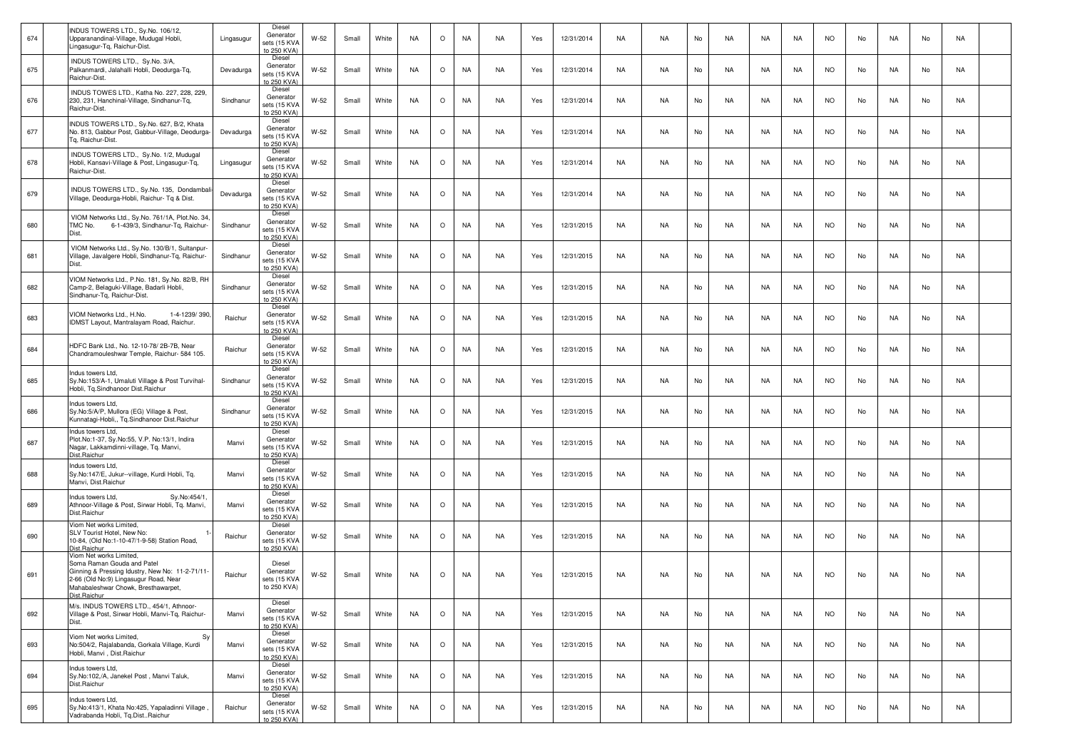| | | | | | | | | | | | | | | | | | | | | | | | | | | | |
|---|---|---|---|---|---|---|---|---|---|---|---|---|---|---|---|---|---|---|---|---|---|---|---|---|---|---|---|
| 674 | | INDUS TOWERS LTD., Sy.No. 106/12, Upparanandinal-Village, Mudugal Hobli, Lingasugur-Tq, Raichur-Dist. | Lingasugur | Diesel Generator sets (15 KVA to 250 KVA) | W-52 | Small | White | NA | O | NA | NA | Yes | 12/31/2014 | NA | NA | No | NA | NA | NA | NO | No | NA | No | NA | |
| 675 | | INDUS TOWERS LTD., Sy.No. 3/A, Palkanmardi, Jalahalli Hobli, Deodurga-Tq, Raichur-Dist. | Devadurga | Diesel Generator sets (15 KVA to 250 KVA) | W-52 | Small | White | NA | O | NA | NA | Yes | 12/31/2014 | NA | NA | No | NA | NA | NA | NO | No | NA | No | NA | |
| 676 | | INDUS TOWES LTD., Katha No. 227, 228, 229, 230, 231, Hanchinal-Village, Sindhanur-Tq, Raichur-Dist. | Sindhanur | Diesel Generator sets (15 KVA to 250 KVA) | W-52 | Small | White | NA | O | NA | NA | Yes | 12/31/2014 | NA | NA | No | NA | NA | NA | NO | No | NA | No | NA | |
| 677 | | INDUS TOWERS LTD., Sy.No. 627, B/2, Khata No. 813, Gabbur Post, Gabbur-Village, Deodurga-Tq, Raichur-Dist. | Devadurga | Diesel Generator sets (15 KVA to 250 KVA) | W-52 | Small | White | NA | O | NA | NA | Yes | 12/31/2014 | NA | NA | No | NA | NA | NA | NO | No | NA | No | NA | |
| 678 | | INDUS TOWERS LTD., Sy.No. 1/2, Mudugal Hobli, Kansavi-Village & Post, Lingasugur-Tq, Raichur-Dist. | Lingasugur | Diesel Generator sets (15 KVA to 250 KVA) | W-52 | Small | White | NA | O | NA | NA | Yes | 12/31/2014 | NA | NA | No | NA | NA | NA | NO | No | NA | No | NA | |
| 679 | | INDUS TOWERS LTD., Sy.No. 135, Dondamball-Village, Deodurga-Hobli, Raichur- Tq & Dist. | Devadurga | Diesel Generator sets (15 KVA to 250 KVA) | W-52 | Small | White | NA | O | NA | NA | Yes | 12/31/2014 | NA | NA | No | NA | NA | NA | NO | No | NA | No | NA | |
| 680 | | VIOM Networks Ltd., Sy.No. 761/1A, Plot.No. 34, TMC No. 6-1-439/3, Sindhanur-Tq, Raichur-Dist. | Sindhanur | Diesel Generator sets (15 KVA to 250 KVA) | W-52 | Small | White | NA | O | NA | NA | Yes | 12/31/2015 | NA | NA | No | NA | NA | NA | NO | No | NA | No | NA | |
| 681 | | VIOM Networks Ltd., Sy.No. 130/B/1, Sultanpur-Village, Javalgere Hobli, Sindhanur-Tq, Raichur-Dist. | Sindhanur | Diesel Generator sets (15 KVA to 250 KVA) | W-52 | Small | White | NA | O | NA | NA | Yes | 12/31/2015 | NA | NA | No | NA | NA | NA | NO | No | NA | No | NA | |
| 682 | | VIOM Networks Ltd., P.No. 181, Sy.No. 82/B, RH Camp-2, Belaguki-Village, Badarli Hobli, Sindhanur-Tq, Raichur-Dist. | Sindhanur | Diesel Generator sets (15 KVA to 250 KVA) | W-52 | Small | White | NA | O | NA | NA | Yes | 12/31/2015 | NA | NA | No | NA | NA | NA | NO | No | NA | No | NA | |
| 683 | | VIOM Networks Ltd., H.No. 1-4-1239/ 390, IDMST Layout, Mantralayam Road, Raichur. | Raichur | Diesel Generator sets (15 KVA to 250 KVA) | W-52 | Small | White | NA | O | NA | NA | Yes | 12/31/2015 | NA | NA | No | NA | NA | NA | NO | No | NA | No | NA | |
| 684 | | HDFC Bank Ltd., No. 12-10-78/ 2B-7B, Near Chandramouleshwar Temple, Raichur- 584 105. | Raichur | Diesel Generator sets (15 KVA to 250 KVA) | W-52 | Small | White | NA | O | NA | NA | Yes | 12/31/2015 | NA | NA | No | NA | NA | NA | NO | No | NA | No | NA | |
| 685 | | Indus towers Ltd, Sy.No:153/A-1, Umaluti Village & Post Turvihal-Hobli, Tq.Sindhanoor Dist.Raichur | Sindhanur | Diesel Generator sets (15 KVA to 250 KVA) | W-52 | Small | White | NA | O | NA | NA | Yes | 12/31/2015 | NA | NA | No | NA | NA | NA | NO | No | NA | No | NA | |
| 686 | | Indus towers Ltd, Sy.No:5/A/P, Mullora (EG) Village & Post, Kunnatagi-Hobli,, Tq.Sindhanoor Dist.Raichur | Sindhanur | Diesel Generator sets (15 KVA to 250 KVA) | W-52 | Small | White | NA | O | NA | NA | Yes | 12/31/2015 | NA | NA | No | NA | NA | NA | NO | No | NA | No | NA | |
| 687 | | Indus towers Ltd, Plot.No:1-37, Sy.No:55, V.P. No:13/1, Indira Nagar, Lakkamdinni-village, Tq. Manvi, Dist.Raichur | Manvi | Diesel Generator sets (15 KVA to 250 KVA) | W-52 | Small | White | NA | O | NA | NA | Yes | 12/31/2015 | NA | NA | No | NA | NA | NA | NO | No | NA | No | NA | |
| 688 | | Indus towers Ltd, Sy.No:147/E, Jukur--village, Kurdi Hobli, Tq. Manvi, Dist.Raichur | Manvi | Diesel Generator sets (15 KVA to 250 KVA) | W-52 | Small | White | NA | O | NA | NA | Yes | 12/31/2015 | NA | NA | No | NA | NA | NA | NO | No | NA | No | NA | |
| 689 | | Indus towers Ltd, Sy.No:454/1, Athnoor-Village & Post, Sirwar Hobli, Tq. Manvi, Dist.Raichur | Manvi | Diesel Generator sets (15 KVA to 250 KVA) | W-52 | Small | White | NA | O | NA | NA | Yes | 12/31/2015 | NA | NA | No | NA | NA | NA | NO | No | NA | No | NA | |
| 690 | | Viom Net works Limited, SLV Tourist Hotel, New No: 1-10-84, (Old No:1-10-47/1-9-58) Station Road, Dist.Raichur | Raichur | Diesel Generator sets (15 KVA to 250 KVA) | W-52 | Small | White | NA | O | NA | NA | Yes | 12/31/2015 | NA | NA | No | NA | NA | NA | NO | No | NA | No | NA | |
| 691 | | Viom Net works Limited, Soma Raman Gouda and Patel Ginning & Pressing Idustry, New No: 11-2-71/11-2-66 (Old No:9) Lingasugur Road, Near Mahabaleshwar Chowk, Bresthawarpet, Dist.Raichur | Raichur | Diesel Generator sets (15 KVA to 250 KVA) | W-52 | Small | White | NA | O | NA | NA | Yes | 12/31/2015 | NA | NA | No | NA | NA | NA | NO | No | NA | No | NA | |
| 692 | | M/s. INDUS TOWERS LTD., 454/1, Athnoor-Village & Post, Sirwar Hobli, Manvi-Tq, Raichur-Dist. | Manvi | Diesel Generator sets (15 KVA to 250 KVA) | W-52 | Small | White | NA | O | NA | NA | Yes | 12/31/2015 | NA | NA | No | NA | NA | NA | NO | No | NA | No | NA | |
| 693 | | Viom Net works Limited, Sy No:504/2, Rajalabanda, Gorkala Village, Kurdi Hobli, Manvi , Dist.Raichur | Manvi | Diesel Generator sets (15 KVA to 250 KVA) | W-52 | Small | White | NA | O | NA | NA | Yes | 12/31/2015 | NA | NA | No | NA | NA | NA | NO | No | NA | No | NA | |
| 694 | | Indus towers Ltd, Sy.No:102,/A, Janekel Post , Manvi Taluk, Dist.Raichur | Manvi | Diesel Generator sets (15 KVA to 250 KVA) | W-52 | Small | White | NA | O | NA | NA | Yes | 12/31/2015 | NA | NA | No | NA | NA | NA | NO | No | NA | No | NA | |
| 695 | | Indus towers Ltd, Sy.No:413/1, Khata No:425, Yapaladinni Village , Vadrabanda Hobli, Tq.Dist..Raichur | Raichur | Diesel Generator sets (15 KVA to 250 KVA) | W-52 | Small | White | NA | O | NA | NA | Yes | 12/31/2015 | NA | NA | No | NA | NA | NA | NO | No | NA | No | NA | |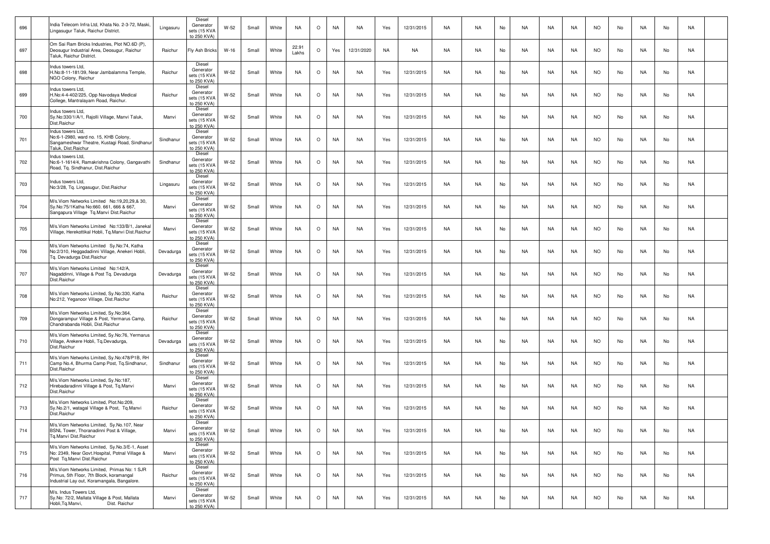| | | | | | | | | | | | | | | | | | | | | | | | | | |
|---|---|---|---|---|---|---|---|---|---|---|---|---|---|---|---|---|---|---|---|---|---|---|---|---|---|
| 696 | | India Telecom Infra Ltd, Khata No. 2-3-72, Maski, Lingasugur Taluk, Raichur District. | Lingasuru | Diesel Generator sets (15 KVA to 250 KVA) | W-52 | Small | White | NA | O | NA | NA | Yes | 12/31/2015 | NA | NA | No | NA | NA | NA | NO | No | NA | No | NA | |
| 697 | | Om Sai Ram Bricks Industries, Plot NO.6D (P), Deosugur Industrial Area, Deosugur, Raichur Taluk, Raichur District. | Raichur | Fly Ash Bricks | W-16 | Small | White | 22.91 Lakhs | O | Yes | 12/31/2020 | NA | NA | NA | NA | No | NA | NA | NA | NO | No | NA | No | NA | |
| 698 | | Indus towers Ltd, H.No:8-11-181/39, Near Jambalamma Temple, NGO Colony, Raichur | Raichur | Diesel Generator sets (15 KVA to 250 KVA) | W-52 | Small | White | NA | O | NA | NA | Yes | 12/31/2015 | NA | NA | No | NA | NA | NA | NO | No | NA | No | NA | |
| 699 | | Indus towers Ltd, H.No:4-4-402/225, Opp Navodaya Medical College, Mantralayam Road, Raichur. | Raichur | Diesel Generator sets (15 KVA to 250 KVA) | W-52 | Small | White | NA | O | NA | NA | Yes | 12/31/2015 | NA | NA | No | NA | NA | NA | NO | No | NA | No | NA | |
| 700 | | Indus towers Ltd, Sy.No:330/1/A/1, Rajolli Village, Manvi Taluk, Dist.Raichur | Manvi | Diesel Generator sets (15 KVA to 250 KVA) | W-52 | Small | White | NA | O | NA | NA | Yes | 12/31/2015 | NA | NA | No | NA | NA | NA | NO | No | NA | No | NA | |
| 701 | | Indus towers Ltd, No:6-1-2980, ward no. 15, KHB Colony, Sangameshwar Theatre, Kustagi Road, Sindhanur Taluk, Dist.Raichur | Sindhanur | Diesel Generator sets (15 KVA to 250 KVA) | W-52 | Small | White | NA | O | NA | NA | Yes | 12/31/2015 | NA | NA | No | NA | NA | NA | NO | No | NA | No | NA | |
| 702 | | Indus towers Ltd, No:6-1-1614/4, Ramakrishna Colony, Gangavathi Road, Tq. Sindhanur, Dist.Raichur | Sindhanur | Diesel Generator sets (15 KVA to 250 KVA) | W-52 | Small | White | NA | O | NA | NA | Yes | 12/31/2015 | NA | NA | No | NA | NA | NA | NO | No | NA | No | NA | |
| 703 | | Indus towers Ltd, No:3/28, Tq. Lingasugur, Dist.Raichur | Lingasuru | Diesel Generator sets (15 KVA to 250 KVA) | W-52 | Small | White | NA | O | NA | NA | Yes | 12/31/2015 | NA | NA | No | NA | NA | NA | NO | No | NA | No | NA | |
| 704 | | M/s.Viom Networks Limited No:19,20,29,& 30, Sy.No:75/1Katha No:660. 661, 666 & 667, Sangapura Village Tq.Manvi Dist.Raichur | Manvi | Diesel Generator sets (15 KVA to 250 KVA) | W-52 | Small | White | NA | O | NA | NA | Yes | 12/31/2015 | NA | NA | No | NA | NA | NA | NO | No | NA | No | NA | |
| 705 | | M/s.Viom Networks Limited No:133/B/1, Janekal Village, Herekottikal Hobli, Tq.Manvi Dist.Raichur | Manvi | Diesel Generator sets (15 KVA to 250 KVA) | W-52 | Small | White | NA | O | NA | NA | Yes | 12/31/2015 | NA | NA | No | NA | NA | NA | NO | No | NA | No | NA | |
| 706 | | M/s.Viom Networks Limited Sy.No:74, Katha No:2/310, Heggadadinni Village, Anekeri Hobli, Tq. Devadurga Dist.Raichur | Devadurga | Diesel Generator sets (15 KVA to 250 KVA) | W-52 | Small | White | NA | O | NA | NA | Yes | 12/31/2015 | NA | NA | No | NA | NA | NA | NO | No | NA | No | NA | |
| 707 | | M/s.Viom Networks Limited No:142/A, Nagaddinni, Village & Post Tq. Devadurga Dist.Raichur | Devadurga | Diesel Generator sets (15 KVA to 250 KVA) | W-52 | Small | White | NA | O | NA | NA | Yes | 12/31/2015 | NA | NA | No | NA | NA | NA | NO | No | NA | No | NA | |
| 708 | | M/s.Viom Networks Limited, Sy.No:330, Katha No:212, Yeganoor Village, Dist.Raichur | Raichur | Diesel Generator sets (15 KVA to 250 KVA) | W-52 | Small | White | NA | O | NA | NA | Yes | 12/31/2015 | NA | NA | No | NA | NA | NA | NO | No | NA | No | NA | |
| 709 | | M/s.Viom Networks Limited, Sy.No:364, Dongarampur Village & Post, Yermarus Camp, Chandrabanda Hobli, Dist.Raichur | Raichur | Diesel Generator sets (15 KVA to 250 KVA) | W-52 | Small | White | NA | O | NA | NA | Yes | 12/31/2015 | NA | NA | No | NA | NA | NA | NO | No | NA | No | NA | |
| 710 | | M/s.Viom Networks Limited, Sy.No:76, Yermarus Village, Arekere Hobli, Tq.Devadurga, Dist.Raichur | Devadurga | Diesel Generator sets (15 KVA to 250 KVA) | W-52 | Small | White | NA | O | NA | NA | Yes | 12/31/2015 | NA | NA | No | NA | NA | NA | NO | No | NA | No | NA | |
| 711 | | M/s.Viom Networks Limited, Sy.No:478/P1B, RH Camp No.4, Bhurma Camp Post, Tq.Sindhanur, Dist.Raichur | Sindhanur | Diesel Generator sets (15 KVA to 250 KVA) | W-52 | Small | White | NA | O | NA | NA | Yes | 12/31/2015 | NA | NA | No | NA | NA | NA | NO | No | NA | No | NA | |
| 712 | | M/s.Viom Networks Limited, Sy.No:187, Hirebadaradinni Village & Post, Tq.Manvi Dist.Raichur | Manvi | Diesel Generator sets (15 KVA to 250 KVA) | W-52 | Small | White | NA | O | NA | NA | Yes | 12/31/2015 | NA | NA | No | NA | NA | NA | NO | No | NA | No | NA | |
| 713 | | M/s.Viom Networks Limited, Plot.No:209, Sy.No.2/1, watagal Village & Post, Tq.Manvi Dist.Raichur | Raichur | Diesel Generator sets (15 KVA to 250 KVA) | W-52 | Small | White | NA | O | NA | NA | Yes | 12/31/2015 | NA | NA | No | NA | NA | NA | NO | No | NA | No | NA | |
| 714 | | M/s.Viom Networks Limited, Sy.No.107, Near BSNL Tower, Thoranadinni Post & Village, Tq.Manvi Dist.Raichur | Manvi | Diesel Generator sets (15 KVA to 250 KVA) | W-52 | Small | White | NA | O | NA | NA | Yes | 12/31/2015 | NA | NA | No | NA | NA | NA | NO | No | NA | No | NA | |
| 715 | | M/s.Viom Networks Limited, Sy.No.3/E-1, Asset No: 2349, Near Govt.Hospital, Potnal Village & Post Tq.Manvi Dist.Raichur | Manvi | Diesel Generator sets (15 KVA to 250 KVA) | W-52 | Small | White | NA | O | NA | NA | Yes | 12/31/2015 | NA | NA | No | NA | NA | NA | NO | No | NA | No | NA | |
| 716 | | M/s.Viom Networks Limited, Primas No: 1 SJR Primus, 5th Floor, 7th Block, koramangal Industrial Lay out, Koramangala, Bangalore. | Raichur | Diesel Generator sets (15 KVA to 250 KVA) | W-52 | Small | White | NA | O | NA | NA | Yes | 12/31/2015 | NA | NA | No | NA | NA | NA | NO | No | NA | No | NA | |
| 717 | | M/s. Indus Towers Ltd, Sy.No: 72/2, Mallata Village & Post, Mallata Hobli,Tq.Manvi, Dist. Raichur | Manvi | Diesel Generator sets (15 KVA to 250 KVA) | W-52 | Small | White | NA | O | NA | NA | Yes | 12/31/2015 | NA | NA | No | NA | NA | NA | NO | No | NA | No | NA | |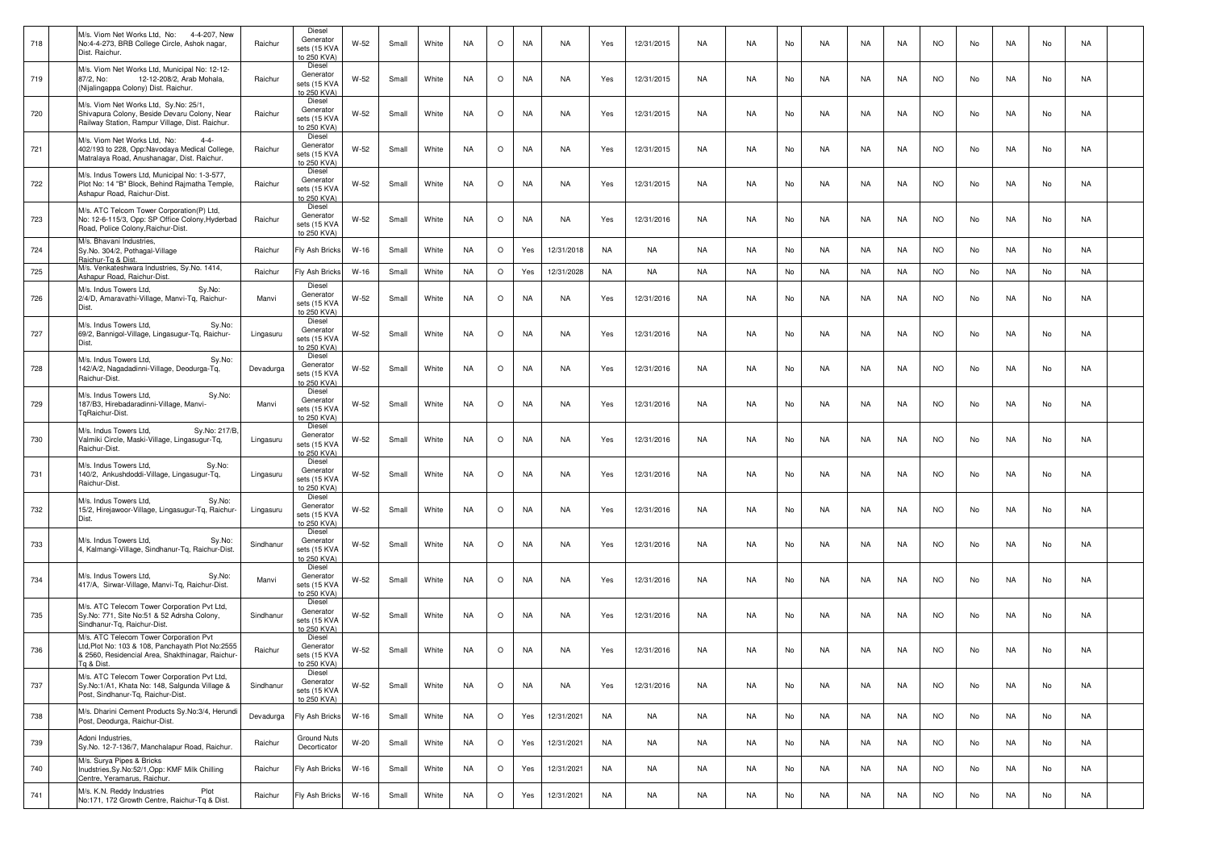| 718 | | M/s. Viom Net Works Ltd, No: 4-4-207, New No:4-4-273, BRB College Circle, Ashok nagar, Dist. Raichur. | Raichur | Diesel Generator sets (15 KVA to 250 KVA) | W-52 | Small | White | NA | O | NA | NA | Yes | 12/31/2015 | NA | NA | No | NA | NA | NA | NO | No | NA | No | NA | |
|---|---|---|---|---|---|---|---|---|---|---|---|---|---|---|---|---|---|---|---|---|---|---|---|---|---|
| 719 | | M/s. Viom Net Works Ltd, Municipal No: 12-12-87/2, No: 12-12-208/2, Arab Mohala, (Nijalingappa Colony) Dist. Raichur. | Raichur | Diesel Generator sets (15 KVA to 250 KVA) | W-52 | Small | White | NA | O | NA | NA | Yes | 12/31/2015 | NA | NA | No | NA | NA | NA | NO | No | NA | No | NA | |
| 720 | | M/s. Viom Net Works Ltd, Sy.No: 25/1, Shivapura Colony, Beside Devaru Colony, Near Railway Station, Rampur Village, Dist. Raichur. | Raichur | Diesel Generator sets (15 KVA to 250 KVA) | W-52 | Small | White | NA | O | NA | NA | Yes | 12/31/2015 | NA | NA | No | NA | NA | NA | NO | No | NA | No | NA | |
| 721 | | M/s. Viom Net Works Ltd, No: 4-4-402/193 to 228, Opp:Navodaya Medical College, Matralaya Road, Anushanagar, Dist. Raichur. | Raichur | Diesel Generator sets (15 KVA to 250 KVA) | W-52 | Small | White | NA | O | NA | NA | Yes | 12/31/2015 | NA | NA | No | NA | NA | NA | NO | No | NA | No | NA | |
| 722 | | M/s. Indus Towers Ltd, Municipal No: 1-3-577, Plot No: 14 "B" Block, Behind Rajmatha Temple, Ashapur Road, Raichur-Dist. | Raichur | Diesel Generator sets (15 KVA to 250 KVA) | W-52 | Small | White | NA | O | NA | NA | Yes | 12/31/2015 | NA | NA | No | NA | NA | NA | NO | No | NA | No | NA | |
| 723 | | M/s. ATC Telcom Tower Corporation(P) Ltd, No: 12-6-115/3, Opp: SP Office Colony,Hyderbad Road, Police Colony,Raichur-Dist. | Raichur | Diesel Generator sets (15 KVA to 250 KVA) | W-52 | Small | White | NA | O | NA | NA | Yes | 12/31/2016 | NA | NA | No | NA | NA | NA | NO | No | NA | No | NA | |
| 724 | | M/s. Bhavani Industries, Sy.No. 304/2, Pothagal-Village Raichur-Tq & Dist. | Raichur | Fly Ash Bricks | W-16 | Small | White | NA | O | Yes | 12/31/2018 | NA | NA | NA | NA | No | NA | NA | NA | NO | No | NA | No | NA | |
| 725 | | M/s. Venkateshwara Industries, Sy.No. 1414, Ashapur Road, Raichur-Dist. | Raichur | Fly Ash Bricks | W-16 | Small | White | NA | O | Yes | 12/31/2028 | NA | NA | NA | NA | No | NA | NA | NA | NO | No | NA | No | NA | |
| 726 | | M/s. Indus Towers Ltd, Sy.No: 2/4/D, Amaravathi-Village, Manvi-Tq, Raichur-Dist. | Manvi | Diesel Generator sets (15 KVA to 250 KVA) | W-52 | Small | White | NA | O | NA | NA | Yes | 12/31/2016 | NA | NA | No | NA | NA | NA | NO | No | NA | No | NA | |
| 727 | | M/s. Indus Towers Ltd, Sy.No: 69/2, Bannigol-Village, Lingasugur-Tq, Raichur-Dist. | Lingasuru | Diesel Generator sets (15 KVA to 250 KVA) | W-52 | Small | White | NA | O | NA | NA | Yes | 12/31/2016 | NA | NA | No | NA | NA | NA | NO | No | NA | No | NA | |
| 728 | | M/s. Indus Towers Ltd, Sy.No: 142/A/2, Nagadadinni-Village, Deodurga-Tq, Raichur-Dist. | Devadurga | Diesel Generator sets (15 KVA to 250 KVA) | W-52 | Small | White | NA | O | NA | NA | Yes | 12/31/2016 | NA | NA | No | NA | NA | NA | NO | No | NA | No | NA | |
| 729 | | M/s. Indus Towers Ltd, Sy.No: 187/B3, Hirebadaradinni-Village, Manvi-TqRaichur-Dist. | Manvi | Diesel Generator sets (15 KVA to 250 KVA) | W-52 | Small | White | NA | O | NA | NA | Yes | 12/31/2016 | NA | NA | No | NA | NA | NA | NO | No | NA | No | NA | |
| 730 | | M/s. Indus Towers Ltd, Sy.No: 217/B, Valmiki Circle, Maski-Village, Lingasugur-Tq, Raichur-Dist. | Lingasuru | Diesel Generator sets (15 KVA to 250 KVA) | W-52 | Small | White | NA | O | NA | NA | Yes | 12/31/2016 | NA | NA | No | NA | NA | NA | NO | No | NA | No | NA | |
| 731 | | M/s. Indus Towers Ltd, Sy.No: 140/2, Ankushdoddi-Village, Lingasugur-Tq, Raichur-Dist. | Lingasuru | Diesel Generator sets (15 KVA to 250 KVA) | W-52 | Small | White | NA | O | NA | NA | Yes | 12/31/2016 | NA | NA | No | NA | NA | NA | NO | No | NA | No | NA | |
| 732 | | M/s. Indus Towers Ltd, Sy.No: 15/2, Hirejawoor-Village, Lingasugur-Tq, Raichur-Dist. | Lingasuru | Diesel Generator sets (15 KVA to 250 KVA) | W-52 | Small | White | NA | O | NA | NA | Yes | 12/31/2016 | NA | NA | No | NA | NA | NA | NO | No | NA | No | NA | |
| 733 | | M/s. Indus Towers Ltd, Sy.No: 4, Kalmangi-Village, Sindhanur-Tq, Raichur-Dist. | Sindhanur | Diesel Generator sets (15 KVA to 250 KVA) | W-52 | Small | White | NA | O | NA | NA | Yes | 12/31/2016 | NA | NA | No | NA | NA | NA | NO | No | NA | No | NA | |
| 734 | | M/s. Indus Towers Ltd, Sy.No: 417/A, Sirwar-Village, Manvi-Tq, Raichur-Dist. | Manvi | Diesel Generator sets (15 KVA to 250 KVA) | W-52 | Small | White | NA | O | NA | NA | Yes | 12/31/2016 | NA | NA | No | NA | NA | NA | NO | No | NA | No | NA | |
| 735 | | M/s. ATC Telecom Tower Corporation Pvt Ltd, Sy.No: 771, Site No:51 & 52 Adrsha Colony, Sindhanur-Tq, Raichur-Dist. | Sindhanur | Diesel Generator sets (15 KVA to 250 KVA) | W-52 | Small | White | NA | O | NA | NA | Yes | 12/31/2016 | NA | NA | No | NA | NA | NA | NO | No | NA | No | NA | |
| 736 | | M/s. ATC Telecom Tower Corporation Pvt Ltd,Plot No: 103 & 108, Panchayath Plot No:2555 & 2560, Residencial Area, Shakthinagar, Raichur-Tq & Dist. | Raichur | Diesel Generator sets (15 KVA to 250 KVA) | W-52 | Small | White | NA | O | NA | NA | Yes | 12/31/2016 | NA | NA | No | NA | NA | NA | NO | No | NA | No | NA | |
| 737 | | M/s. ATC Telecom Tower Corporation Pvt Ltd, Sy.No:1/A1, Khata No: 148, Salgunda Village & Post, Sindhanur-Tq, Raichur-Dist. | Sindhanur | Diesel Generator sets (15 KVA to 250 KVA) | W-52 | Small | White | NA | O | NA | NA | Yes | 12/31/2016 | NA | NA | No | NA | NA | NA | NO | No | NA | No | NA | |
| 738 | | M/s. Dharini Cement Products Sy.No:3/4, Herundi Post, Deodurga, Raichur-Dist. | Devadurga | Fly Ash Bricks | W-16 | Small | White | NA | O | Yes | 12/31/2021 | NA | NA | NA | NA | No | NA | NA | NA | NO | No | NA | No | NA | |
| 739 | | Adoni Industries, Sy.No. 12-7-136/7, Manchalapur Road, Raichur. | Raichur | Ground Nuts Decorticator | W-20 | Small | White | NA | O | Yes | 12/31/2021 | NA | NA | NA | NA | No | NA | NA | NA | NO | No | NA | No | NA | |
| 740 | | M/s. Surya Pipes & Bricks Inudstries,Sy.No:52/1,Opp: KMF Milk Chilling Centre, Yeramarus, Raichur. | Raichur | Fly Ash Bricks | W-16 | Small | White | NA | O | Yes | 12/31/2021 | NA | NA | NA | NA | No | NA | NA | NA | NO | No | NA | No | NA | |
| 741 | | M/s. K.N. Reddy Industries Plot No:171, 172 Growth Centre, Raichur-Tq & Dist. | Raichur | Fly Ash Bricks | W-16 | Small | White | NA | O | Yes | 12/31/2021 | NA | NA | NA | NA | No | NA | NA | NA | NO | No | NA | No | NA | |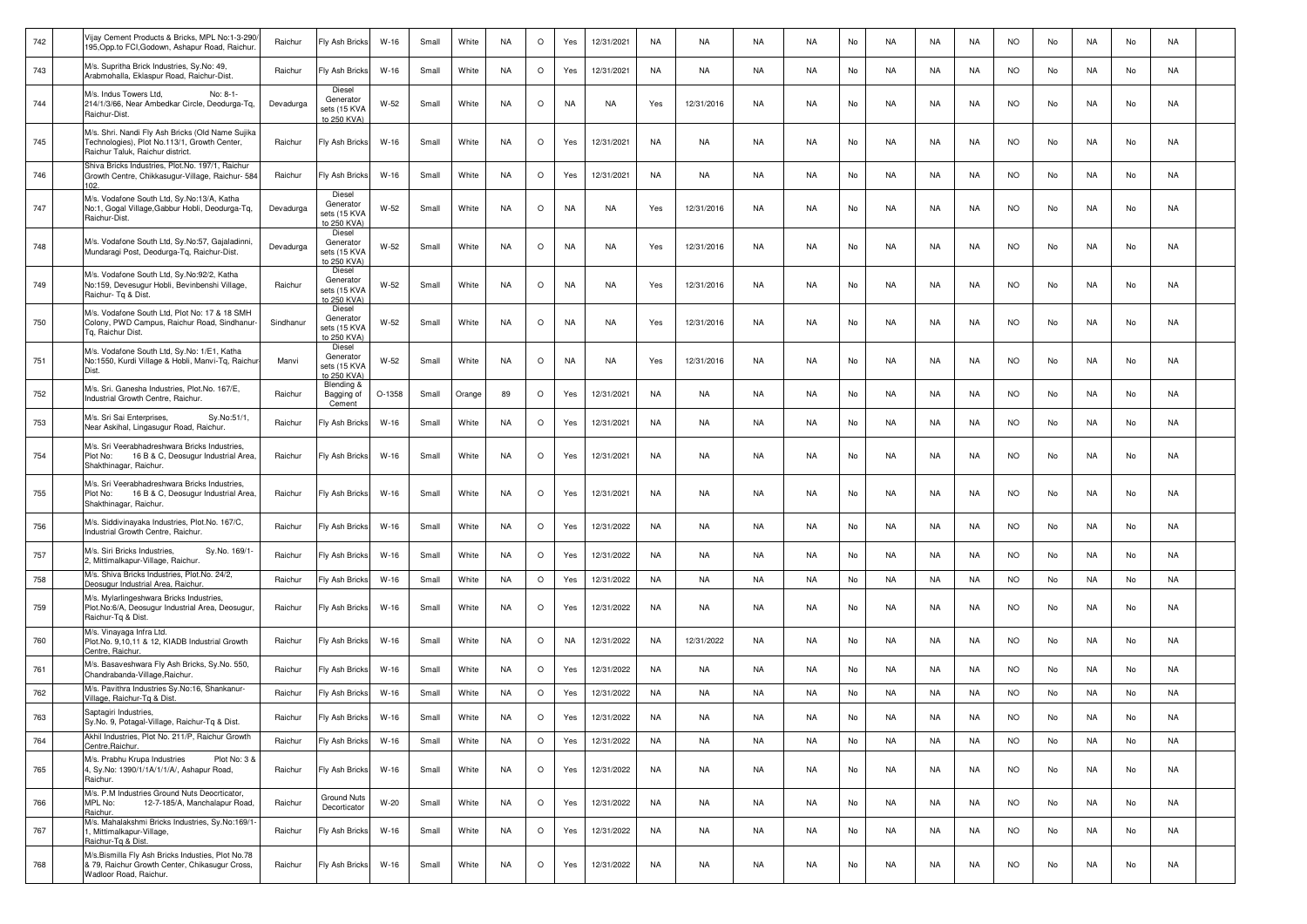| | | | | | | | | | | | | | | | | | | | | | | | | | |
|---|---|---|---|---|---|---|---|---|---|---|---|---|---|---|---|---|---|---|---|---|---|---|---|---|---|
| 742 | | Vijay Cement Products & Bricks, MPL No:1-3-290/195,Opp.to FCI,Godown, Ashapur Road, Raichur. | Raichur | Fly Ash Bricks | W-16 | Small | White | NA | O | Yes | 12/31/2021 | NA | NA | NA | NA | No | NA | NA | NA | NO | No | NA | No | NA | |
| 743 | | M/s. Supritha Brick Industries, Sy.No: 49, Arabmohalla, Eklaspur Road, Raichur-Dist. | Raichur | Fly Ash Bricks | W-16 | Small | White | NA | O | Yes | 12/31/2021 | NA | NA | NA | NA | No | NA | NA | NA | NO | No | NA | No | NA | |
| 744 | | M/s. Indus Towers Ltd, No: 8-1-214/1/3/66, Near Ambedkar Circle, Deodurga-Tq, Raichur-Dist. | Devadurga | Diesel Generator sets (15 KVA to 250 KVA) | W-52 | Small | White | NA | O | NA | NA | Yes | 12/31/2016 | NA | NA | No | NA | NA | NA | NO | No | NA | No | NA | |
| 745 | | M/s. Shri. Nandi Fly Ash Bricks (Old Name Sujika Technologies), Plot No.113/1, Growth Center, Raichur Taluk, Raichur district. | Raichur | Fly Ash Bricks | W-16 | Small | White | NA | O | Yes | 12/31/2021 | NA | NA | NA | NA | No | NA | NA | NA | NO | No | NA | No | NA | |
| 746 | | Shiva Bricks Industries, Plot.No. 197/1, Raichur Growth Centre, Chikkasugur-Village, Raichur- 584 102. | Raichur | Fly Ash Bricks | W-16 | Small | White | NA | O | Yes | 12/31/2021 | NA | NA | NA | NA | No | NA | NA | NA | NO | No | NA | No | NA | |
| 747 | | M/s. Vodafone South Ltd, Sy.No:13/A, Katha No:1, Gogal Village,Gabbur Hobli, Deodurga-Tq, Raichur-Dist. | Devadurga | Diesel Generator sets (15 KVA to 250 KVA) | W-52 | Small | White | NA | O | NA | NA | Yes | 12/31/2016 | NA | NA | No | NA | NA | NA | NO | No | NA | No | NA | |
| 748 | | M/s. Vodafone South Ltd, Sy.No:57, Gajaladinni, Mundaragi Post, Deodurga-Tq, Raichur-Dist. | Devadurga | Diesel Generator sets (15 KVA to 250 KVA) | W-52 | Small | White | NA | O | NA | NA | Yes | 12/31/2016 | NA | NA | No | NA | NA | NA | NO | No | NA | No | NA | |
| 749 | | M/s. Vodafone South Ltd, Sy.No:92/2, Katha No:159, Devesugur Hobli, Bevinbenshi Village, Raichur- Tq & Dist. | Raichur | Diesel Generator sets (15 KVA to 250 KVA) | W-52 | Small | White | NA | O | NA | NA | Yes | 12/31/2016 | NA | NA | No | NA | NA | NA | NO | No | NA | No | NA | |
| 750 | | M/s. Vodafone South Ltd, Plot No: 17 & 18 SMH Colony, PWD Campus, Raichur Road, Sindhanur-Tq, Raichur Dist. | Sindhanur | Diesel Generator sets (15 KVA to 250 KVA) | W-52 | Small | White | NA | O | NA | NA | Yes | 12/31/2016 | NA | NA | No | NA | NA | NA | NO | No | NA | No | NA | |
| 751 | | M/s. Vodafone South Ltd, Sy.No: 1/E1, Katha No:1550, Kurdi Village & Hobli, Manvi-Tq, Raichur-Dist. | Manvi | Diesel Generator sets (15 KVA to 250 KVA) | W-52 | Small | White | NA | O | NA | NA | Yes | 12/31/2016 | NA | NA | No | NA | NA | NA | NO | No | NA | No | NA | |
| 752 | | M/s. Sri. Ganesha Industries, Plot.No. 167/E, Industrial Growth Centre, Raichur. | Raichur | Blending & Bagging of Cement | O-1358 | Small | Orange | 89 | O | Yes | 12/31/2021 | NA | NA | NA | NA | No | NA | NA | NA | NO | No | NA | No | NA | |
| 753 | | M/s. Sri Sai Enterprises, Sy.No:51/1, Near Askihal, Lingasugur Road, Raichur. | Raichur | Fly Ash Bricks | W-16 | Small | White | NA | O | Yes | 12/31/2021 | NA | NA | NA | NA | No | NA | NA | NA | NO | No | NA | No | NA | |
| 754 | | M/s. Sri Veerabhadreshwara Bricks Industries, Plot No: 16 B & C, Deosugur Industrial Area, Shakthinagar, Raichur. | Raichur | Fly Ash Bricks | W-16 | Small | White | NA | O | Yes | 12/31/2021 | NA | NA | NA | NA | No | NA | NA | NA | NO | No | NA | No | NA | |
| 755 | | M/s. Sri Veerabhadreshwara Bricks Industries, Plot No: 16 B & C, Deosugur Industrial Area, Shakthinagar, Raichur. | Raichur | Fly Ash Bricks | W-16 | Small | White | NA | O | Yes | 12/31/2021 | NA | NA | NA | NA | No | NA | NA | NA | NO | No | NA | No | NA | |
| 756 | | M/s. Siddivinayaka Industries, Plot.No. 167/C, Industrial Growth Centre, Raichur. | Raichur | Fly Ash Bricks | W-16 | Small | White | NA | O | Yes | 12/31/2022 | NA | NA | NA | NA | No | NA | NA | NA | NO | No | NA | No | NA | |
| 757 | | M/s. Siri Bricks Industries, Sy.No. 169/1-2, Mittimalkapur-Village, Raichur. | Raichur | Fly Ash Bricks | W-16 | Small | White | NA | O | Yes | 12/31/2022 | NA | NA | NA | NA | No | NA | NA | NA | NO | No | NA | No | NA | |
| 758 | | M/s. Shiva Bricks Industries, Plot.No. 24/2, Deosugur Industrial Area, Raichur. | Raichur | Fly Ash Bricks | W-16 | Small | White | NA | O | Yes | 12/31/2022 | NA | NA | NA | NA | No | NA | NA | NA | NO | No | NA | No | NA | |
| 759 | | M/s. Mylarlingeshwara Bricks Industries, Plot.No:6/A, Deosugur Industrial Area, Deosugur, Raichur-Tq & Dist. | Raichur | Fly Ash Bricks | W-16 | Small | White | NA | O | Yes | 12/31/2022 | NA | NA | NA | NA | No | NA | NA | NA | NO | No | NA | No | NA | |
| 760 | | M/s. Vinayaga Infra Ltd. Plot.No. 9,10,11 & 12, KIADB Industrial Growth Centre, Raichur. | Raichur | Fly Ash Bricks | W-16 | Small | White | NA | O | NA | 12/31/2022 | NA | 12/31/2022 | NA | NA | No | NA | NA | NA | NO | No | NA | No | NA | |
| 761 | | M/s. Basaveshwara Fly Ash Bricks, Sy.No. 550, Chandrabanda-Village,Raichur. | Raichur | Fly Ash Bricks | W-16 | Small | White | NA | O | Yes | 12/31/2022 | NA | NA | NA | NA | No | NA | NA | NA | NO | No | NA | No | NA | |
| 762 | | M/s. Pavithra Industries Sy.No:16, Shankanur-Village, Raichur-Tq & Dist. | Raichur | Fly Ash Bricks | W-16 | Small | White | NA | O | Yes | 12/31/2022 | NA | NA | NA | NA | No | NA | NA | NA | NO | No | NA | No | NA | |
| 763 | | Saptagiri Industries, Sy.No. 9, Potagal-Village, Raichur-Tq & Dist. | Raichur | Fly Ash Bricks | W-16 | Small | White | NA | O | Yes | 12/31/2022 | NA | NA | NA | NA | No | NA | NA | NA | NO | No | NA | No | NA | |
| 764 | | Akhil Industries, Plot No. 211/P, Raichur Growth Centre,Raichur. | Raichur | Fly Ash Bricks | W-16 | Small | White | NA | O | Yes | 12/31/2022 | NA | NA | NA | NA | No | NA | NA | NA | NO | No | NA | No | NA | |
| 765 | | M/s. Prabhu Krupa Industries Plot No: 3 & 4, Sy.No: 1390/1/1A/1/1/A/, Ashapur Road, Raichur. | Raichur | Fly Ash Bricks | W-16 | Small | White | NA | O | Yes | 12/31/2022 | NA | NA | NA | NA | No | NA | NA | NA | NO | No | NA | No | NA | |
| 766 | | M/s. P.M Industries Ground Nuts Deocrticator, MPL No: 12-7-185/A, Manchalapur Road, Raichur. | Raichur | Ground Nuts Decorticator | W-20 | Small | White | NA | O | Yes | 12/31/2022 | NA | NA | NA | NA | No | NA | NA | NA | NO | No | NA | No | NA | |
| 767 | | M/s. Mahalakshmi Bricks Industries, Sy.No:169/1-1, Mittimalkapur-Village, Raichur-Tq & Dist. | Raichur | Fly Ash Bricks | W-16 | Small | White | NA | O | Yes | 12/31/2022 | NA | NA | NA | NA | No | NA | NA | NA | NO | No | NA | No | NA | |
| 768 | | M/s.Bismilla Fly Ash Bricks Industies, Plot No.78 & 79, Raichur Growth Center, Chikasugur Cross, Wadloor Road, Raichur. | Raichur | Fly Ash Bricks | W-16 | Small | White | NA | O | Yes | 12/31/2022 | NA | NA | NA | NA | No | NA | NA | NA | NO | No | NA | No | NA | |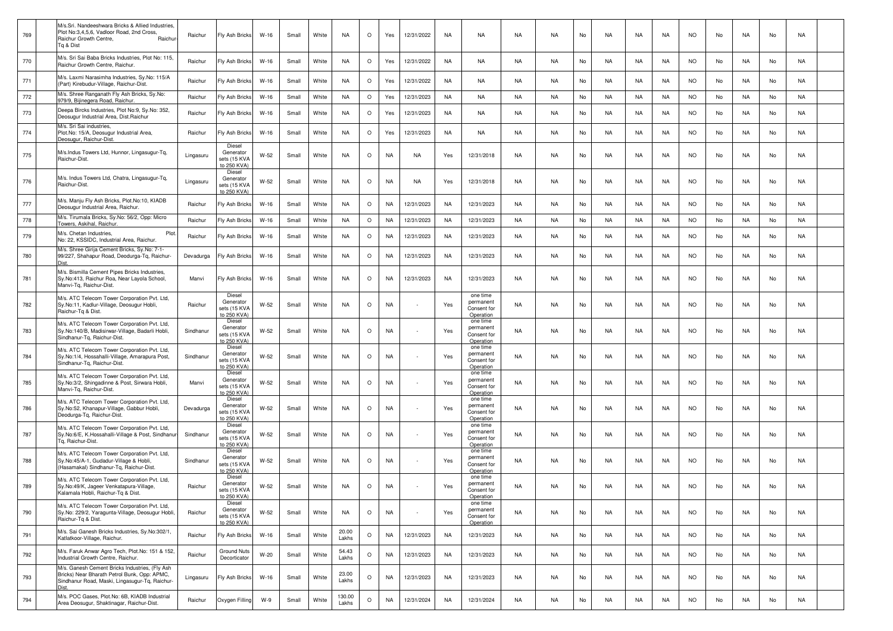| 769 | | M/s.Sri. Nandeeshwara Bricks & Allied Industries, Plot No:3,4,5,6, Vadloor Road, 2nd Cross, Raichur Growth Centre, Raichur-Tq & Dist | Raichur | Fly Ash Bricks | W-16 | Small | White | NA | O | Yes | 12/31/2022 | NA | NA | NA | NA | No | NA | NA | NA | NO | No | NA | No | NA | |
|---|---|---|---|---|---|---|---|---|---|---|---|---|---|---|---|---|---|---|---|---|---|---|---|---|---|
| 770 | | M/s. Sri Sai Baba Bricks Industries, Plot No: 115, Raichur Growth Centre, Raichur. | Raichur | Fly Ash Bricks | W-16 | Small | White | NA | O | Yes | 12/31/2022 | NA | NA | NA | NA | No | NA | NA | NA | NO | No | NA | No | NA | |
| 771 | | M/s. Laxmi Narasimha Industries, Sy.No: 115/A (Part) Kirebudur-Village, Raichur-Dist. | Raichur | Fly Ash Bricks | W-16 | Small | White | NA | O | Yes | 12/31/2022 | NA | NA | NA | NA | No | NA | NA | NA | NO | No | NA | No | NA | |
| 772 | | M/s. Shree Ranganath Fly Ash Bricks, Sy.No: 979/9, Bijinegera Road, Raichur. | Raichur | Fly Ash Bricks | W-16 | Small | White | NA | O | Yes | 12/31/2023 | NA | NA | NA | NA | No | NA | NA | NA | NO | No | NA | No | NA | |
| 773 | | Deepa Bircks Industries, Plot No:9, Sy.No: 352, Deosugur Industrial Area, Dist.Raichur | Raichur | Fly Ash Bricks | W-16 | Small | White | NA | O | Yes | 12/31/2023 | NA | NA | NA | NA | No | NA | NA | NA | NO | No | NA | No | NA | |
| 774 | | M/s. Sri Sai industries, Plot.No: 15/A, Deosugur Industrial Area, Deosugur, Raichur-Dist. | Raichur | Fly Ash Bricks | W-16 | Small | White | NA | O | Yes | 12/31/2023 | NA | NA | NA | NA | No | NA | NA | NA | NO | No | NA | No | NA | |
| 775 | | M/s.Indus Towers Ltd, Hunnor, Lingasugur-Tq, Raichur-Dist. | Lingasuru | Diesel Generator sets (15 KVA to 250 KVA) | W-52 | Small | White | NA | O | NA | NA | Yes | 12/31/2018 | NA | NA | No | NA | NA | NA | NO | No | NA | No | NA | |
| 776 | | M/s. Indus Towers Ltd, Chatra, Lingasugur-Tq, Raichur-Dist. | Lingasuru | Diesel Generator sets (15 KVA to 250 KVA) | W-52 | Small | White | NA | O | NA | NA | Yes | 12/31/2018 | NA | NA | No | NA | NA | NA | NO | No | NA | No | NA | |
| 777 | | M/s. Manju Fly Ash Bricks, Plot.No:10, KIADB Deosugur Industrial Area, Raichur. | Raichur | Fly Ash Bricks | W-16 | Small | White | NA | O | NA | 12/31/2023 | NA | 12/31/2023 | NA | NA | No | NA | NA | NA | NO | No | NA | No | NA | |
| 778 | | M/s. Tirumala Bricks, Sy.No: 56/2, Opp: Micro Towers, Askihal, Raichur. | Raichur | Fly Ash Bricks | W-16 | Small | White | NA | O | NA | 12/31/2023 | NA | 12/31/2023 | NA | NA | No | NA | NA | NA | NO | No | NA | No | NA | |
| 779 | | M/s. Chetan Industries, Plot. No: 22, KSSIDC, Industrial Area, Raichur. | Raichur | Fly Ash Bricks | W-16 | Small | White | NA | O | NA | 12/31/2023 | NA | 12/31/2023 | NA | NA | No | NA | NA | NA | NO | No | NA | No | NA | |
| 780 | | M/s. Shree Girija Cement Bricks, Sy.No: 7-1-99/227, Shahapur Road, Deodurga-Tq, Raichur-Dist. | Devadurga | Fly Ash Bricks | W-16 | Small | White | NA | O | NA | 12/31/2023 | NA | 12/31/2023 | NA | NA | No | NA | NA | NA | NO | No | NA | No | NA | |
| 781 | | M/s. Bismilla Cement Pipes Bricks Industries, Sy.No:413, Raichur Roa, Near Layola School, Manvi-Tq, Raichur-Dist. | Manvi | Fly Ash Bricks | W-16 | Small | White | NA | O | NA | 12/31/2023 | NA | 12/31/2023 | NA | NA | No | NA | NA | NA | NO | No | NA | No | NA | |
| 782 | | M/s. ATC Telecom Tower Corporation Pvt. Ltd, Sy.No:11, Kadlur-Village, Deosugur Hobli, Raichur-Tq & Dist. | Raichur | Diesel Generator sets (15 KVA to 250 KVA) | W-52 | Small | White | NA | O | NA | - | Yes | one time permanent Consent for Operation | NA | NA | No | NA | NA | NA | NO | No | NA | No | NA | |
| 783 | | M/s. ATC Telecom Tower Corporation Pvt. Ltd, Sy.No:140/B, Madisirwar-Village, Badarli Hobli, Sindhanur-Tq, Raichur-Dist. | Sindhanur | Diesel Generator sets (15 KVA to 250 KVA) | W-52 | Small | White | NA | O | NA | - | Yes | one time permanent Consent for Operation | NA | NA | No | NA | NA | NA | NO | No | NA | No | NA | |
| 784 | | M/s. ATC Telecom Tower Corporation Pvt. Ltd, Sy.No:1/4, Hossahalli-Village, Amarapura Post, Sindhanur-Tq, Raichur-Dist. | Sindhanur | Diesel Generator sets (15 KVA to 250 KVA) | W-52 | Small | White | NA | O | NA | - | Yes | one time permanent Consent for Operation | NA | NA | No | NA | NA | NA | NO | No | NA | No | NA | |
| 785 | | M/s. ATC Telecom Tower Corporation Pvt. Ltd, Sy.No:3/2, Shingadinne & Post, Sirwara Hobli, Manvi-Tq, Raichur-Dist. | Manvi | Diesel Generator sets (15 KVA to 250 KVA) | W-52 | Small | White | NA | O | NA | - | Yes | one time permanent Consent for Operation | NA | NA | No | NA | NA | NA | NO | No | NA | No | NA | |
| 786 | | M/s. ATC Telecom Tower Corporation Pvt. Ltd, Sy.No:52, Khanapur-Village, Gabbur Hobli, Deodurga-Tq, Raichur-Dist. | Devadurga | Diesel Generator sets (15 KVA to 250 KVA) | W-52 | Small | White | NA | O | NA | - | Yes | one time permanent Consent for Operation | NA | NA | No | NA | NA | NA | NO | No | NA | No | NA | |
| 787 | | M/s. ATC Telecom Tower Corporation Pvt. Ltd, Sy.No:6/E, K.Hossahalli-Village & Post, Sindhanur-Tq, Raichur-Dist. | Sindhanur | Diesel Generator sets (15 KVA to 250 KVA) | W-52 | Small | White | NA | O | NA | - | Yes | one time permanent Consent for Operation | NA | NA | No | NA | NA | NA | NO | No | NA | No | NA | |
| 788 | | M/s. ATC Telecom Tower Corporation Pvt. Ltd, Sy.No:45/A-1, Gudadur-Village & Hobli, (Hasamakal) Sindhanur-Tq, Raichur-Dist. | Sindhanur | Diesel Generator sets (15 KVA to 250 KVA) | W-52 | Small | White | NA | O | NA | - | Yes | one time permanent Consent for Operation | NA | NA | No | NA | NA | NA | NO | No | NA | No | NA | |
| 789 | | M/s. ATC Telecom Tower Corporation Pvt. Ltd, Sy.No:49/K, Jageer Venkatapura-Village, Kalamala Hobli, Raichur-Tq & Dist. | Raichur | Diesel Generator sets (15 KVA to 250 KVA) | W-52 | Small | White | NA | O | NA | - | Yes | one time permanent Consent for Operation | NA | NA | No | NA | NA | NA | NO | No | NA | No | NA | |
| 790 | | M/s. ATC Telecom Tower Corporation Pvt. Ltd, Sy.No: 229/2, Yaragunta-Village, Deosugur Hobli, Raichur-Tq & Dist. | Raichur | Diesel Generator sets (15 KVA to 250 KVA) | W-52 | Small | White | NA | O | NA | - | Yes | one time permanent Consent for Operation | NA | NA | No | NA | NA | NA | NO | No | NA | No | NA | |
| 791 | | M/s. Sai Ganesh Bricks Industries, Sy.No:302/1, Katlatkoor-Village, Raichur. | Raichur | Fly Ash Bricks | W-16 | Small | White | 20.00 Lakhs | O | NA | 12/31/2023 | NA | 12/31/2023 | NA | NA | No | NA | NA | NA | NO | No | NA | No | NA | |
| 792 | | M/s. Faruk Anwar Agro Tech, Plot.No: 151 & 152, Industrial Growth Centre, Raichur. | Raichur | Ground Nuts Decorticator | W-20 | Small | White | 54.43 Lakhs | O | NA | 12/31/2023 | NA | 12/31/2023 | NA | NA | No | NA | NA | NA | NO | No | NA | No | NA | |
| 793 | | M/s. Ganesh Cement Bricks Industries, (Fly Ash Bricks) Near Bharath Petrol Bunk, Opp: APMC, Sindhanur Road, Maski, Lingasugur-Tq, Raichur-Dist. | Lingasuru | Fly Ash Bricks | W-16 | Small | White | 23.00 Lakhs | O | NA | 12/31/2023 | NA | 12/31/2023 | NA | NA | No | NA | NA | NA | NO | No | NA | No | NA | |
| 794 | | M/s. POC Gases, Plot.No: 6B, KIADB Industrial Area Deosugur, Shaktinagar, Raichur-Dist. | Raichur | Oxygen Filling | W-9 | Small | White | 130.00 Lakhs | O | NA | 12/31/2024 | NA | 12/31/2024 | NA | NA | No | NA | NA | NA | NO | No | NA | No | NA | |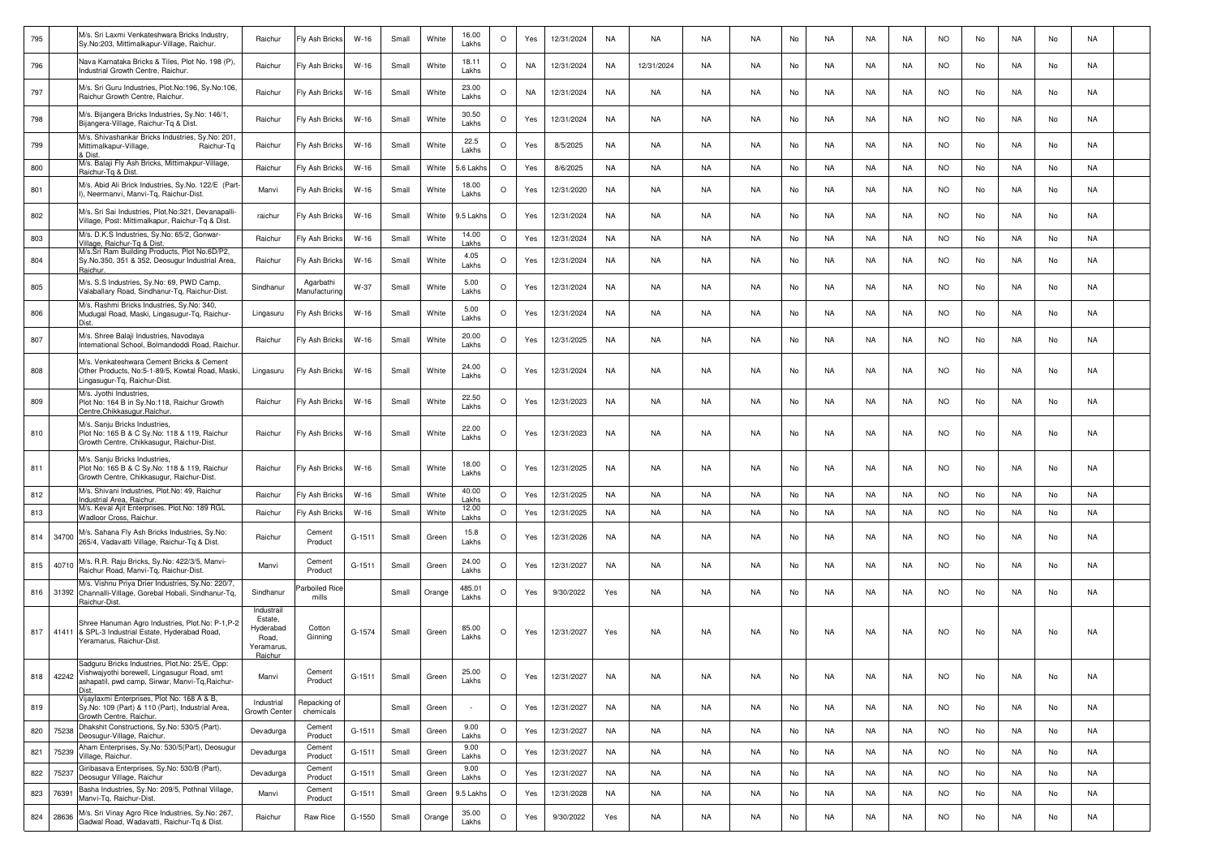| 795 | | M/s. Sri Laxmi Venkateshwara Bricks Industry, Sy.No:203, Mittimalkapur-Village, Raichur. | Raichur | Fly Ash Bricks | W-16 | Small | White | 16.00 Lakhs | O | Yes | 12/31/2024 | NA | NA | NA | NA | No | NA | NA | NA | NO | No | NA | No | NA | |
|---|---|---|---|---|---|---|---|---|---|---|---|---|---|---|---|---|---|---|---|---|---|---|---|---|---|
| 796 | | Nava Karnataka Bricks & Tiles, Plot No. 198 (P), Industrial Growth Centre, Raichur. | Raichur | Fly Ash Bricks | W-16 | Small | White | 18.11 Lakhs | O | NA | 12/31/2024 | NA | 12/31/2024 | NA | NA | No | NA | NA | NA | NO | No | NA | No | NA | |
| 797 | | M/s. Sri Guru Industries, Plot.No:196, Sy.No:106, Raichur Growth Centre, Raichur. | Raichur | Fly Ash Bricks | W-16 | Small | White | 23.00 Lakhs | O | NA | 12/31/2024 | NA | NA | NA | NA | No | NA | NA | NA | NO | No | NA | No | NA | |
| 798 | | M/s. Bijangera Bricks Industries, Sy.No: 146/1, Bijangera-Village, Raichur-Tq & Dist. | Raichur | Fly Ash Bricks | W-16 | Small | White | 30.50 Lakhs | O | Yes | 12/31/2024 | NA | NA | NA | NA | No | NA | NA | NA | NO | No | NA | No | NA | |
| 799 | | M/s. Shivashankar Bricks Industries, Sy.No: 201, Mittimalkapur-Village, Raichur-Tq & Dist. | Raichur | Fly Ash Bricks | W-16 | Small | White | 22.5 Lakhs | O | Yes | 8/5/2025 | NA | NA | NA | NA | No | NA | NA | NA | NO | No | NA | No | NA | |
| 800 | | M/s. Balaji Fly Ash Bricks, Mittimakpur-Village, Raichur-Tq & Dist. | Raichur | Fly Ash Bricks | W-16 | Small | White | 5.6 Lakhs | O | Yes | 8/6/2025 | NA | NA | NA | NA | No | NA | NA | NA | NO | No | NA | No | NA | |
| 801 | | M/s. Abid Ali Brick Industries, Sy.No. 122/E (Part-I), Neermanvi, Manvi-Tq, Raichur-Dist. | Manvi | Fly Ash Bricks | W-16 | Small | White | 18.00 Lakhs | O | Yes | 12/31/2020 | NA | NA | NA | NA | No | NA | NA | NA | NO | No | NA | No | NA | |
| 802 | | M/s. Sri Sai Industries, Plot.No:321, Devanapalli-Village, Post: Mittimalkapur, Raichur-Tq & Dist. | raichur | Fly Ash Bricks | W-16 | Small | White | 9.5 Lakhs | O | Yes | 12/31/2024 | NA | NA | NA | NA | No | NA | NA | NA | NO | No | NA | No | NA | |
| 803 | | M/s. D.K.S Industries, Sy.No: 65/2, Gonwar-Village, Raichur-Tq & Dist. | Raichur | Fly Ash Bricks | W-16 | Small | White | 14.00 Lakhs | O | Yes | 12/31/2024 | NA | NA | NA | NA | No | NA | NA | NA | NO | No | NA | No | NA | |
| 804 | | M/s.Sri Ram Building Products, Plot No.6D/P2, Sy.No.350, 351 & 352, Deosugur Industrial Area, Raichur. | Raichur | Fly Ash Bricks | W-16 | Small | White | 4.05 Lakhs | O | Yes | 12/31/2024 | NA | NA | NA | NA | No | NA | NA | NA | NO | No | NA | No | NA | |
| 805 | | M/s. S.S Industries, Sy.No: 69, PWD Camp, Valaballary Road, Sindhanur-Tq, Raichur-Dist. | Sindhanur | Agarbathi Manufacturing | W-37 | Small | White | 5.00 Lakhs | O | Yes | 12/31/2024 | NA | NA | NA | NA | No | NA | NA | NA | NO | No | NA | No | NA | |
| 806 | | M/s. Rashmi Bricks Industries, Sy.No: 340, Mudugal Road, Maski, Lingasugur-Tq, Raichur-Dist. | Lingasuru | Fly Ash Bricks | W-16 | Small | White | 5.00 Lakhs | O | Yes | 12/31/2024 | NA | NA | NA | NA | No | NA | NA | NA | NO | No | NA | No | NA | |
| 807 | | M/s. Shree Balaji Industries, Navodaya International School, Bolmandoddi Road, Raichur. | Raichur | Fly Ash Bricks | W-16 | Small | White | 20.00 Lakhs | O | Yes | 12/31/2025 | NA | NA | NA | NA | No | NA | NA | NA | NO | No | NA | No | NA | |
| 808 | | M/s. Venkateshwara Cement Bricks & Cement Other Products, No:5-1-89/5, Kowtal Road, Maski, Lingasugur-Tq, Raichur-Dist. | Lingasuru | Fly Ash Bricks | W-16 | Small | White | 24.00 Lakhs | O | Yes | 12/31/2024 | NA | NA | NA | NA | No | NA | NA | NA | NO | No | NA | No | NA | |
| 809 | | M/s. Jyothi Industries, Plot No: 164 B in Sy.No:118, Raichur Growth Centre,Chikkasugur,Raichur. | Raichur | Fly Ash Bricks | W-16 | Small | White | 22.50 Lakhs | O | Yes | 12/31/2023 | NA | NA | NA | NA | No | NA | NA | NA | NO | No | NA | No | NA | |
| 810 | | M/s. Sanju Bricks Industries, Plot No: 165 B & C Sy.No: 118 & 119, Raichur Growth Centre, Chikkasugur, Raichur-Dist. | Raichur | Fly Ash Bricks | W-16 | Small | White | 22.00 Lakhs | O | Yes | 12/31/2023 | NA | NA | NA | NA | No | NA | NA | NA | NO | No | NA | No | NA | |
| 811 | | M/s. Sanju Bricks Industries, Plot No: 165 B & C Sy.No: 118 & 119, Raichur Growth Centre, Chikkasugur, Raichur-Dist. | Raichur | Fly Ash Bricks | W-16 | Small | White | 18.00 Lakhs | O | Yes | 12/31/2025 | NA | NA | NA | NA | No | NA | NA | NA | NO | No | NA | No | NA | |
| 812 | | M/s. Shivani Industries, Plot.No: 49, Raichur Industrial Area, Raichur. | Raichur | Fly Ash Bricks | W-16 | Small | White | 40.00 Lakhs | O | Yes | 12/31/2025 | NA | NA | NA | NA | No | NA | NA | NA | NO | No | NA | No | NA | |
| 813 | | M/s. Keval Ajit Enterprises. Plot.No: 189 RGL Wadloor Cross, Raichur. | Raichur | Fly Ash Bricks | W-16 | Small | White | 12.00 Lakhs | O | Yes | 12/31/2025 | NA | NA | NA | NA | No | NA | NA | NA | NO | No | NA | No | NA | |
| 814 | 34700 | M/s. Sahana Fly Ash Bricks Industries, Sy.No: 265/4, Vadavatti Village, Raichur-Tq & Dist. | Raichur | Cement Product | G-1511 | Small | Green | 15.8 Lakhs | O | Yes | 12/31/2026 | NA | NA | NA | NA | No | NA | NA | NA | NO | No | NA | No | NA | |
| 815 | 40710 | M/s. R.R. Raju Bricks, Sy.No: 422/3/5, Manvi-Raichur Road, Manvi-Tq, Raichur-Dist. | Manvi | Cement Product | G-1511 | Small | Green | 24.00 Lakhs | O | Yes | 12/31/2027 | NA | NA | NA | NA | No | NA | NA | NA | NO | No | NA | No | NA | |
| 816 | 31392 | M/s. Vishnu Priya Drier Industries, Sy.No: 220/7, Channalli-Village, Gorebal Hobali, Sindhanur-Tq, Raichur-Dist. | Sindhanur | Parboiled Rice mills | | Small | Orange | 485.01 Lakhs | O | Yes | 9/30/2022 | Yes | NA | NA | NA | No | NA | NA | NA | NO | No | NA | No | NA | |
| 817 | 41411 | Shree Hanuman Agro Industries, Plot.No: P-1,P-2 & SPL-3 Industrial Estate, Hyderabad Road, Yeramarus, Raichur-Dist. | Industrail Estate, Hyderabad Road, Yeramarus, Raichur | Cotton Ginning | G-1574 | Small | Green | 85.00 Lakhs | O | Yes | 12/31/2027 | Yes | NA | NA | NA | No | NA | NA | NA | NO | No | NA | No | NA | |
| 818 | 42242 | Sadguru Bricks Industries, Plot.No: 25/E, Opp: Vishwajyothi borewell, Lingasugur Road, smt ashapatil, pwd camp, Sirwar, Manvi-Tq,Raichur-Dist. | Manvi | Cement Product | G-1511 | Small | Green | 25.00 Lakhs | O | Yes | 12/31/2027 | NA | NA | NA | NA | No | NA | NA | NA | NO | No | NA | No | NA | |
| 819 | | Vijaylaxmi Enterprises, Plot No: 168 A & B, Sy.No: 109 (Part) & 110 (Part), Industrial Area, Growth Centre, Raichur. | Industrial Growth Center | Repacking of chemicals | | Small | Green | - | O | Yes | 12/31/2027 | NA | NA | NA | NA | No | NA | NA | NA | NO | No | NA | No | NA | |
| 820 | 75238 | Dhakshit Constructions, Sy.No: 530/5 (Part). Deosugur-Village, Raichur. | Devadurga | Cement Product | G-1511 | Small | Green | 9.00 Lakhs | O | Yes | 12/31/2027 | NA | NA | NA | NA | No | NA | NA | NA | NO | No | NA | No | NA | |
| 821 | 75239 | Aham Enterprises, Sy.No: 530/5(Part), Deosugur Village, Raichur. | Devadurga | Cement Product | G-1511 | Small | Green | 9.00 Lakhs | O | Yes | 12/31/2027 | NA | NA | NA | NA | No | NA | NA | NA | NO | No | NA | No | NA | |
| 822 | 75237 | Giribasava Enterprises, Sy.No: 530/B (Part), Deosugur Village, Raichur | Devadurga | Cement Product | G-1511 | Small | Green | 9.00 Lakhs | O | Yes | 12/31/2027 | NA | NA | NA | NA | No | NA | NA | NA | NO | No | NA | No | NA | |
| 823 | 76391 | Basha Industries, Sy.No: 209/5, Pothnal Village, Manvi-Tq, Raichur-Dist. | Manvi | Cement Product | G-1511 | Small | Green | 9.5 Lakhs | O | Yes | 12/31/2028 | NA | NA | NA | NA | No | NA | NA | NA | NO | No | NA | No | NA | |
| 824 | 28636 | M/s. Sri Vinay Agro Rice Industries, Sy.No: 267, Gadwal Road, Wadavatti, Raichur-Tq & Dist. | Raichur | Raw Rice | G-1550 | Small | Orange | 35.00 Lakhs | O | Yes | 9/30/2022 | Yes | NA | NA | NA | No | NA | NA | NA | NO | No | NA | No | NA | |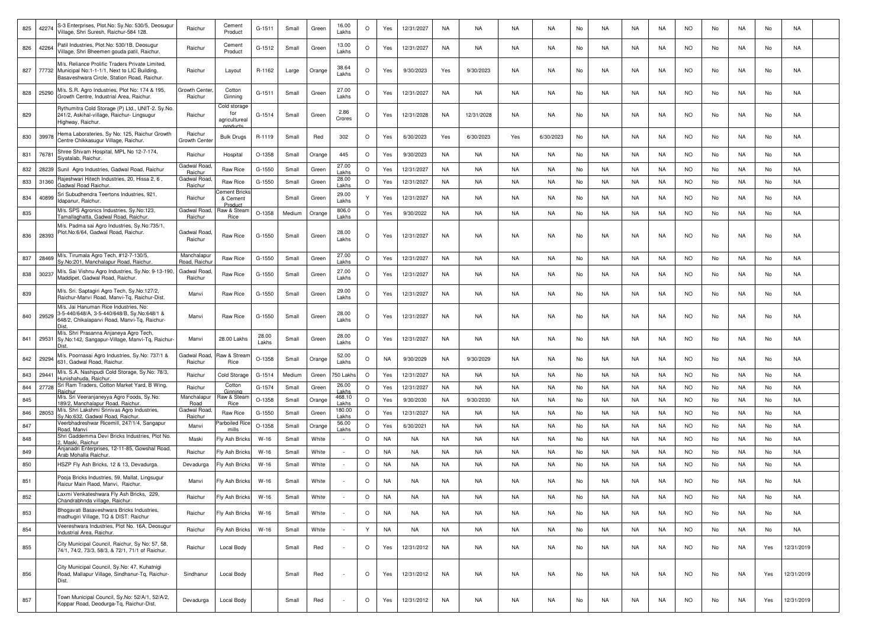| 825 | 42274 | S-3 Enterprises, Plot.No: Sy.No: 530/5, Deosugur Village, Shri Suresh, Raichur-584 128. | Raichur | Cement Product | G-1511 | Small | Green | 16.00 Lakhs | O | Yes | 12/31/2027 | NA | NA | NA | NA | No | NA | NA | NA | NO | No | NA | No | NA | |
|---|---|---|---|---|---|---|---|---|---|---|---|---|---|---|---|---|---|---|---|---|---|---|---|---|---|
| 826 | 42264 | Patil Industries, Plot.No: 530/1B, Deosugur Village, Shri Bheemen gouda patil, Raichur. | Raichur | Cement Product | G-1512 | Small | Green | 13.00 Lakhs | O | Yes | 12/31/2027 | NA | NA | NA | NA | No | NA | NA | NA | NO | No | NA | No | NA | |
| 827 | 77732 | M/s. Reliance Prolific Traders Private Limited, Municipal No:1-1-1/1, Next to LIC Building, Basaveshwara Circle, Station Road, Raichur. | Raichur | Layout | R-1162 | Large | Orange | 38.64 Lakhs | O | Yes | 9/30/2023 | Yes | 9/30/2023 | NA | NA | No | NA | NA | NA | NO | No | NA | No | NA | |
| 828 | 25290 | M/s. S.R. Agro Industries, Plot No: 174 & 195, Growth Centre, Industrial Area, Raichur. | Growth Center, Raichur | Cotton Ginning | G-1511 | Small | Green | 27.00 Lakhs | O | Yes | 12/31/2027 | NA | NA | NA | NA | No | NA | NA | NA | NO | No | NA | No | NA | |
| 829 | | Rythumitra Cold Storage (P) Ltd., UNIT-2. Sy.No. 241/2, Askihal-village, Raichur- Lingsugur Highway, Raichur. | Raichur | Cold storage for agricultureal products | G-1514 | Small | Green | 2.86 Crores | O | Yes | 12/31/2028 | NA | 12/31/2028 | NA | NA | No | NA | NA | NA | NO | No | NA | No | NA | |
| 830 | 39978 | Hema Laborateries, Sy No: 125, Raichur Growth Centre Chikkasugur Village, Raichur. | Raichur Growth Center | Bulk Drugs | R-1119 | Small | Red | 302 | O | Yes | 6/30/2023 | Yes | 6/30/2023 | Yes | 6/30/2023 | No | NA | NA | NA | NO | No | NA | No | NA | |
| 831 | 76781 | Shree Shivam Hospital, MPL No 12-7-174, Siyatalab, Raichur. | Raichur | Hospital | O-1358 | Small | Orange | 445 | O | Yes | 9/30/2023 | NA | NA | NA | NA | No | NA | NA | NA | NO | No | NA | No | NA | |
| 832 | 28239 | Sunil Agro Industries, Gadwal Road, Raichur | Gadwal Road, Raichur | Raw Rice | G-1550 | Small | Green | 27.00 Lakhs | O | Yes | 12/31/2027 | NA | NA | NA | NA | No | NA | NA | NA | NO | No | NA | No | NA | |
| 833 | 31360 | Rajeshwari Hitech Industries, 20, Hissa 2, 6 , Gadwal Road Raichur. | Gadwal Road, Raichur | Raw Rice | G-1550 | Small | Green | 28.00 Lakhs | O | Yes | 12/31/2027 | NA | NA | NA | NA | No | NA | NA | NA | NO | No | NA | No | NA | |
| 834 | 40899 | Sri Subudhendra Teertons Industries, 921, Idapanur, Raichur. | Raichur | Cement Bricks & Cement Product | | Small | Green | 29.00 Lakhs | Y | Yes | 12/31/2027 | NA | NA | NA | NA | No | NA | NA | NA | NO | No | NA | No | NA | |
| 835 | | M/s. SPS Agronics Industries, Sy.No:123, Tamallaghatta, Gadwal Road, Raichur. | Gadwal Road, Raichur | Raw & Steam Rice | O-1358 | Medium | Orange | 806.0 Lakhs | O | Yes | 9/30/2022 | NA | NA | NA | NA | No | NA | NA | NA | NO | No | NA | No | NA | |
| 836 | 28393 | M/s. Padma sai Agro Industries, Sy.No:735/1, Plot.No:6/64, Gadwal Road, Raichur. | Gadwal Road, Raichur | Raw Rice | G-1550 | Small | Green | 28.00 Lakhs | O | Yes | 12/31/2027 | NA | NA | NA | NA | No | NA | NA | NA | NO | No | NA | No | NA | |
| 837 | 28469 | M/s. Tirumala Agro Tech, #12-7-130/5, Sy.No:201, Manchalapur Road, Raichur. | Manchalapur Road, Raichur | Raw Rice | G-1550 | Small | Green | 27.00 Lakhs | O | Yes | 12/31/2027 | NA | NA | NA | NA | No | NA | NA | NA | NO | No | NA | No | NA | |
| 838 | 30237 | M/s. Sai Vishnu Agro Industries, Sy.No: 9-13-190, Maddipet, Gadwal Road, Raichur. | Gadwal Road, Raichur | Raw Rice | G-1550 | Small | Green | 27.00 Lakhs | O | Yes | 12/31/2027 | NA | NA | NA | NA | No | NA | NA | NA | NO | No | NA | No | NA | |
| 839 | | M/s. Sri. Saptagiri Agro Tech, Sy.No:127/2, Raichur-Manvi Road, Manvi-Tq, Raichur-Dist. | Manvi | Raw Rice | G-1550 | Small | Green | 29.00 Lakhs | O | Yes | 12/31/2027 | NA | NA | NA | NA | No | NA | NA | NA | NO | No | NA | No | NA | |
| 840 | 29529 | M/s. Jai Hanuman Rice Industries, No: 3-5-440/648/A, 3-5-440/648/B, Sy.No:648/1 & 648/2, Chikalaparvi Road, Manvi-Tq, Raichur-Dist. | Manvi | Raw Rice | G-1550 | Small | Green | 28.00 Lakhs | O | Yes | 12/31/2027 | NA | NA | NA | NA | No | NA | NA | NA | NO | No | NA | No | NA | |
| 841 | 29531 | M/s. Shri Prasanna Anjaneya Agro Tech, Sy.No:142, Sangapur-Village, Manvi-Tq, Raichur-Dist. | Manvi | 28.00 Lakhs | 28.00 Lakhs | Small | Green | 28.00 Lakhs | O | Yes | 12/31/2027 | NA | NA | NA | NA | No | NA | NA | NA | NO | No | NA | No | NA | |
| 842 | 29294 | M/s. Poornasai Agro Industries, Sy.No: 737/1 & 631, Gadwal Road, Raichur. | Gadwal Road, Raichur | Raw & Stream Rice | O-1358 | Small | Orange | 52.00 Lakhs | O | NA | 9/30/2029 | NA | 9/30/2029 | NA | NA | No | NA | NA | NA | NO | No | NA | No | NA | |
| 843 | 29441 | M/s. S.A. Nashipudi Cold Storage, Sy.No: 78/3, Hunishahuda, Raichur. | Raichur | Cold Storage | G-1514 | Medium | Green | 750 Lakhs | O | Yes | 12/31/2027 | NA | NA | NA | NA | No | NA | NA | NA | NO | No | NA | No | NA | |
| 844 | 27728 | Sri Ram Traders, Cotton Market Yard, B Wing, Raichur | Raichur | Cotton Ginning | G-1574 | Small | Green | 26.00 Lakhs | O | Yes | 12/31/2027 | NA | NA | NA | NA | No | NA | NA | NA | NO | No | NA | No | NA | |
| 845 | | M/s. Sri Veeranjaneyya Agro Foods, Sy.No: 189/2, Manchalapur Road, Raichur. | Manchalapur Road | Raw & Steam Rice | O-1358 | Small | Orange | 468.10 Lakhs | O | Yes | 9/30/2030 | NA | 9/30/2030 | NA | NA | No | NA | NA | NA | NO | No | NA | No | NA | |
| 846 | 28053 | M/s. Shri Lakshmi Srinivas Agro Industries, Sy.No:632, Gadwal Road, Raichur. | Gadwal Road, Raichur | Raw Rice | G-1550 | Small | Green | 180.00 Lakhs | O | Yes | 12/31/2027 | NA | NA | NA | NA | No | NA | NA | NA | NO | No | NA | No | NA | |
| 847 | | Veerbhadreshwar Ricemill, 247/1/4, Sangapur Road, Manvi | Manvi | Parboiled Rice mills | O-1358 | Small | Orange | 56.00 Lakhs | O | Yes | 6/30/2021 | NA | NA | NA | NA | No | NA | NA | NA | NO | No | NA | No | NA | |
| 848 | | Shri Gaddemma Devi Bricks Industries, Plot No. 2, Maski, Raichur | Maski | Fly Ash Bricks | W-16 | Small | White | - | O | NA | NA | NA | NA | NA | NA | No | NA | NA | NA | NO | No | NA | No | NA | |
| 849 | | Anjanadri Enterprises, 12-11-85, Gowshal Road, Arab Mohalla Raichur. | Raichur | Fly Ash Bricks | W-16 | Small | White | - | O | NA | NA | NA | NA | NA | NA | No | NA | NA | NA | NO | No | NA | No | NA | |
| 850 | | HSZP Fly Ash Bricks, 12 & 13, Devadurga. | Devadurga | Fly Ash Bricks | W-16 | Small | White | - | O | NA | NA | NA | NA | NA | NA | No | NA | NA | NA | NO | No | NA | No | NA | |
| 851 | | Pooja Bricks Industries, 59, Mallat, Lingsugur Raicur Main Raod, Manvi, Raichur. | Manvi | Fly Ash Bricks | W-16 | Small | White | - | O | NA | NA | NA | NA | NA | NA | No | NA | NA | NA | NO | No | NA | No | NA | |
| 852 | | Laxmi Venkateshwara Fly Ash Bricks, 229, Chandrabhnda village, Raichur. | Raichur | Fly Ash Bricks | W-16 | Small | White | - | O | NA | NA | NA | NA | NA | NA | No | NA | NA | NA | NO | No | NA | No | NA | |
| 853 | | Bhogavati Basaveshwara Bricks Industries, madhugiri Village, TQ & DIST: Raichur | Raichur | Fly Ash Bricks | W-16 | Small | White | - | O | NA | NA | NA | NA | NA | NA | No | NA | NA | NA | NO | No | NA | No | NA | |
| 854 | | Veereshwara Industries, Plot No. 16A, Deosugur Industrial Area, Raichur. | Raichur | Fly Ash Bricks | W-16 | Small | White | - | Y | NA | NA | NA | NA | NA | NA | No | NA | NA | NA | NO | No | NA | No | NA | |
| 855 | | City Municipal Council, Raichur, Sy No: 57, 58, 74/1, 74/2, 73/3, 58/3, & 72/1, 71/1 of Raichur. | Raichur | Local Body | | Small | Red | - | O | Yes | 12/31/2012 | NA | NA | NA | NA | No | NA | NA | NA | NO | No | NA | Yes | 12/31/2019 | |
| 856 | | City Municipal Council, Sy.No: 47, Kuhatnigi Road, Mallapur Village, Sindhanur-Tq, Raichur-Dist. | Sindhanur | Local Body | | Small | Red | - | O | Yes | 12/31/2012 | NA | NA | NA | NA | No | NA | NA | NA | NO | No | NA | Yes | 12/31/2019 | |
| 857 | | Town Municipal Council, Sy.No: 52/A/1, 52/A/2, Koppar Road, Deodurga-Tq, Raichur-Dist. | Devadurga | Local Body | | Small | Red | - | O | Yes | 12/31/2012 | NA | NA | NA | NA | No | NA | NA | NA | NO | No | NA | Yes | 12/31/2019 | |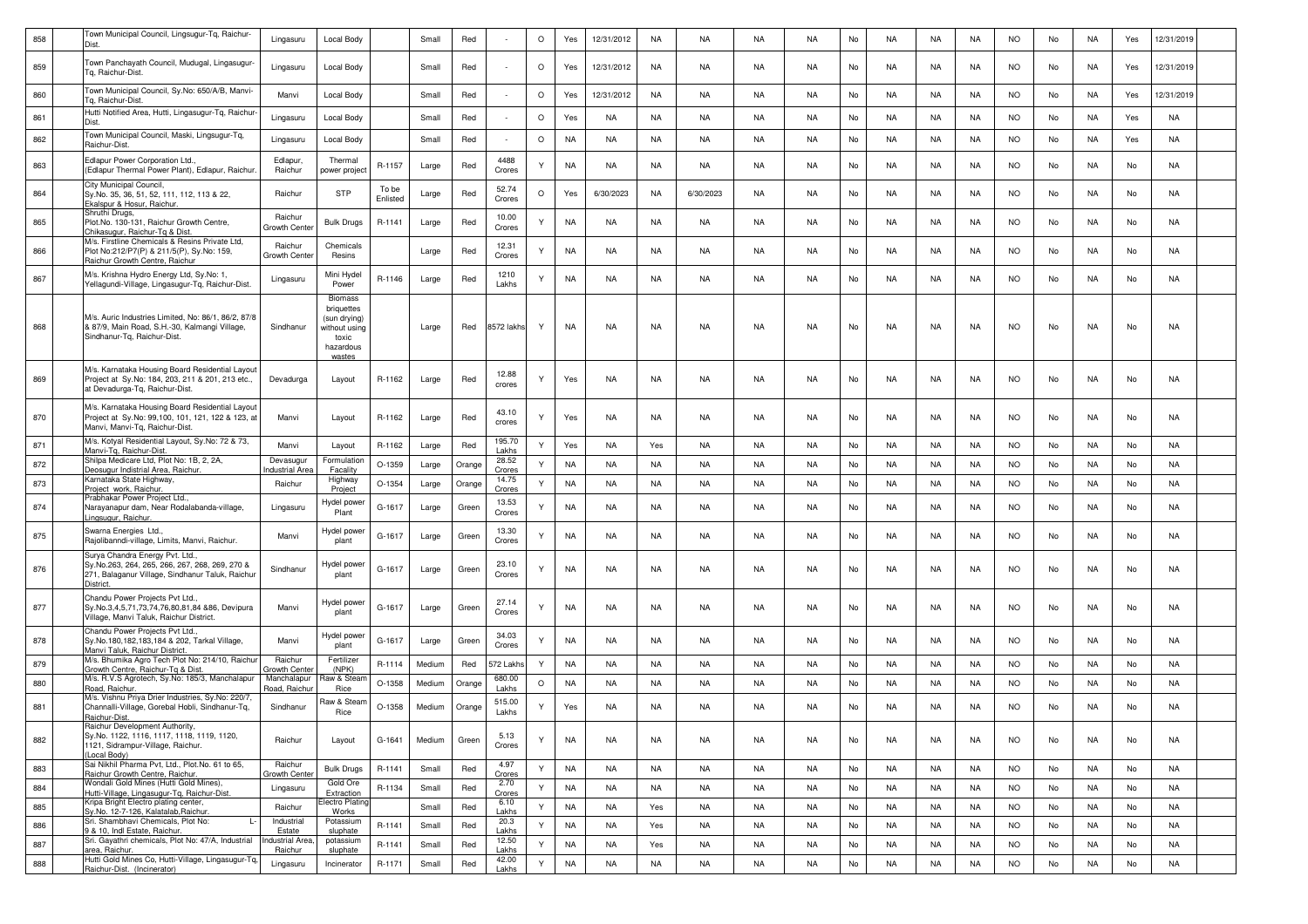| 858 | | Town Municipal Council, Lingsugur-Tq, Raichur-Dist. | Lingasuru | Local Body | | Small | Red | - | O | Yes | 12/31/2012 | NA | NA | NA | NA | No | NA | NA | NA | NO | No | NA | Yes | 12/31/2019 | |
|---|---|---|---|---|---|---|---|---|---|---|---|---|---|---|---|---|---|---|---|---|---|---|---|---|---|
| 859 | | Town Panchayath Council, Mudugal, Lingasugur-Tq, Raichur-Dist. | Lingasuru | Local Body | | Small | Red | - | O | Yes | 12/31/2012 | NA | NA | NA | NA | No | NA | NA | NA | NO | No | NA | Yes | 12/31/2019 | |
| 860 | | Town Municipal Council, Sy.No: 650/A/B, Manvi-Tq, Raichur-Dist. | Manvi | Local Body | | Small | Red | - | O | Yes | 12/31/2012 | NA | NA | NA | NA | No | NA | NA | NA | NO | No | NA | Yes | 12/31/2019 | |
| 861 | | Hutti Notified Area, Hutti, Lingasugur-Tq, Raichur-Dist. | Lingasuru | Local Body | | Small | Red | - | O | Yes | NA | NA | NA | NA | NA | No | NA | NA | NA | NO | No | NA | Yes | NA | |
| 862 | | Town Municipal Council, Maski, Lingsugur-Tq, Raichur-Dist. | Lingasuru | Local Body | | Small | Red | - | O | NA | NA | NA | NA | NA | NA | No | NA | NA | NA | NO | No | NA | Yes | NA | |
| 863 | | Edlapur Power Corporation Ltd., (Edlapur Thermal Power Plant), Edlapur, Raichur. | Edlapur, Raichur | Thermal power project | R-1157 | Large | Red | 4488 Crores | Y | NA | NA | NA | NA | NA | NA | No | NA | NA | NA | NO | No | NA | No | NA | |
| 864 | | City Municipal Council, Sy.No. 35, 36, 51, 52, 111, 112, 113 & 22, Ekalspur & Hosur, Raichur. | Raichur | STP | To be Enlisted | Large | Red | 52.74 Crores | O | Yes | 6/30/2023 | NA | 6/30/2023 | NA | NA | No | NA | NA | NA | NO | No | NA | No | NA | |
| 865 | | Shruthi Drugs, Plot.No. 130-131, Raichur Growth Centre, Chikasugur, Raichur-Tq & Dist. | Raichur Growth Center | Bulk Drugs | R-1141 | Large | Red | 10.00 Crores | Y | NA | NA | NA | NA | NA | NA | No | NA | NA | NA | NO | No | NA | No | NA | |
| 866 | | M/s. Firstline Chemicals & Resins Private Ltd, Plot No:212/P7(P) & 211/5(P), Sy.No: 159, Raichur Growth Centre, Raichur | Raichur Growth Center | Chemicals Resins | | Large | Red | 12.31 Crores | Y | NA | NA | NA | NA | NA | NA | No | NA | NA | NA | NO | No | NA | No | NA | |
| 867 | | M/s. Krishna Hydro Energy Ltd, Sy.No: 1, Yellagundi-Village, Lingasugur-Tq, Raichur-Dist. | Lingasuru | Mini Hydel Power | R-1146 | Large | Red | 1210 Lakhs | Y | NA | NA | NA | NA | NA | NA | No | NA | NA | NA | NO | No | NA | No | NA | |
| 868 | | M/s. Auric Industries Limited, No: 86/1, 86/2, 87/8 & 87/9, Main Road, S.H.-30, Kalmangi Village, Sindhanur-Tq, Raichur-Dist. | Sindhanur | Biomass briquettes (sun drying) without using toxic hazardous wastes | | Large | Red | 8572 lakhs | Y | NA | NA | NA | NA | NA | NA | No | NA | NA | NA | NO | No | NA | No | NA | |
| 869 | | M/s. Karnataka Housing Board Residential Layout Project at Sy.No: 184, 203, 211 & 201, 213 etc., at Devadurga-Tq, Raichur-Dist. | Devadurga | Layout | R-1162 | Large | Red | 12.88 crores | Y | Yes | NA | NA | NA | NA | NA | No | NA | NA | NA | NO | No | NA | No | NA | |
| 870 | | M/s. Karnataka Housing Board Residential Layout Project at Sy.No: 99,100, 101, 121, 122 & 123, at Manvi, Manvi-Tq, Raichur-Dist. | Manvi | Layout | R-1162 | Large | Red | 43.10 crores | Y | Yes | NA | NA | NA | NA | NA | No | NA | NA | NA | NO | No | NA | No | NA | |
| 871 | | M/s. Kotyal Residential Layout, Sy.No: 72 & 73, Manvi-Tq, Raichur-Dist. | Manvi | Layout | R-1162 | Large | Red | 195.70 Lakhs | Y | Yes | NA | Yes | NA | NA | NA | No | NA | NA | NA | NO | No | NA | No | NA | |
| 872 | | Shilpa Medicare Ltd, Plot No: 1B, 2, 2A, Deosugur Indistrial Area, Raichur. | Devasugur Industrial Area | Formulation Facality | O-1359 | Large | Orange | 28.52 Crores | Y | NA | NA | NA | NA | NA | NA | No | NA | NA | NA | NO | No | NA | No | NA | |
| 873 | | Karnataka State Highway, Project work, Raichur. | Raichur | Highway Project | O-1354 | Large | Orange | 14.75 Crores | Y | NA | NA | NA | NA | NA | NA | No | NA | NA | NA | NO | No | NA | No | NA | |
| 874 | | Prabhakar Power Project Ltd., Narayanapur dam, Near Rodalabanda-village, Lingsugur, Raichur. | Lingasuru | Hydel power Plant | G-1617 | Large | Green | 13.53 Crores | Y | NA | NA | NA | NA | NA | NA | No | NA | NA | NA | NO | No | NA | No | NA | |
| 875 | | Swarna Energies Ltd., Rajolibanndi-village, Limits, Manvi, Raichur. | Manvi | Hydel power plant | G-1617 | Large | Green | 13.30 Crores | Y | NA | NA | NA | NA | NA | NA | No | NA | NA | NA | NO | No | NA | No | NA | |
| 876 | | Surya Chandra Energy Pvt. Ltd., Sy.No.263, 264, 265, 266, 267, 268, 269, 270 & 271, Balaganur Village, Sindhanur Taluk, Raichur District. | Sindhanur | Hydel power plant | G-1617 | Large | Green | 23.10 Crores | Y | NA | NA | NA | NA | NA | NA | No | NA | NA | NA | NO | No | NA | No | NA | |
| 877 | | Chandu Power Projects Pvt Ltd., Sy.No.3,4,5,71,73,74,76,80,81,84 &86, Devipura Village, Manvi Taluk, Raichur District. | Manvi | Hydel power plant | G-1617 | Large | Green | 27.14 Crores | Y | NA | NA | NA | NA | NA | NA | No | NA | NA | NA | NO | No | NA | No | NA | |
| 878 | | Chandu Power Projects Pvt Ltd., Sy.No.180,182,183,184 & 202, Tarkal Village, Manvi Taluk, Raichur District. | Manvi | Hydel power plant | G-1617 | Large | Green | 34.03 Crores | Y | NA | NA | NA | NA | NA | NA | No | NA | NA | NA | NO | No | NA | No | NA | |
| 879 | | M/s. Bhumika Agro Tech Plot No: 214/10, Raichur Growth Centre, Raichur-Tq & Dist. | Raichur Growth Center | Fertilizer (NPK) | R-1114 | Medium | Red | 572 Lakhs | Y | NA | NA | NA | NA | NA | NA | No | NA | NA | NA | NO | No | NA | No | NA | |
| 880 | | M/s. R.V.S Agrotech, Sy.No: 185/3, Manchalapur Road, Raichur. | Manchalapur Road, Raichur | Raw & Steam Rice | O-1358 | Medium | Orange | 680.00 Lakhs | O | NA | NA | NA | NA | NA | NA | No | NA | NA | NA | NO | No | NA | No | NA | |
| 881 | | M/s. Vishnu Priya Drier Industries, Sy.No: 220/7, Channalli-Village, Gorebal Hobli, Sindhanur-Tq, Raichur-Dist. | Sindhanur | Raw & Steam Rice | O-1358 | Medium | Orange | 515.00 Lakhs | Y | Yes | NA | NA | NA | NA | NA | No | NA | NA | NA | NO | No | NA | No | NA | |
| 882 | | Raichur Development Authority, Sy.No. 1122, 1116, 1117, 1118, 1119, 1120, 1121, Sidrampur-Village, Raichur. (Local Body) | Raichur | Layout | G-1641 | Medium | Green | 5.13 Crores | Y | NA | NA | NA | NA | NA | NA | No | NA | NA | NA | NO | No | NA | No | NA | |
| 883 | | Sai Nikhil Pharma Pvt, Ltd., Plot.No. 61 to 65, Raichur Growth Centre, Raichur. | Raichur Growth Center | Bulk Drugs | R-1141 | Small | Red | 4.97 Crores | Y | NA | NA | NA | NA | NA | NA | No | NA | NA | NA | NO | No | NA | No | NA | |
| 884 | | Wondali Gold Mines (Hutti Gold Mines), Hutti-Village, Lingasugur-Tq, Raichur-Dist. | Lingasuru | Gold Ore Extraction | R-1134 | Small | Red | 2.70 Crores | Y | NA | NA | NA | NA | NA | NA | No | NA | NA | NA | NO | No | NA | No | NA | |
| 885 | | Kripa Bright Electro plating center, Sy.No. 12-7-126, Kalatalab,Raichur. | Raichur | Electro Plating Works | | Small | Red | 6.10 Lakhs | Y | NA | NA | Yes | NA | NA | NA | No | NA | NA | NA | NO | No | NA | No | NA | |
| 886 | | Sri. Shambhavi Chemicals, Plot No: L-9 & 10, Indl Estate, Raichur. | Industrial Estate | Potassium sluphate | R-1141 | Small | Red | 20.3 Lakhs | Y | NA | NA | Yes | NA | NA | NA | No | NA | NA | NA | NO | No | NA | No | NA | |
| 887 | | Sri. Gayathri chemicals, Plot No: 47/A, Industrial area, Raichur. | Industrial Area, Raichur | potassium sluphate | R-1141 | Small | Red | 12.50 Lakhs | Y | NA | NA | Yes | NA | NA | NA | No | NA | NA | NA | NO | No | NA | No | NA | |
| 888 | | Hutti Gold Mines Co, Hutti-Village, Lingasugur-Tq, Raichur-Dist. (Incinerator) | Lingasuru | Incinerator | R-1171 | Small | Red | 42.00 Lakhs | Y | NA | NA | NA | NA | NA | NA | No | NA | NA | NA | NO | No | NA | No | NA | |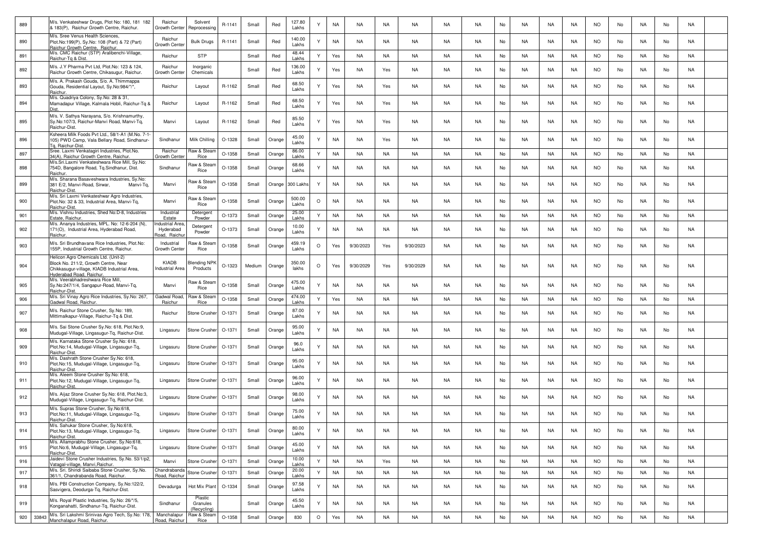| 889 | | M/s. Venkateshwar Drugs, Plot No: 180, 181 182 & 183(P), Raichur Growth Centre, Raichur. | Raichur Growth Center | Solvent Reprocessing | R-1141 | Small | Red | 127.80 Lakhs | Y | NA | NA | NA | NA | NA | NA | No | NA | NA | NA | NO | No | NA | No | NA | |
|---|---|---|---|---|---|---|---|---|---|---|---|---|---|---|---|---|---|---|---|---|---|---|---|---|---|
| 890 | | M/s. Sree Venus Health Sciences, Plot.No:199(P), Sy.No: 108 (Part) & 72 (Part) Raichur Growth Centre, Raichur. | Raichur Growth Center | Bulk Drugs | R-1141 | Small | Red | 140.00 Lakhs | Y | NA | NA | NA | NA | NA | NA | No | NA | NA | NA | NO | No | NA | No | NA | |
| 891 | | M/s. CMC Raichur (STP) Aralibenchi-Village, Raichur-Tq & Dist. | Raichur | STP | | Small | Red | 48.44 Lakhs | Y | Yes | NA | NA | NA | NA | NA | No | NA | NA | NA | NO | No | NA | No | NA | |
| 892 | | M/s. J.Y Pharma Pvt Ltd, Plot.No: 123 & 124, Raichur Growth Centre, Chikasugur, Raichur. | Raichur Growth Center | Inorganic Chemicals | | Small | Red | 136.00 Lakhs | Y | Yes | NA | Yes | NA | NA | NA | No | NA | NA | NA | NO | No | NA | No | NA | |
| 893 | | M/s. A. Prakash Gouda, S/o. A. Thimmappa Gouda, Residential Layout, Sy.No:984/\*/\*, Raichur. | Raichur | Layout | R-1162 | Small | Red | 68.50 Lakhs | Y | Yes | NA | Yes | NA | NA | NA | No | NA | NA | NA | NO | No | NA | No | NA | |
| 894 | | M/s. Quadriya Colony, Sy.No: 28 & 31, Mamadapur Village, Kalmala Hobli, Raichur-Tq & Dist. | Raichur | Layout | R-1162 | Small | Red | 68.50 Lakhs | Y | Yes | NA | Yes | NA | NA | NA | No | NA | NA | NA | NO | No | NA | No | NA | |
| 895 | | M/s. V. Sathya Narayana, S/o. Krishnamurthy, Sy.No:107/3, Raichur-Manvi Road, Manvi-Tq, Raichur-Dist. | Manvi | Layout | R-1162 | Small | Red | 85.50 Lakhs | Y | Yes | NA | Yes | NA | NA | NA | No | NA | NA | NA | NO | No | NA | No | NA | |
| 896 | | Ksheera Milk Foods Pvt Ltd., 58/1-A1 (M.No. 7-1-105) PWD Camp, Vala Bellary Road, Sindhanur-Tq, Raichur-Dist. | Sindhanur | Milk Chilling | O-1328 | Small | Orange | 45.00 Lakhs | Y | NA | NA | Yes | NA | NA | NA | No | NA | NA | NA | NO | No | NA | No | NA | |
| 897 | | Sree. Laxmi Venkatagiri Industries, Plot.No. 34(A), Raichur Growth Centre, Raichur. | Raichur Growth Center | Raw & Steam Rice | O-1358 | Small | Orange | 86.00 Lakhs | Y | NA | NA | NA | NA | NA | NA | No | NA | NA | NA | NO | No | NA | No | NA | |
| 898 | | M/s.Sri.Laxmi Venkateshwara Rice Mill, Sy.No: 754D, Bangalore Road, Tq.Sindhanur, Dist. Raichur. | Sindhanur | Raw & Steam Rice | O-1358 | Small | Orange | 68.66 Lakhs | Y | NA | NA | NA | NA | NA | NA | No | NA | NA | NA | NO | No | NA | No | NA | |
| 899 | | M/s. Sharana Basaveshwara Industries, Sy.No: 381 E/2, Manvi-Road, Sirwar, Manvi-Tq, Raichur-Dist. | Manvi | Raw & Steam Rice | O-1358 | Small | Orange | 300 Lakhs | Y | NA | NA | NA | NA | NA | NA | No | NA | NA | NA | NO | No | NA | No | NA | |
| 900 | | M/s. Sri Laxmi Venkateshwar Agro Industries, Plot.No: 32 & 33, Industrial Area, Manvi-Tq, Raichur-Dist. | Manvi | Raw & Steam Rice | O-1358 | Small | Orange | 500.00 Lakhs | O | NA | NA | NA | NA | NA | NA | No | NA | NA | NA | NO | No | NA | No | NA | |
| 901 | | M/s. Vishnu Industries, Shed No:D-8, Industries Estate, Raichur. | Industrial Estate | Detergent Powder | O-1373 | Small | Orange | 25.00 Lakhs | Y | NA | NA | NA | NA | NA | NA | No | NA | NA | NA | NO | No | NA | No | NA | |
| 902 | | M/s. Ananya Industries, MPL. No: 12-6-204 (N), 171(O), Industrial Area, Hyderabad Road, Raichur. | Industrial Area, Hyderabad Road, Raichur | Detergent Powder | O-1373 | Small | Orange | 10.00 Lakhs | Y | NA | NA | NA | NA | NA | NA | No | NA | NA | NA | NO | No | NA | No | NA | |
| 903 | | M/s. Sri Brundhavana Rice Industries, Plot.No: 155P, Industrial Growth Centre, Raichur. | Industrial Growth Center | Raw & Steam Rice | O-1358 | Small | Orange | 459.19 Lakhs | O | Yes | 9/30/2023 | Yes | 9/30/2023 | NA | NA | No | NA | NA | NA | NO | No | NA | No | NA | |
| 904 | | Helicon Agro Chemicals Ltd. (Unit-2) Block No. 211/2, Growth Centre, Near Chikkasugur-village, KIADB Industrial Area, Hyderabad Road, Raichur. | KIADB Industrial Area | Blending NPK Products | O-1323 | Medium | Orange | 350.00 lakhs | O | Yes | 9/30/2029 | Yes | 9/30/2029 | NA | NA | No | NA | NA | NA | NO | No | NA | No | NA | |
| 905 | | M/s. Veerabhadreshwara Rice Mill, Sy.No:247/1/4, Sangapur-Road, Manvi-Tq, Raichur-Dist. | Manvi | Raw & Steam Rice | O-1358 | Small | Orange | 475.00 Lakhs | Y | NA | NA | NA | NA | NA | NA | No | NA | NA | NA | NO | No | NA | No | NA | |
| 906 | | M/s. Sri Vinay Agro Rice Industries, Sy.No: 267, Gadwal Road, Raichur. | Gadwal Road, Raichur | Raw & Steam Rice | O-1358 | Small | Orange | 474.00 Lakhs | Y | Yes | NA | NA | NA | NA | NA | No | NA | NA | NA | NO | No | NA | No | NA | |
| 907 | | M/s. Raichur Stone Crusher, Sy.No: 189, Mittimalkapur-Village, Raichur-Tq & Dist. | Raichur | Stone Crusher | O-1371 | Small | Orange | 87.00 Lakhs | Y | NA | NA | NA | NA | NA | NA | No | NA | NA | NA | NO | No | NA | No | NA | |
| 908 | | M/s. Sai Stone Crusher Sy.No: 618, Plot.No:9, Mudugal-Village, Lingasugur-Tq, Raichur-Dist. | Lingasuru | Stone Crusher | O-1371 | Small | Orange | 95.00 Lakhs | Y | NA | NA | NA | NA | NA | NA | No | NA | NA | NA | NO | No | NA | No | NA | |
| 909 | | M/s. Karnataka Stone Crusher Sy.No: 618, Plot.No:14, Mudugal-Village, Lingasugur-Tq, Raichur-Dist. | Lingasuru | Stone Crusher | O-1371 | Small | Orange | 96.0 Lakhs | Y | NA | NA | NA | NA | NA | NA | No | NA | NA | NA | NO | No | NA | No | NA | |
| 910 | | M/s. Dashrath Stone Crusher Sy.No: 618, Plot.No:15, Mudugal-Village, Lingasugur-Tq, Raichur-Dist. | Lingasuru | Stone Crusher | O-1371 | Small | Orange | 95.00 Lakhs | Y | NA | NA | NA | NA | NA | NA | No | NA | NA | NA | NO | No | NA | No | NA | |
| 911 | | M/s. Aleem Stone Crusher Sy.No: 618, Plot.No:12, Mudugal-Village, Lingasugur-Tq, Raichur-Dist. | Lingasuru | Stone Crusher | O-1371 | Small | Orange | 96.00 Lakhs | Y | NA | NA | NA | NA | NA | NA | No | NA | NA | NA | NO | No | NA | No | NA | |
| 912 | | M/s. Aijaz Stone Crusher Sy.No: 618, Plot.No:3, Mudugal-Village, Lingasugur-Tq, Raichur-Dist. | Lingasuru | Stone Crusher | O-1371 | Small | Orange | 98.00 Lakhs | Y | NA | NA | NA | NA | NA | NA | No | NA | NA | NA | NO | No | NA | No | NA | |
| 913 | | M/s. Supras Stone Crusher, Sy.No:618, Plot.No:11, Mudugal-Village, Lingasugur-Tq, Raichur-Dist. | Lingasuru | Stone Crusher | O-1371 | Small | Orange | 75.00 Lakhs | Y | NA | NA | NA | NA | NA | NA | No | NA | NA | NA | NO | No | NA | No | NA | |
| 914 | | M/s. Sahukar Stone Crusher, Sy.No:618, Plot.No:13, Mudugal-Village, Lingasugur-Tq, Raichur-Dist. | Lingasuru | Stone Crusher | O-1371 | Small | Orange | 80.00 Lakhs | Y | NA | NA | NA | NA | NA | NA | No | NA | NA | NA | NO | No | NA | No | NA | |
| 915 | | M/s. Allamprabhu Stone Crusher, Sy.No:618, Plot.No:6, Mudugal-Village, Lingasugur-Tq, Raichur-Dist. | Lingasuru | Stone Crusher | O-1371 | Small | Orange | 45.00 Lakhs | Y | NA | NA | NA | NA | NA | NA | No | NA | NA | NA | NO | No | NA | No | NA | |
| 916 | | Jaidevi Stone Crusher Industries, Sy.No. 53/1/p2, Vatagal-village, Manvi,Raichur. | Manvi | Stone Crusher | O-1371 | Small | Orange | 10.00 Lakhs | Y | NA | NA | Yes | NA | NA | NA | No | NA | NA | NA | NO | No | NA | No | NA | |
| 917 | | M/s. Sri. Shiridi Saibaba Stone Crusher, Sy.No. 361/1, Chandrabanda Road, Raichur. | Chandrabanda Road, Raichur | Stone Crusher | O-1371 | Small | Orange | 20.00 Lakhs | Y | NA | NA | NA | NA | NA | NA | No | NA | NA | NA | NO | No | NA | No | NA | |
| 918 | | M/s. PBI Construction Company, Sy.No:122/2, Sasvigera, Deodurga-Tq, Raichur-Dist. | Devadurga | Hot Mix Plant | O-1334 | Small | Orange | 97.58 Lakhs | Y | NA | NA | NA | NA | NA | NA | No | NA | NA | NA | NO | No | NA | No | NA | |
| 919 | | M/s. Royal Plastic Industries, Sy.No: 26/\*/5, Konganahatti, Sindhanur-Tq, Raichur-Dist. | Sindhanur | Plastic Granules (Recycling) | | Small | Orange | 45.50 Lakhs | Y | NA | NA | NA | NA | NA | NA | No | NA | NA | NA | NO | No | NA | No | NA | |
| 920 | 33843 | M/s. Sri Lakshmi Srinivas Agro Tech, Sy.No: 178, Manchalapur Road, Raichur. | Manchalapur Road, Raichur | Raw & Steam Rice | O-1358 | Small | Orange | 830 | O | Yes | NA | NA | NA | NA | NA | No | NA | NA | NA | NO | No | NA | No | NA | |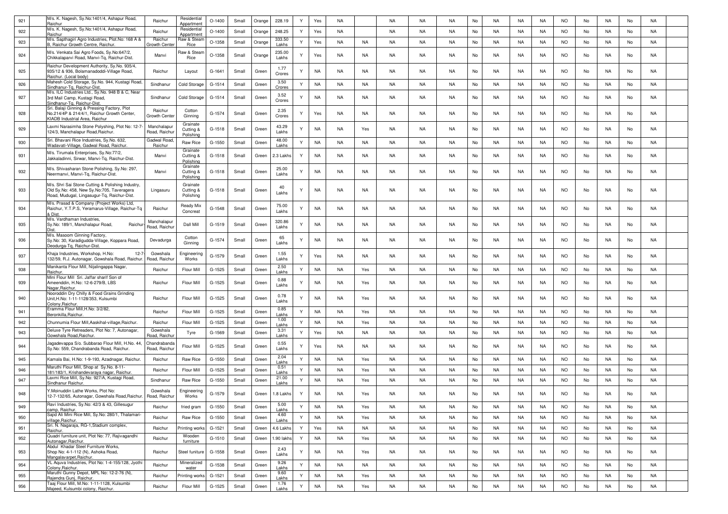| | | | | | | | | | | | | | | | | | | | | | | | |
|---|---|---|---|---|---|---|---|---|---|---|---|---|---|---|---|---|---|---|---|---|---|---|---|
| 921 | M/s. K. Nagesh, Sy.No:1401/4, Ashapur Road, Raichur | Raichur | Residential Appartment | O-1400 | Small | Orange | 228.19 | Y | Yes | NA | | NA | NA | NA | No | NA | NA | NA | NO | No | NA | No | NA |
| 922 | M/s. K. Nagesh, Sy.No:1401/4, Ashapur Road, Raichur | Raichur | Residential Appartment | O-1400 | Small | Orange | 248.25 | Y | Yes | NA | | NA | NA | NA | No | NA | NA | NA | NO | No | NA | No | NA |
| 923 | M/s. Sapthagiri Agro Industries, Plot.No: 168 A & B, Raichur Growth Centre, Raichur. | Raichur Growth Center | Raw & Steam Rice | O-1358 | Small | Orange | 333.50 Lakhs | Y | Yes | NA | NA | NA | NA | NA | No | NA | NA | NA | NO | No | NA | No | NA |
| 924 | M/s. Venkata Sai Agro Foods, Sy.No:647/2, Chikkalaparvi Road, Manvi-Tq, Raichur-Dist. | Manvi | Raw & Steam Rice | O-1358 | Small | Orange | 235.00 Lakhs | Y | Yes | NA | NA | NA | NA | NA | No | NA | NA | NA | NO | No | NA | No | NA |
| 925 | Raichur Development Authority, Sy.No. 935/4, 935/12 & 936, Bolamanadoddi-Village Road, Raichur. (Local body) | Raichur | Layout | G-1641 | Small | Green | 1.77 Crores | Y | NA | NA | NA | NA | NA | NA | No | NA | NA | NA | NO | No | NA | No | NA |
| 926 | Mahesh Cold Storage, Sy.No. 944, Kustagi Road, Sindhanur-Tq, Raichur-Dist. | Sindhanur | Cold Storage | G-1514 | Small | Green | 3.50 Crores | Y | NA | NA | NA | NA | NA | NA | No | NA | NA | NA | NO | No | NA | No | NA |
| 927 | M/s. ILC Industries Ltd., Sy.No. 948 B & C, Near 3rd Mail Camp, Kustagi Road, Sindhanur-Tq, Raichur-Dist. | Sindhanur | Cold Storage | G-1514 | Small | Green | 3.52 Crores | Y | NA | NA | NA | NA | NA | NA | No | NA | NA | NA | NO | No | NA | No | NA |
| 928 | Sri. Balaji Ginning & Pressing Factory, Plot No.214/4P & 214/4/1, Raichur Growth Center, KIADB Industrial Area, Raichur | Raichur Growth Center | Cotton Ginning | G-1574 | Small | Green | 2.35 Crores | Y | Yes | NA | NA | NA | NA | NA | No | NA | NA | NA | NO | No | NA | No | NA |
| 929 | Laxmi Narasimha Stone Polyshing, Plot No: 12-7-124/3, Manchalapur Road,Raichur. | Manchalapur Road, Raichur | Grainate Cutting & Polishing | G-1518 | Small | Green | 43.29 Lakhs | Y | NA | NA | Yes | NA | NA | NA | No | NA | NA | NA | NO | No | NA | No | NA |
| 930 | Sri. Bhavani Rice Industries, Sy.No. 632, Wadavati-Village, Gadwal Road, Raichur. | Gadwal Road, Raichur | Raw Rice | G-1550 | Small | Green | 48.00 Lakhs | Y | NA | NA | NA | NA | NA | NA | No | NA | NA | NA | NO | No | NA | No | NA |
| 931 | M/s. Tirumala Enterprises, Sy.No:77/2, Jakkaladinni, Sirwar, Manvi-Tq, Raichur-Dist. | Manvi | Grainate Cutting & Polishing | G-1518 | Small | Green | 2.3 Lakhs | Y | NA | NA | NA | NA | NA | NA | No | NA | NA | NA | NO | No | NA | No | NA |
| 932 | M/s. Shivasharan Stone Polishing, Sy.No: 297, Neermanvi, Manvi-Tq, Raichur-Dist. | Manvi | Grainate Cutting & Polishing | G-1518 | Small | Green | 25.00 Lakhs | Y | NA | NA | NA | NA | NA | NA | No | NA | NA | NA | NO | No | NA | No | NA |
| 933 | M/s. Shri Sai Stone Cutting & Polishing Industry, Old Sy.No: 458, New Sy.No:705, Taveragera Road, Mudugal, Lingasugur-Tq, Raichur-Dist. | Lingasuru | Grainate Cutting & Polishing | G-1518 | Small | Green | 40 Lakhs | Y | NA | NA | NA | NA | NA | NA | No | NA | NA | NA | NO | No | NA | No | NA |
| 934 | M/s. Prasad & Company (Project Works) Ltd, Raichur, Y.T.P.S, Yeramarus-Village, Raichur-Tq & Dist. | Raichur | Ready Mix Concreat | G-1548 | Small | Green | 75.00 Lakhs | Y | NA | NA | NA | NA | NA | NA | No | NA | NA | NA | NO | No | NA | No | NA |
| 935 | M/s. Vardhaman Industries, Sy.No: 189/1, Manchalapur Road, Raichur Dist. | Manchalapur Road, Raichur | Dall Mill | G-1519 | Small | Green | 320.86 Lakhs | Y | NA | NA | NA | NA | NA | NA | No | NA | NA | NA | NO | No | NA | No | NA |
| 936 | M/s. Masoom Ginning Factory, Sy.No: 30, Karadigudda-Village, Koppara Road, Deodurga-Tq, Raichur-Dist. | Devadurga | Cotton Ginning | G-1574 | Small | Green | 65 Lakhs | Y | NA | NA | NA | NA | NA | NA | No | NA | NA | NA | NO | No | NA | No | NA |
| 937 | Khaja Industries, Workshop, H.No: 12-7-132/59, R.J. Autonagar, Gowshala Road, Raichur. | Gowshala Road, Raichur | Engineering Works | G-1579 | Small | Green | 1.55 Lakhs | Y | Yes | NA | NA | NA | NA | NA | No | NA | NA | NA | NO | No | NA | No | NA |
| 938 | Manikanta Flour Mill, Nijalingappa Nagar, Raichur. | Raichur | Flour Mill | G-1525 | Small | Green | 2.50 Lakhs | Y | NA | NA | Yes | NA | NA | NA | No | NA | NA | NA | NO | No | NA | No | NA |
| 939 | Mini Flour Mill Sri. Jaffar sharif Son of Ameenddin, H.No: 12-6-279/B, LBS Nagar,Raichur. | Raichur | Flour Mill | G-1525 | Small | Green | 0.88 Lakhs | Y | NA | NA | Yes | NA | NA | NA | No | NA | NA | NA | NO | No | NA | No | NA |
| 940 | Nooroddin Dry Chilly & Food Grains Grinding Unit,H.No: 1-11-1128/353, Kulsumbi Colony,Raichur. | Raichur | Flour Mill | G-1525 | Small | Green | 0.78 Lakhs | Y | NA | NA | Yes | NA | NA | NA | No | NA | NA | NA | NO | No | NA | No | NA |
| 941 | Eramma Flour Mill,H.No: 3/2/82, Beronkilla,Raichur. | Raichur | Flour Mill | G-1525 | Small | Green | 0.85 Lakhs | Y | NA | NA | Yes | NA | NA | NA | No | NA | NA | NA | NO | No | NA | No | NA |
| 942 | Chunnumia Flour Mill,Aaskihal-village,Raichur. | Raichur | Flour Mill | G-1525 | Small | Green | 1.00 Lakhs | Y | NA | NA | Yes | NA | NA | NA | No | NA | NA | NA | NO | No | NA | No | NA |
| 943 | Deluxe Tyre Retreaders, Plot No: 7, Autonagar, Gowshala Road,Raichur. | Gowshala Road, Raichur | Tyre | G-1569 | Small | Green | 3.31 Lakhs | Y | Yes | NA | NA | NA | NA | NA | No | NA | NA | NA | NO | No | NA | No | NA |
| 944 | Jagadevappa S/o. Subbarao Flour Mill, H.No. 44, Sy.No: 559, Chandrabanda Road, Raichur. | Chandrabanda Road, Raichur | Flour Mill | G-1525 | Small | Green | 0.55 Lakhs | Y | Yes | NA | NA | NA | NA | NA | No | NA | NA | NA | NO | No | NA | No | NA |
| 945 | Kamala Bai, H.No: 1-9-193, Azadnagar, Raichur. | Raichur | Raw Rice | G-1550 | Small | Green | 2.04 Lakhs | Y | NA | NA | Yes | NA | NA | NA | No | NA | NA | NA | NO | No | NA | No | NA |
| 946 | Maruthi Flour Mill, Shop at Sy.No. 8-11-181/183/1, Krishandevaraya nagar, Raichur. | Raichur | Flour Mill | G-1525 | Small | Green | 0.51 Lakhs | Y | NA | NA | Yes | NA | NA | NA | No | NA | NA | NA | NO | No | NA | No | NA |
| 947 | Laxmi Rice Mill, Sy.No: 927/A, Kustagi Road, Sindhanur Raichur. | Sindhanur | Raw Rice | G-1550 | Small | Green | 21.00 Lakhs | Y | NA | NA | Yes | NA | NA | NA | No | NA | NA | NA | NO | No | NA | No | NA |
| 948 | Y.Moinuddin Lathe Works, Plot No: 12-7-132/65, Autonagar, Gowshala Road,Raichur. | Gowshala Road, Raichur | Engineering Works | G-1579 | Small | Green | 1.8 Lakhs | Y | NA | NA | Yes | NA | NA | NA | No | NA | NA | NA | NO | No | NA | No | NA |
| 949 | Ravi Industries, Sy.No: 42/3 & 43, Gillesugur camp, Raichur. | Raichur | fried gram | G-1550 | Small | Green | 5.00 Lakhs | Y | NA | NA | Yes | NA | NA | NA | No | NA | NA | NA | NO | No | NA | No | NA |
| 950 | Sajid Ali Mini Rice Mill, Sy.No: 280/1, Thalamari-village,Raichur. | Raichur | Raw Rice | G-1550 | Small | Green | 4.60 Lakhs | Y | NA | NA | Yes | NA | NA | NA | No | NA | NA | NA | NO | No | NA | No | NA |
| 951 | Sri. N. Nagaraja, RG-1,Stadium complex, Raichur. | Raichur | Printing works | G-1521 | Small | Green | 4.6 Lakhs | Y | Yes | NA | NA | NA | NA | NA | No | NA | NA | NA | NO | No | NA | No | NA |
| 952 | Quadri furniture unit, Plot No: 77, Rajivagandhi Autonagar,Raichur. | Raichur | Wooden furniture | G-1510 | Small | Green | 1.90 lakhs | Y | NA | NA | Yes | NA | NA | NA | No | NA | NA | NA | NO | No | NA | No | NA |
| 953 | Abdul Khadar Steel Furniture Works, Shop No: 4-1-112 (N), Ashoka Road, Mangalavarpet,Raichur. | Raichur | Steel funiture | G-1558 | Small | Green | 2.43 Lakhs | Y | NA | NA | Yes | NA | NA | NA | No | NA | NA | NA | NO | No | NA | No | NA |
| 954 | VL Aquva Industries, Plot No: 1-4-155/128, Jyothi Colony,Raichur. | Raichur | Mineralized water | G-1538 | Small | Green | 9.26 Lakhs | Y | NA | NA | NA | NA | NA | NA | No | NA | NA | NA | NO | No | NA | No | NA |
| 955 | Maruthi Gunny Depot, MPL No: 12-2-76 (N), Rajendra Gunj, Raichur. | Raichur | Printing works | G-1521 | Small | Green | 9.60 Lakhs | Y | NA | NA | Yes | NA | NA | NA | No | NA | NA | NA | NO | No | NA | No | NA |
| 956 | Taaj Flour Mill, M.No: 1-11-1128, Kulsumbi Majeed, Kulsumbi colony, Raichur. | Raichur | Flour Mill | G-1525 | Small | Green | 1.76 Lakhs | Y | NA | NA | Yes | NA | NA | NA | No | NA | NA | NA | NO | No | NA | No | NA |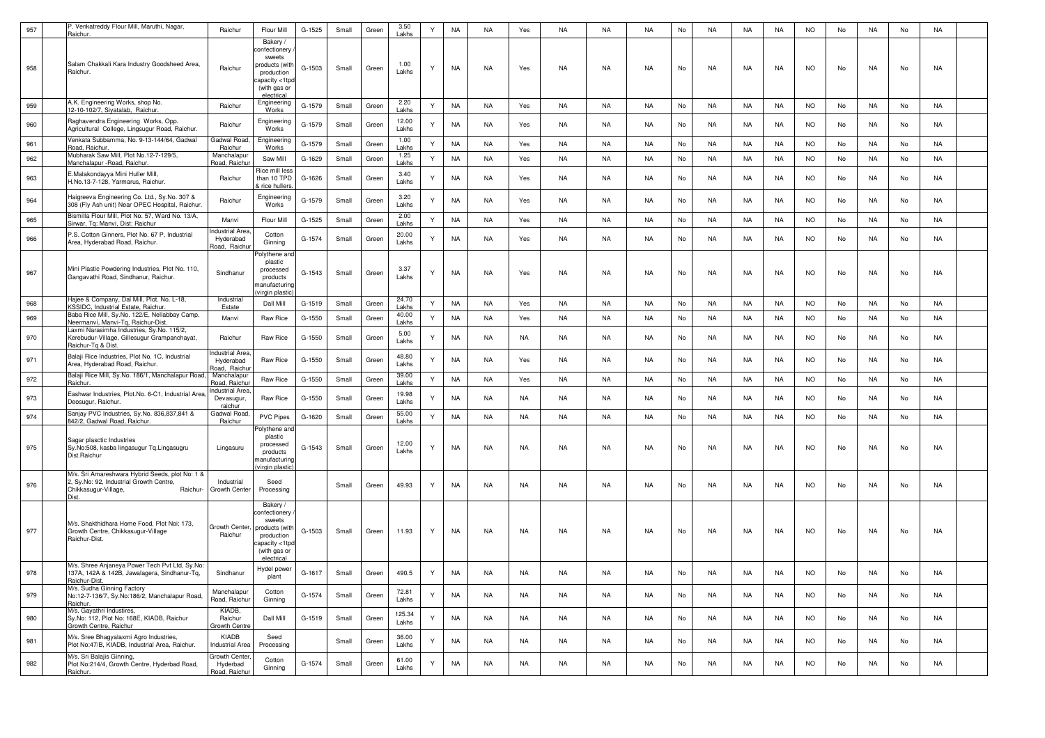| 957 | | P. Venkatreddy Flour Mill, Maruthi, Nagar, Raichur. | Raichur | Flour Mill | G-1525 | Small | Green | 3.50 Lakhs | Y | NA | NA | Yes | NA | NA | NA | No | NA | NA | NA | NO | No | NA | No | NA | |
|---|---|---|---|---|---|---|---|---|---|---|---|---|---|---|---|---|---|---|---|---|---|---|---|---|---|
| 958 | | Salam Chakkali Kara Industry Goodsheed Area, Raichur. | Raichur | Bakery / confectionery / sweets products (with production capacity <1tpd (with gas or electrical | G-1503 | Small | Green | 1.00 Lakhs | Y | NA | NA | Yes | NA | NA | NA | No | NA | NA | NA | NO | No | NA | No | NA | |
| 959 | | A.K. Engineering Works, shop No. 12-10-102/7, Siyatalab, Raichur. | Raichur | Engineering Works | G-1579 | Small | Green | 2.20 Lakhs | Y | NA | NA | Yes | NA | NA | NA | No | NA | NA | NA | NO | No | NA | No | NA | |
| 960 | | Raghavendra Engineering Works, Opp. Agricultural College, Lingsugur Road, Raichur. | Raichur | Engineering Works | G-1579 | Small | Green | 12.00 Lakhs | Y | NA | NA | Yes | NA | NA | NA | No | NA | NA | NA | NO | No | NA | No | NA | |
| 961 | | Venkata Subbamma, No. 9-13-144/64, Gadwal Road, Raichur. | Gadwal Road, Raichur | Engineering Works | G-1579 | Small | Green | 1.00 Lakhs | Y | NA | NA | Yes | NA | NA | NA | No | NA | NA | NA | NO | No | NA | No | NA | |
| 962 | | Mubharak Saw Mill, Plot No.12-7-129/5, Manchalapur -Road, Raichur. | Manchalapur Road, Raichur | Saw Mill | G-1629 | Small | Green | 1.25 Lakhs | Y | NA | NA | Yes | NA | NA | NA | No | NA | NA | NA | NO | No | NA | No | NA | |
| 963 | | E.Malakondayya Mini Huller Mill, H.No.13-7-128, Yarmarus, Raichur. | Raichur | Rice mill less than 10 TPD & rice hullers. | G-1626 | Small | Green | 3.40 Lakhs | Y | NA | NA | Yes | NA | NA | NA | No | NA | NA | NA | NO | No | NA | No | NA | |
| 964 | | Haigreeva Engineering Co. Ltd., Sy.No. 307 & 308 (Fly Ash unit) Near OPEC Hospital, Raichur. | Raichur | Engineering Works | G-1579 | Small | Green | 3.20 Lakhs | Y | NA | NA | Yes | NA | NA | NA | No | NA | NA | NA | NO | No | NA | No | NA | |
| 965 | | Bismilla Flour Mill, Plot No. 57, Ward No. 13/A, Sirwar, Tq: Manvi, Dist: Raichur | Manvi | Flour Mill | G-1525 | Small | Green | 2.00 Lakhs | Y | NA | NA | Yes | NA | NA | NA | No | NA | NA | NA | NO | No | NA | No | NA | |
| 966 | | P.S. Cotton Ginners, Plot No. 67 P, Industrial Area, Hyderabad Road, Raichur. | Industrial Area, Hyderabad Road, Raichur | Cotton Ginning | G-1574 | Small | Green | 20.00 Lakhs | Y | NA | NA | Yes | NA | NA | NA | No | NA | NA | NA | NO | No | NA | No | NA | |
| 967 | | Mini Plastic Powdering Industries, Plot No. 110, Gangavathi Road, Sindhanur, Raichur. | Sindhanur | Polythene and plastic processed products manufacturing (virgin plastic) | G-1543 | Small | Green | 3.37 Lakhs | Y | NA | NA | Yes | NA | NA | NA | No | NA | NA | NA | NO | No | NA | No | NA | |
| 968 | | Hajee & Company, Dal Mill, Plot. No. L-18, KSSIDC, Industrial Estate, Raichur. | Industrial Estate | Dall Mill | G-1519 | Small | Green | 24.70 Lakhs | Y | NA | NA | Yes | NA | NA | NA | No | NA | NA | NA | NO | No | NA | No | NA | |
| 969 | | Baba Rice Mill, Sy.No. 122/E, Nellabbay Camp, Neermanvi, Manvi-Tq, Raichur-Dist. | Manvi | Raw Rice | G-1550 | Small | Green | 40.00 Lakhs | Y | NA | NA | Yes | NA | NA | NA | No | NA | NA | NA | NO | No | NA | No | NA | |
| 970 | | Laxmi Narasimha Industries, Sy.No. 115/2, Kerebudur-Village, Gillesugur Grampanchayat, Raichur-Tq & Dist. | Raichur | Raw Rice | G-1550 | Small | Green | 5.00 Lakhs | Y | NA | NA | NA | NA | NA | NA | No | NA | NA | NA | NO | No | NA | No | NA | |
| 971 | | Balaji Rice Industries, Plot No. 1C, Industrial Area, Hyderabad Road, Raichur. | Industrial Area, Hyderabad Road, Raichur | Raw Rice | G-1550 | Small | Green | 48.80 Lakhs | Y | NA | NA | Yes | NA | NA | NA | No | NA | NA | NA | NO | No | NA | No | NA | |
| 972 | | Balaji Rice Mill, Sy.No. 186/1, Manchalapur Road, Raichur. | Manchalapur Road, Raichur | Raw Rice | G-1550 | Small | Green | 39.00 Lakhs | Y | NA | NA | Yes | NA | NA | NA | No | NA | NA | NA | NO | No | NA | No | NA | |
| 973 | | Eashwar Industries, Plot.No. 6-C1, Industrial Area, Deosugur, Raichur. | Industrial Area, Devasugur, raichur | Raw Rice | G-1550 | Small | Green | 19.98 Lakhs | Y | NA | NA | NA | NA | NA | NA | No | NA | NA | NA | NO | No | NA | No | NA | |
| 974 | | Sanjay PVC Industries, Sy.No. 836,837,841 & 842/2, Gadwal Road, Raichur. | Gadwal Road, Raichur | PVC Pipes | G-1620 | Small | Green | 55.00 Lakhs | Y | NA | NA | NA | NA | NA | NA | No | NA | NA | NA | NO | No | NA | No | NA | |
| 975 | | Sagar plasctic Industries Sy.No:508, kasba lingasugur Tq.Lingasugru Dist.Raichur | Lingasuru | Polythene and plastic processed products manufacturing (virgin plastic) | G-1543 | Small | Green | 12.00 Lakhs | Y | NA | NA | NA | NA | NA | NA | No | NA | NA | NA | NO | No | NA | No | NA | |
| 976 | | M/s. Sri Amareshwara Hybrid Seeds, plot No: 1 & 2, Sy.No: 92, Industrial Growth Centre, Chikkasugur-Village, Raichur-Dist. | Industrial Growth Center | Seed Processing | | Small | Green | 49.93 | Y | NA | NA | NA | NA | NA | NA | No | NA | NA | NA | NO | No | NA | No | NA | |
| 977 | | M/s. Shakthidhara Home Food, Plot Noi: 173, Growth Centre, Chikkasugur-Village Raichur-Dist. | Growth Center, Raichur | Bakery / confectionery / sweets products (with production capacity <1tpd (with gas or electrical | G-1503 | Small | Green | 11.93 | Y | NA | NA | NA | NA | NA | NA | No | NA | NA | NA | NO | No | NA | No | NA | |
| 978 | | M/s. Shree Anjaneya Power Tech Pvt Ltd, Sy.No: 137A, 142A & 142B, Jawalagera, Sindhanur-Tq, Raichur-Dist. | Sindhanur | Hydel power plant | G-1617 | Small | Green | 490.5 | Y | NA | NA | NA | NA | NA | NA | No | NA | NA | NA | NO | No | NA | No | NA | |
| 979 | | M/s. Sudha Ginning Factory No:12-7-136/7, Sy.No:186/2, Manchalapur Road, Raichur. | Manchalapur Road, Raichur | Cotton Ginning | G-1574 | Small | Green | 72.81 Lakhs | Y | NA | NA | NA | NA | NA | NA | No | NA | NA | NA | NO | No | NA | No | NA | |
| 980 | | M/s. Gayathri Industires, Sy.No: 112, Plot No: 168E, KIADB, Raichur Growth Centre, Raichur | KIADB, Raichur Growth Centre | Dall Mill | G-1519 | Small | Green | 125.34 Lakhs | Y | NA | NA | NA | NA | NA | NA | No | NA | NA | NA | NO | No | NA | No | NA | |
| 981 | | M/s. Sree Bhagyalaxmi Agro Industries, Plot No:47/B, KIADB, Industrial Area, Raichur. | KIADB Industrial Area | Seed Processing | | Small | Green | 36.00 Lakhs | Y | NA | NA | NA | NA | NA | NA | No | NA | NA | NA | NO | No | NA | No | NA | |
| 982 | | M/s. Sri Balajis Ginning, Plot No:214/4, Growth Centre, Hyderbad Road, Raichur. | Growth Center, Hyderbad Road, Raichur | Cotton Ginning | G-1574 | Small | Green | 61.00 Lakhs | Y | NA | NA | NA | NA | NA | NA | No | NA | NA | NA | NO | No | NA | No | NA | |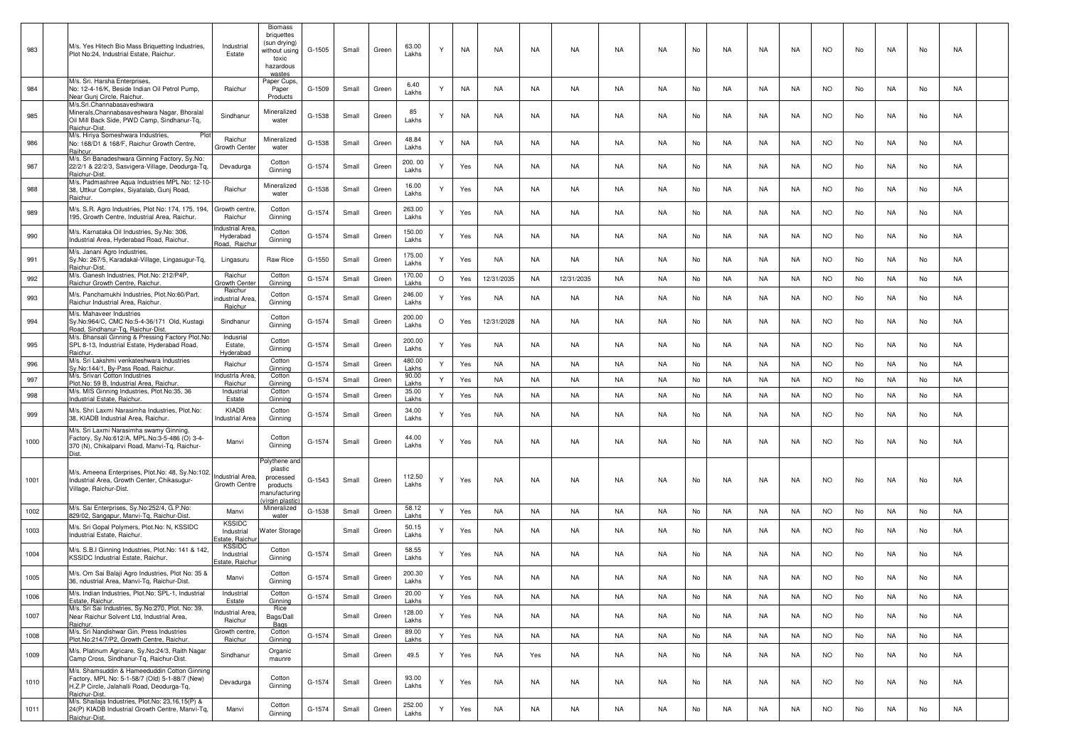| 983 | | M/s. Yes Hitech Bio Mass Briquetting Industries, Plot No:24, Industrial Estate, Raichur. | Industrial Estate | Biomass briquettes (sun drying) without using toxic hazardous wastes | G-1505 | Small | Green | 63.00 Lakhs | Y | NA | NA | NA | NA | NA | NA | No | NA | NA | NA | NO | No | NA | No | NA | |
|---|---|---|---|---|---|---|---|---|---|---|---|---|---|---|---|---|---|---|---|---|---|---|---|---|---|
| 984 | | M/s. Sri. Harsha Enterprises, No: 12-4-16/K, Beside Indian Oil Petrol Pump, Near Gunj Circle, Raichur. | Raichur | Paper Cups, Paper Products | G-1509 | Small | Green | 6.40 Lakhs | Y | NA | NA | NA | NA | NA | NA | No | NA | NA | NA | NO | No | NA | No | NA | |
| 985 | | M/s.Sri.Channabasaveshwara Minerals,Channabasaveshwara Nagar, Bhoralal Oil Mill Back Side, PWD Camp, Sindhanur-Tq, Raichur-Dist. | Sindhanur | Mineralized water | G-1538 | Small | Green | 85 Lakhs | Y | NA | NA | NA | NA | NA | NA | No | NA | NA | NA | NO | No | NA | No | NA | |
| 986 | | M/s. Hiriya Someshwara Industries, Plot No: 168/D1 & 168/F, Raichur Growth Centre, Raihcur. | Raichur Growth Center | Mineralized water | G-1538 | Small | Green | 48.84 Lakhs | Y | NA | NA | NA | NA | NA | NA | No | NA | NA | NA | NO | No | NA | No | NA | |
| 987 | | M/s. Sri Banadeshwara Ginning Factory, Sy.No: 22/2/1 & 22/2/3, Sasvigera-Village, Deodurga-Tq, Raichur-Dist. | Devadurga | Cotton Ginning | G-1574 | Small | Green | 200. 00 Lakhs | Y | Yes | NA | NA | NA | NA | NA | No | NA | NA | NA | NO | No | NA | No | NA | |
| 988 | | M/s. Padmashree Aqua Industries MPL No: 12-10-38, Uttkur Complex, Siyatalab, Gunj Road, Raichur. | Raichur | Mineralized water | G-1538 | Small | Green | 16.00 Lakhs | Y | Yes | NA | NA | NA | NA | NA | No | NA | NA | NA | NO | No | NA | No | NA | |
| 989 | | M/s. S.R. Agro Industries, Plot No: 174, 175, 194, 195, Growth Centre, Industrial Area, Raichur. | Growth centre, Raichur | Cotton Ginning | G-1574 | Small | Green | 263.00 Lakhs | Y | Yes | NA | NA | NA | NA | NA | No | NA | NA | NA | NO | No | NA | No | NA | |
| 990 | | M/s. Karnataka Oil Industries, Sy.No: 306, Industrial Area, Hyderabad Road, Raichur. | Industrial Area, Hyderabad Road, Raichur | Cotton Ginning | G-1574 | Small | Green | 150.00 Lakhs | Y | Yes | NA | NA | NA | NA | NA | No | NA | NA | NA | NO | No | NA | No | NA | |
| 991 | | M/s. Janani Agro Industries, Sy.No: 267/5, Karadakal-Village, Lingasugur-Tq, Raichur-Dist. | Lingasuru | Raw Rice | G-1550 | Small | Green | 175.00 Lakhs | Y | Yes | NA | NA | NA | NA | NA | No | NA | NA | NA | NO | No | NA | No | NA | |
| 992 | | M/s. Ganesh Industries, Plot.No: 212/P4P, Raichur Growth Centre, Raichur. | Raichur Growth Center | Cotton Ginning | G-1574 | Small | Green | 170.00 Lakhs | O | Yes | 12/31/2035 | NA | 12/31/2035 | NA | NA | No | NA | NA | NA | NO | No | NA | No | NA | |
| 993 | | M/s. Panchamukhi Industries, Plot.No:60/Part, Raichur Industrial Area, Raichur. | Raichur industrial Area, Raichur | Cotton Ginning | G-1574 | Small | Green | 246.00 Lakhs | Y | Yes | NA | NA | NA | NA | NA | No | NA | NA | NA | NO | No | NA | No | NA | |
| 994 | | M/s. Mahaveer Industries Sy.No:964/C, CMC No:5-4-36/171 Old, Kustagi Road, Sindhanur-Tq, Raichur-Dist. | Sindhanur | Cotton Ginning | G-1574 | Small | Green | 200.00 Lakhs | O | Yes | 12/31/2028 | NA | NA | NA | NA | No | NA | NA | NA | NO | No | NA | No | NA | |
| 995 | | M/s. Bhansali Ginning & Pressing Factory Plot.No: SPL 8-13, Industrial Estate, Hyderabad Road, Raichur. | Indusrial Estate, Hyderabad | Cotton Ginning | G-1574 | Small | Green | 200.00 Lakhs | Y | Yes | NA | NA | NA | NA | NA | No | NA | NA | NA | NO | No | NA | No | NA | |
| 996 | | M/s. Sri Lakshmi venkateshwara Industries Sy.No:144/1, By-Pass Road, Raichur. | Raichur | Cotton Ginning | G-1574 | Small | Green | 480.00 Lakhs | Y | Yes | NA | NA | NA | NA | NA | No | NA | NA | NA | NO | No | NA | No | NA | |
| 997 | | M/s. Srivari Cotton Industries Plot.No: 59 B, Industrial Area, Raichur. | Industrla Area, Raichur | Cotton Ginning | G-1574 | Small | Green | 90.00 Lakhs | Y | Yes | NA | NA | NA | NA | NA | No | NA | NA | NA | NO | No | NA | No | NA | |
| 998 | | M/s. MIS Ginning Industries, Plot.No:35, 36 Industrial Estate, Raichur. | Industrial Estate | Cotton Ginning | G-1574 | Small | Green | 35.00 Lakhs | Y | Yes | NA | NA | NA | NA | NA | No | NA | NA | NA | NO | No | NA | No | NA | |
| 999 | | M/s. Shri Laxmi Narasimha Industries, Plot.No: 38, KIADB Industrial Area, Raichur. | KIADB Industrial Area | Cotton Ginning | G-1574 | Small | Green | 34.00 Lakhs | Y | Yes | NA | NA | NA | NA | NA | No | NA | NA | NA | NO | No | NA | No | NA | |
| 1000 | | M/s. Sri Laxmi Narasimha swamy Ginning, Factory, Sy.No:612/A, MPL.No:3-5-486 (O) 3-4-370 (N), Chikalparvi Road, Manvi-Tq, Raichur-Dist. | Manvi | Cotton Ginning | G-1574 | Small | Green | 44.00 Lakhs | Y | Yes | NA | NA | NA | NA | NA | No | NA | NA | NA | NO | No | NA | No | NA | |
| 1001 | | M/s. Ameena Enterprises, Plot.No: 48, Sy.No:102, Industrial Area, Growth Center, Chikasugur-Village, Raichur-Dist. | Industrial Area, Growth Centre | Polythene and plastic processed products manufacturing (virgin plastic) | G-1543 | Small | Green | 112.50 Lakhs | Y | Yes | NA | NA | NA | NA | NA | No | NA | NA | NA | NO | No | NA | No | NA | |
| 1002 | | M/s. Sai Enterprises, Sy.No:252/4, G.P.No: 829/02, Sangapur, Manvi-Tq, Raichur-Dist. | Manvi | Mineralized water | G-1538 | Small | Green | 58.12 Lakhs | Y | Yes | NA | NA | NA | NA | NA | No | NA | NA | NA | NO | No | NA | No | NA | |
| 1003 | | M/s. Sri Gopal Polymers, Plot.No: N, KSSIDC Industrial Estate, Raichur. | KSSIDC Industrial Estate, Raichur | Water Storage | | Small | Green | 50.15 Lakhs | Y | Yes | NA | NA | NA | NA | NA | No | NA | NA | NA | NO | No | NA | No | NA | |
| 1004 | | M/s. S.B.I Ginning Industries, Plot.No: 141 & 142, KSSIDC Industrial Estate, Raichur. | KSSIDC Industrial Estate, Raichur | Cotton Ginning | G-1574 | Small | Green | 58.55 Lakhs | Y | Yes | NA | NA | NA | NA | NA | No | NA | NA | NA | NO | No | NA | No | NA | |
| 1005 | | M/s. Om Sai Balaji Agro Industries, Plot No: 35 & 36, ndustrial Area, Manvi-Tq, Raichur-Dist. | Manvi | Cotton Ginning | G-1574 | Small | Green | 200.30 Lakhs | Y | Yes | NA | NA | NA | NA | NA | No | NA | NA | NA | NO | No | NA | No | NA | |
| 1006 | | M/s. Indian Industries, Plot.No: SPL-1, Industrial Estate, Raichur. | Industrial Estate | Cotton Ginning | G-1574 | Small | Green | 20.00 Lakhs | Y | Yes | NA | NA | NA | NA | NA | No | NA | NA | NA | NO | No | NA | No | NA | |
| 1007 | | M/s. Sri Sai Industries, Sy.No:270, Plot. No: 39, Near Raichur Solvent Ltd, Industrial Area, Raichur. | Industrial Area, Raichur | Rice Bags/Dall Bags | | Small | Green | 128.00 Lakhs | Y | Yes | NA | NA | NA | NA | NA | No | NA | NA | NA | NO | No | NA | No | NA | |
| 1008 | | M/s. Sri Nandishwar Gin. Press Industries Plot.No:214/7/P2, Growth Centre, Raichur. | Growth centre, Raichur | Cotton Ginning | G-1574 | Small | Green | 89.00 Lakhs | Y | Yes | NA | NA | NA | NA | NA | No | NA | NA | NA | NO | No | NA | No | NA | |
| 1009 | | M/s. Platinum Agricare, Sy.No:24/3, Raith Nagar Camp Cross, Sindhanur-Tq, Raichur-Dist. | Sindhanur | Organic maunre | | Small | Green | 49.5 | Y | Yes | NA | Yes | NA | NA | NA | No | NA | NA | NA | NO | No | NA | No | NA | |
| 1010 | | M/s. Shamsuddin & Hameeduddin Cotton Ginning Factory, MPL No: 5-1-58/7 (Old) 5-1-88/7 (New) H.Z.P Circle, Jalahalli Road, Deodurga-Tq, Raichur-Dist. | Devadurga | Cotton Ginning | G-1574 | Small | Green | 93.00 Lakhs | Y | Yes | NA | NA | NA | NA | NA | No | NA | NA | NA | NO | No | NA | No | NA | |
| 1011 | | M/s. Shailaja Industries, Plot.No: 23,16,15(P) & 24(P) KIADB Industrial Growth Centre, Manvi-Tq, Raichur-Dist. | Manvi | Cotton Ginning | G-1574 | Small | Green | 252.00 Lakhs | Y | Yes | NA | NA | NA | NA | NA | No | NA | NA | NA | NO | No | NA | No | NA | |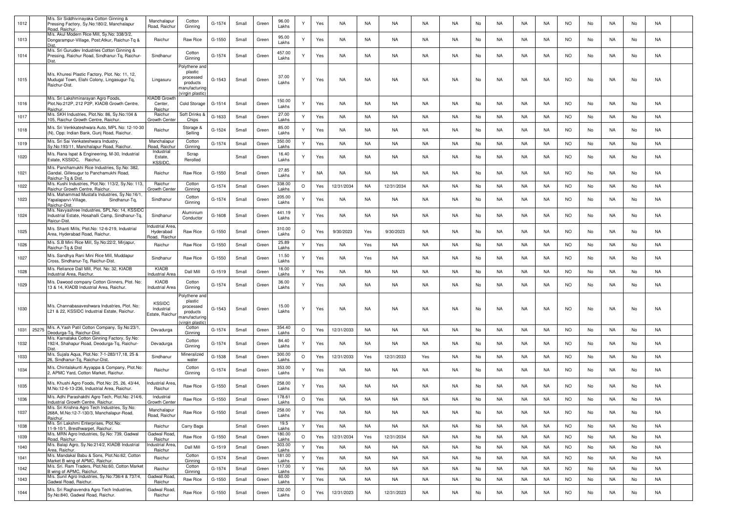| 1012 | | M/s. Sir Siddhivinayaka Cotton Ginning & Pressing Factory, Sy.No:180/2, Manchalapur Road, Raichur. | Manchalapur Road, Raichur | Cotton Ginning | G-1574 | Small | Green | 96.00 Lakhs | Y | Yes | NA | NA | NA | NA | NA | No | NA | NA | NA | NO | No | NA | No | NA | |
|---|---|---|---|---|---|---|---|---|---|---|---|---|---|---|---|---|---|---|---|---|---|---|---|---|---|
| 1013 | | M/s. Akul Modern Rice Mill, Sy.No: 338/3/2, Dongarampur-Village, Post:Atkur, Raichur-Tq & Dist. | Raichur | Raw Rice | G-1550 | Small | Green | 95.00 Lakhs | Y | Yes | NA | NA | NA | NA | NA | No | NA | NA | NA | NO | No | NA | No | NA | |
| 1014 | | M/s. Sri Gurudev Industries Cotton Ginning & Pressing, Raichur Road, Sindhanur-Tq, Raichur-Dist. | Sindhanur | Cotton Ginning | G-1574 | Small | Green | 457.00 Lakhs | Y | Yes | NA | NA | NA | NA | NA | No | NA | NA | NA | NO | No | NA | No | NA | |
| 1015 | | M/s. Khuresi Plastic Factory, Plot. No: 11, 12, Mudugal Town, Elahi Colony, Lingasugur-Tq, Raichur-Dist. | Lingasuru | Polythene and plastic processed products manufacturing (virgin plastic) | G-1543 | Small | Green | 37.00 Lakhs | Y | Yes | NA | NA | NA | NA | NA | No | NA | NA | NA | NO | No | NA | No | NA | |
| 1016 | | M/s. Sri Lakshminarayan Agro Foods, Plot.No:212P, 212 P2P, KIADB Growth Centre, Raichur. | KIADB Growth Center, Raichur | Cold Storage | G-1514 | Small | Green | 150.00 Lakhs | Y | Yes | NA | NA | NA | NA | NA | No | NA | NA | NA | NO | No | NA | No | NA | |
| 1017 | | M/s. SKH Industries, Plot.No: 86, Sy.No:104 & 105, Raichur Growth Centre, Raichur. | Raichur Growth Center | Soft Drinks & Chips | G-1633 | Small | Green | 27.00 Lakhs | Y | Yes | NA | NA | NA | NA | NA | No | NA | NA | NA | NO | No | NA | No | NA | |
| 1018 | | M/s. Sri Venkkateshwara Auto, MPL No: 12-10-30 (N), Opp: Indian Bank, Gunj Road, Raichur. | Raichur | Storage & Selling | G-1524 | Small | Green | 85.00 Lakhs | Y | Yes | NA | NA | NA | NA | NA | No | NA | NA | NA | NO | No | NA | No | NA | |
| 1019 | | M/s. Sri Sai Venkateshwara Industry, Sy.No:193/11, Manchalapur Road, Raichur. | Manchalapur Road, Raichur | Cotton Ginning | G-1574 | Small | Green | 350.00 Lakhs | Y | Yes | NA | NA | NA | NA | NA | No | NA | NA | NA | NO | No | NA | No | NA | |
| 1020 | | M/s. Rana Ispat & Engineering, M-30, Industrial Estate, KSSIDC, Raichur. | Industrial Estate, KSSIDC, | Scrap Rerolled | | Small | Green | 16.40 Lakhs | Y | Yes | NA | NA | NA | NA | NA | No | NA | NA | NA | NO | No | NA | No | NA | |
| 1021 | | M/s. Panchamukhi Rice Industries, Sy.No: 382, Gandal, Gillesugur to Panchamukhi Road, Raichur-Tq & Dist. | Raichur | Raw Rice | G-1550 | Small | Green | 27.85 Lakhs | Y | NA | NA | NA | NA | NA | NA | No | NA | NA | NA | NO | No | NA | No | NA | |
| 1022 | | M/s. Kushi Industries, Plot.No: 113/2, Sy.No: 113, Raichur Growth Centre, Raichur. | Raichur Growth Center | Cotton Ginning | G-1574 | Small | Green | 338.00 Lakhs | O | Yes | 12/31/2034 | NA | 12/31/2034 | NA | NA | No | NA | NA | NA | NO | No | NA | No | NA | |
| 1023 | | M/s. Mahammad Mustafa Industries, Sy.No:16/1, Yapalaparvi-Village, Sindhanur-Tq, Raichur-Dist. | Sindhanur | Cotton Ginning | G-1574 | Small | Green | 205.00 Lakhs | Y | Yes | NA | NA | NA | NA | NA | No | NA | NA | NA | NO | No | NA | No | NA | |
| 1024 | | M/s. Navyashree Industries, SPL.No: 14, KSSIDC Industrial Estate, Hosahalli Camp, Sindhanur-Tq, Raicur-Dist. | Sindhanur | Aluminium Conductor | G-1608 | Small | Green | 441.19 Lakhs | Y | Yes | NA | NA | NA | NA | NA | No | NA | NA | NA | NO | No | NA | No | NA | |
| 1025 | | M/s. Shanti Mills, Plot.No: 12-6-219, Industrial Area, Hyderabad Road, Raichur. | Industrial Area, Hyderabad Road, Raichur | Raw Rice | G-1550 | Small | Green | 310.00 Lakhs | O | Yes | 9/30/2023 | Yes | 9/30/2023 | NA | NA | No | NA | NA | NA | NO | No | NA | No | NA | |
| 1026 | | M/s. S.B Mini Rice Mill, Sy.No:22/2, Mirjapur, Raichur-Tq & Dist | Raichur | Raw Rice | G-1550 | Small | Green | 25.89 Lakhs | Y | Yes | NA | Yes | NA | NA | NA | No | NA | NA | NA | NO | No | NA | No | NA | |
| 1027 | | M/s. Sandhya Rani Mini Rice Mill, Muddapur Cross, Sindhanur-Tq, Raichur-Dist. | Sindhanur | Raw Rice | G-1550 | Small | Green | 11.50 Lakhs | Y | Yes | NA | Yes | NA | NA | NA | No | NA | NA | NA | NO | No | NA | No | NA | |
| 1028 | | M/s. Reliance Dall Mill, Plot. No: 32, KIADB Industrial Area, Raichur. | KIADB Industrial Area | Dall Mill | G-1519 | Small | Green | 16.00 Lakhs | Y | Yes | NA | NA | NA | NA | NA | No | NA | NA | NA | NO | No | NA | No | NA | |
| 1029 | | M/s. Dawood company Cotton Ginners, Plot. No: 13 & 14, KIADB Industrial Area, Raichur. | KIADB Industrial Area | Cotton Ginning | G-1574 | Small | Green | 36.00 Lakhs | Y | Yes | NA | NA | NA | NA | NA | No | NA | NA | NA | NO | No | NA | No | NA | |
| 1030 | | M/s. Channabasaveshwara Industries, Plot. No: L21 & 22, KSSIDC Industrial Estate, Raichur. | KSSIDC Industrial Estate, Raichur | Polythene and plastic processed products manufacturing (virgin plastic) | G-1543 | Small | Green | 15.00 Lakhs | Y | Yes | NA | NA | NA | NA | NA | No | NA | NA | NA | NO | No | NA | No | NA | |
| 1031 | 25275 | M/s. A.Yash Patil Cotton Company, Sy.No:23/1, Deodurga-Tq, Raichur-Dist. | Devadurga | Cotton Ginning | G-1574 | Small | Green | 354.40 Lakhs | O | Yes | 12/31/2033 | NA | NA | NA | NA | No | NA | NA | NA | NO | No | NA | No | NA | |
| 1032 | | M/s. Karnataka Cotton Ginning Factory, Sy.No: 192/4, Shahapur Road, Deodurga-Tq, Raichur-Dist. | Devadurga | Cotton Ginning | G-1574 | Small | Green | 84.40 Lakhs | Y | Yes | NA | NA | NA | NA | NA | No | NA | NA | NA | NO | No | NA | No | NA | |
| 1033 | | M/s. Sujala Aqua, Plot.No: 7-1-283/17,18, 25 & 26, Sindhanur-Tq, Raichur-Dist. | Sindhanur | Mineralized water | G-1538 | Small | Green | 300.00 Lakhs | O | Yes | 12/31/2033 | Yes | 12/31/2033 | Yes | NA | No | NA | NA | NA | NO | No | NA | No | NA | |
| 1034 | | M/s. Chintalakunti Ayyappa & Company, Plot.No: 2, APMC Yard, Cotton Market, Raichur. | Raichur | Cotton Ginning | G-1574 | Small | Green | 353.00 Lakhs | Y | Yes | NA | NA | NA | NA | NA | No | NA | NA | NA | NO | No | NA | No | NA | |
| 1035 | | M/s. Khushi Agro Foods, Plot.No: 25, 26, 43/44, M.No:12-6-13-236, Industrial Area, Raichur. | Industrial Area, Raichur | Raw Rice | G-1550 | Small | Green | 258.00 Lakhs | Y | Yes | NA | NA | NA | NA | NA | No | NA | NA | NA | NO | No | NA | No | NA | |
| 1036 | | M/s. Adhi Parashakthi Agro Tech, Plot.No: 214/6, Industrial Growth Centre, Raichur. | Industrial Growth Center | Raw Rice | G-1550 | Small | Green | 178.61 Lakhs | O | Yes | NA | NA | NA | NA | NA | No | NA | NA | NA | NO | No | NA | No | NA | |
| 1037 | | M/s. Sri Krishna Agro Tech Industries, Sy.No: 268A, M.No:12-7-130/3, Manchalapur-Road, Raichur. | Manchalapur Road, Raichur | Raw Rice | G-1550 | Small | Green | 258.00 Lakhs | Y | Yes | NA | NA | NA | NA | NA | No | NA | NA | NA | NO | No | NA | No | NA | |
| 1038 | | M/s. Sri Lakshmi Enterprises, Plot.No: 11-9-10/1, Breshtwarpet, Raichur. | Raichur | Carry Bags | | Small | Green | 19.5 Lakhs | Y | Yes | NA | NA | NA | NA | NA | No | NA | NA | NA | NO | No | NA | No | NA | |
| 1039 | | M/s. MRN Agro Industries, Sy.No: 739, Gadwal Road, Raichur. | Gadwal Road, Raichur | Raw Rice | G-1550 | Small | Green | 180.00 Lakhs | O | Yes | 12/31/2034 | Yes | 12/31/2034 | NA | NA | No | NA | NA | NA | NO | No | NA | No | NA | |
| 1040 | | M/s. Balaji Agro, Sy.No:214/2, KIADB Industrial Area, Raichur. | Industrial Area, Raichur | Dall Mill | G-1519 | Small | Green | 303.00 Lakhs | Y | Yes | NA | NA | NA | NA | NA | No | NA | NA | NA | NO | No | NA | No | NA | |
| 1041 | | M/s. Mandakal Babu & Sons, Plot.No:62, Cotton Market B wing of APMC, Raichur. | Raichur | Cotton Ginning | G-1574 | Small | Green | 181.00 Lakhs | Y | Yes | NA | NA | NA | NA | NA | No | NA | NA | NA | NO | No | NA | No | NA | |
| 1042 | | M/s. Sri. Ram Traders, Plot.No:60, Cotton Market B wing of APMC, Raichur. | Raichur | Cotton Ginning | G-1574 | Small | Green | 117.00 Lakhs | Y | Yes | NA | NA | NA | NA | NA | No | NA | NA | NA | NO | No | NA | No | NA | |
| 1043 | | M/s. Sunil Agro Industries, Sy.No:736/4 & 737/4, Gadwal Road, Raichur. | Gadwal Road, Raichur | Raw Rice | G-1550 | Small | Green | 60.00 Lakhs | Y | Yes | NA | NA | NA | NA | NA | No | NA | NA | NA | NO | No | NA | No | NA | |
| 1044 | | M/s. Sri Raghavendra Agro Tech Industries, Sy.No:840, Gadwal Road, Raichur. | Gadwal Road, Raichur | Raw Rice | G-1550 | Small | Green | 232.00 Lakhs | O | Yes | 12/31/2023 | NA | 12/31/2023 | NA | NA | No | NA | NA | NA | NO | No | NA | No | NA | |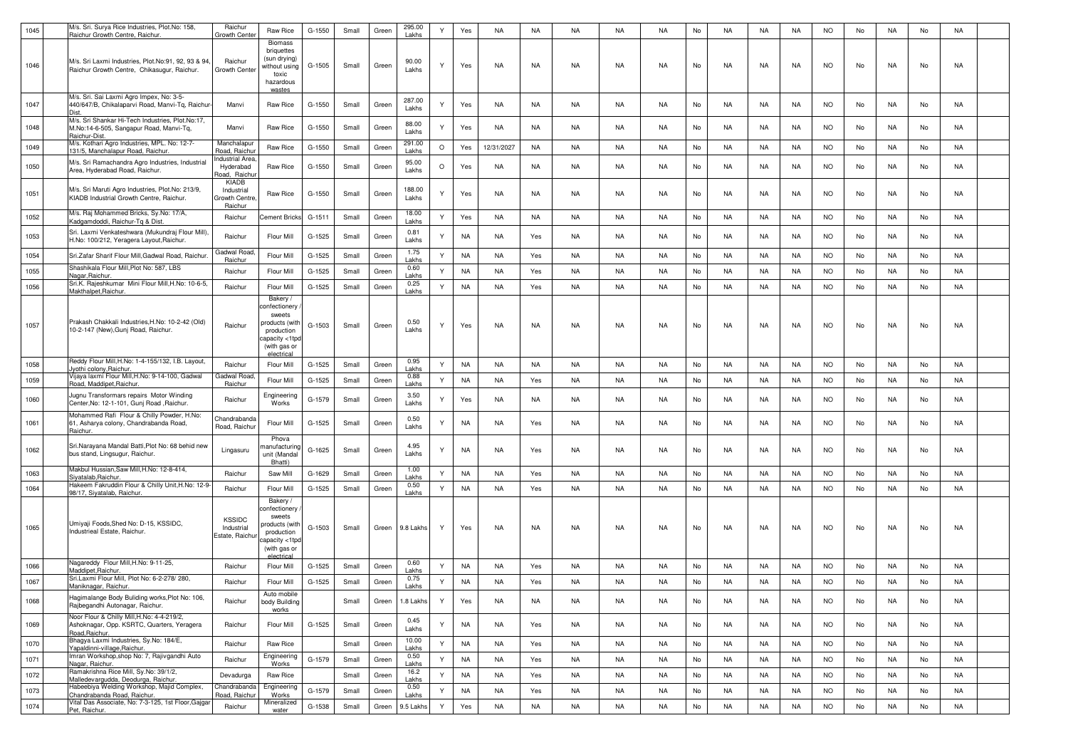| 1045 | | M/s. Sri. Surya Rice Industries, Plot.No: 158, Raichur Growth Centre, Raichur. | Raichur Growth Center | Raw Rice | G-1550 | Small | Green | 295.00 Lakhs | Y | Yes | NA | NA | NA | NA | NA | No | NA | NA | NA | NO | No | NA | No | NA | |
|---|---|---|---|---|---|---|---|---|---|---|---|---|---|---|---|---|---|---|---|---|---|---|---|---|---|
| 1046 | | M/s. Sri Laxmi Industries, Plot.No:91, 92, 93 & 94, Raichur Growth Centre, Chikasugur, Raichur. | Raichur Growth Center | Biomass briquettes (sun drying) without using toxic hazardous wastes | G-1505 | Small | Green | 90.00 Lakhs | Y | Yes | NA | NA | NA | NA | NA | No | NA | NA | NA | NO | No | NA | No | NA | |
| 1047 | | M/s. Sri. Sai Laxmi Agro Impex, No: 3-5-440/647/B, Chikalaparvi Road, Manvi-Tq, Raichur-Dist. | Manvi | Raw Rice | G-1550 | Small | Green | 287.00 Lakhs | Y | Yes | NA | NA | NA | NA | NA | No | NA | NA | NA | NO | No | NA | No | NA | |
| 1048 | | M/s. Sri Shankar Hi-Tech Industries, Plot.No:17, M.No:14-6-505, Sangapur Road, Manvi-Tq, Raichur-Dist. | Manvi | Raw Rice | G-1550 | Small | Green | 88.00 Lakhs | Y | Yes | NA | NA | NA | NA | NA | No | NA | NA | NA | NO | No | NA | No | NA | |
| 1049 | | M/s. Kothari Agro Industries, MPL. No: 12-7-131/5, Manchalapur Road, Raichur. | Manchalapur Road, Raichur | Raw Rice | G-1550 | Small | Green | 291.00 Lakhs | O | Yes | 12/31/2027 | NA | NA | NA | NA | No | NA | NA | NA | NO | No | NA | No | NA | |
| 1050 | | M/s. Sri Ramachandra Agro Industries, Industrial Area, Hyderabad Road, Raichur. | Industrial Area, Hyderabad Road, Raichur | Raw Rice | G-1550 | Small | Green | 95.00 Lakhs | O | Yes | NA | NA | NA | NA | NA | No | NA | NA | NA | NO | No | NA | No | NA | |
| 1051 | | M/s. Sri Maruti Agro Industries, Plot.No: 213/9, KIADB Industrial Growth Centre, Raichur. | KIADB Industrial Growth Centre, Raichur | Raw Rice | G-1550 | Small | Green | 188.00 Lakhs | Y | Yes | NA | NA | NA | NA | NA | No | NA | NA | NA | NO | No | NA | No | NA | |
| 1052 | | M/s. Raj Mohammed Bricks, Sy.No: 17/A, Kadgamdoddi, Raichur-Tq & Dist. | Raichur | Cement Bricks | G-1511 | Small | Green | 18.00 Lakhs | Y | Yes | NA | NA | NA | NA | NA | No | NA | NA | NA | NO | No | NA | No | NA | |
| 1053 | | Sri. Laxmi Venkateshwara (Mukundraj Flour Mill), H.No: 100/212, Yeragera Layout,Raichur. | Raichur | Flour Mill | G-1525 | Small | Green | 0.81 Lakhs | Y | NA | NA | Yes | NA | NA | NA | No | NA | NA | NA | NO | No | NA | No | NA | |
| 1054 | | Sri.Zafar Sharif Flour Mill,Gadwal Road, Raichur. | Gadwal Road, Raichur | Flour Mill | G-1525 | Small | Green | 1.75 Lakhs | Y | NA | NA | Yes | NA | NA | NA | No | NA | NA | NA | NO | No | NA | No | NA | |
| 1055 | | Shashikala Flour Mill,Plot No: 587, LBS Nagar,Raichur. | Raichur | Flour Mill | G-1525 | Small | Green | 0.60 Lakhs | Y | NA | NA | Yes | NA | NA | NA | No | NA | NA | NA | NO | No | NA | No | NA | |
| 1056 | | Sri.K. Rajeshkumar Mini Flour Mill,H.No: 10-6-5, Makthalpet,Raichur. | Raichur | Flour Mill | G-1525 | Small | Green | 0.25 Lakhs | Y | NA | NA | Yes | NA | NA | NA | No | NA | NA | NA | NO | No | NA | No | NA | |
| 1057 | | Prakash Chakkali Industries,H.No: 10-2-42 (Old) 10-2-147 (New),Gunj Road, Raichur. | Raichur | Bakery / confectionery / sweets products (with production capacity <1tpd (with gas or electrical | G-1503 | Small | Green | 0.50 Lakhs | Y | Yes | NA | NA | NA | NA | NA | No | NA | NA | NA | NO | No | NA | No | NA | |
| 1058 | | Reddy Flour Mill,H.No: 1-4-155/132, I.B. Layout, Jyothi colony,Raichur. | Raichur | Flour Mill | G-1525 | Small | Green | 0.95 Lakhs | Y | NA | NA | NA | NA | NA | NA | No | NA | NA | NA | NO | No | NA | No | NA | |
| 1059 | | Vijaya laxmi Flour Mill,H.No: 9-14-100, Gadwal Road, Maddipet,Raichur. | Gadwal Road, Raichur | Flour Mill | G-1525 | Small | Green | 0.88 Lakhs | Y | NA | NA | Yes | NA | NA | NA | No | NA | NA | NA | NO | No | NA | No | NA | |
| 1060 | | Jugnu Transformars repairs Motor Winding Center,No: 12-1-101, Gunj Road ,Raichur. | Raichur | Engineering Works | G-1579 | Small | Green | 3.50 Lakhs | Y | Yes | NA | NA | NA | NA | NA | No | NA | NA | NA | NO | No | NA | No | NA | |
| 1061 | | Mohammed Rafi Flour & Chilly Powder, H.No: 61, Asharya colony, Chandrabanda Road, Raichur. | Chandrabanda Road, Raichur | Flour Mill | G-1525 | Small | Green | 0.50 Lakhs | Y | NA | NA | Yes | NA | NA | NA | No | NA | NA | NA | NO | No | NA | No | NA | |
| 1062 | | Sri.Narayana Mandal Batti,Plot No: 68 behid new bus stand, Lingsugur, Raichur. | Lingasuru | Phova manufacturing unit (Mandal Bhatti) | G-1625 | Small | Green | 4.95 Lakhs | Y | NA | NA | Yes | NA | NA | NA | No | NA | NA | NA | NO | No | NA | No | NA | |
| 1063 | | Makbul Hussian,Saw Mill,H.No: 12-8-414, Siyatalab,Raichur. | Raichur | Saw Mill | G-1629 | Small | Green | 1.00 Lakhs | Y | NA | NA | Yes | NA | NA | NA | No | NA | NA | NA | NO | No | NA | No | NA | |
| 1064 | | Hakeem Fakruddin Flour & Chilly Unit,H.No: 12-9-98/17, Siyatalab, Raichur. | Raichur | Flour Mill | G-1525 | Small | Green | 0.50 Lakhs | Y | NA | NA | Yes | NA | NA | NA | No | NA | NA | NA | NO | No | NA | No | NA | |
| 1065 | | Umiyaji Foods,Shed No: D-15, KSSIDC, Industrieal Estate, Raichur. | KSSIDC Industrial Estate, Raichur | Bakery / confectionery / sweets products (with production capacity <1tpd (with gas or electrical | G-1503 | Small | Green | 9.8 Lakhs | Y | Yes | NA | NA | NA | NA | NA | No | NA | NA | NA | NO | No | NA | No | NA | |
| 1066 | | Nagareddy Flour Mill,H.No: 9-11-25, Maddipet,Raichur. | Raichur | Flour Mill | G-1525 | Small | Green | 0.60 Lakhs | Y | NA | NA | Yes | NA | NA | NA | No | NA | NA | NA | NO | No | NA | No | NA | |
| 1067 | | Sri.Laxmi Flour Mill, Plot No: 6-2-278/ 280, Maniknagar, Raichur. | Raichur | Flour Mill | G-1525 | Small | Green | 0.75 Lakhs | Y | NA | NA | Yes | NA | NA | NA | No | NA | NA | NA | NO | No | NA | No | NA | |
| 1068 | | Hagimalange Body Buliding works,Plot No: 106, Rajbegandhi Autonagar, Raichur. | Raichur | Auto mobile body Building works | | Small | Green | 1.8 Lakhs | Y | Yes | NA | NA | NA | NA | NA | No | NA | NA | NA | NO | No | NA | No | NA | |
| 1069 | | Noor Flour & Chilly Mill,H.No: 4-4-219/2, Ashoknagar, Opp. KSRTC, Quarters, Yeragera Road,Raichur. | Raichur | Flour Mill | G-1525 | Small | Green | 0.45 Lakhs | Y | NA | NA | Yes | NA | NA | NA | No | NA | NA | NA | NO | No | NA | No | NA | |
| 1070 | | Bhagya Laxmi Industries, Sy.No: 184/E, Yapaldinni-village,Raichur. | Raichur | Raw Rice | | Small | Green | 10.00 Lakhs | Y | NA | NA | Yes | NA | NA | NA | No | NA | NA | NA | NO | No | NA | No | NA | |
| 1071 | | Imran Workshop,shop No: 7, Rajivgandhi Auto Nagar, Raichur. | Raichur | Engineering Works | G-1579 | Small | Green | 0.50 Lakhs | Y | NA | NA | Yes | NA | NA | NA | No | NA | NA | NA | NO | No | NA | No | NA | |
| 1072 | | Ramakrishna Rice Mill, Sy.No: 39/1/2, Malledevargudda, Deodurga, Raichur. | Devadurga | Raw Rice | | Small | Green | 16.2 Lakhs | Y | NA | NA | Yes | NA | NA | NA | No | NA | NA | NA | NO | No | NA | No | NA | |
| 1073 | | Habeebiya Welding Workshop, Majid Complex, Chandrabanda Road, Raichur. | Chandrabanda Road, Raichur | Engineering Works | G-1579 | Small | Green | 0.50 Lakhs | Y | NA | NA | Yes | NA | NA | NA | No | NA | NA | NA | NO | No | NA | No | NA | |
| 1074 | | Vital Das Associate, No: 7-3-125, 1st Floor,Gajgar Pet, Raichur. | Raichur | Mineralized water | G-1538 | Small | Green | 9.5 Lakhs | Y | Yes | NA | NA | NA | NA | NA | No | NA | NA | NA | NO | No | NA | No | NA | |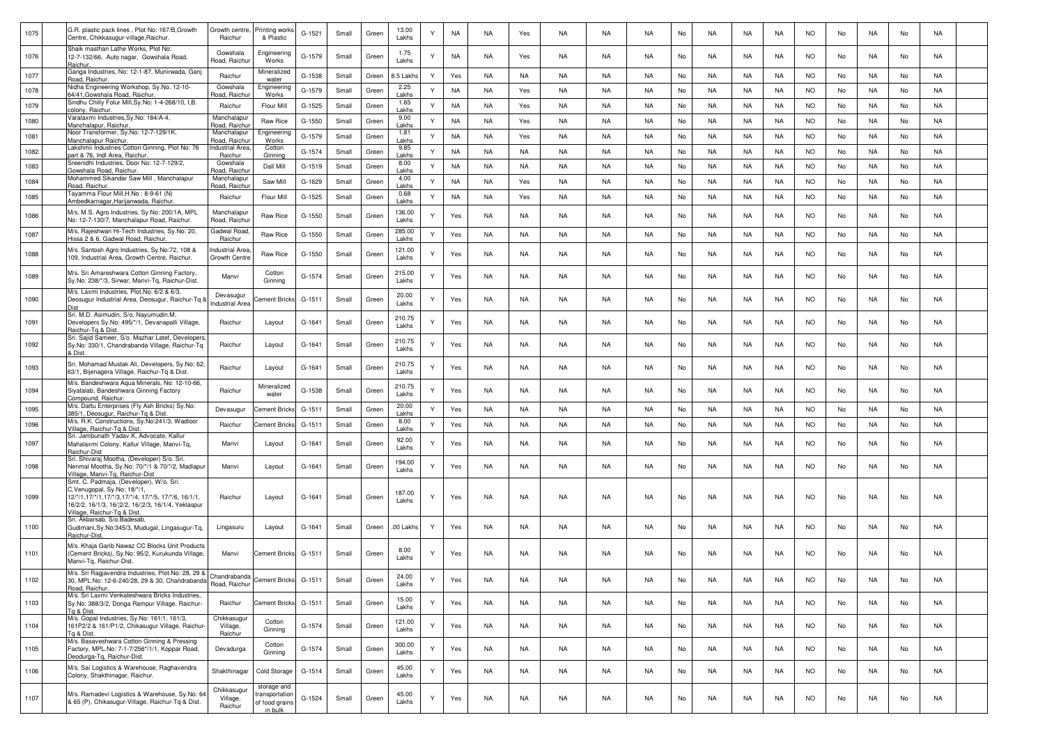| 1075 | | G.R. plastic pack lines , Plot No: 167/B,Growth Centre, Chikkasugur-village,Raichur. | Growth centre, Raichur | Printing works & Plastic | G-1521 | Small | Green | 13.00 Lakhs | Y | NA | NA | Yes | NA | NA | NA | No | NA | NA | NA | NO | No | NA | No | NA | |
|---|---|---|---|---|---|---|---|---|---|---|---|---|---|---|---|---|---|---|---|---|---|---|---|---|---|
| 1076 | | Shaik masthan Lathe Works, Plot No: 12-7-132/66, Auto nagar, Gowshala Road, Raichur. | Gowshala Road, Raichur | Engineering Works | G-1579 | Small | Green | 1.75 Lakhs | Y | NA | NA | Yes | NA | NA | NA | No | NA | NA | NA | NO | No | NA | No | NA | |
| 1077 | | Ganga Industries, No: 12-1-87, Munirwada, Ganj Road, Raichur. | Raichur | Mineralized water | G-1538 | Small | Green | 8.5 Lakhs | Y | Yes | NA | NA | NA | NA | NA | No | NA | NA | NA | NO | No | NA | No | NA | |
| 1078 | | Nidha Engineering Workshop, Sy.No. 12-10-64/41,Gowshala Road, Raichur. | Gowshala Road, Raichur | Engineering Works | G-1579 | Small | Green | 2.25 Lakhs | Y | NA | NA | Yes | NA | NA | NA | No | NA | NA | NA | NO | No | NA | No | NA | |
| 1079 | | Sindhu Chilly Folur Mill,Sy.No: 1-4-268/10, I.B. colony, Raichur. | Raichur | Flour Mill | G-1525 | Small | Green | 1.65 Lakhs | Y | NA | NA | Yes | NA | NA | NA | No | NA | NA | NA | NO | No | NA | No | NA | |
| 1080 | | Varalaxmi Industries,Sy.No: 184/A-4, Manchalapur, Raichur. | Manchalapur Road, Raichur | Raw Rice | G-1550 | Small | Green | 9.00 Lakhs | Y | NA | NA | Yes | NA | NA | NA | No | NA | NA | NA | NO | No | NA | No | NA | |
| 1081 | | Noor Transformer, Sy.No: 12-7-129/1K, Manchalapur Raichur. | Manchalapur Road, Raichur | Engineering Works | G-1579 | Small | Green | 1.81 Lakhs | Y | NA | NA | Yes | NA | NA | NA | No | NA | NA | NA | NO | No | NA | No | NA | |
| 1082 | | Lakshmii Industries Cotton Ginning, Plot No: 76 part & 76, Indl Area, Raichur. | Industrial Area, Raichur | Cotton Ginning | G-1574 | Small | Green | 9.85 Lakhs | Y | NA | NA | NA | NA | NA | NA | No | NA | NA | NA | NO | No | NA | No | NA | |
| 1083 | | Sreenidhi Industries, Door No: 12-7-129/2, Gowshala Road, Raichur. | Gowshala Road, Raichur | Dall Mill | G-1519 | Small | Green | 8.00 Lakhs | Y | NA | NA | NA | NA | NA | NA | No | NA | NA | NA | NO | No | NA | No | NA | |
| 1084 | | Mohammed Sikandar Saw Mill , Manchalapur Road, Raichur. | Manchalapur Road, Raichur | Saw Mill | G-1629 | Small | Green | 4.00 Lakhs | Y | NA | NA | Yes | NA | NA | NA | No | NA | NA | NA | NO | No | NA | No | NA | |
| 1085 | | Tayamma Flour Mill,H.No : 8-9-61 (N) Ambedkarnagar,Harijanwada, Raichur. | Raichur | Flour Mill | G-1525 | Small | Green | 0.68 Lakhs | Y | NA | NA | Yes | NA | NA | NA | No | NA | NA | NA | NO | No | NA | No | NA | |
| 1086 | | M/s. M.S. Agro Industries, Sy.No: 200/1A, MPL No: 12-7-130/7, Manchalapur Road, Raichur. | Manchalapur Road, Raichur | Raw Rice | G-1550 | Small | Green | 136.00 Lakhs | Y | Yes | NA | NA | NA | NA | NA | No | NA | NA | NA | NO | No | NA | No | NA | |
| 1087 | | M/s. Rajeshwari Hi-Tech Industries, Sy.No: 20, Hissa 2 & 6, Gadwal Road, Raichur. | Gadwal Road, Raichur | Raw Rice | G-1550 | Small | Green | 285.00 Lakhs | Y | Yes | NA | NA | NA | NA | NA | No | NA | NA | NA | NO | No | NA | No | NA | |
| 1088 | | M/s. Santosh Agro Industries, Sy.No:72, 108 & 109, Industrial Area, Growth Centre, Raichur. | Industrial Area, Growth Centre | Raw Rice | G-1550 | Small | Green | 121.00 Lakhs | Y | Yes | NA | NA | NA | NA | NA | No | NA | NA | NA | NO | No | NA | No | NA | |
| 1089 | | M/s. Sri Amareshwara Cotton Ginning Factory, Sy.No: 238/*/3, Sirwar, Manvi-Tq, Raichur-Dist. | Manvi | Cotton Ginning | G-1574 | Small | Green | 215.00 Lakhs | Y | Yes | NA | NA | NA | NA | NA | No | NA | NA | NA | NO | No | NA | No | NA | |
| 1090 | | M/s. Laxmi Industries, Plot.No: 6/2 & 6/3, Deosugur Industrial Area, Deosugur, Raichur-Tq & Dist | Devasugur Industrial Area | Cement Bricks | G-1511 | Small | Green | 20.00 Lakhs | Y | Yes | NA | NA | NA | NA | NA | No | NA | NA | NA | NO | No | NA | No | NA | |
| 1091 | | Sri. M.D. Asimudin, S/o. Nayumudin.M, Developers Sy.No: 495/*/1, Devanapalli Village, Raichur-Tq & Dist. | Raichur | Layout | G-1641 | Small | Green | 210.75 Lakhs | Y | Yes | NA | NA | NA | NA | NA | No | NA | NA | NA | NO | No | NA | No | NA | |
| 1092 | | Sri. Sajid Sameer, S/o. Mazhar Latef, Developers, Sy.No: 330/1, Chandrabanda Village, Raichur-Tq & Dist. | Raichur | Layout | G-1641 | Small | Green | 210.75 Lakhs | Y | Yes | NA | NA | NA | NA | NA | No | NA | NA | NA | NO | No | NA | No | NA | |
| 1093 | | Sri. Mohamad Mustak Ali, Developers, Sy.No: 62, 63/1, Bijenagera Village, Raichur-Tq & Dist. | Raichur | Layout | G-1641 | Small | Green | 210.75 Lakhs | Y | Yes | NA | NA | NA | NA | NA | No | NA | NA | NA | NO | No | NA | No | NA | |
| 1094 | | M/s. Bandeshwara Aqua Minerals, No: 12-10-66, Siyatalab, Bandeshwara Ginning Factory Compound, Raichur. | Raichur | Mineralized water | G-1538 | Small | Green | 210.75 Lakhs | Y | Yes | NA | NA | NA | NA | NA | No | NA | NA | NA | NO | No | NA | No | NA | |
| 1095 | | M/s. Dattu Enterprises (Fly Ash Bricks) Sy.No: 385/1, Deosugur, Raichur-Tq & Dist. | Devasugur | Cement Bricks | G-1511 | Small | Green | 20.00 Lakhs | Y | Yes | NA | NA | NA | NA | NA | No | NA | NA | NA | NO | No | NA | No | NA | |
| 1096 | | M/s. R.K. Constructions, Sy.No:241/3, Wadloor Village, Raichur-Tq & Dist. | Raichur | Cement Bricks | G-1511 | Small | Green | 8.00 Lakhs | Y | Yes | NA | NA | NA | NA | NA | No | NA | NA | NA | NO | No | NA | No | NA | |
| 1097 | | Sri. Jambunath Yadav.K, Advocate, Kallur Mahalaxmi Colony, Kallur Village, Manvi-Tq, Raichur-Dist | Manvi | Layout | G-1641 | Small | Green | 92.00 Lakhs | Y | Yes | NA | NA | NA | NA | NA | No | NA | NA | NA | NO | No | NA | No | NA | |
| 1098 | | Sri. Shivaraj Mootha, (Developer) S/o. Sri. Nenmal Mootha, Sy.No: 70/*/1 & 70/*/2, Madlapur Village, Manvi-Tq, Raichur-Dist | Manvi | Layout | G-1641 | Small | Green | 194.00 Lakhs | Y | Yes | NA | NA | NA | NA | NA | No | NA | NA | NA | NO | No | NA | No | NA | |
| 1099 | | Smt. C. Padmaja, (Developer), W/o. Sri. C.Venugopal, Sy.No: 18/*/1, 12/*/1,17/*/1,17/*/3,17/*/4, 17/*/5, 17/*/6, 16/1/1, 16/2/2, 16/1/3, 16/|2/2, 16/|2/3, 16/1/4, Yeklaspur Village, Raichur-Tq & Dist. | Raichur | Layout | G-1641 | Small | Green | 187.00 Lakhs | Y | Yes | NA | NA | NA | NA | NA | No | NA | NA | NA | NO | No | NA | No | NA | |
| 1100 | | Sri. Akbarsab, S/o.Badesab, Gudimani,Sy.No:345/3, Mudugal, Lingasugur-Tq, Raichur-Dist. | Lingasuru | Layout | G-1641 | Small | Green | .00 Lakhs | Y | Yes | NA | NA | NA | NA | NA | No | NA | NA | NA | NO | No | NA | No | NA | |
| 1101 | | M/s. Khaja Garib Nawaz CC Blocks Unit Products (Cement Bricks), Sy.No: 95/2, Kurukunda Village, Manvi-Tq, Raichur-Dist. | Manvi | Cement Bricks | G-1511 | Small | Green | 8.00 Lakhs | Y | Yes | NA | NA | NA | NA | NA | No | NA | NA | NA | NO | No | NA | No | NA | |
| 1102 | | M/s. Sri Ragjavendra Industries, Plot.No: 28, 29 & 30, MPL.No: 12-6-240/28, 29 & 30, Chandrabanda Road, Raichur. | Chandrabanda Road, Raichur | Cement Bricks | G-1511 | Small | Green | 24.00 Lakhs | Y | Yes | NA | NA | NA | NA | NA | No | NA | NA | NA | NO | No | NA | No | NA | |
| 1103 | | M/s. Sri Laxmi Venkateshwara Bricks Industries, Sy.No: 388/3/2, Donga Rampur Village, Raichur-Tq & Dist. | Raichur | Cement Bricks | G-1511 | Small | Green | 15.00 Lakhs | Y | Yes | NA | NA | NA | NA | NA | No | NA | NA | NA | NO | No | NA | No | NA | |
| 1104 | | M/s. Gopal Industries, Sy.No: 161/1, 161/3, 161P2/2 & 161/P1/2, Chikasugur Village, Raichur-Tq & Dist. | Chikkasugur Village, Raichur | Cotton Ginning | G-1574 | Small | Green | 121.00 Lakhs | Y | Yes | NA | NA | NA | NA | NA | No | NA | NA | NA | NO | No | NA | No | NA | |
| 1105 | | M/s. Basaveshwara Cotton Ginning & Pressing Factory, MPL.No: 7-1-7/256*/1/1, Koppar Road, Deodurga-Tq, Raichur-Dist. | Devadurga | Cotton Ginning | G-1574 | Small | Green | 300.00 Lakhs | Y | Yes | NA | NA | NA | NA | NA | No | NA | NA | NA | NO | No | NA | No | NA | |
| 1106 | | M/s. Sai Logistics & Warehouse, Raghavendra Colony, Shakthinagar, Raichur. | Shakthinagar | Cold Storage | G-1514 | Small | Green | 45.00 Lakhs | Y | Yes | NA | NA | NA | NA | NA | No | NA | NA | NA | NO | No | NA | No | NA | |
| 1107 | | M/s. Ramadevi Logistics & Warehouse, Sy.No: 64 & 65 (P), Chikasugur-Village, Raichur-Tq & Dist. | Chikkasugur Village, Raichur | storage and transportation of food grains in bulk | G-1524 | Small | Green | 45.00 Lakhs | Y | Yes | NA | NA | NA | NA | NA | No | NA | NA | NA | NO | No | NA | No | NA | |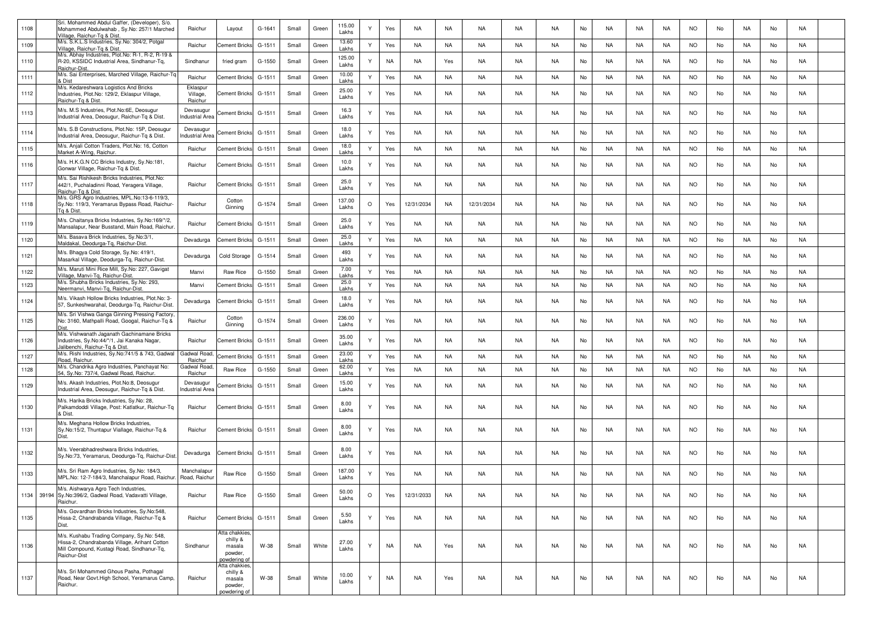| 1108 | | Sri. Mohammed Abdul Gaffer, (Developer), S/o. Mohammed Abdulwahab , Sy.No: 257/1 Marched Village, Raichur-Tq & Dist. | Raichur | Layout | G-1641 | Small | Green | 115.00 Lakhs | Y | Yes | NA | NA | NA | NA | NA | No | NA | NA | NA | NO | No | NA | No | NA | |
|---|---|---|---|---|---|---|---|---|---|---|---|---|---|---|---|---|---|---|---|---|---|---|---|---|---|
| 1109 | | M/s. S.K.L.S Industries, Sy.No: 304/2, Potgal Village, Raichur-Tq & Dist. | Raichur | Cement Bricks | G-1511 | Small | Green | 13.60 Lakhs | Y | Yes | NA | NA | NA | NA | NA | No | NA | NA | NA | NO | No | NA | No | NA | |
| 1110 | | M/s. Abhay Industries, Plot.No: R-1, R-2, R-19 & R-20, KSSIDC Industrial Area, Sindhanur-Tq, Raichur-Dist. | Sindhanur | fried gram | G-1550 | Small | Green | 125.00 Lakhs | Y | NA | NA | Yes | NA | NA | NA | No | NA | NA | NA | NO | No | NA | No | NA | |
| 1111 | | M/s. Sai Enterprises, Marched Village, Raichur-Tq & Dist | Raichur | Cement Bricks | G-1511 | Small | Green | 10.00 Lakhs | Y | Yes | NA | NA | NA | NA | NA | No | NA | NA | NA | NO | No | NA | No | NA | |
| 1112 | | M/s. Kedareshwara Logistics And Bricks Industries, Plot.No: 129/2, Eklaspur Village, Raichur-Tq & Dist. | Eklaspur Village, Raichur | Cement Bricks | G-1511 | Small | Green | 25.00 Lakhs | Y | Yes | NA | NA | NA | NA | NA | No | NA | NA | NA | NO | No | NA | No | NA | |
| 1113 | | M/s. M.S Industries, Plot.No:6E, Deosugur Industrial Area, Deosugur, Raichur-Tq & Dist. | Devasugur Industrial Area | Cement Bricks | G-1511 | Small | Green | 16.3 Lakhs | Y | Yes | NA | NA | NA | NA | NA | No | NA | NA | NA | NO | No | NA | No | NA | |
| 1114 | | M/s. S.B Constructions, Plot.No: 15P, Deosugur Industrial Area, Deosugur, Raichur-Tq & Dist. | Devasugur Industrial Area | Cement Bricks | G-1511 | Small | Green | 18.0 Lakhs | Y | Yes | NA | NA | NA | NA | NA | No | NA | NA | NA | NO | No | NA | No | NA | |
| 1115 | | M/s. Anjali Cotton Traders, Plot.No: 16, Cotton Market A-Wing, Raichur. | Raichur | Cement Bricks | G-1511 | Small | Green | 18.0 Lakhs | Y | Yes | NA | NA | NA | NA | NA | No | NA | NA | NA | NO | No | NA | No | NA | |
| 1116 | | M/s. H.K.G.N CC Bricks Industry, Sy.No:181, Gonwar Village, Raichur-Tq & Dist. | Raichur | Cement Bricks | G-1511 | Small | Green | 10.0 Lakhs | Y | Yes | NA | NA | NA | NA | NA | No | NA | NA | NA | NO | No | NA | No | NA | |
| 1117 | | M/s. Sai Rishikesh Bricks Industries, Plot.No: 442/1, Puchaladinni Road, Yeragera Village, Raichur-Tq & Dist. | Raichur | Cement Bricks | G-1511 | Small | Green | 25.0 Lakhs | Y | Yes | NA | NA | NA | NA | NA | No | NA | NA | NA | NO | No | NA | No | NA | |
| 1118 | | M/s. GRS Agro Industries, MPL.No:13-6-119/3, Sy.No: 119/3, Yeramarus Bypass Road, Raichur-Tq & Dist. | Raichur | Cotton Ginning | G-1574 | Small | Green | 137.00 Lakhs | O | Yes | 12/31/2034 | NA | 12/31/2034 | NA | NA | No | NA | NA | NA | NO | No | NA | No | NA | |
| 1119 | | M/s. Chaitanya Bricks Industries, Sy.No:169/*/2, Mansalapur, Near Busstand, Main Road, Raichur. | Raichur | Cement Bricks | G-1511 | Small | Green | 25.0 Lakhs | Y | Yes | NA | NA | NA | NA | NA | No | NA | NA | NA | NO | No | NA | No | NA | |
| 1120 | | M/s. Basava Brick Industries, Sy.No:3/1, Maldakal, Deodurga-Tq, Raichur-Dist. | Devadurga | Cement Bricks | G-1511 | Small | Green | 25.0 Lakhs | Y | Yes | NA | NA | NA | NA | NA | No | NA | NA | NA | NO | No | NA | No | NA | |
| 1121 | | M/s. Bhagya Cold Storage, Sy.No: 419/1, Masarkal Village, Deodurga-Tq, Raichur-Dist. | Devadurga | Cold Storage | G-1514 | Small | Green | 493 Lakhs | Y | Yes | NA | NA | NA | NA | NA | No | NA | NA | NA | NO | No | NA | No | NA | |
| 1122 | | M/s. Maruti Mini Rice Mill, Sy.No: 227, Gavigat Village, Manvi-Tq, Raichur-Dist. | Manvi | Raw Rice | G-1550 | Small | Green | 7.00 Lakhs | Y | Yes | NA | NA | NA | NA | NA | No | NA | NA | NA | NO | No | NA | No | NA | |
| 1123 | | M/s. Shubha Bricks Industries, Sy.No: 293, Neermanvi, Manvi-Tq, Raichur-Dist. | Manvi | Cement Bricks | G-1511 | Small | Green | 25.0 Lakhs | Y | Yes | NA | NA | NA | NA | NA | No | NA | NA | NA | NO | No | NA | No | NA | |
| 1124 | | M/s. Vikash Hollow Bricks Industries, Plot.No: 3-57, Sunkeshwarahal, Deodurga-Tq, Raichur-Dist. | Devadurga | Cement Bricks | G-1511 | Small | Green | 18.0 Lakhs | Y | Yes | NA | NA | NA | NA | NA | No | NA | NA | NA | NO | No | NA | No | NA | |
| 1125 | | M/s. Sri Vishwa Ganga Ginning Pressing Factory, No: 3160, Mathpalli Road, Googal, Raichur-Tq & Dist. | Raichur | Cotton Ginning | G-1574 | Small | Green | 236.00 Lakhs | Y | Yes | NA | NA | NA | NA | NA | No | NA | NA | NA | NO | No | NA | No | NA | |
| 1126 | | M/s. Vishwanath Jaganath Gachinamane Bricks Industries, Sy.No:44/*/1, Jai Kanaka Nagar, Jalibenchi, Raichur-Tq & Dist. | Raichur | Cement Bricks | G-1511 | Small | Green | 35.00 Lakhs | Y | Yes | NA | NA | NA | NA | NA | No | NA | NA | NA | NO | No | NA | No | NA | |
| 1127 | | M/s. Rishi Industries, Sy.No:741/5 & 743, Gadwal Road, Raichur. | Gadwal Road, Raichur | Cement Bricks | G-1511 | Small | Green | 23.00 Lakhs | Y | Yes | NA | NA | NA | NA | NA | No | NA | NA | NA | NO | No | NA | No | NA | |
| 1128 | | M/s. Chandrika Agro Industries, Panchayat No: 54, Sy.No: 737/4, Gadwal Road, Raichur. | Gadwal Road, Raichur | Raw Rice | G-1550 | Small | Green | 62.00 Lakhs | Y | Yes | NA | NA | NA | NA | NA | No | NA | NA | NA | NO | No | NA | No | NA | |
| 1129 | | M/s. Akash Industries, Plot.No:8, Deosugur Industrial Area, Deosugur, Raichur-Tq & Dist. | Devasugur Industrial Area | Cement Bricks | G-1511 | Small | Green | 15.00 Lakhs | Y | Yes | NA | NA | NA | NA | NA | No | NA | NA | NA | NO | No | NA | No | NA | |
| 1130 | | M/s. Harika Bricks Industries, Sy.No: 28, Palkamdoddi Village, Post: Katlatkur, Raichur-Tq & Dist. | Raichur | Cement Bricks | G-1511 | Small | Green | 8.00 Lakhs | Y | Yes | NA | NA | NA | NA | NA | No | NA | NA | NA | NO | No | NA | No | NA | |
| 1131 | | M/s. Meghana Hollow Bricks Industries, Sy.No:15/2, Thuntapur Viallage, Raichur-Tq & Dist. | Raichur | Cement Bricks | G-1511 | Small | Green | 8.00 Lakhs | Y | Yes | NA | NA | NA | NA | NA | No | NA | NA | NA | NO | No | NA | No | NA | |
| 1132 | | M/s. Veerabhadreshwara Bricks Industries, Sy.No:73, Yeramarus, Deodurga-Tq, Raichur-Dist. | Devadurga | Cement Bricks | G-1511 | Small | Green | 8.00 Lakhs | Y | Yes | NA | NA | NA | NA | NA | No | NA | NA | NA | NO | No | NA | No | NA | |
| 1133 | | M/s. Sri Ram Agro Industries, Sy.No: 184/3, MPL.No: 12-7-184/3, Manchalapur Road, Raichur. | Manchalapur Road, Raichur | Raw Rice | G-1550 | Small | Green | 187.00 Lakhs | Y | Yes | NA | NA | NA | NA | NA | No | NA | NA | NA | NO | No | NA | No | NA | |
| 1134 | 39194 | M/s. Aishwarya Agro Tech Industries, Sy.No:396/2, Gadwal Road, Vadavatti Village, Raichur. | Raichur | Raw Rice | G-1550 | Small | Green | 50.00 Lakhs | O | Yes | 12/31/2033 | NA | NA | NA | NA | No | NA | NA | NA | NO | No | NA | No | NA | |
| 1135 | | M/s. Govardhan Bricks Industries, Sy.No:548, Hissa-2, Chandrabanda Village, Raichur-Tq & Dist. | Raichur | Cement Bricks | G-1511 | Small | Green | 5.50 Lakhs | Y | Yes | NA | NA | NA | NA | NA | No | NA | NA | NA | NO | No | NA | No | NA | |
| 1136 | | M/s. Kushabu Trading Company, Sy.No: 548, Hissa-2, Chandrabanda Village, Arihant Cotton Mill Compound, Kustagi Road, Sindhanur-Tq, Raichur-Dist | Sindhanur | Atta chakkies, chilly & masala powder, powdering of | W-38 | Small | White | 27.00 Lakhs | Y | NA | NA | Yes | NA | NA | NA | No | NA | NA | NA | NO | No | NA | No | NA | |
| 1137 | | M/s. Sri Mohammed Ghous Pasha, Pothagal Road, Near Govt.High School, Yeramarus Camp, Raichur. | Raichur | Atta chakkies, chilly & masala powder, powdering of | W-38 | Small | White | 10.00 Lakhs | Y | NA | NA | Yes | NA | NA | NA | No | NA | NA | NA | NO | No | NA | No | NA | |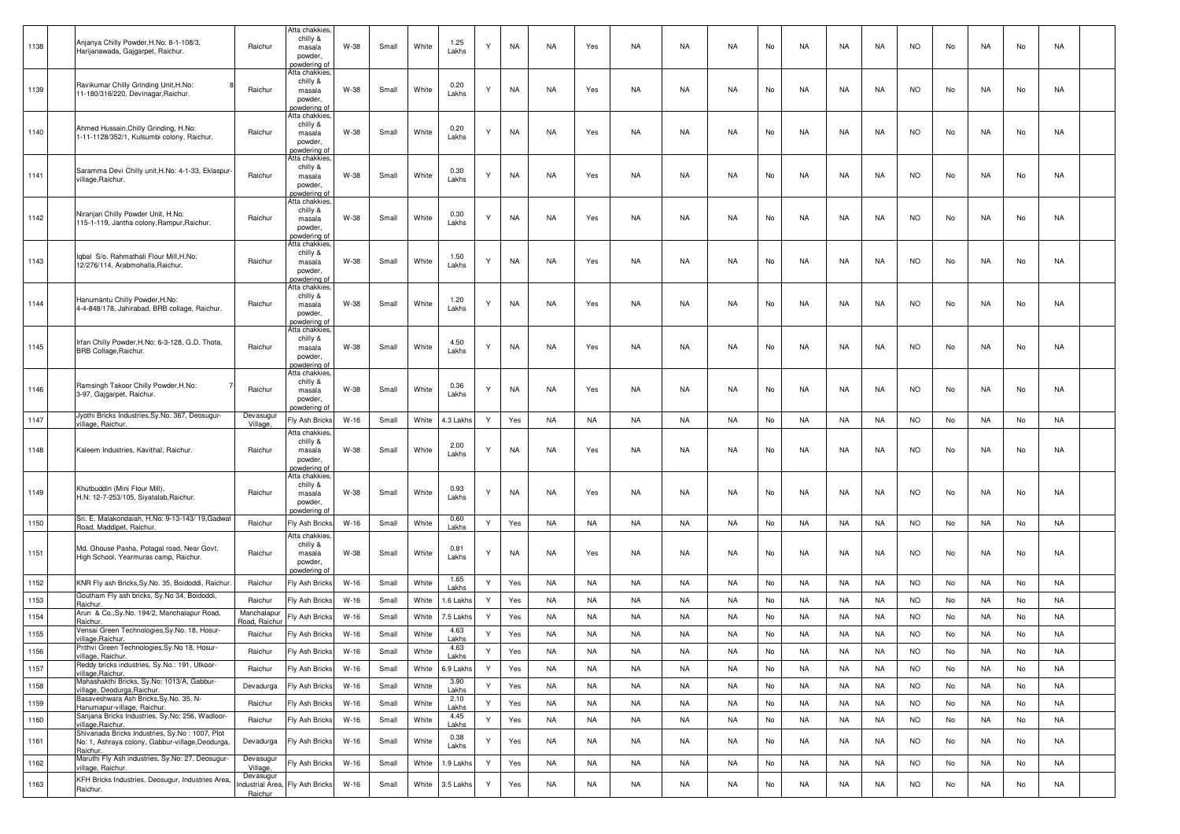| 1138 | | Anjanya Chilly Powder,H.No: 8-1-108/3, Harijanawada, Gajgarpet, Raichur. | Raichur | Atta chakkies, chilly & masala powder, powdering of | W-38 | Small | White | 1.25 Lakhs | Y | NA | NA | Yes | NA | NA | NA | No | NA | NA | NA | NO | No | NA | No | NA | |
|---|---|---|---|---|---|---|---|---|---|---|---|---|---|---|---|---|---|---|---|---|---|---|---|---|---|
| 1139 | | Ravikumar Chilly Grinding Unit,H.No: 8-11-180/316/220, Devinagar,Raichur. | Raichur | Atta chakkies, chilly & masala powder, powdering of | W-38 | Small | White | 0.20 Lakhs | Y | NA | NA | Yes | NA | NA | NA | No | NA | NA | NA | NO | No | NA | No | NA | |
| 1140 | | Ahmed Hussain,Chilly Grinding, H.No: 1-11-1128/352/1, Kulsumbi colony, Raichur. | Raichur | Atta chakkies, chilly & masala powder, powdering of | W-38 | Small | White | 0.20 Lakhs | Y | NA | NA | Yes | NA | NA | NA | No | NA | NA | NA | NO | No | NA | No | NA | |
| 1141 | | Saramma Devi Chilly unit,H.No: 4-1-33, Eklaspur-village,Raichur. | Raichur | Atta chakkies, chilly & masala powder, powdering of | W-38 | Small | White | 0.30 Lakhs | Y | NA | NA | Yes | NA | NA | NA | No | NA | NA | NA | NO | No | NA | No | NA | |
| 1142 | | Niranjan Chilly Powder Unit, H.No: 115-1-119, Jantha colony,Rampur,Raichur. | Raichur | Atta chakkies, chilly & masala powder, powdering of | W-38 | Small | White | 0.30 Lakhs | Y | NA | NA | Yes | NA | NA | NA | No | NA | NA | NA | NO | No | NA | No | NA | |
| 1143 | | Iqbal S/o. Rahmathali Flour Mill,H.No: 12/276/114, Arabmohalla,Raichur. | Raichur | Atta chakkies, chilly & masala powder, powdering of | W-38 | Small | White | 1.50 Lakhs | Y | NA | NA | Yes | NA | NA | NA | No | NA | NA | NA | NO | No | NA | No | NA | |
| 1144 | | Hanumantu Chilly Powder,H.No: 4-4-848/178, Jahirabad, BRB collage, Raichur. | Raichur | Atta chakkies, chilly & masala powder, powdering of | W-38 | Small | White | 1.20 Lakhs | Y | NA | NA | Yes | NA | NA | NA | No | NA | NA | NA | NO | No | NA | No | NA | |
| 1145 | | Irfan Chilly Powder,H.No: 6-3-128, G.D. Thota, BRB Collage,Raichur. | Raichur | Atta chakkies, chilly & masala powder, powdering of | W-38 | Small | White | 4.50 Lakhs | Y | NA | NA | Yes | NA | NA | NA | No | NA | NA | NA | NO | No | NA | No | NA | |
| 1146 | | Ramsingh Takoor Chilly Powder,H.No: 7-3-97, Gajgarpet, Raichur. | Raichur | Atta chakkies, chilly & masala powder, powdering of | W-38 | Small | White | 0.36 Lakhs | Y | NA | NA | Yes | NA | NA | NA | No | NA | NA | NA | NO | No | NA | No | NA | |
| 1147 | | Jyothi Bricks Industries,Sy.No. 367, Deosugur-village, Raichur. | Devasugur Village, | Fly Ash Bricks | W-16 | Small | White | 4.3 Lakhs | Y | Yes | NA | NA | NA | NA | NA | No | NA | NA | NA | NO | No | NA | No | NA | |
| 1148 | | Kaleem Industries, Kavithal, Raichur. | Raichur | Atta chakkies, chilly & masala powder, powdering of | W-38 | Small | White | 2.00 Lakhs | Y | NA | NA | Yes | NA | NA | NA | No | NA | NA | NA | NO | No | NA | No | NA | |
| 1149 | | Khutbuddin (Mini Flour Mill), H.N: 12-7-253/105, Siyatalab,Raichur. | Raichur | Atta chakkies, chilly & masala powder, powdering of | W-38 | Small | White | 0.93 Lakhs | Y | NA | NA | Yes | NA | NA | NA | No | NA | NA | NA | NO | No | NA | No | NA | |
| 1150 | | Sri. E. Malakondaiah, H.No: 9-13-143/ 19,Gadwal Road, Maddipet, Raichur. | Raichur | Fly Ash Bricks | W-16 | Small | White | 0.60 Lakhs | Y | Yes | NA | NA | NA | NA | NA | No | NA | NA | NA | NO | No | NA | No | NA | |
| 1151 | | Md. Ghouse Pasha, Potagal road, Near Govt. High School, Yearmuras camp, Raichur. | Raichur | Atta chakkies, chilly & masala powder, powdering of | W-38 | Small | White | 0.81 Lakhs | Y | NA | NA | Yes | NA | NA | NA | No | NA | NA | NA | NO | No | NA | No | NA | |
| 1152 | | KNR Fly ash Bricks,Sy.No. 35, Boidoddi, Raichur. | Raichur | Fly Ash Bricks | W-16 | Small | White | 1.65 Lakhs | Y | Yes | NA | NA | NA | NA | NA | No | NA | NA | NA | NO | No | NA | No | NA | |
| 1153 | | Goutham Fly ash bricks, Sy.No 34, Boidoddi, Raichur. | Raichur | Fly Ash Bricks | W-16 | Small | White | 1.6 Lakhs | Y | Yes | NA | NA | NA | NA | NA | No | NA | NA | NA | NO | No | NA | No | NA | |
| 1154 | | Arun & Co.,Sy.No. 194/2, Manchalapur Road, Raichur. | Manchalapur Road, Raichur | Fly Ash Bricks | W-16 | Small | White | 7.5 Lakhs | Y | Yes | NA | NA | NA | NA | NA | No | NA | NA | NA | NO | No | NA | No | NA | |
| 1155 | | Vensai Green Technologies,Sy.No. 18, Hosur-village,Raichur. | Raichur | Fly Ash Bricks | W-16 | Small | White | 4.63 Lakhs | Y | Yes | NA | NA | NA | NA | NA | No | NA | NA | NA | NO | No | NA | No | NA | |
| 1156 | | Prithvi Green Technologies,Sy.No 18, Hosur-village, Raichur. | Raichur | Fly Ash Bricks | W-16 | Small | White | 4.63 Lakhs | Y | Yes | NA | NA | NA | NA | NA | No | NA | NA | NA | NO | No | NA | No | NA | |
| 1157 | | Reddy bricks industries, Sy.No.: 191, Utkoor-village,Raichur. | Raichur | Fly Ash Bricks | W-16 | Small | White | 6.9 Lakhs | Y | Yes | NA | NA | NA | NA | NA | No | NA | NA | NA | NO | No | NA | No | NA | |
| 1158 | | Mahashakthi Bricks, Sy.No: 1013/A, Gabbur-village, Deodurga,Raichur. | Devadurga | Fly Ash Bricks | W-16 | Small | White | 3.90 Lakhs | Y | Yes | NA | NA | NA | NA | NA | No | NA | NA | NA | NO | No | NA | No | NA | |
| 1159 | | Basaveshwara Ash Bricks,Sy.No. 35, N-Hanumapur-village, Raichur. | Raichur | Fly Ash Bricks | W-16 | Small | White | 2.10 Lakhs | Y | Yes | NA | NA | NA | NA | NA | No | NA | NA | NA | NO | No | NA | No | NA | |
| 1160 | | Sanjana Bricks Industries, Sy.No: 256, Wadloor-village,Raichur. | Raichur | Fly Ash Bricks | W-16 | Small | White | 4.45 Lakhs | Y | Yes | NA | NA | NA | NA | NA | No | NA | NA | NA | NO | No | NA | No | NA | |
| 1161 | | Shivanada Bricks Industries, Sy.No : 1007, Plot No: 1, Ashraya colony, Gabbur-village,Deodurga, Raichur. | Devadurga | Fly Ash Bricks | W-16 | Small | White | 0.38 Lakhs | Y | Yes | NA | NA | NA | NA | NA | No | NA | NA | NA | NO | No | NA | No | NA | |
| 1162 | | Maruthi Fly Ash industries, Sy.No: 27, Deosugur-village, Raichur. | Devasugur Village, | Fly Ash Bricks | W-16 | Small | White | 1.9 Lakhs | Y | Yes | NA | NA | NA | NA | NA | No | NA | NA | NA | NO | No | NA | No | NA | |
| 1163 | | KFH Bricks Industries, Deosugur, Industries Area, Raichur. | Devasugur Industrial Area, Raichur | Fly Ash Bricks | W-16 | Small | White | 3.5 Lakhs | Y | Yes | NA | NA | NA | NA | NA | No | NA | NA | NA | NO | No | NA | No | NA | |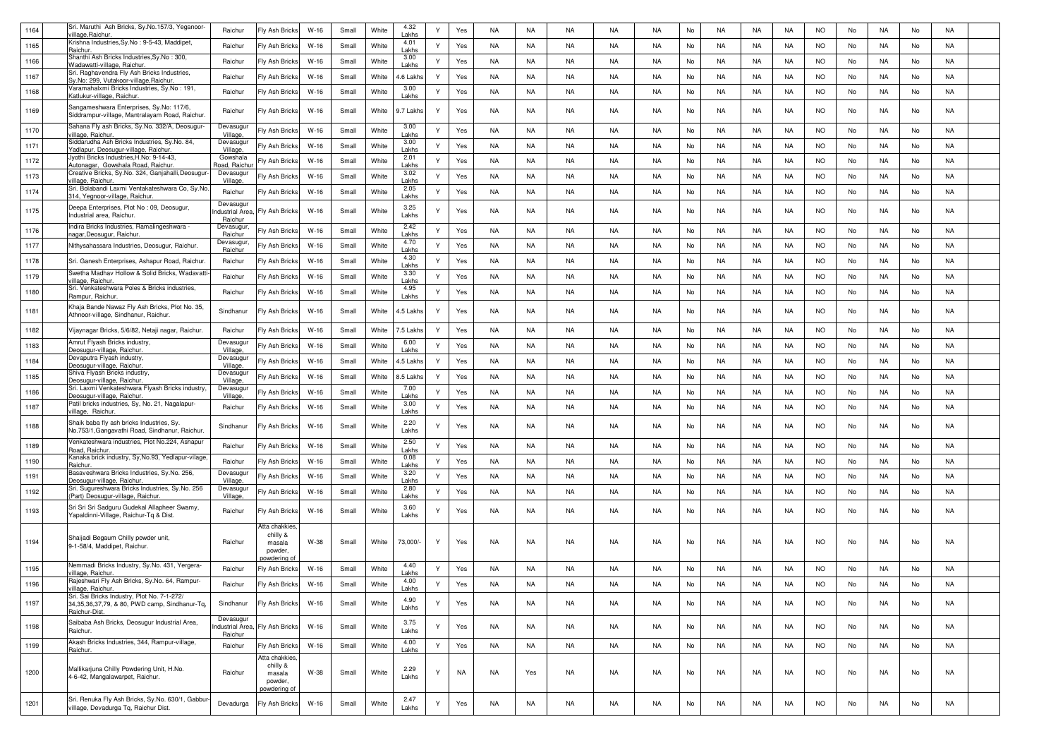| | | | | | | | | | | | | | | | | | | | | | | | | | |
|---|---|---|---|---|---|---|---|---|---|---|---|---|---|---|---|---|---|---|---|---|---|---|---|---|---|
| 1164 | | Sri. Maruthi Ash Bricks, Sy.No.157/3, Yeganoor-village,Raichur. | Raichur | Fly Ash Bricks | W-16 | Small | White | 4.32 Lakhs | Y | Yes | NA | NA | NA | NA | NA | No | NA | NA | NA | NO | No | NA | No | NA | |
| 1165 | | Krishna Industries,Sy.No : 9-5-43, Maddipet, Raichur. | Raichur | Fly Ash Bricks | W-16 | Small | White | 4.01 Lakhs | Y | Yes | NA | NA | NA | NA | NA | No | NA | NA | NA | NO | No | NA | No | NA | |
| 1166 | | Shanthi Ash Bricks Industries,Sy.No : 300, Wadawatti-village, Raichur. | Raichur | Fly Ash Bricks | W-16 | Small | White | 3.00 Lakhs | Y | Yes | NA | NA | NA | NA | NA | No | NA | NA | NA | NO | No | NA | No | NA | |
| 1167 | | Sri. Raghavendra Fly Ash Bricks Industries, Sy.No: 299, Vutakoor-village,Raichur. | Raichur | Fly Ash Bricks | W-16 | Small | White | 4.6 Lakhs | Y | Yes | NA | NA | NA | NA | NA | No | NA | NA | NA | NO | No | NA | No | NA | |
| 1168 | | Varamahalxmi Bricks Industries, Sy.No : 191, Katlukur-village, Raichur. | Raichur | Fly Ash Bricks | W-16 | Small | White | 3.00 Lakhs | Y | Yes | NA | NA | NA | NA | NA | No | NA | NA | NA | NO | No | NA | No | NA | |
| 1169 | | Sangameshwara Enterprises, Sy.No: 117/6, Siddrampur-village, Mantralayam Road, Raichur. | Raichur | Fly Ash Bricks | W-16 | Small | White | 9.7 Lakhs | Y | Yes | NA | NA | NA | NA | NA | No | NA | NA | NA | NO | No | NA | No | NA | |
| 1170 | | Sahana Fly ash Bricks, Sy.No. 332/A, Deosugur-village, Raichur. | Devasugur Village, | Fly Ash Bricks | W-16 | Small | White | 3.00 Lakhs | Y | Yes | NA | NA | NA | NA | NA | No | NA | NA | NA | NO | No | NA | No | NA | |
| 1171 | | Siddarudha Ash Bricks Industries, Sy.No. 84, Yadlapur, Deosugur-village, Raichur. | Devasugur Village, | Fly Ash Bricks | W-16 | Small | White | 3.00 Lakhs | Y | Yes | NA | NA | NA | NA | NA | No | NA | NA | NA | NO | No | NA | No | NA | |
| 1172 | | Jyothi Bricks Industries,H.No: 9-14-43, Autonagar, Gowshala Road, Raichur. | Gowshala Road, Raichur | Fly Ash Bricks | W-16 | Small | White | 2.01 Lakhs | Y | Yes | NA | NA | NA | NA | NA | No | NA | NA | NA | NO | No | NA | No | NA | |
| 1173 | | Creative Bricks, Sy.No. 324, Ganjahalli,Deosugur-village, Raichur. | Devasugur Village, | Fly Ash Bricks | W-16 | Small | White | 3.02 Lakhs | Y | Yes | NA | NA | NA | NA | NA | No | NA | NA | NA | NO | No | NA | No | NA | |
| 1174 | | Sri. Bolabandi Laxmi Ventakateshwara Co, Sy.No. 314, Yegnoor-village, Raichur. | Raichur | Fly Ash Bricks | W-16 | Small | White | 2.05 Lakhs | Y | Yes | NA | NA | NA | NA | NA | No | NA | NA | NA | NO | No | NA | No | NA | |
| 1175 | | Deepa Enterprises, Plot No : 09, Deosugur, Industrial area, Raichur. | Devasugur Industrial Area, Raichur | Fly Ash Bricks | W-16 | Small | White | 3.25 Lakhs | Y | Yes | NA | NA | NA | NA | NA | No | NA | NA | NA | NO | No | NA | No | NA | |
| 1176 | | Indira Bricks Industries, Ramalingeshwara - nagar,Deosugur, Raichur. | Devasugur, Raichur | Fly Ash Bricks | W-16 | Small | White | 2.42 Lakhs | Y | Yes | NA | NA | NA | NA | NA | No | NA | NA | NA | NO | No | NA | No | NA | |
| 1177 | | Nithysahassara Industries, Deosugur, Raichur. | Devasugur, Raichur | Fly Ash Bricks | W-16 | Small | White | 4.70 Lakhs | Y | Yes | NA | NA | NA | NA | NA | No | NA | NA | NA | NO | No | NA | No | NA | |
| 1178 | | Sri. Ganesh Enterprises, Ashapur Road, Raichur. | Raichur | Fly Ash Bricks | W-16 | Small | White | 4.30 Lakhs | Y | Yes | NA | NA | NA | NA | NA | No | NA | NA | NA | NO | No | NA | No | NA | |
| 1179 | | Swetha Madhav Hollow & Solid Bricks, Wadavatti-village, Raichur. | Raichur | Fly Ash Bricks | W-16 | Small | White | 3.30 Lakhs | Y | Yes | NA | NA | NA | NA | NA | No | NA | NA | NA | NO | No | NA | No | NA | |
| 1180 | | Sri. Venkateshwara Poles & Bricks industries, Rampur, Raichur. | Raichur | Fly Ash Bricks | W-16 | Small | White | 4.95 Lakhs | Y | Yes | NA | NA | NA | NA | NA | No | NA | NA | NA | NO | No | NA | No | NA | |
| 1181 | | Khaja Bande Nawaz Fly Ash Bricks, Plot No. 35, Athnoor-village, Sindhanur, Raichur. | Sindhanur | Fly Ash Bricks | W-16 | Small | White | 4.5 Lakhs | Y | Yes | NA | NA | NA | NA | NA | No | NA | NA | NA | NO | No | NA | No | NA | |
| 1182 | | Vijaynagar Bricks, 5/6/82, Netaji nagar, Raichur. | Raichur | Fly Ash Bricks | W-16 | Small | White | 7.5 Lakhs | Y | Yes | NA | NA | NA | NA | NA | No | NA | NA | NA | NO | No | NA | No | NA | |
| 1183 | | Amrut Flyash Bricks industry, Deosugur-village, Raichur. | Devasugur Village, | Fly Ash Bricks | W-16 | Small | White | 6.00 Lakhs | Y | Yes | NA | NA | NA | NA | NA | No | NA | NA | NA | NO | No | NA | No | NA | |
| 1184 | | Devaputra Flyash industry, Deosugur-village, Raichur. | Devasugur Village, | Fly Ash Bricks | W-16 | Small | White | 4.5 Lakhs | Y | Yes | NA | NA | NA | NA | NA | No | NA | NA | NA | NO | No | NA | No | NA | |
| 1185 | | Shiva Flyash Bricks industry, Deosugur-village, Raichur. | Devasugur Village, | Fly Ash Bricks | W-16 | Small | White | 8.5 Lakhs | Y | Yes | NA | NA | NA | NA | NA | No | NA | NA | NA | NO | No | NA | No | NA | |
| 1186 | | Sri. Laxmi Venkateshwara Flyash Bricks industry, Deosugur-village, Raichur. | Devasugur Village, | Fly Ash Bricks | W-16 | Small | White | 7.00 Lakhs | Y | Yes | NA | NA | NA | NA | NA | No | NA | NA | NA | NO | No | NA | No | NA | |
| 1187 | | Patil bricks industries, Sy, No. 21, Nagalapur-village, Raichur. | Raichur | Fly Ash Bricks | W-16 | Small | White | 3.00 Lakhs | Y | Yes | NA | NA | NA | NA | NA | No | NA | NA | NA | NO | No | NA | No | NA | |
| 1188 | | Shaik baba fly ash bricks Industries, Sy. No.753/1,Gangavathi Road, Sindhanur, Raichur. | Sindhanur | Fly Ash Bricks | W-16 | Small | White | 2.20 Lakhs | Y | Yes | NA | NA | NA | NA | NA | No | NA | NA | NA | NO | No | NA | No | NA | |
| 1189 | | Venkateshwara industries, Plot No.224, Ashapur Road, Raichur. | Raichur | Fly Ash Bricks | W-16 | Small | White | 2.50 Lakhs | Y | Yes | NA | NA | NA | NA | NA | No | NA | NA | NA | NO | No | NA | No | NA | |
| 1190 | | Kanaka brick industry, Sy,No.93, Yedlapur-village, Raichur. | Raichur | Fly Ash Bricks | W-16 | Small | White | 0.08 Lakhs | Y | Yes | NA | NA | NA | NA | NA | No | NA | NA | NA | NO | No | NA | No | NA | |
| 1191 | | Basaveshwara Bricks Industries, Sy.No. 256, Deosugur-village, Raichur. | Devasugur Village, | Fly Ash Bricks | W-16 | Small | White | 3.20 Lakhs | Y | Yes | NA | NA | NA | NA | NA | No | NA | NA | NA | NO | No | NA | No | NA | |
| 1192 | | Sri. Sugureshwara Bricks Industries, Sy.No. 256 (Part) Deosugur-village, Raichur. | Devasugur Village, | Fly Ash Bricks | W-16 | Small | White | 2.80 Lakhs | Y | Yes | NA | NA | NA | NA | NA | No | NA | NA | NA | NO | No | NA | No | NA | |
| 1193 | | Sri Sri Sri Sadguru Gudekal Allapheer Swamy, Yapaldinni-Village, Raichur-Tq & Dist. | Raichur | Fly Ash Bricks | W-16 | Small | White | 3.60 Lakhs | Y | Yes | NA | NA | NA | NA | NA | No | NA | NA | NA | NO | No | NA | No | NA | |
| 1194 | | Shaijadi Begaum Chilly powder unit, 9-1-58/4, Maddipet, Raichur. | Raichur | Atta chakkies, chilly & masala powder, powdering of | W-38 | Small | White | 73,000/- | Y | Yes | NA | NA | NA | NA | NA | No | NA | NA | NA | NO | No | NA | No | NA | |
| 1195 | | Nemmadi Bricks Industry, Sy.No. 431, Yergera-village, Raichur. | Raichur | Fly Ash Bricks | W-16 | Small | White | 4.40 Lakhs | Y | Yes | NA | NA | NA | NA | NA | No | NA | NA | NA | NO | No | NA | No | NA | |
| 1196 | | Rajeshwari Fly Ash Bricks, Sy.No. 64, Rampur-village, Raichur. | Raichur | Fly Ash Bricks | W-16 | Small | White | 4.00 Lakhs | Y | Yes | NA | NA | NA | NA | NA | No | NA | NA | NA | NO | No | NA | No | NA | |
| 1197 | | Sri. Sai Bricks Industry, Plot No. 7-1-272/ 34,35,36,37,79, & 80, PWD camp, Sindhanur-Tq, Raichur-Dist. | Sindhanur | Fly Ash Bricks | W-16 | Small | White | 4.90 Lakhs | Y | Yes | NA | NA | NA | NA | NA | No | NA | NA | NA | NO | No | NA | No | NA | |
| 1198 | | Saibaba Ash Bricks, Deosugur Industrial Area, Raichur. | Devasugur Industrial Area, Raichur | Fly Ash Bricks | W-16 | Small | White | 3.75 Lakhs | Y | Yes | NA | NA | NA | NA | NA | No | NA | NA | NA | NO | No | NA | No | NA | |
| 1199 | | Akash Bricks Industries, 344, Rampur-village, Raichur. | Raichur | Fly Ash Bricks | W-16 | Small | White | 4.00 Lakhs | Y | Yes | NA | NA | NA | NA | NA | No | NA | NA | NA | NO | No | NA | No | NA | |
| 1200 | | Mallikarjuna Chilly Powdering Unit, H.No. 4-6-42, Mangalawarpet, Raichur. | Raichur | Atta chakkies, chilly & masala powder, powdering of | W-38 | Small | White | 2.29 Lakhs | Y | NA | NA | Yes | NA | NA | NA | No | NA | NA | NA | NO | No | NA | No | NA | |
| 1201 | | Sri. Renuka Fly Ash Bricks, Sy.No. 630/1, Gabbur-village, Devadurga Tq, Raichur Dist. | Devadurga | Fly Ash Bricks | W-16 | Small | White | 2.47 Lakhs | Y | Yes | NA | NA | NA | NA | NA | No | NA | NA | NA | NO | No | NA | No | NA | |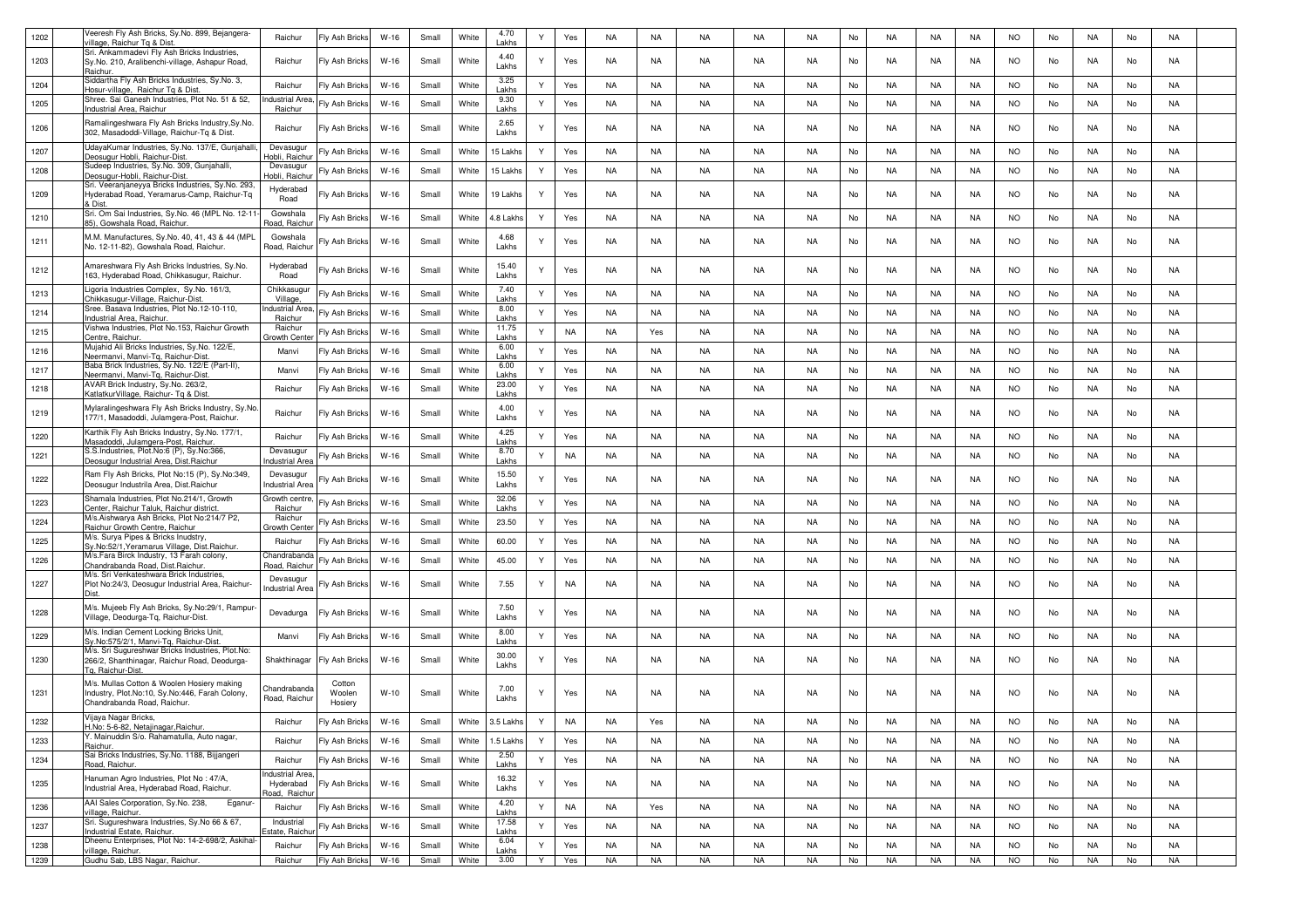| | | | | | | | | | | | | | | | | | | | | | | | | | |
|---|---|---|---|---|---|---|---|---|---|---|---|---|---|---|---|---|---|---|---|---|---|---|---|---|---|
| 1202 | | Veeresh Fly Ash Bricks, Sy.No. 899, Bejangera-village, Raichur Tq & Dist. | Raichur | Fly Ash Bricks | W-16 | Small | White | 4.70 Lakhs | Y | Yes | NA | NA | NA | NA | NA | No | NA | NA | NA | NO | No | NA | No | NA | |
| 1203 | | Sri. Ankammadevi Fly Ash Bricks Industries, Sy.No. 210, Aralibenchi-village, Ashapur Road, Raichur. | Raichur | Fly Ash Bricks | W-16 | Small | White | 4.40 Lakhs | Y | Yes | NA | NA | NA | NA | NA | No | NA | NA | NA | NO | No | NA | No | NA | |
| 1204 | | Siddartha Fly Ash Bricks Industries, Sy.No. 3, Hosur-village, Raichur Tq & Dist. | Raichur | Fly Ash Bricks | W-16 | Small | White | 3.25 Lakhs | Y | Yes | NA | NA | NA | NA | NA | No | NA | NA | NA | NO | No | NA | No | NA | |
| 1205 | | Shree. Sai Ganesh Industries, Plot No. 51 & 52, Industrial Area, Raichur | Industrial Area, Raichur | Fly Ash Bricks | W-16 | Small | White | 9.30 Lakhs | Y | Yes | NA | NA | NA | NA | NA | No | NA | NA | NA | NO | No | NA | No | NA | |
| 1206 | | Ramalingeshwara Fly Ash Bricks Industry,Sy.No. 302, Masadoddi-Village, Raichur-Tq & Dist. | Raichur | Fly Ash Bricks | W-16 | Small | White | 2.65 Lakhs | Y | Yes | NA | NA | NA | NA | NA | No | NA | NA | NA | NO | No | NA | No | NA | |
| 1207 | | UdayaKumar Industries, Sy.No. 137/E, Gunjahalli, Deosugur Hobli, Raichur-Dist. | Devasugur Hobli, Raichur | Fly Ash Bricks | W-16 | Small | White | 15 Lakhs | Y | Yes | NA | NA | NA | NA | NA | No | NA | NA | NA | NO | No | NA | No | NA | |
| 1208 | | Sudeep Industries, Sy.No. 309, Gunjahalli, Deosugur-Hobli, Raichur-Dist. | Devasugur Hobli, Raichur | Fly Ash Bricks | W-16 | Small | White | 15 Lakhs | Y | Yes | NA | NA | NA | NA | NA | No | NA | NA | NA | NO | No | NA | No | NA | |
| 1209 | | Sri. Veeranjaneyya Bricks Industries, Sy.No. 293, Hyderabad Road, Yeramarus-Camp, Raichur-Tq & Dist. | Hyderabad Road | Fly Ash Bricks | W-16 | Small | White | 19 Lakhs | Y | Yes | NA | NA | NA | NA | NA | No | NA | NA | NA | NO | No | NA | No | NA | |
| 1210 | | Sri. Om Sai Industries, Sy.No. 46 (MPL No. 12-11-85), Gowshala Road, Raichur. | Gowshala Road, Raichur | Fly Ash Bricks | W-16 | Small | White | 4.8 Lakhs | Y | Yes | NA | NA | NA | NA | NA | No | NA | NA | NA | NO | No | NA | No | NA | |
| 1211 | | M.M. Manufactures, Sy.No. 40, 41, 43 & 44 (MPL No. 12-11-82), Gowshala Road, Raichur. | Gowshala Road, Raichur | Fly Ash Bricks | W-16 | Small | White | 4.68 Lakhs | Y | Yes | NA | NA | NA | NA | NA | No | NA | NA | NA | NO | No | NA | No | NA | |
| 1212 | | Amareshwara Fly Ash Bricks Industries, Sy.No. 163, Hyderabad Road, Chikkasugur, Raichur. | Hyderabad Road | Fly Ash Bricks | W-16 | Small | White | 15.40 Lakhs | Y | Yes | NA | NA | NA | NA | NA | No | NA | NA | NA | NO | No | NA | No | NA | |
| 1213 | | Ligoria Industries Complex, Sy.No. 161/3, Chikkasugur-Village, Raichur-Dist. | Chikkasugur Village, | Fly Ash Bricks | W-16 | Small | White | 7.40 Lakhs | Y | Yes | NA | NA | NA | NA | NA | No | NA | NA | NA | NO | No | NA | No | NA | |
| 1214 | | Sree. Basava Industries, Plot No.12-10-110, Industrial Area, Raichur. | Industrial Area, Raichur | Fly Ash Bricks | W-16 | Small | White | 8.00 Lakhs | Y | Yes | NA | NA | NA | NA | NA | No | NA | NA | NA | NO | No | NA | No | NA | |
| 1215 | | Vishwa Industries, Plot No.153, Raichur Growth Centre, Raichur. | Raichur Growth Center | Fly Ash Bricks | W-16 | Small | White | 11.75 Lakhs | Y | NA | NA | Yes | NA | NA | NA | No | NA | NA | NA | NO | No | NA | No | NA | |
| 1216 | | Mujahid Ali Bricks Industries, Sy.No. 122/E, Neermanvi, Manvi-Tq, Raichur-Dist. | Manvi | Fly Ash Bricks | W-16 | Small | White | 6.00 Lakhs | Y | Yes | NA | NA | NA | NA | NA | No | NA | NA | NA | NO | No | NA | No | NA | |
| 1217 | | Baba Brick Industries, Sy.No. 122/E (Part-II), Neermanvi, Manvi-Tq, Raichur-Dist. | Manvi | Fly Ash Bricks | W-16 | Small | White | 6.00 Lakhs | Y | Yes | NA | NA | NA | NA | NA | No | NA | NA | NA | NO | No | NA | No | NA | |
| 1218 | | AVAR Brick Industry, Sy.No. 263/2, KatlatkurVillage, Raichur- Tq & Dist. | Raichur | Fly Ash Bricks | W-16 | Small | White | 23.00 Lakhs | Y | Yes | NA | NA | NA | NA | NA | No | NA | NA | NA | NO | No | NA | No | NA | |
| 1219 | | Mylaralingeshwara Fly Ash Bricks Industry, Sy.No. 177/1, Masadoddi, Julamgera-Post, Raichur. | Raichur | Fly Ash Bricks | W-16 | Small | White | 4.00 Lakhs | Y | Yes | NA | NA | NA | NA | NA | No | NA | NA | NA | NO | No | NA | No | NA | |
| 1220 | | Karthik Fly Ash Bricks Industry, Sy.No. 177/1, Masadoddi, Julamgera-Post, Raichur. | Raichur | Fly Ash Bricks | W-16 | Small | White | 4.25 Lakhs | Y | Yes | NA | NA | NA | NA | NA | No | NA | NA | NA | NO | No | NA | No | NA | |
| 1221 | | S.S.Industries, Plot.No:6 (P), Sy.No:366, Deosugur Industrial Area, Dist.Raichur | Devasugur Industrial Area | Fly Ash Bricks | W-16 | Small | White | 8.70 Lakhs | Y | NA | NA | NA | NA | NA | NA | No | NA | NA | NA | NO | No | NA | No | NA | |
| 1222 | | Ram Fly Ash Bricks, Plot No:15 (P), Sy.No:349, Deosugur Industrila Area, Dist.Raichur | Devasugur Industrial Area | Fly Ash Bricks | W-16 | Small | White | 15.50 Lakhs | Y | Yes | NA | NA | NA | NA | NA | No | NA | NA | NA | NO | No | NA | No | NA | |
| 1223 | | Shamala Industries, Plot No.214/1, Growth Center, Raichur Taluk, Raichur district. | Growth centre, Raichur | Fly Ash Bricks | W-16 | Small | White | 32.06 Lakhs | Y | Yes | NA | NA | NA | NA | NA | No | NA | NA | NA | NO | No | NA | No | NA | |
| 1224 | | M/s.Aishwarya Ash Bricks, Plot No:214/7 P2, Raichur Growth Centre, Raichur | Raichur Growth Center | Fly Ash Bricks | W-16 | Small | White | 23.50 | Y | Yes | NA | NA | NA | NA | NA | No | NA | NA | NA | NO | No | NA | No | NA | |
| 1225 | | M/s. Surya Pipes & Bricks Inudstry, Sy.No:52/1,Yeramarus Village, Dist.Raichur. | Raichur | Fly Ash Bricks | W-16 | Small | White | 60.00 | Y | Yes | NA | NA | NA | NA | NA | No | NA | NA | NA | NO | No | NA | No | NA | |
| 1226 | | M/s.Fara Birck Industry, 13 Farah colony, Chandrabanda Road, Dist.Raichur. | Chandrabanda Road, Raichur | Fly Ash Bricks | W-16 | Small | White | 45.00 | Y | Yes | NA | NA | NA | NA | NA | No | NA | NA | NA | NO | No | NA | No | NA | |
| 1227 | | M/s. Sri Venkateshwara Brick Industries, Plot No:24/3, Deosugur Industrial Area, Raichur-Dist. | Devasugur Industrial Area | Fly Ash Bricks | W-16 | Small | White | 7.55 | Y | NA | NA | NA | NA | NA | NA | No | NA | NA | NA | NO | No | NA | No | NA | |
| 1228 | | M/s. Mujeeb Fly Ash Bricks, Sy.No:29/1, Rampur-Village, Deodurga-Tq, Raichur-Dist. | Devadurga | Fly Ash Bricks | W-16 | Small | White | 7.50 Lakhs | Y | Yes | NA | NA | NA | NA | NA | No | NA | NA | NA | NO | No | NA | No | NA | |
| 1229 | | M/s. Indian Cement Locking Bricks Unit, Sy.No:575/2/1, Manvi-Tq, Raichur-Dist. | Manvi | Fly Ash Bricks | W-16 | Small | White | 8.00 Lakhs | Y | Yes | NA | NA | NA | NA | NA | No | NA | NA | NA | NO | No | NA | No | NA | |
| 1230 | | M/s. Sri Sugureshwar Bricks Industries, Plot.No: 266/2, Shanthinagar, Raichur Road, Deodurga-Tq, Raichur-Dist. | Shakthinagar | Fly Ash Bricks | W-16 | Small | White | 30.00 Lakhs | Y | Yes | NA | NA | NA | NA | NA | No | NA | NA | NA | NO | No | NA | No | NA | |
| 1231 | | M/s. Mullas Cotton & Woolen Hosiery making Industry, Plot.No:10, Sy.No:446, Farah Colony, Chandrabanda Road, Raichur. | Chandrabanda Road, Raichur | Cotton Woolen Hosiery | W-10 | Small | White | 7.00 Lakhs | Y | Yes | NA | NA | NA | NA | NA | No | NA | NA | NA | NO | No | NA | No | NA | |
| 1232 | | Vijaya Nagar Bricks, H.No: 5-6-82, Netajinagar,Raichur. | Raichur | Fly Ash Bricks | W-16 | Small | White | 3.5 Lakhs | Y | NA | NA | Yes | NA | NA | NA | No | NA | NA | NA | NO | No | NA | No | NA | |
| 1233 | | Y. Mainuddin S/o. Rahamatulla, Auto nagar, Raichur. | Raichur | Fly Ash Bricks | W-16 | Small | White | 1.5 Lakhs | Y | Yes | NA | NA | NA | NA | NA | No | NA | NA | NA | NO | No | NA | No | NA | |
| 1234 | | Sai Bricks Industries, Sy.No. 1188, Bijjangeri Road, Raichur. | Raichur | Fly Ash Bricks | W-16 | Small | White | 2.50 Lakhs | Y | Yes | NA | NA | NA | NA | NA | No | NA | NA | NA | NO | No | NA | No | NA | |
| 1235 | | Hanuman Agro Industries, Plot No : 47/A, Industrial Area, Hyderabad Road, Raichur. | Industrial Area, Hyderabad Road, Raichur | Fly Ash Bricks | W-16 | Small | White | 16.32 Lakhs | Y | Yes | NA | NA | NA | NA | NA | No | NA | NA | NA | NO | No | NA | No | NA | |
| 1236 | | AAI Sales Corporation, Sy.No. 238, Eganur-village, Raichur. | Raichur | Fly Ash Bricks | W-16 | Small | White | 4.20 Lakhs | Y | NA | NA | Yes | NA | NA | NA | No | NA | NA | NA | NO | No | NA | No | NA | |
| 1237 | | Sri. Sugureshwara Industries, Sy.No 66 & 67, Industrial Estate, Raichur. | Industrial Estate, Raichur | Fly Ash Bricks | W-16 | Small | White | 17.58 Lakhs | Y | Yes | NA | NA | NA | NA | NA | No | NA | NA | NA | NO | No | NA | No | NA | |
| 1238 | | Dheenu Enterprises, Plot No: 14-2-698/2, Askihal-village, Raichur. | Raichur | Fly Ash Bricks | W-16 | Small | White | 6.04 Lakhs | Y | Yes | NA | NA | NA | NA | NA | No | NA | NA | NA | NO | No | NA | No | NA | |
| 1239 | | Gudhu Sab, LBS Nagar, Raichur. | Raichur | Fly Ash Bricks | W-16 | Small | White | 3.00 | Y | Yes | NA | NA | NA | NA | NA | No | NA | NA | NA | NO | No | NA | No | NA | |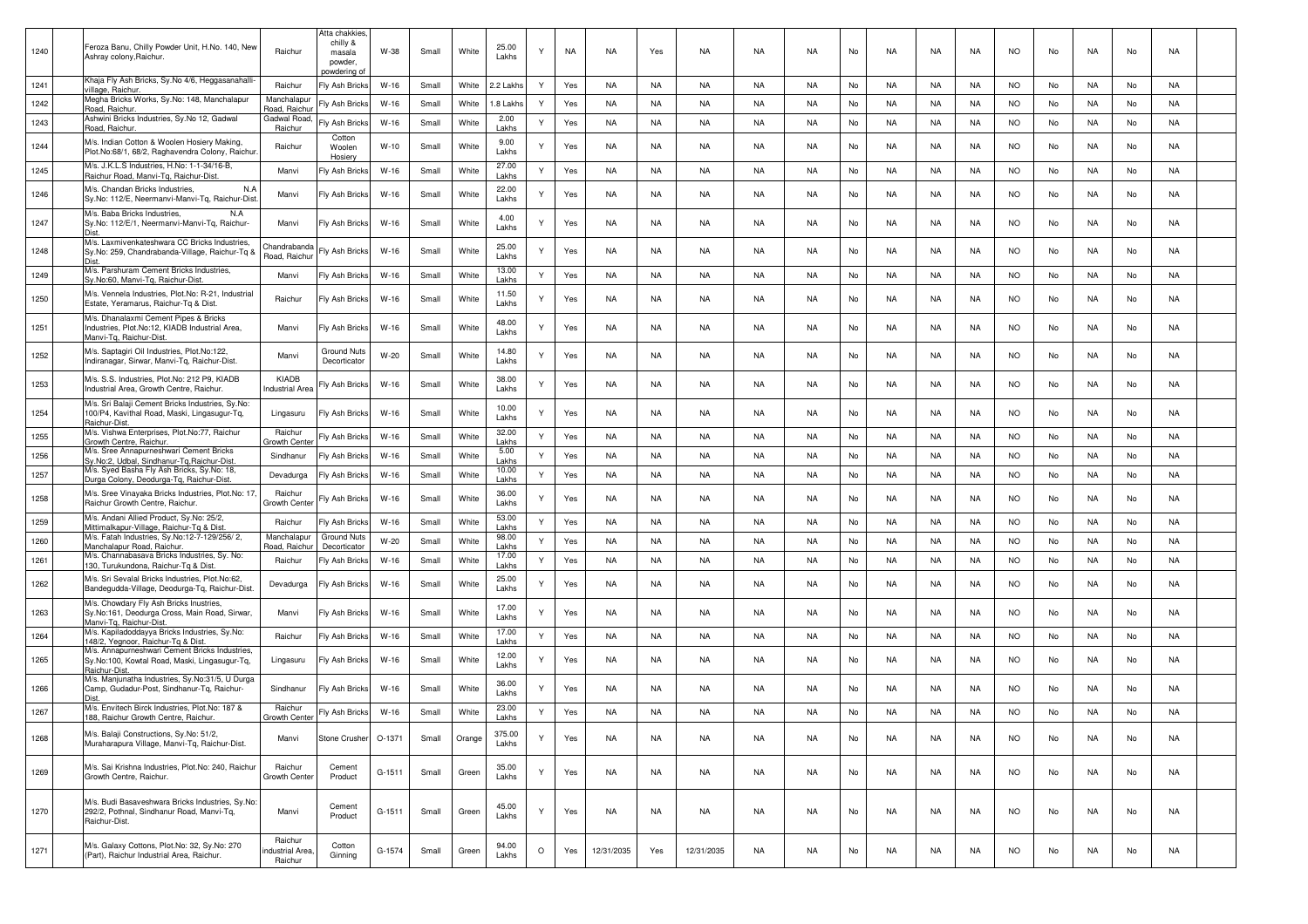| 1240 | | Feroza Banu, Chilly Powder Unit, H.No. 140, New Ashray colony,Raichur. | Raichur | Atta chakkies, chilly & masala powder, powdering of | W-38 | Small | White | 25.00 Lakhs | Y | NA | NA | Yes | NA | NA | NA | No | NA | NA | NA | NO | No | NA | No | NA | |
|---|---|---|---|---|---|---|---|---|---|---|---|---|---|---|---|---|---|---|---|---|---|---|---|---|---|
| 1241 | | Khaja Fly Ash Bricks, Sy.No 4/6, Heggasanahalli-village, Raichur. | Raichur | Fly Ash Bricks | W-16 | Small | White | 2.2 Lakhs | Y | Yes | NA | NA | NA | NA | NA | No | NA | NA | NA | NO | No | NA | No | NA | |
| 1242 | | Megha Bricks Works, Sy.No: 148, Manchalapur Road, Raichur. | Manchalapur Road, Raichur | Fly Ash Bricks | W-16 | Small | White | 1.8 Lakhs | Y | Yes | NA | NA | NA | NA | NA | No | NA | NA | NA | NO | No | NA | No | NA | |
| 1243 | | Ashwini Bricks Industries, Sy.No 12, Gadwal Road, Raichur. | Gadwal Road, Raichur | Fly Ash Bricks | W-16 | Small | White | 2.00 Lakhs | Y | Yes | NA | NA | NA | NA | NA | No | NA | NA | NA | NO | No | NA | No | NA | |
| 1244 | | M/s. Indian Cotton & Woolen Hosiery Making, Plot.No:68/1, 68/2, Raghavendra Colony, Raichur. | Raichur | Cotton Woolen Hosiery | W-10 | Small | White | 9.00 Lakhs | Y | Yes | NA | NA | NA | NA | NA | No | NA | NA | NA | NO | No | NA | No | NA | |
| 1245 | | M/s. J.K.L.S Industries, H.No: 1-1-34/16-B, Raichur Road, Manvi-Tq, Raichur-Dist. | Manvi | Fly Ash Bricks | W-16 | Small | White | 27.00 Lakhs | Y | Yes | NA | NA | NA | NA | NA | No | NA | NA | NA | NO | No | NA | No | NA | |
| 1246 | | M/s. Chandan Bricks Industries, N.A Sy.No: 112/E, Neermanvi-Manvi-Tq, Raichur-Dist. | Manvi | Fly Ash Bricks | W-16 | Small | White | 22.00 Lakhs | Y | Yes | NA | NA | NA | NA | NA | No | NA | NA | NA | NO | No | NA | No | NA | |
| 1247 | | M/s. Baba Bricks Industries, N.A Sy.No: 112/E/1, Neermanvi-Manvi-Tq, Raichur-Dist. | Manvi | Fly Ash Bricks | W-16 | Small | White | 4.00 Lakhs | Y | Yes | NA | NA | NA | NA | NA | No | NA | NA | NA | NO | No | NA | No | NA | |
| 1248 | | M/s. Laxmivenkateshwara CC Bricks Industries, Sy.No: 259, Chandrabanda-Village, Raichur-Tq & Dist. | Chandrabanda Road, Raichur | Fly Ash Bricks | W-16 | Small | White | 25.00 Lakhs | Y | Yes | NA | NA | NA | NA | NA | No | NA | NA | NA | NO | No | NA | No | NA | |
| 1249 | | M/s. Parshuram Cement Bricks Industries, Sy.No:60, Manvi-Tq, Raichur-Dist. | Manvi | Fly Ash Bricks | W-16 | Small | White | 13.00 Lakhs | Y | Yes | NA | NA | NA | NA | NA | No | NA | NA | NA | NO | No | NA | No | NA | |
| 1250 | | M/s. Vennela Industries, Plot.No: R-21, Industrial Estate, Yeramarus, Raichur-Tq & Dist. | Raichur | Fly Ash Bricks | W-16 | Small | White | 11.50 Lakhs | Y | Yes | NA | NA | NA | NA | NA | No | NA | NA | NA | NO | No | NA | No | NA | |
| 1251 | | M/s. Dhanalaxmi Cement Pipes & Bricks Industries, Plot.No:12, KIADB Industrial Area, Manvi-Tq, Raichur-Dist. | Manvi | Fly Ash Bricks | W-16 | Small | White | 48.00 Lakhs | Y | Yes | NA | NA | NA | NA | NA | No | NA | NA | NA | NO | No | NA | No | NA | |
| 1252 | | M/s. Saptagiri Oil Industries, Plot.No:122, Indiranagar, Sirwar, Manvi-Tq, Raichur-Dist. | Manvi | Ground Nuts Decorticator | W-20 | Small | White | 14.80 Lakhs | Y | Yes | NA | NA | NA | NA | NA | No | NA | NA | NA | NO | No | NA | No | NA | |
| 1253 | | M/s. S.S. Industries, Plot.No: 212 P9, KIADB Industrial Area, Growth Centre, Raichur. | KIADB Industrial Area | Fly Ash Bricks | W-16 | Small | White | 38.00 Lakhs | Y | Yes | NA | NA | NA | NA | NA | No | NA | NA | NA | NO | No | NA | No | NA | |
| 1254 | | M/s. Sri Balaji Cement Bricks Industries, Sy.No: 100/P4, Kavithal Road, Maski, Lingasugur-Tq, Raichur-Dist. | Lingasuru | Fly Ash Bricks | W-16 | Small | White | 10.00 Lakhs | Y | Yes | NA | NA | NA | NA | NA | No | NA | NA | NA | NO | No | NA | No | NA | |
| 1255 | | M/s. Vishwa Enterprises, Plot.No:77, Raichur Growth Centre, Raichur. | Raichur Growth Center | Fly Ash Bricks | W-16 | Small | White | 32.00 Lakhs | Y | Yes | NA | NA | NA | NA | NA | No | NA | NA | NA | NO | No | NA | No | NA | |
| 1256 | | M/s. Sree Annapurneshwari Cement Bricks Sy.No:2, Udbal, Sindhanur-Tq,Raichur-Dist. | Sindhanur | Fly Ash Bricks | W-16 | Small | White | 5.00 Lakhs | Y | Yes | NA | NA | NA | NA | NA | No | NA | NA | NA | NO | No | NA | No | NA | |
| 1257 | | M/s. Syed Basha Fly Ash Bricks, Sy.No: 18, Durga Colony, Deodurga-Tq, Raichur-Dist. | Devadurga | Fly Ash Bricks | W-16 | Small | White | 10.00 Lakhs | Y | Yes | NA | NA | NA | NA | NA | No | NA | NA | NA | NO | No | NA | No | NA | |
| 1258 | | M/s. Sree Vinayaka Bricks Industries, Plot.No: 17, Raichur Growth Centre, Raichur. | Raichur Growth Center | Fly Ash Bricks | W-16 | Small | White | 36.00 Lakhs | Y | Yes | NA | NA | NA | NA | NA | No | NA | NA | NA | NO | No | NA | No | NA | |
| 1259 | | M/s. Andani Allied Product, Sy.No: 25/2, Mittimalkapur-Village, Raichur-Tq & Dist. | Raichur | Fly Ash Bricks | W-16 | Small | White | 53.00 Lakhs | Y | Yes | NA | NA | NA | NA | NA | No | NA | NA | NA | NO | No | NA | No | NA | |
| 1260 | | M/s. Fatah Industries, Sy.No:12-7-129/256/ 2, Manchalapur Road, Raichur. | Manchalapur Road, Raichur | Ground Nuts Decorticator | W-20 | Small | White | 98.00 Lakhs | Y | Yes | NA | NA | NA | NA | NA | No | NA | NA | NA | NO | No | NA | No | NA | |
| 1261 | | M/s. Channabasava Bricks Industries, Sy. No: 130, Turukundona, Raichur-Tq & Dist. | Raichur | Fly Ash Bricks | W-16 | Small | White | 17.00 Lakhs | Y | Yes | NA | NA | NA | NA | NA | No | NA | NA | NA | NO | No | NA | No | NA | |
| 1262 | | M/s. Sri Sevalal Bricks Industries, Plot.No:62, Bandegudda-Village, Deodurga-Tq, Raichur-Dist. | Devadurga | Fly Ash Bricks | W-16 | Small | White | 25.00 Lakhs | Y | Yes | NA | NA | NA | NA | NA | No | NA | NA | NA | NO | No | NA | No | NA | |
| 1263 | | M/s. Chowdary Fly Ash Bricks Inustries, Sy.No:161, Deodurga Cross, Main Road, Sirwar, Manvi-Tq, Raichur-Dist. | Manvi | Fly Ash Bricks | W-16 | Small | White | 17.00 Lakhs | Y | Yes | NA | NA | NA | NA | NA | No | NA | NA | NA | NO | No | NA | No | NA | |
| 1264 | | M/s. Kapiladoddayya Bricks Industries, Sy.No: 148/2, Yegnoor, Raichur-Tq & Dist. | Raichur | Fly Ash Bricks | W-16 | Small | White | 17.00 Lakhs | Y | Yes | NA | NA | NA | NA | NA | No | NA | NA | NA | NO | No | NA | No | NA | |
| 1265 | | M/s. Annapurneshwari Cement Bricks Industries, Sy.No:100, Kowtal Road, Maski, Lingasugur-Tq, Raichur-Dist. | Lingasuru | Fly Ash Bricks | W-16 | Small | White | 12.00 Lakhs | Y | Yes | NA | NA | NA | NA | NA | No | NA | NA | NA | NO | No | NA | No | NA | |
| 1266 | | M/s. Manjunatha Industries, Sy.No:31/5, U Durga Camp, Gudadur-Post, Sindhanur-Tq, Raichur-Dist. | Sindhanur | Fly Ash Bricks | W-16 | Small | White | 36.00 Lakhs | Y | Yes | NA | NA | NA | NA | NA | No | NA | NA | NA | NO | No | NA | No | NA | |
| 1267 | | M/s. Envitech Birck Industries, Plot.No: 187 & 188, Raichur Growth Centre, Raichur. | Raichur Growth Center | Fly Ash Bricks | W-16 | Small | White | 23.00 Lakhs | Y | Yes | NA | NA | NA | NA | NA | No | NA | NA | NA | NO | No | NA | No | NA | |
| 1268 | | M/s. Balaji Constructions, Sy.No: 51/2, Muraharapura Village, Manvi-Tq, Raichur-Dist. | Manvi | Stone Crusher | O-1371 | Small | Orange | 375.00 Lakhs | Y | Yes | NA | NA | NA | NA | NA | No | NA | NA | NA | NO | No | NA | No | NA | |
| 1269 | | M/s. Sai Krishna Industries, Plot.No: 240, Raichur Growth Centre, Raichur. | Raichur Growth Center | Cement Product | G-1511 | Small | Green | 35.00 Lakhs | Y | Yes | NA | NA | NA | NA | NA | No | NA | NA | NA | NO | No | NA | No | NA | |
| 1270 | | M/s. Budi Basaveshwara Bricks Industries, Sy.No: 292/2, Pothnal, Sindhanur Road, Manvi-Tq, Raichur-Dist. | Manvi | Cement Product | G-1511 | Small | Green | 45.00 Lakhs | Y | Yes | NA | NA | NA | NA | NA | No | NA | NA | NA | NO | No | NA | No | NA | |
| 1271 | | M/s. Galaxy Cottons, Plot.No: 32, Sy.No: 270 (Part), Raichur Industrial Area, Raichur. | Raichur industrial Area, Raichur | Cotton Ginning | G-1574 | Small | Green | 94.00 Lakhs | O | Yes | 12/31/2035 | Yes | 12/31/2035 | NA | NA | No | NA | NA | NA | NO | No | NA | No | NA | |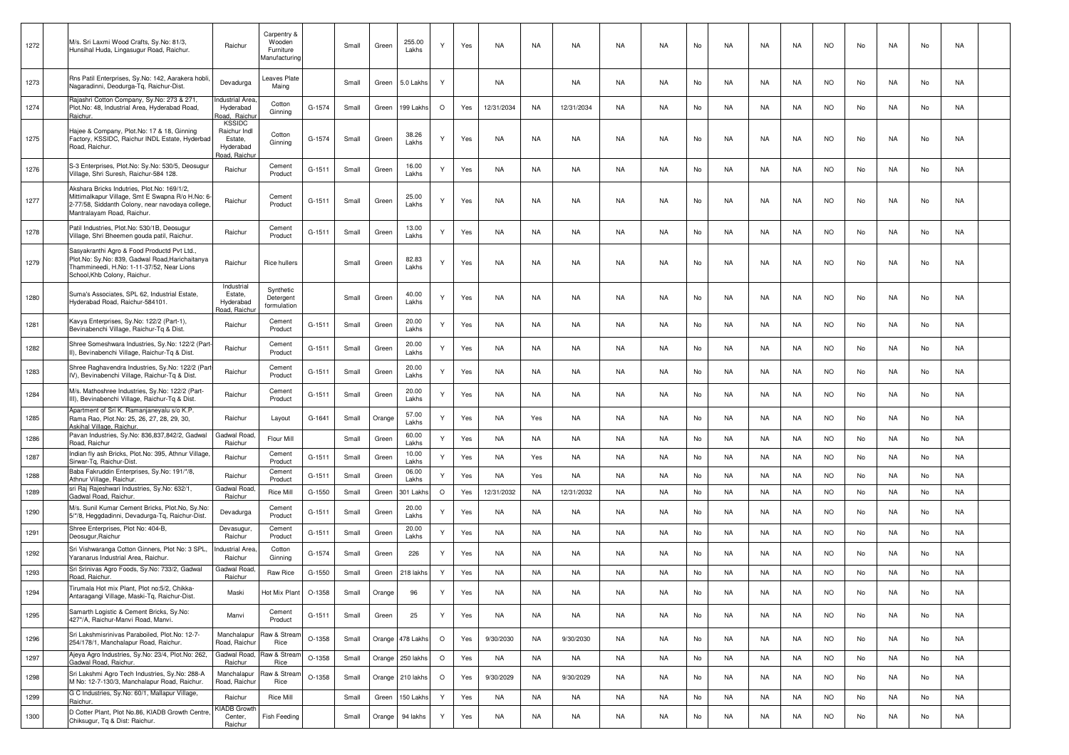| 1272 | | M/s. Sri Laxmi Wood Crafts, Sy.No: 81/3, Hunsihal Huda, Lingasugur Road, Raichur. | Raichur | Carpentry & Wooden Furniture Manufacturing | | Small | Green | 255.00 Lakhs | Y | Yes | NA | NA | NA | NA | NA | No | NA | NA | NA | NO | No | NA | No | NA | |
|---|---|---|---|---|---|---|---|---|---|---|---|---|---|---|---|---|---|---|---|---|---|---|---|---|---|
| 1273 | | Rns Patil Enterprises, Sy.No: 142, Aarakera hobli, Nagaradinni, Deodurga-Tq, Raichur-Dist. | Devadurga | Leaves Plate Maing | | Small | Green | 5.0 Lakhs | Y | | NA | | NA | NA | NA | No | NA | NA | NA | NO | No | NA | No | NA | |
| 1274 | | Rajashri Cotton Company, Sy.No: 273 & 271, Plot.No: 48, Industrial Area, Hyderabad Road, Raichur. | Industrial Area, Hyderabad Road, Raichur | Cotton Ginning | G-1574 | Small | Green | 199 Lakhs | O | Yes | 12/31/2034 | NA | 12/31/2034 | NA | NA | No | NA | NA | NA | NO | No | NA | No | NA | |
| 1275 | | Hajee & Company, Plot.No: 17 & 18, Ginning Factory, KSSIDC, Raichur INDL Estate, Hyderbad Road, Raichur. | KSSIDC Raichur Indl Estate, Hyderabad Road, Raichur | Cotton Ginning | G-1574 | Small | Green | 38.26 Lakhs | Y | Yes | NA | NA | NA | NA | NA | No | NA | NA | NA | NO | No | NA | No | NA | |
| 1276 | | S-3 Enterprises, Plot.No: Sy.No: 530/5, Deosugur Village, Shri Suresh, Raichur-584 128. | Raichur | Cement Product | G-1511 | Small | Green | 16.00 Lakhs | Y | Yes | NA | NA | NA | NA | NA | No | NA | NA | NA | NO | No | NA | No | NA | |
| 1277 | | Akshara Bricks Indutries, Plot.No: 169/1/2, Mittimalkapur Village, Smt E Swapna R/o H.No: 6-2-77/58, Siddanth Colony, near navodaya college, Mantralayam Road, Raichur. | Raichur | Cement Product | G-1511 | Small | Green | 25.00 Lakhs | Y | Yes | NA | NA | NA | NA | NA | No | NA | NA | NA | NO | No | NA | No | NA | |
| 1278 | | Patil Industries, Plot.No: 530/1B, Deosugur Village, Shri Bheemen gouda patil, Raichur. | Raichur | Cement Product | G-1511 | Small | Green | 13.00 Lakhs | Y | Yes | NA | NA | NA | NA | NA | No | NA | NA | NA | NO | No | NA | No | NA | |
| 1279 | | Sasyakranthi Agro & Food Productd Pvt Ltd., Plot.No: Sy.No: 839, Gadwal Road,Harichaitanya Thammineedi, H.No: 1-11-37/52, Near Lions School,Khb Colony, Raichur. | Raichur | Rice hullers | | Small | Green | 82.83 Lakhs | Y | Yes | NA | NA | NA | NA | NA | No | NA | NA | NA | NO | No | NA | No | NA | |
| 1280 | | Suma's Associates, SPL 62, Industrial Estate, Hyderabad Road, Raichur-584101. | Industrial Estate, Hyderabad Road, Raichur | Synthetic Detergent formulation | | Small | Green | 40.00 Lakhs | Y | Yes | NA | NA | NA | NA | NA | No | NA | NA | NA | NO | No | NA | No | NA | |
| 1281 | | Kavya Enterprises, Sy.No: 122/2 (Part-1), Bevinabenchi Village, Raichur-Tq & Dist. | Raichur | Cement Product | G-1511 | Small | Green | 20.00 Lakhs | Y | Yes | NA | NA | NA | NA | NA | No | NA | NA | NA | NO | No | NA | No | NA | |
| 1282 | | Shree Someshwara Industries, Sy.No: 122/2 (Part-II), Bevinabenchi Village, Raichur-Tq & Dist. | Raichur | Cement Product | G-1511 | Small | Green | 20.00 Lakhs | Y | Yes | NA | NA | NA | NA | NA | No | NA | NA | NA | NO | No | NA | No | NA | |
| 1283 | | Shree Raghavendra Industries, Sy.No: 122/2 (Part-IV), Bevinabenchi Village, Raichur-Tq & Dist. | Raichur | Cement Product | G-1511 | Small | Green | 20.00 Lakhs | Y | Yes | NA | NA | NA | NA | NA | No | NA | NA | NA | NO | No | NA | No | NA | |
| 1284 | | M/s. Mathoshree Industries, Sy.No: 122/2 (Part-III), Bevinabenchi Village, Raichur-Tq & Dist. | Raichur | Cement Product | G-1511 | Small | Green | 20.00 Lakhs | Y | Yes | NA | NA | NA | NA | NA | No | NA | NA | NA | NO | No | NA | No | NA | |
| 1285 | | Apartment of Sri K. Ramanjaneyalu s/o K.P. Rama Rao, Plot.No: 25, 26, 27, 28, 29, 30, Askihal Village, Raichur. | Raichur | Layout | G-1641 | Small | Orange | 57.00 Lakhs | Y | Yes | NA | Yes | NA | NA | NA | No | NA | NA | NA | NO | No | NA | No | NA | |
| 1286 | | Pavan Industries, Sy.No: 836,837,842/2, Gadwal Road, Raichur | Gadwal Road, Raichur | Flour Mill | | Small | Green | 60.00 Lakhs | Y | Yes | NA | NA | NA | NA | NA | No | NA | NA | NA | NO | No | NA | No | NA | |
| 1287 | | Indian fly ash Bricks, Plot.No: 395, Athnur Village, Sirwar-Tq, Raichur-Dist. | Raichur | Cement Product | G-1511 | Small | Green | 10.00 Lakhs | Y | Yes | NA | Yes | NA | NA | NA | No | NA | NA | NA | NO | No | NA | No | NA | |
| 1288 | | Baba Fakruddin Enterprises, Sy.No: 191/*/8, Athnur Village, Raichur. | Raichur | Cement Product | G-1511 | Small | Green | 06.00 Lakhs | Y | Yes | NA | Yes | NA | NA | NA | No | NA | NA | NA | NO | No | NA | No | NA | |
| 1289 | | sri Raj Rajeshwari Industries, Sy.No: 632/1, Gadwal Road, Raichur. | Gadwal Road, Raichur | Rice Mill | G-1550 | Small | Green | 301 Lakhs | O | Yes | 12/31/2032 | NA | 12/31/2032 | NA | NA | No | NA | NA | NA | NO | No | NA | No | NA | |
| 1290 | | M/s. Sunil Kumar Cement Bricks, Plot.No, Sy.No: 5/*/8, Heggdadinni, Devadurga-Tq, Raichur-Dist. | Devadurga | Cement Product | G-1511 | Small | Green | 20.00 Lakhs | Y | Yes | NA | NA | NA | NA | NA | No | NA | NA | NA | NO | No | NA | No | NA | |
| 1291 | | Shree Enterprises, Plot No: 404-B, Deosugur,Raichur | Devasugur, Raichur | Cement Product | G-1511 | Small | Green | 20.00 Lakhs | Y | Yes | NA | NA | NA | NA | NA | No | NA | NA | NA | NO | No | NA | No | NA | |
| 1292 | | Sri Vishwaranga Cotton Ginners, Plot No: 3 SPL, Yaranarus Industrial Area, Raichur. | Industrial Area, Raichur | Cotton Ginning | G-1574 | Small | Green | 226 | Y | Yes | NA | NA | NA | NA | NA | No | NA | NA | NA | NO | No | NA | No | NA | |
| 1293 | | Sri Srinivas Agro Foods, Sy.No: 733/2, Gadwal Road, Raichur. | Gadwal Road, Raichur | Raw Rice | G-1550 | Small | Green | 218 lakhs | Y | Yes | NA | NA | NA | NA | NA | No | NA | NA | NA | NO | No | NA | No | NA | |
| 1294 | | Tirumala Hot mix Plant, Plot no:5/2, Chikka-Antaragangi Village, Maski-Tq, Raichur-Dist. | Maski | Hot Mix Plant | O-1358 | Small | Orange | 96 | Y | Yes | NA | NA | NA | NA | NA | No | NA | NA | NA | NO | No | NA | No | NA | |
| 1295 | | Samarth Logistic & Cement Bricks, Sy.No: 427/*/A, Raichur-Manvi Road, Manvi. | Manvi | Cement Product | G-1511 | Small | Green | 25 | Y | Yes | NA | NA | NA | NA | NA | No | NA | NA | NA | NO | No | NA | No | NA | |
| 1296 | | Sri Lakshmisrinivas Paraboiled, Plot.No: 12-7-254/178/1, Manchalapur Road, Raichur. | Manchalapur Road, Raichur | Raw & Stream Rice | O-1358 | Small | Orange | 478 Lakhs | O | Yes | 9/30/2030 | NA | 9/30/2030 | NA | NA | No | NA | NA | NA | NO | No | NA | No | NA | |
| 1297 | | Ajeya Agro Industries, Sy.No: 23/4, Plot.No: 262, Gadwal Road, Raichur. | Gadwal Road, Raichur | Raw & Stream Rice | O-1358 | Small | Orange | 250 lakhs | O | Yes | NA | NA | NA | NA | NA | No | NA | NA | NA | NO | No | NA | No | NA | |
| 1298 | | Sri Lakshmi Agro Tech Industries, Sy.No: 288-A M No: 12-7-130/3, Manchalapur Road, Raichur. | Manchalapur Road, Raichur | Raw & Stream Rice | O-1358 | Small | Orange | 210 lakhs | O | Yes | 9/30/2029 | NA | 9/30/2029 | NA | NA | No | NA | NA | NA | NO | No | NA | No | NA | |
| 1299 | | G C Industries, Sy.No: 60/1, Mallapur Village, Raichur. | Raichur | Rice Mill | | Small | Green | 150 Lakhs | Y | Yes | NA | NA | NA | NA | NA | No | NA | NA | NA | NO | No | NA | No | NA | |
| 1300 | | D Cotter Plant, Plot No.86, KIADB Growth Centre, Chiksugur, Tq & Dist: Raichur. | KIADB Growth Center, Raichur | Fish Feeding | | Small | Orange | 94 lakhs | Y | Yes | NA | NA | NA | NA | NA | No | NA | NA | NA | NO | No | NA | No | NA | |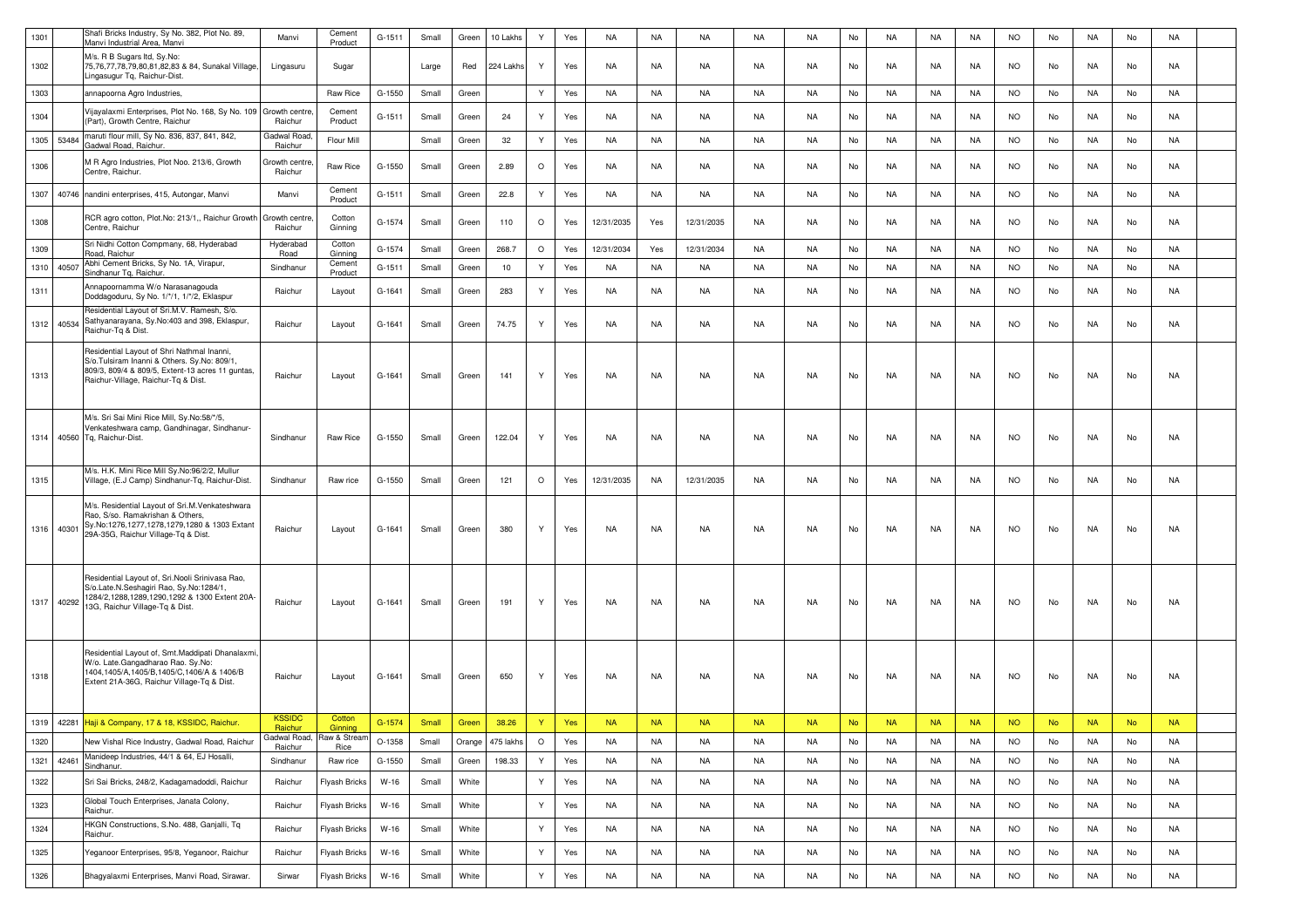| 1301 | | Shafi Bricks Industry, Sy No. 382, Plot No. 89, Manvi Industrial Area, Manvi | Manvi | Cement Product | G-1511 | Small | Green | 10 Lakhs | Y | Yes | NA | NA | NA | NA | NA | No | NA | NA | NA | NO | No | NA | No | NA | |
|---|---|---|---|---|---|---|---|---|---|---|---|---|---|---|---|---|---|---|---|---|---|---|---|---|---|
| 1302 | | M/s. R B Sugars ltd, Sy.No: 75,76,77,78,79,80,81,82,83 & 84, Sunakal Village, Lingasugur Tq, Raichur-Dist. | Lingasuru | Sugar | | Large | Red | 224 Lakhs | Y | Yes | NA | NA | NA | NA | NA | No | NA | NA | NA | NO | No | NA | No | NA | |
| 1303 | | annapoorna Agro Industries, | | Raw Rice | G-1550 | Small | Green | | Y | Yes | NA | NA | NA | NA | NA | No | NA | NA | NA | NO | No | NA | No | NA | |
| 1304 | | Vijayalaxmi Enterprises, Plot No. 168, Sy No. 109 (Part), Growth Centre, Raichur | Growth centre, Raichur | Cement Product | G-1511 | Small | Green | 24 | Y | Yes | NA | NA | NA | NA | NA | No | NA | NA | NA | NO | No | NA | No | NA | |
| 1305 | 53484 | maruti flour mill, Sy No. 836, 837, 841, 842, Gadwal Road, Raichur. | Gadwal Road, Raichur | Flour Mill | | Small | Green | 32 | Y | Yes | NA | NA | NA | NA | NA | No | NA | NA | NA | NO | No | NA | No | NA | |
| 1306 | | M R Agro Industries, Plot Noo. 213/6, Growth Centre, Raichur. | Growth centre, Raichur | Raw Rice | G-1550 | Small | Green | 2.89 | O | Yes | NA | NA | NA | NA | NA | No | NA | NA | NA | NO | No | NA | No | NA | |
| 1307 | 40746 | nandini enterprises, 415, Autongar, Manvi | Manvi | Cement Product | G-1511 | Small | Green | 22.8 | Y | Yes | NA | NA | NA | NA | NA | No | NA | NA | NA | NO | No | NA | No | NA | |
| 1308 | | RCR agro cotton, Plot.No: 213/1,, Raichur Growth Centre, Raichur | Growth centre, Raichur | Cotton Ginning | G-1574 | Small | Green | 110 | O | Yes | 12/31/2035 | Yes | 12/31/2035 | NA | NA | No | NA | NA | NA | NO | No | NA | No | NA | |
| 1309 | | Sri Nidhi Cotton Compmany, 68, Hyderabad Road, Raichur | Hyderabad Road | Cotton Ginning | G-1574 | Small | Green | 268.7 | O | Yes | 12/31/2034 | Yes | 12/31/2034 | NA | NA | No | NA | NA | NA | NO | No | NA | No | NA | |
| 1310 | 40507 | Abhi Cement Bricks, Sy No. 1A, Virapur, Sindhanur Tq, Raichur. | Sindhanur | Cement Product | G-1511 | Small | Green | 10 | Y | Yes | NA | NA | NA | NA | NA | No | NA | NA | NA | NO | No | NA | No | NA | |
| 1311 | | Annapoornamma W/o Narasanagouda Doddagoduru, Sy No. 1/*/1, 1/*/2, Eklaspur | Raichur | Layout | G-1641 | Small | Green | 283 | Y | Yes | NA | NA | NA | NA | NA | No | NA | NA | NA | NO | No | NA | No | NA | |
| 1312 | 40534 | Residential Layout of Sri.M.V. Ramesh, S/o. Sathyanarayana, Sy.No:403 and 398, Eklaspur, Raichur-Tq & Dist. | Raichur | Layout | G-1641 | Small | Green | 74.75 | Y | Yes | NA | NA | NA | NA | NA | No | NA | NA | NA | NO | No | NA | No | NA | |
| 1313 | | Residential Layout of Shri Nathmal Inanni, S/o.Tulsiram Inanni & Others. Sy.No: 809/1, 809/3, 809/4 & 809/5, Extent-13 acres 11 guntas, Raichur-Village, Raichur-Tq & Dist. | Raichur | Layout | G-1641 | Small | Green | 141 | Y | Yes | NA | NA | NA | NA | NA | No | NA | NA | NA | NO | No | NA | No | NA | |
| 1314 | 40560 | M/s. Sri Sai Mini Rice Mill, Sy.No:58/*/5, Venkateshwara camp, Gandhinagar, Sindhanur-Tq, Raichur-Dist. | Sindhanur | Raw Rice | G-1550 | Small | Green | 122.04 | Y | Yes | NA | NA | NA | NA | NA | No | NA | NA | NA | NO | No | NA | No | NA | |
| 1315 | | M/s. H.K. Mini Rice Mill Sy.No:96/2/2, Mullur Village, (E.J Camp) Sindhanur-Tq, Raichur-Dist. | Sindhanur | Raw rice | G-1550 | Small | Green | 121 | O | Yes | 12/31/2035 | NA | 12/31/2035 | NA | NA | No | NA | NA | NA | NO | No | NA | No | NA | |
| 1316 | 40301 | M/s. Residential Layout of Sri.M.Venkateshwara Rao, S/so. Ramakrishan & Others, Sy.No:1276,1277,1278,1279,1280 & 1303 Extant 29A-35G, Raichur Village-Tq & Dist. | Raichur | Layout | G-1641 | Small | Green | 380 | Y | Yes | NA | NA | NA | NA | NA | No | NA | NA | NA | NO | No | NA | No | NA | |
| 1317 | 40292 | Residential Layout of, Sri.Nooli Srinivasa Rao, S/o.Late.N.Seshagiri Rao, Sy.No:1284/1, 1284/2,1288,1289,1290,1292 & 1300 Extent 20A-13G, Raichur Village-Tq & Dist. | Raichur | Layout | G-1641 | Small | Green | 191 | Y | Yes | NA | NA | NA | NA | NA | No | NA | NA | NA | NO | No | NA | No | NA | |
| 1318 | | Residential Layout of, Smt.Maddipati Dhanalaxmi, W/o. Late.Gangadharao Rao. Sy.No: 1404,1405/A,1405/B,1405/C,1406/A & 1406/B Extent 21A-36G, Raichur Village-Tq & Dist. | Raichur | Layout | G-1641 | Small | Green | 650 | Y | Yes | NA | NA | NA | NA | NA | No | NA | NA | NA | NO | No | NA | No | NA | |
| 1319 | 42281 | Haji & Company, 17 & 18, KSSIDC, Raichur. | KSSIDC Raichur | Cotton Ginning | G-1574 | Small | Green | 38.26 | Y | Yes | NA | NA | NA | NA | NA | No | NA | NA | NA | NO | No | NA | No | NA | |
| 1320 | | New Vishal Rice Industry, Gadwal Road, Raichur | Gadwal Road, Raichur | Raw & Stream Rice | O-1358 | Small | Orange | 475 lakhs | O | Yes | NA | NA | NA | NA | NA | No | NA | NA | NA | NO | No | NA | No | NA | |
| 1321 | 42461 | Manideep Industries, 44/1 & 64, EJ Hosalli, Sindhanur. | Sindhanur | Raw rice | G-1550 | Small | Green | 198.33 | Y | Yes | NA | NA | NA | NA | NA | No | NA | NA | NA | NO | No | NA | No | NA | |
| 1322 | | Sri Sai Bricks, 248/2, Kadagamadoddi, Raichur | Raichur | Flyash Bricks | W-16 | Small | White | | Y | Yes | NA | NA | NA | NA | NA | No | NA | NA | NA | NO | No | NA | No | NA | |
| 1323 | | Global Touch Enterprises, Janata Colony, Raichur. | Raichur | Flyash Bricks | W-16 | Small | White | | Y | Yes | NA | NA | NA | NA | NA | No | NA | NA | NA | NO | No | NA | No | NA | |
| 1324 | | HKGN Constructions, S.No. 488, Ganjalli, Tq Raichur. | Raichur | Flyash Bricks | W-16 | Small | White | | Y | Yes | NA | NA | NA | NA | NA | No | NA | NA | NA | NO | No | NA | No | NA | |
| 1325 | | Yeganoor Enterprises, 95/8, Yeganoor, Raichur | Raichur | Flyash Bricks | W-16 | Small | White | | Y | Yes | NA | NA | NA | NA | NA | No | NA | NA | NA | NO | No | NA | No | NA | |
| 1326 | | Bhagyalaxmi Enterprises, Manvi Road, Sirawar. | Sirwar | Flyash Bricks | W-16 | Small | White | | Y | Yes | NA | NA | NA | NA | NA | No | NA | NA | NA | NO | No | NA | No | NA | |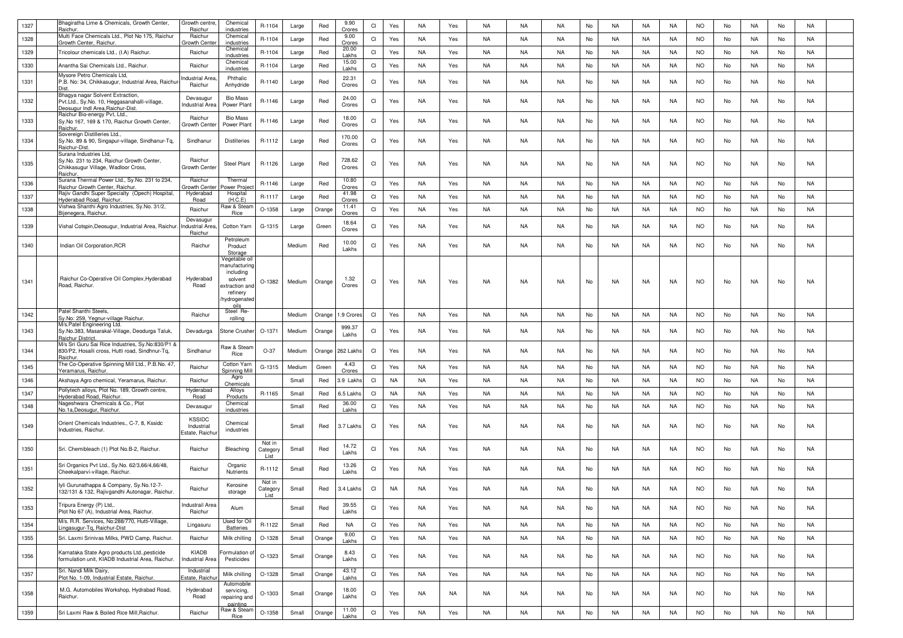| 1327 | Bhagiratha Lime & Chemicals, Growth Center, Raichur. | Growth centre, Raichur | Chemical industries | R-1104 | Large | Red | 9.90 Crores | CI | Yes | NA | Yes | NA | NA | NA | No | NA | NA | NA | NO | No | NA | No | NA | |
|---|---|---|---|---|---|---|---|---|---|---|---|---|---|---|---|---|---|---|---|---|---|---|---|---|
| 1328 | Multi Face Chemicals Ltd., Plot No 175, Raichur Growth Center, Raichur. | Raichur Growth Center | Chemical industries | R-1104 | Large | Red | 9.00 Crores | CI | Yes | NA | Yes | NA | NA | NA | No | NA | NA | NA | NO | No | NA | No | NA | |
| 1329 | Tricolour chemicals Ltd., (I.A) Raichur. | Raichur | Chemical industries | R-1104 | Large | Red | 20.00 Lakhs | CI | Yes | NA | Yes | NA | NA | NA | No | NA | NA | NA | NO | No | NA | No | NA | |
| 1330 | Anantha Sai Chemicals Ltd., Raichur. | Raichur | Chemical industries | R-1104 | Large | Red | 15.00 Lakhs | CI | Yes | NA | Yes | NA | NA | NA | No | NA | NA | NA | NO | No | NA | No | NA | |
| 1331 | Mysore Petro Chemicals Ltd, P.B. No: 34, Chikkasugur, Industrial Area, Raichur Dist. | Industrial Area, Raichur | Phthalic Anhydride | R-1140 | Large | Red | 22.31 Crores | CI | Yes | NA | Yes | NA | NA | NA | No | NA | NA | NA | NO | No | NA | No | NA | |
| 1332 | Bhagya nagar Solvent Extraction, Pvt.Ltd., Sy.No. 10, Heggasanahalli-village, Deosugur Indl Area,Raichur-Dist. | Devasugur Industrial Area | Bio Mass Power Plant | R-1146 | Large | Red | 24.00 Crores | CI | Yes | NA | Yes | NA | NA | NA | No | NA | NA | NA | NO | No | NA | No | NA | |
| 1333 | Raichur Bio-energy Pvt, Ltd., Sy.No 167, 169 & 170, Raichur Growth Center, Raichur. | Raichur Growth Center | Bio Mass Power Plant | R-1146 | Large | Red | 18.00 Crores | CI | Yes | NA | Yes | NA | NA | NA | No | NA | NA | NA | NO | No | NA | No | NA | |
| 1334 | Sovereign Distilleries Ltd., Sy.No. 89 & 90, Singapur-village, Sindhanur-Tq, Raichur-Dist. | Sindhanur | Distilleries | R-1112 | Large | Red | 170.00 Crores | CI | Yes | NA | Yes | NA | NA | NA | No | NA | NA | NA | NO | No | NA | No | NA | |
| 1335 | Surana Industries Ltd, Sy.No. 231 to 234, Raichur Growth Center, Chikkasugur Village, Wadloor Cross, Raichur. | Raichur Growth Center | Steel Plant | R-1126 | Large | Red | 728.62 Crores | CI | Yes | NA | Yes | NA | NA | NA | No | NA | NA | NA | NO | No | NA | No | NA | |
| 1336 | Surana Thermal Power Ltd., Sy.No. 231 to 234, Raichur Growth Center, Raichur. | Raichur Growth Center | Thermal Power Project | R-1146 | Large | Red | 10.80 Crores | CI | Yes | NA | Yes | NA | NA | NA | No | NA | NA | NA | NO | No | NA | No | NA | |
| 1337 | Rajiv Gandhi Super Specialty (Opech) Hospital, Hyderabad Road, Raichur. | Hyderabad Road | Hospital (H.C.E) | R-1117 | Large | Red | 41.98 Crores | CI | Yes | NA | Yes | NA | NA | NA | No | NA | NA | NA | NO | No | NA | No | NA | |
| 1338 | Vishwa Shanthi Agro Industries, Sy.No. 31/2, Bijenegera, Raichur. | Raichur | Raw & Steam Rice | O-1358 | Large | Orange | 11.41 Crores | CI | Yes | NA | Yes | NA | NA | NA | No | NA | NA | NA | NO | No | NA | No | NA | |
| 1339 | Vishal Cotspin,Deosugur, Industrial Area, Raichur. | Devasugur Industrial Area, Raichur | Cotton Yarn | G-1315 | Large | Green | 18.64 Crores | CI | Yes | NA | Yes | NA | NA | NA | No | NA | NA | NA | NO | No | NA | No | NA | |
| 1340 | Indian Oil Corporation,RCR | Raichur | Petroleum Product Storage | | Medium | Red | 10.00 Lakhs | CI | Yes | NA | Yes | NA | NA | NA | No | NA | NA | NA | NO | No | NA | No | NA | |
| 1341 | Raichur Co-Operative Oil Complex,Hyderabad Road, Raichur. | Hyderabad Road | Vegetable oil manufacturing including solvent extraction and refinery /hydrogenated oils | O-1382 | Medium | Orange | 1.32 Crores | CI | Yes | NA | Yes | NA | NA | NA | No | NA | NA | NA | NO | No | NA | No | NA | |
| 1342 | Patel Shanthi Steels, Sy.No: 259, Yegnur-village Raichur. | Raichur | Steel Re-rolling | | Medium | Orange | 1.9 Crores | CI | Yes | NA | Yes | NA | NA | NA | No | NA | NA | NA | NO | No | NA | No | NA | |
| 1343 | M/s.Patel Engineering Ltd. Sy.No.383, Masarakal-Village, Deodurga Taluk, Raichur District. | Devadurga | Stone Crusher | O-1371 | Medium | Orange | 999.37 Lakhs | CI | Yes | NA | Yes | NA | NA | NA | No | NA | NA | NA | NO | No | NA | No | NA | |
| 1344 | M/s Sri Guru Sai Rice Industries, Sy.No:830/P1 & 830/P2, Hosalli cross, Hutti road, Sindhnur-Tq, Raichur. | Sindhanur | Raw & Steam Rice | O-37 | Medium | Orange | 262 Lakhs | CI | Yes | NA | Yes | NA | NA | NA | No | NA | NA | NA | NO | No | NA | No | NA | |
| 1345 | The Co-Operative Spinning Mill Ltd., P.B.No. 47, Yeramarus, Raichur. | Raichur | Cotton Yarn Spinning Mill | G-1315 | Medium | Green | 4.43 Crores | CI | Yes | NA | Yes | NA | NA | NA | No | NA | NA | NA | NO | No | NA | No | NA | |
| 1346 | Akshaya Agro chemical, Yeramarus, Raichur. | Raichur | Agro Chemicals | | Small | Red | 3.9 Lakhs | CI | NA | NA | Yes | NA | NA | NA | No | NA | NA | NA | NO | No | NA | No | NA | |
| 1347 | Pollytech alloys, Plot No. 189, Growth centre, Hyderabad Road, Raichur. | Hyderabad Road | Alloys Products | R-1165 | Small | Red | 6.5 Lakhs | CI | NA | NA | Yes | NA | NA | NA | No | NA | NA | NA | NO | No | NA | No | NA | |
| 1348 | Nageshwara Chemicals & Co., Plot No.1a,Deosugur, Raichur. | Devasugur | Chemical industries | | Small | Red | 36.00 Lakhs | CI | Yes | NA | Yes | NA | NA | NA | No | NA | NA | NA | NO | No | NA | No | NA | |
| 1349 | Orient Chemicals Industries., C-7, 8, Kssidc Industries, Raichur. | KSSIDC Industrial Estate, Raichur | Chemical industries | | Small | Red | 3.7 Lakhs | CI | Yes | NA | Yes | NA | NA | NA | No | NA | NA | NA | NO | No | NA | No | NA | |
| 1350 | Sri. Chemibleach (1) Plot No.B-2, Raichur. | Raichur | Bleaching | Not in Category List | Small | Red | 14.72 Lakhs | CI | Yes | NA | Yes | NA | NA | NA | No | NA | NA | NA | NO | No | NA | No | NA | |
| 1351 | Sri Organics Pvt Ltd., Sy.No. 62/3,66/4,66/48, Cheekalparvi-village, Raichur. | Raichur | Organic Nutrients | R-1112 | Small | Red | 13.26 Lakhs | CI | Yes | NA | Yes | NA | NA | NA | No | NA | NA | NA | NO | No | NA | No | NA | |
| 1352 | Iyli Gurunathappa & Company, Sy.No.12-7-132/131 & 132, Rajivgandhi Autonagar, Raichur. | Raichur | Kerosine storage | Not in Category List | Small | Red | 3.4 Lakhs | CI | NA | NA | Yes | NA | NA | NA | No | NA | NA | NA | NO | No | NA | No | NA | |
| 1353 | Tripura Energy (P) Ltd., Plot No 67 (A), Industrial Area, Raichur. | Industrail Area Raichur | Alum | | Small | Red | 39.55 Lakhs | CI | Yes | NA | Yes | NA | NA | NA | No | NA | NA | NA | NO | No | NA | No | NA | |
| 1354 | M/s. R.R. Services, No:288/770, Hutti-Village, Lingasugur-Tq, Raichur-Dist | Lingasuru | Used for Oil Batteries | R-1122 | Small | Red | NA | CI | Yes | NA | Yes | NA | NA | NA | No | NA | NA | NA | NO | No | NA | No | NA | |
| 1355 | Sri. Laxmi Srinivas Milks, PWD Camp, Raichur. | Raichur | Milk chilling | O-1328 | Small | Orange | 9.00 Lakhs | CI | Yes | NA | Yes | NA | NA | NA | No | NA | NA | NA | NO | No | NA | No | NA | |
| 1356 | Karnataka State Agro products Ltd.,pesticide formulation unit, KIADB Industrial Area, Raichur. | KIADB Industrial Area | Formulation of Pesticides | O-1323 | Small | Orange | 8.43 Lakhs | CI | Yes | NA | Yes | NA | NA | NA | No | NA | NA | NA | NO | No | NA | No | NA | |
| 1357 | Sri. Nandi Milk Dairy, Plot No. 1-09, Industrial Estate, Raichur. | Industrial Estate, Raichur | Milk chilling | O-1328 | Small | Orange | 43.12 Lakhs | CI | Yes | NA | Yes | NA | NA | NA | No | NA | NA | NA | NO | No | NA | No | NA | |
| 1358 | M.G. Automobiles Workshop, Hydrabad Road, Raichur. | Hyderabad Road | Automobile servicing, repairing and painting | O-1303 | Small | Orange | 18.00 Lakhs | CI | Yes | NA | NA | NA | NA | NA | No | NA | NA | NA | NO | No | NA | No | NA | |
| 1359 | Sri Laxmi Raw & Boiled Rice Mill,Raichur. | Raichur | Raw & Steam Rice | O-1358 | Small | Orange | 11.00 Lakhs | CI | Yes | NA | Yes | NA | NA | NA | No | NA | NA | NA | NO | No | NA | No | NA | |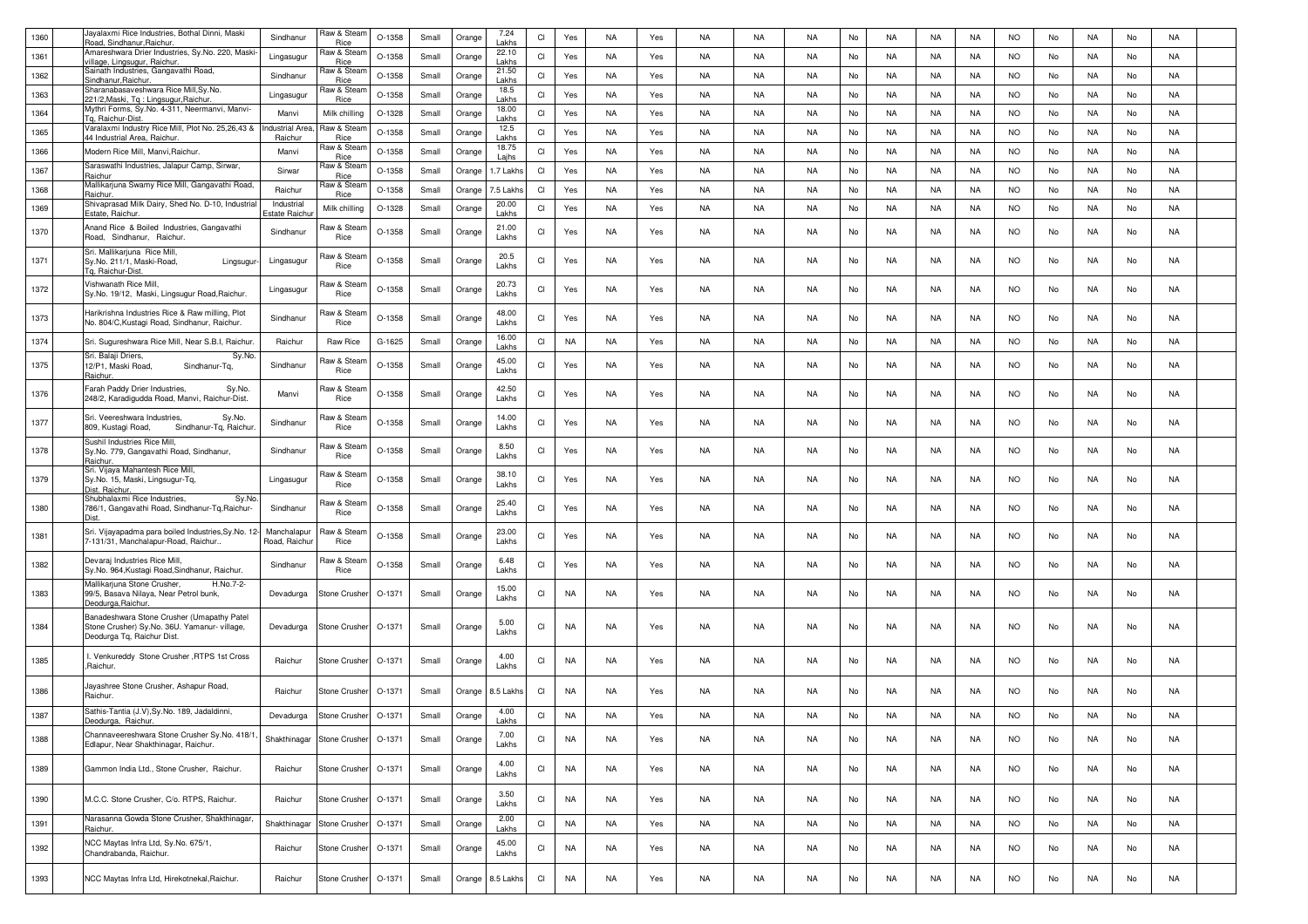| 1360 | | Jayalaxmi Rice Industries, Bothal Dinni, Maski Road, Sindhanur,Raichur. | Sindhanur | Raw & Steam Rice | O-1358 | Small | Orange | 7.24 Lakhs | CI | Yes | NA | Yes | NA | NA | NA | No | NA | NA | NA | NO | No | NA | No | NA | |
|---|---|---|---|---|---|---|---|---|---|---|---|---|---|---|---|---|---|---|---|---|---|---|---|---|---|
| 1361 | | Amareshwara Drier Industries, Sy.No. 220, Maski-village, Lingsugur, Raichur. | Lingasugur | Raw & Steam Rice | O-1358 | Small | Orange | 22.10 Lakhs | CI | Yes | NA | Yes | NA | NA | NA | No | NA | NA | NA | NO | No | NA | No | NA | |
| 1362 | | Sainath Industries, Gangavathi Road, Sindhanur,Raichur. | Sindhanur | Raw & Steam Rice | O-1358 | Small | Orange | 21.50 Lakhs | CI | Yes | NA | Yes | NA | NA | NA | No | NA | NA | NA | NO | No | NA | No | NA | |
| 1363 | | Sharanabasaveshwara Rice Mill,Sy.No. 221/2,Maski, Tq : Lingsugur,Raichur. | Lingasugur | Raw & Steam Rice | O-1358 | Small | Orange | 18.5 Lakhs | CI | Yes | NA | Yes | NA | NA | NA | No | NA | NA | NA | NO | No | NA | No | NA | |
| 1364 | | Mythri Forms, Sy.No. 4-311, Neermanvi, Manvi-Tq, Raichur-Dist. | Manvi | Milk chilling | O-1328 | Small | Orange | 18.00 Lakhs | CI | Yes | NA | Yes | NA | NA | NA | No | NA | NA | NA | NO | No | NA | No | NA | |
| 1365 | | Varalaxmi Industry Rice Mill, Plot No. 25,26,43 & 44 Industrial Area, Raichur. | Industrial Area, Raichur | Raw & Steam Rice | O-1358 | Small | Orange | 12.5 Lakhs | CI | Yes | NA | Yes | NA | NA | NA | No | NA | NA | NA | NO | No | NA | No | NA | |
| 1366 | | Modern Rice Mill, Manvi,Raichur. | Manvi | Raw & Steam Rice | O-1358 | Small | Orange | 18.75 Lajhs | CI | Yes | NA | Yes | NA | NA | NA | No | NA | NA | NA | NO | No | NA | No | NA | |
| 1367 | | Saraswathi Industries, Jalapur Camp, Sirwar, Raichur | Sirwar | Raw & Steam Rice | O-1358 | Small | Orange | 1.7 Lakhs | CI | Yes | NA | Yes | NA | NA | NA | No | NA | NA | NA | NO | No | NA | No | NA | |
| 1368 | | Mallikarjuna Swamy Rice Mill, Gangavathi Road, Raichur. | Raichur | Raw & Steam Rice | O-1358 | Small | Orange | 7.5 Lakhs | CI | Yes | NA | Yes | NA | NA | NA | No | NA | NA | NA | NO | No | NA | No | NA | |
| 1369 | | Shivaprasad Milk Dairy, Shed No. D-10, Industrial Estate, Raichur. | Industrial Estate Raichur | Milk chilling | O-1328 | Small | Orange | 20.00 Lakhs | CI | Yes | NA | Yes | NA | NA | NA | No | NA | NA | NA | NO | No | NA | No | NA | |
| 1370 | | Anand Rice & Boiled Industries, Gangavathi Road, Sindhanur, Raichur. | Sindhanur | Raw & Steam Rice | O-1358 | Small | Orange | 21.00 Lakhs | CI | Yes | NA | Yes | NA | NA | NA | No | NA | NA | NA | NO | No | NA | No | NA | |
| 1371 | | Sri. Mallikarjuna Rice Mill, Sy.No. 211/1, Maski-Road, Lingsugur-Tq, Raichur-Dist. | Lingasugur | Raw & Steam Rice | O-1358 | Small | Orange | 20.5 Lakhs | CI | Yes | NA | Yes | NA | NA | NA | No | NA | NA | NA | NO | No | NA | No | NA | |
| 1372 | | Vishwanath Rice Mill, Sy.No. 19/12, Maski, Lingsugur Road,Raichur. | Lingasugur | Raw & Steam Rice | O-1358 | Small | Orange | 20.73 Lakhs | CI | Yes | NA | Yes | NA | NA | NA | No | NA | NA | NA | NO | No | NA | No | NA | |
| 1373 | | Harikrishna Industries Rice & Raw milling, Plot No. 804/C,Kustagi Road, Sindhanur, Raichur. | Sindhanur | Raw & Steam Rice | O-1358 | Small | Orange | 48.00 Lakhs | CI | Yes | NA | Yes | NA | NA | NA | No | NA | NA | NA | NO | No | NA | No | NA | |
| 1374 | | Sri. Sugureshwara Rice Mill, Near S.B.I, Raichur. | Raichur | Raw Rice | G-1625 | Small | Orange | 16.00 Lakhs | CI | NA | NA | Yes | NA | NA | NA | No | NA | NA | NA | NO | No | NA | No | NA | |
| 1375 | | Sri. Balaji Driers, Sy.No. 12/P1, Maski Road, Sindhanur-Tq, Raichur. | Sindhanur | Raw & Steam Rice | O-1358 | Small | Orange | 45.00 Lakhs | CI | Yes | NA | Yes | NA | NA | NA | No | NA | NA | NA | NO | No | NA | No | NA | |
| 1376 | | Farah Paddy Drier Industries, Sy.No. 248/2, Karadigudda Road, Manvi, Raichur-Dist. | Manvi | Raw & Steam Rice | O-1358 | Small | Orange | 42.50 Lakhs | CI | Yes | NA | Yes | NA | NA | NA | No | NA | NA | NA | NO | No | NA | No | NA | |
| 1377 | | Sri. Veereshwara Industries, Sy.No. 809, Kustagi Road, Sindhanur-Tq, Raichur. | Sindhanur | Raw & Steam Rice | O-1358 | Small | Orange | 14.00 Lakhs | CI | Yes | NA | Yes | NA | NA | NA | No | NA | NA | NA | NO | No | NA | No | NA | |
| 1378 | | Sushil Industries Rice Mill, Sy.No. 779, Gangavathi Road, Sindhanur, Raichur. | Sindhanur | Raw & Steam Rice | O-1358 | Small | Orange | 8.50 Lakhs | CI | Yes | NA | Yes | NA | NA | NA | No | NA | NA | NA | NO | No | NA | No | NA | |
| 1379 | | Sri. Vijaya Mahantesh Rice Mill, Sy.No. 15, Maski, Lingsugur-Tq, Dist. Raichur. | Lingasugur | Raw & Steam Rice | O-1358 | Small | Orange | 38.10 Lakhs | CI | Yes | NA | Yes | NA | NA | NA | No | NA | NA | NA | NO | No | NA | No | NA | |
| 1380 | | Shubhalaxmi Rice Industries, Sy.No. 786/1, Gangavathi Road, Sindhanur-Tq,Raichur-Dist. | Sindhanur | Raw & Steam Rice | O-1358 | Small | Orange | 25.40 Lakhs | CI | Yes | NA | Yes | NA | NA | NA | No | NA | NA | NA | NO | No | NA | No | NA | |
| 1381 | | Sri. Vijayapadma para boiled Industries,Sy.No. 12-7-131/31, Manchalapur-Road, Raichur.. | Manchalapur Road, Raichur | Raw & Steam Rice | O-1358 | Small | Orange | 23.00 Lakhs | CI | Yes | NA | Yes | NA | NA | NA | No | NA | NA | NA | NO | No | NA | No | NA | |
| 1382 | | Devaraj Industries Rice Mill, Sy.No. 964,Kustagi Road,Sindhanur, Raichur. | Sindhanur | Raw & Steam Rice | O-1358 | Small | Orange | 6.48 Lakhs | CI | Yes | NA | Yes | NA | NA | NA | No | NA | NA | NA | NO | No | NA | No | NA | |
| 1383 | | Mallikarjuna Stone Crusher, H.No.7-2-99/5, Basava Nilaya, Near Petrol bunk, Deodurga,Raichur. | Devadurga | Stone Crusher | O-1371 | Small | Orange | 15.00 Lakhs | CI | NA | NA | Yes | NA | NA | NA | No | NA | NA | NA | NO | No | NA | No | NA | |
| 1384 | | Banadeshwara Stone Crusher (Umapathy Patel Stone Crusher) Sy.No. 36U. Yamanur- village, Deodurga Tq, Raichur Dist. | Devadurga | Stone Crusher | O-1371 | Small | Orange | 5.00 Lakhs | CI | NA | NA | Yes | NA | NA | NA | No | NA | NA | NA | NO | No | NA | No | NA | |
| 1385 | | I. Venkureddy Stone Crusher ,RTPS 1st Cross ,Raichur. | Raichur | Stone Crusher | O-1371 | Small | Orange | 4.00 Lakhs | CI | NA | NA | Yes | NA | NA | NA | No | NA | NA | NA | NO | No | NA | No | NA | |
| 1386 | | Jayashree Stone Crusher, Ashapur Road, Raichur. | Raichur | Stone Crusher | O-1371 | Small | Orange | 8.5 Lakhs | CI | NA | NA | Yes | NA | NA | NA | No | NA | NA | NA | NO | No | NA | No | NA | |
| 1387 | | Sathis-Tantia (J.V),Sy.No. 189, Jadaldinni, Deodurga, Raichur. | Devadurga | Stone Crusher | O-1371 | Small | Orange | 4.00 Lakhs | CI | NA | NA | Yes | NA | NA | NA | No | NA | NA | NA | NO | No | NA | No | NA | |
| 1388 | | Channaveereshwara Stone Crusher Sy.No. 418/1, Edlapur, Near Shakthinagar, Raichur. | Shakthinagar | Stone Crusher | O-1371 | Small | Orange | 7.00 Lakhs | CI | NA | NA | Yes | NA | NA | NA | No | NA | NA | NA | NO | No | NA | No | NA | |
| 1389 | | Gammon India Ltd., Stone Crusher, Raichur. | Raichur | Stone Crusher | O-1371 | Small | Orange | 4.00 Lakhs | CI | NA | NA | Yes | NA | NA | NA | No | NA | NA | NA | NO | No | NA | No | NA | |
| 1390 | | M.C.C. Stone Crusher, C/o. RTPS, Raichur. | Raichur | Stone Crusher | O-1371 | Small | Orange | 3.50 Lakhs | CI | NA | NA | Yes | NA | NA | NA | No | NA | NA | NA | NO | No | NA | No | NA | |
| 1391 | | Narasanna Gowda Stone Crusher, Shakthinagar, Raichur. | Shakthinagar | Stone Crusher | O-1371 | Small | Orange | 2.00 Lakhs | CI | NA | NA | Yes | NA | NA | NA | No | NA | NA | NA | NO | No | NA | No | NA | |
| 1392 | | NCC Maytas Infra Ltd, Sy.No. 675/1, Chandrabanda, Raichur. | Raichur | Stone Crusher | O-1371 | Small | Orange | 45.00 Lakhs | CI | NA | NA | Yes | NA | NA | NA | No | NA | NA | NA | NO | No | NA | No | NA | |
| 1393 | | NCC Maytas Infra Ltd, Hirekotnekal,Raichur. | Raichur | Stone Crusher | O-1371 | Small | Orange | 8.5 Lakhs | CI | NA | NA | Yes | NA | NA | NA | No | NA | NA | NA | NO | No | NA | No | NA | |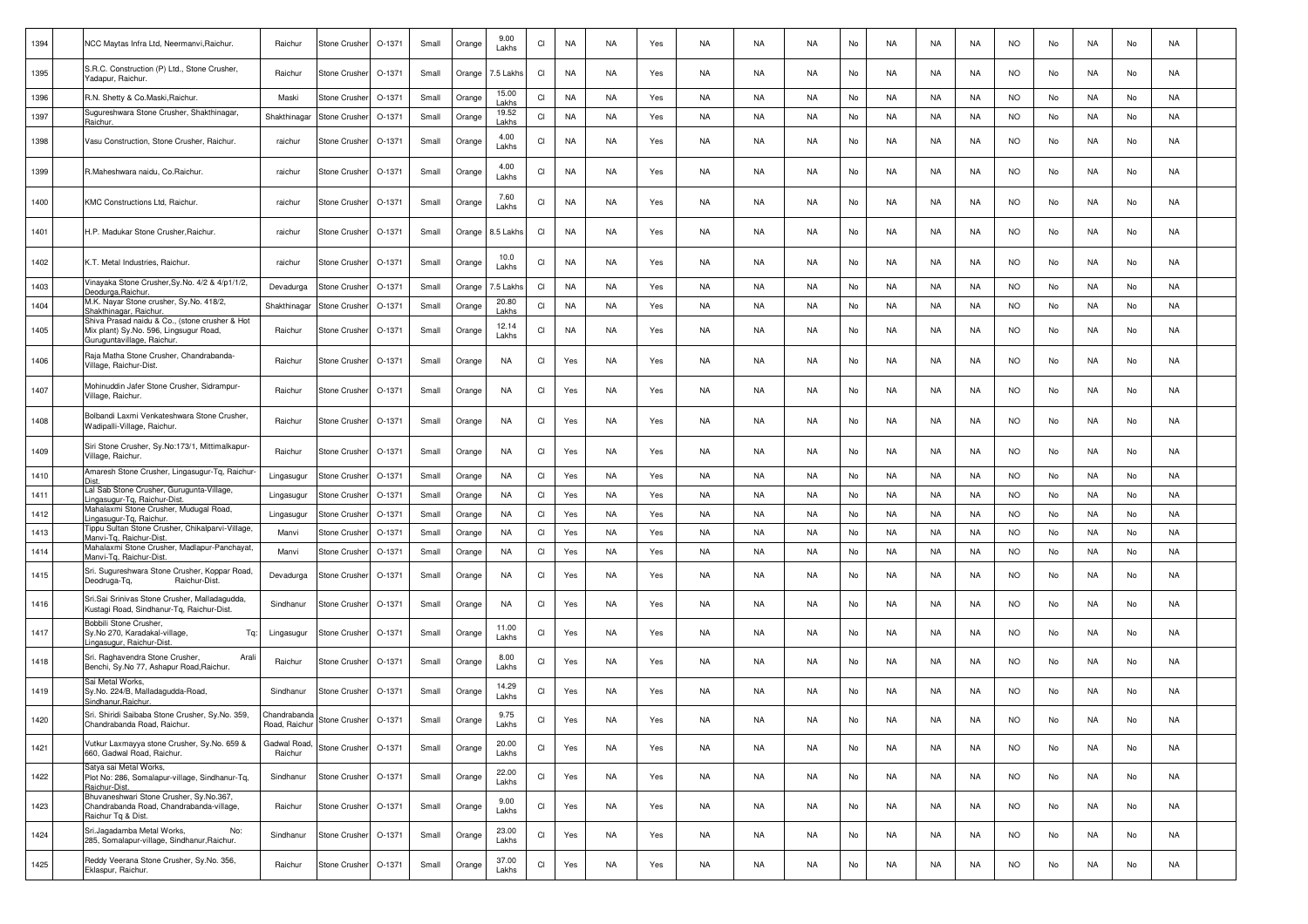| 1394 | | NCC Maytas Infra Ltd, Neermanvi,Raichur. | Raichur | Stone Crusher | O-1371 | Small | Orange | 9.00 Lakhs | CI | NA | NA | Yes | NA | NA | NA | No | NA | NA | NA | NO | No | NA | No | NA | |
|---|---|---|---|---|---|---|---|---|---|---|---|---|---|---|---|---|---|---|---|---|---|---|---|---|---|
| 1395 | | S.R.C. Construction (P) Ltd., Stone Crusher, Yadapur, Raichur. | Raichur | Stone Crusher | O-1371 | Small | Orange | 7.5 Lakhs | CI | NA | NA | Yes | NA | NA | NA | No | NA | NA | NA | NO | No | NA | No | NA | |
| 1396 | | R.N. Shetty & Co.Maski,Raichur. | Maski | Stone Crusher | O-1371 | Small | Orange | 15.00 Lakhs | CI | NA | NA | Yes | NA | NA | NA | No | NA | NA | NA | NO | No | NA | No | NA | |
| 1397 | | Sugureshwara Stone Crusher, Shakthinagar, Raichur. | Shakthinagar | Stone Crusher | O-1371 | Small | Orange | 19.52 Lakhs | CI | NA | NA | Yes | NA | NA | NA | No | NA | NA | NA | NO | No | NA | No | NA | |
| 1398 | | Vasu Construction, Stone Crusher, Raichur. | raichur | Stone Crusher | O-1371 | Small | Orange | 4.00 Lakhs | CI | NA | NA | Yes | NA | NA | NA | No | NA | NA | NA | NO | No | NA | No | NA | |
| 1399 | | R.Maheshwara naidu, Co.Raichur. | raichur | Stone Crusher | O-1371 | Small | Orange | 4.00 Lakhs | CI | NA | NA | Yes | NA | NA | NA | No | NA | NA | NA | NO | No | NA | No | NA | |
| 1400 | | KMC Constructions Ltd, Raichur. | raichur | Stone Crusher | O-1371 | Small | Orange | 7.60 Lakhs | CI | NA | NA | Yes | NA | NA | NA | No | NA | NA | NA | NO | No | NA | No | NA | |
| 1401 | | H.P. Madukar Stone Crusher,Raichur. | raichur | Stone Crusher | O-1371 | Small | Orange | 8.5 Lakhs | CI | NA | NA | Yes | NA | NA | NA | No | NA | NA | NA | NO | No | NA | No | NA | |
| 1402 | | K.T. Metal Industries, Raichur. | raichur | Stone Crusher | O-1371 | Small | Orange | 10.0 Lakhs | CI | NA | NA | Yes | NA | NA | NA | No | NA | NA | NA | NO | No | NA | No | NA | |
| 1403 | | Vinayaka Stone Crusher,Sy.No. 4/2 & 4/p1/1/2, Deodurga,Raichur. | Devadurga | Stone Crusher | O-1371 | Small | Orange | 7.5 Lakhs | CI | NA | NA | Yes | NA | NA | NA | No | NA | NA | NA | NO | No | NA | No | NA | |
| 1404 | | M.K. Nayar Stone crusher, Sy.No. 418/2, Shakthinagar, Raichur. | Shakthinagar | Stone Crusher | O-1371 | Small | Orange | 20.80 Lakhs | CI | NA | NA | Yes | NA | NA | NA | No | NA | NA | NA | NO | No | NA | No | NA | |
| 1405 | | Shiva Prasad naidu & Co., (stone crusher & Hot Mix plant) Sy.No. 596, Lingsugur Road, Guruguntavillage, Raichur. | Raichur | Stone Crusher | O-1371 | Small | Orange | 12.14 Lakhs | CI | NA | NA | Yes | NA | NA | NA | No | NA | NA | NA | NO | No | NA | No | NA | |
| 1406 | | Raja Matha Stone Crusher, Chandrabanda-Village, Raichur-Dist. | Raichur | Stone Crusher | O-1371 | Small | Orange | NA | CI | Yes | NA | Yes | NA | NA | NA | No | NA | NA | NA | NO | No | NA | No | NA | |
| 1407 | | Mohinuddin Jafer Stone Crusher, Sidrampur-Village, Raichur. | Raichur | Stone Crusher | O-1371 | Small | Orange | NA | CI | Yes | NA | Yes | NA | NA | NA | No | NA | NA | NA | NO | No | NA | No | NA | |
| 1408 | | Bolbandi Laxmi Venkateshwara Stone Crusher, Wadipalli-Village, Raichur. | Raichur | Stone Crusher | O-1371 | Small | Orange | NA | CI | Yes | NA | Yes | NA | NA | NA | No | NA | NA | NA | NO | No | NA | No | NA | |
| 1409 | | Siri Stone Crusher, Sy.No:173/1, Mittimalkapur-Village, Raichur. | Raichur | Stone Crusher | O-1371 | Small | Orange | NA | CI | Yes | NA | Yes | NA | NA | NA | No | NA | NA | NA | NO | No | NA | No | NA | |
| 1410 | | Amaresh Stone Crusher, Lingasugur-Tq, Raichur-Dist. | Lingasugur | Stone Crusher | O-1371 | Small | Orange | NA | CI | Yes | NA | Yes | NA | NA | NA | No | NA | NA | NA | NO | No | NA | No | NA | |
| 1411 | | Lal Sab Stone Crusher, Gurugunta-Village, Lingasugur-Tq, Raichur-Dist. | Lingasugur | Stone Crusher | O-1371 | Small | Orange | NA | CI | Yes | NA | Yes | NA | NA | NA | No | NA | NA | NA | NO | No | NA | No | NA | |
| 1412 | | Mahalaxmi Stone Crusher, Mudugal Road, Lingasugur-Tq, Raichur. | Lingasugur | Stone Crusher | O-1371 | Small | Orange | NA | CI | Yes | NA | Yes | NA | NA | NA | No | NA | NA | NA | NO | No | NA | No | NA | |
| 1413 | | Tippu Sultan Stone Crusher, Chikalparvi-Village, Manvi-Tq, Raichur-Dist. | Manvi | Stone Crusher | O-1371 | Small | Orange | NA | CI | Yes | NA | Yes | NA | NA | NA | No | NA | NA | NA | NO | No | NA | No | NA | |
| 1414 | | Mahalaxmi Stone Crusher, Madlapur-Panchayat, Manvi-Tq, Raichur-Dist. | Manvi | Stone Crusher | O-1371 | Small | Orange | NA | CI | Yes | NA | Yes | NA | NA | NA | No | NA | NA | NA | NO | No | NA | No | NA | |
| 1415 | | Sri. Sugureshwara Stone Crusher, Koppar Road, Deodruga-Tq, Raichur-Dist. | Devadurga | Stone Crusher | O-1371 | Small | Orange | NA | CI | Yes | NA | Yes | NA | NA | NA | No | NA | NA | NA | NO | No | NA | No | NA | |
| 1416 | | Sri.Sai Srinivas Stone Crusher, Malladagudda, Kustagi Road, Sindhanur-Tq, Raichur-Dist. | Sindhanur | Stone Crusher | O-1371 | Small | Orange | NA | CI | Yes | NA | Yes | NA | NA | NA | No | NA | NA | NA | NO | No | NA | No | NA | |
| 1417 | | Bobbili Stone Crusher, Sy.No 270, Karadakal-village, Tq: Lingasugur, Raichur-Dist. | Lingasugur | Stone Crusher | O-1371 | Small | Orange | 11.00 Lakhs | CI | Yes | NA | Yes | NA | NA | NA | No | NA | NA | NA | NO | No | NA | No | NA | |
| 1418 | | Sri. Raghavendra Stone Crusher, Arali Benchi, Sy.No 77, Ashapur Road,Raichur. | Raichur | Stone Crusher | O-1371 | Small | Orange | 8.00 Lakhs | CI | Yes | NA | Yes | NA | NA | NA | No | NA | NA | NA | NO | No | NA | No | NA | |
| 1419 | | Sai Metal Works, Sy.No. 224/B, Malladagudda-Road, Sindhanur,Raichur. | Sindhanur | Stone Crusher | O-1371 | Small | Orange | 14.29 Lakhs | CI | Yes | NA | Yes | NA | NA | NA | No | NA | NA | NA | NO | No | NA | No | NA | |
| 1420 | | Sri. Shiridi Saibaba Stone Crusher, Sy.No. 359, Chandrabanda Road, Raichur. | Chandrabanda Road, Raichur | Stone Crusher | O-1371 | Small | Orange | 9.75 Lakhs | CI | Yes | NA | Yes | NA | NA | NA | No | NA | NA | NA | NO | No | NA | No | NA | |
| 1421 | | Vutkur Laxmayya stone Crusher, Sy.No. 659 & 660, Gadwal Road, Raichur. | Gadwal Road, Raichur | Stone Crusher | O-1371 | Small | Orange | 20.00 Lakhs | CI | Yes | NA | Yes | NA | NA | NA | No | NA | NA | NA | NO | No | NA | No | NA | |
| 1422 | | Satya sai Metal Works, Plot No: 286, Somalapur-village, Sindhanur-Tq, Raichur-Dist. | Sindhanur | Stone Crusher | O-1371 | Small | Orange | 22.00 Lakhs | CI | Yes | NA | Yes | NA | NA | NA | No | NA | NA | NA | NO | No | NA | No | NA | |
| 1423 | | Bhuvaneshwari Stone Crusher, Sy.No.367, Chandrabanda Road, Chandrabanda-village, Raichur Tq & Dist. | Raichur | Stone Crusher | O-1371 | Small | Orange | 9.00 Lakhs | CI | Yes | NA | Yes | NA | NA | NA | No | NA | NA | NA | NO | No | NA | No | NA | |
| 1424 | | Sri.Jagadamba Metal Works, No: 285, Somalapur-village, Sindhanur,Raichur. | Sindhanur | Stone Crusher | O-1371 | Small | Orange | 23.00 Lakhs | CI | Yes | NA | Yes | NA | NA | NA | No | NA | NA | NA | NO | No | NA | No | NA | |
| 1425 | | Reddy Veerana Stone Crusher, Sy.No. 356, Eklaspur, Raichur. | Raichur | Stone Crusher | O-1371 | Small | Orange | 37.00 Lakhs | CI | Yes | NA | Yes | NA | NA | NA | No | NA | NA | NA | NO | No | NA | No | NA | |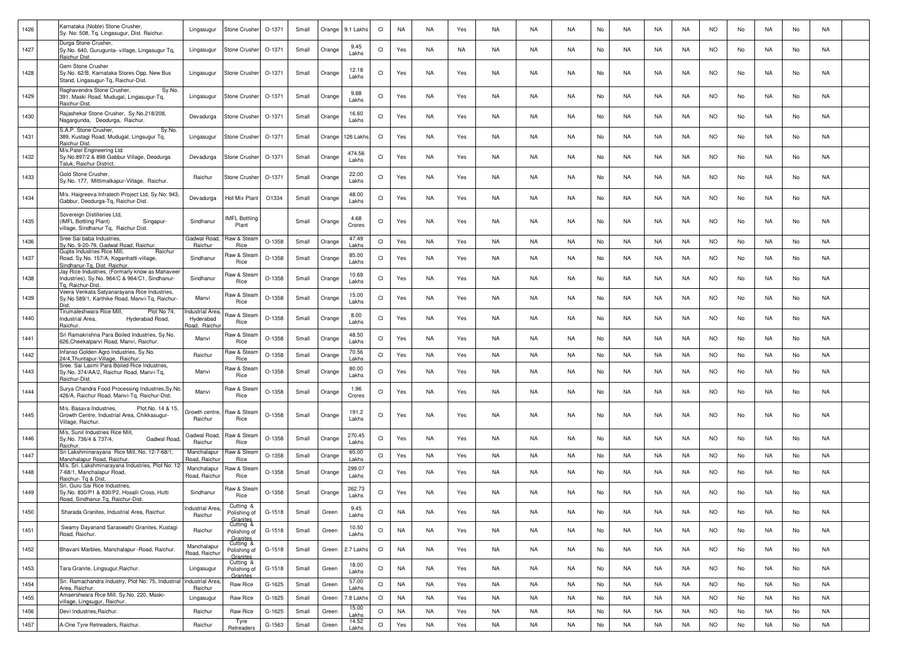| 1426 | | Karnataka (Noble) Stone Crusher, Sy. No: 508, Tq. Lingasugur, Dist. Raichur. | Lingasugur | Stone Crusher | O-1371 | Small | Orange | 9.1 Lakhs | CI | NA | NA | Yes | NA | NA | NA | No | NA | NA | NA | NO | No | NA | No | NA | |
|---|---|---|---|---|---|---|---|---|---|---|---|---|---|---|---|---|---|---|---|---|---|---|---|---|---|
| 1427 | | Durga Stone Crusher, Sy.No. 640, Gurugunta- village, Lingasugur Tq, Raichur Dist. | Lingasugur | Stone Crusher | O-1371 | Small | Orange | 9.45 Lakhs | CI | Yes | NA | NA | NA | NA | NA | No | NA | NA | NA | NO | No | NA | No | NA | |
| 1428 | | Gem Stone Crusher Sy.No. 62/B, Karnataka Stores Opp. New Bus Stand, Lingasugur-Tq, Raichur-Dist. | Lingasugur | Stone Crusher | O-1371 | Small | Orange | 12.18 Lakhs | CI | Yes | NA | Yes | NA | NA | NA | No | NA | NA | NA | NO | No | NA | No | NA | |
| 1429 | | Raghavendra Stone Crusher, Sy.No. 391, Maski Road, Mudugal, Lingasugur-Tq, Raichur-Dist. | Lingasugur | Stone Crusher | O-1371 | Small | Orange | 9.88 Lakhs | CI | Yes | NA | Yes | NA | NA | NA | No | NA | NA | NA | NO | No | NA | No | NA | |
| 1430 | | Rajashekar Stone Crusher, Sy.No.218/208, Nagargunda, Deodurga, Raichur. | Devadurga | Stone Crusher | O-1371 | Small | Orange | 16.60 Lakhs | CI | Yes | NA | Yes | NA | NA | NA | No | NA | NA | NA | NO | No | NA | No | NA | |
| 1431 | | S.A.P. Stone Crusher, Sy.No. 389, Kustagi Road, Mudugal, Lingsugur Tq, Raichur Dist. | Lingasugur | Stone Crusher | O-1371 | Small | Orange | 126 Lakhs | CI | Yes | NA | Yes | NA | NA | NA | No | NA | NA | NA | NO | No | NA | No | NA | |
| 1432 | | M/s.Patel Engineering Ltd. Sy.No.897/2 & 898 Gabbur Village, Deodurga Taluk, Raichur District. | Devadurga | Stone Crusher | O-1371 | Small | Orange | 474.56 Lakhs | CI | Yes | NA | Yes | NA | NA | NA | No | NA | NA | NA | NO | No | NA | No | NA | |
| 1433 | | Gold Stone Crusher, Sy.No. 177, Mittimalkapur-Village, Raichur. | Raichur | Stone Crusher | O-1371 | Small | Orange | 22.00 Lakhs | CI | Yes | NA | Yes | NA | NA | NA | No | NA | NA | NA | NO | No | NA | No | NA | |
| 1434 | | M/s. Haigreeva Infratech Project Ltd, Sy.No: 943, Gabbur, Deodurga-Tq, Raichur-Dist. | Devadurga | Hot Mix Plant | O1334 | Small | Orange | 48.00 Lakhs | CI | Yes | NA | Yes | NA | NA | NA | No | NA | NA | NA | NO | No | NA | No | NA | |
| 1435 | | Sovereign Distilleries Ltd, (IMFL Bottling Plant) Singapur-village, Sindhanur Tq, Raichur Dist. | Sindhanur | IMFL Bottling Plant | | Small | Orange | 4.68 Crores | CI | Yes | NA | Yes | NA | NA | NA | No | NA | NA | NA | NO | No | NA | No | NA | |
| 1436 | | Sree Sai baba Industries, Sy.No. 9-20-79, Gadwal Road, Raichur. | Gadwal Road, Raichur | Raw & Steam Rice | O-1358 | Small | Orange | 47.49 Lakhs | CI | Yes | NA | Yes | NA | NA | NA | No | NA | NA | NA | NO | No | NA | No | NA | |
| 1437 | | Gupta Industries Rice Mill, Raichur Road, Sy.No. 157/A, Koganhatti-village, Sindhanur-Tq, Dist. Raichur. | Sindhanur | Raw & Steam Rice | O-1358 | Small | Orange | 85.00 Lakhs | CI | Yes | NA | Yes | NA | NA | NA | No | NA | NA | NA | NO | No | NA | No | NA | |
| 1438 | | Jay Rice Industries, (Formarly know as Mahaveer Industries), Sy.No. 964/C & 964/C1, Sindhanur-Tq, Raichur-Dist. | Sindhanur | Raw & Steam Rice | O-1358 | Small | Orange | 10.69 Lakhs | CI | Yes | NA | Yes | NA | NA | NA | No | NA | NA | NA | NO | No | NA | No | NA | |
| 1439 | | Veera Venkata Satyanarayana Rice Industries, Sy.No 589/1, Karthike Road, Manvi-Tq, Raichur-Dist. | Manvi | Raw & Steam Rice | O-1358 | Small | Orange | 15.00 Lakhs | CI | Yes | NA | Yes | NA | NA | NA | No | NA | NA | NA | NO | No | NA | No | NA | |
| 1440 | | Tirumaleshwara Rice Mill, Plot No 74, Industrial Area, Hyderabad Road, Raichur. | Industrial Area, Hyderabad Road, Raichur | Raw & Steam Rice | O-1358 | Small | Orange | 8.00 Lakhs | CI | Yes | NA | Yes | NA | NA | NA | No | NA | NA | NA | NO | No | NA | No | NA | |
| 1441 | | Sri Ramakrishna Para Boiled Industries, Sy.No. 626,Cheekalparvi Road, Manvi, Raichur. | Manvi | Raw & Steam Rice | O-1358 | Small | Orange | 48.50 Lakhs | CI | Yes | NA | Yes | NA | NA | NA | No | NA | NA | NA | NO | No | NA | No | NA | |
| 1442 | | Infanso Golden Agro Industries, Sy.No. 24/4,Thuntapur-Village, Raichur. | Raichur | Raw & Steam Rice | O-1358 | Small | Orange | 70.56 Lakhs | CI | Yes | NA | Yes | NA | NA | NA | No | NA | NA | NA | NO | No | NA | No | NA | |
| 1443 | | Sree. Sai Laxmi Para Boiled Rice Industries, Sy.No. 374/AA/2, Raichur Road, Manvi-Tq, Raichur-Dist. | Manvi | Raw & Steam Rice | O-1358 | Small | Orange | 80.00 Lakhs | CI | Yes | NA | Yes | NA | NA | NA | No | NA | NA | NA | NO | No | NA | No | NA | |
| 1444 | | Surya Chandra Food Processing Industries,Sy.No. 426/A, Raichur Road, Manvi-Tq, Raichur-Dist. | Manvi | Raw & Steam Rice | O-1358 | Small | Orange | 1.96 Crores | CI | Yes | NA | Yes | NA | NA | NA | No | NA | NA | NA | NO | No | NA | No | NA | |
| 1445 | | M/s. Basava Industries, Plot.No. 14 & 15, Growth Centre, Industrial Area, Chikkasugur-Village, Raichur. | Growth centre, Raichur | Raw & Steam Rice | O-1358 | Small | Orange | 191.2 Lakhs | CI | Yes | NA | Yes | NA | NA | NA | No | NA | NA | NA | NO | No | NA | No | NA | |
| 1446 | | M/s. Sunil Industries Rice Mill, Sy.No. 736/4 & 737/4, Gadwal Road, Raichur. | Gadwal Road, Raichur | Raw & Steam Rice | O-1358 | Small | Orange | 270.45 Lakhs | CI | Yes | NA | Yes | NA | NA | NA | No | NA | NA | NA | NO | No | NA | No | NA | |
| 1447 | | Sri Lakshminarayana Rice Mill, No. 12-7-68/1, Manchalapur Road, Raichur. | Manchalapur Road, Raichur | Raw & Steam Rice | O-1358 | Small | Orange | 65.00 Lakhs | CI | Yes | NA | Yes | NA | NA | NA | No | NA | NA | NA | NO | No | NA | No | NA | |
| 1448 | | M/s. Sri. Lakshminarayana Industries, Plot No: 12-7-68/1, Manchalapur Road, Raichur- Tq & Dist. | Manchalapur Road, Raichur | Raw & Steam Rice | O-1358 | Small | Orange | 299.07 Lakhs | CI | Yes | NA | Yes | NA | NA | NA | No | NA | NA | NA | NO | No | NA | No | NA | |
| 1449 | | Sri. Guru Sai Rice Industries, Sy.No. 830/P1 & 830/P2, Hosalli Cross, Hutti Road, Sindhanur.Tq, Raichur-Dist. | Sindhanur | Raw & Steam Rice | O-1358 | Small | Orange | 262.73 Lakhs | CI | Yes | NA | Yes | NA | NA | NA | No | NA | NA | NA | NO | No | NA | No | NA | |
| 1450 | | Sharada Granites, Industrial Area, Raichur. | Industrial Area, Raichur | Cutting & Polishing of Granites | G-1518 | Small | Green | 9.45 Lakhs | CI | NA | NA | Yes | NA | NA | NA | No | NA | NA | NA | NO | No | NA | No | NA | |
| 1451 | | Swamy Dayanand Saraswathi Granites, Kustagi Road, Raichur. | Raichur | Cutting & Polishing of Granites | G-1518 | Small | Green | 10.50 Lakhs | CI | NA | NA | Yes | NA | NA | NA | No | NA | NA | NA | NO | No | NA | No | NA | |
| 1452 | | Bhavani Marbles, Manchalapur -Road, Raichur. | Manchalapur Road, Raichur | Cutting & Polishing of Granites | G-1518 | Small | Green | 2.7 Lakhs | CI | NA | NA | Yes | NA | NA | NA | No | NA | NA | NA | NO | No | NA | No | NA | |
| 1453 | | Tara Granite, Lingsugur,Raichur. | Lingasugur | Cutting & Polishing of Granites | G-1518 | Small | Green | 18.00 Lakhs | CI | NA | NA | Yes | NA | NA | NA | No | NA | NA | NA | NO | No | NA | No | NA | |
| 1454 | | Sri. Ramachandra Industry, Plot No: 75, Industrial Area, Raichur. | Industrial Area, Raichur | Raw Rice | G-1625 | Small | Green | 57.00 Lakhs | CI | NA | NA | Yes | NA | NA | NA | No | NA | NA | NA | NO | No | NA | No | NA | |
| 1455 | | Amaershwara Rice Mill, Sy.No. 220, Maski-village, Lingsugur, Raichur. | Lingasugur | Raw Rice | G-1625 | Small | Green | 7.8 Lakhs | CI | NA | NA | Yes | NA | NA | NA | No | NA | NA | NA | NO | No | NA | No | NA | |
| 1456 | | Devi Industries,Raichur. | Raichur | Raw Rice | G-1625 | Small | Green | 15.00 Lakhs | CI | NA | NA | Yes | NA | NA | NA | No | NA | NA | NA | NO | No | NA | No | NA | |
| 1457 | | A-One Tyre Retreaders, Raichur. | Raichur | Tyre Retreaders | G-1563 | Small | Green | 14.52 Lakhs | CI | Yes | NA | Yes | NA | NA | NA | No | NA | NA | NA | NO | No | NA | No | NA | |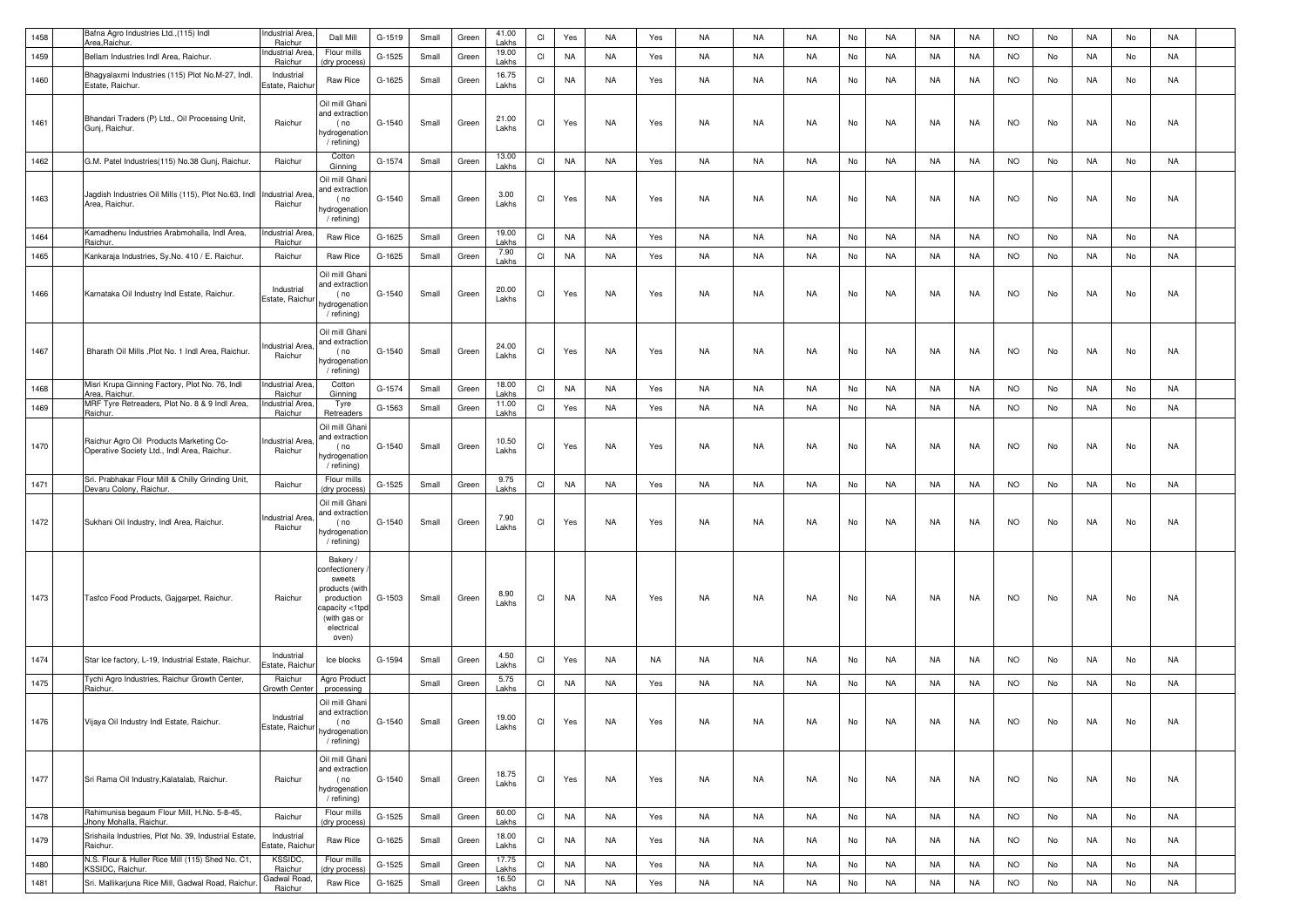| 1458 | | Bafna Agro Industries Ltd.,(115) Indl Area,Raichur. | Industrial Area, Raichur | Dall Mill | G-1519 | Small | Green | 41.00 Lakhs | CI | Yes | NA | Yes | NA | NA | NA | No | NA | NA | NA | NO | No | NA | No | NA | |
|---|---|---|---|---|---|---|---|---|---|---|---|---|---|---|---|---|---|---|---|---|---|---|---|---|---|
| 1459 | | Bellam Industries Indl Area, Raichur. | Industrial Area, Raichur | Flour mills (dry process) | G-1525 | Small | Green | 19.00 Lakhs | CI | NA | NA | Yes | NA | NA | NA | No | NA | NA | NA | NO | No | NA | No | NA | |
| 1460 | | Bhagyalaxmi Industries (115) Plot No.M-27, Indl. Estate, Raichur. | Industrial Estate, Raichur | Raw Rice | G-1625 | Small | Green | 16.75 Lakhs | CI | NA | NA | Yes | NA | NA | NA | No | NA | NA | NA | NO | No | NA | No | NA | |
| 1461 | | Bhandari Traders (P) Ltd., Oil Processing Unit, Gunj, Raichur. | Raichur | Oil mill Ghani and extraction ( no hydrogenation / refining) | G-1540 | Small | Green | 21.00 Lakhs | CI | Yes | NA | Yes | NA | NA | NA | No | NA | NA | NA | NO | No | NA | No | NA | |
| 1462 | | G.M. Patel Industries(115) No.38 Gunj, Raichur. | Raichur | Cotton Ginning | G-1574 | Small | Green | 13.00 Lakhs | CI | NA | NA | Yes | NA | NA | NA | No | NA | NA | NA | NO | No | NA | No | NA | |
| 1463 | | Jagdish Industries Oil Mills (115), Plot No.63, Indl Area, Raichur. | Industrial Area, Raichur | Oil mill Ghani and extraction ( no hydrogenation / refining) | G-1540 | Small | Green | 3.00 Lakhs | CI | Yes | NA | Yes | NA | NA | NA | No | NA | NA | NA | NO | No | NA | No | NA | |
| 1464 | | Kamadhenu Industries Arabmohalla, Indl Area, Raichur. | Industrial Area, Raichur | Raw Rice | G-1625 | Small | Green | 19.00 Lakhs | CI | NA | NA | Yes | NA | NA | NA | No | NA | NA | NA | NO | No | NA | No | NA | |
| 1465 | | Kankaraja Industries, Sy.No. 410 / E. Raichur. | Raichur | Raw Rice | G-1625 | Small | Green | 7.90 Lakhs | CI | NA | NA | Yes | NA | NA | NA | No | NA | NA | NA | NO | No | NA | No | NA | |
| 1466 | | Karnataka Oil Industry Indl Estate, Raichur. | Industrial Estate, Raichur | Oil mill Ghani and extraction ( no hydrogenation / refining) | G-1540 | Small | Green | 20.00 Lakhs | CI | Yes | NA | Yes | NA | NA | NA | No | NA | NA | NA | NO | No | NA | No | NA | |
| 1467 | | Bharath Oil Mills ,Plot No. 1 Indl Area, Raichur. | Industrial Area, Raichur | Oil mill Ghani and extraction ( no hydrogenation / refining) | G-1540 | Small | Green | 24.00 Lakhs | CI | Yes | NA | Yes | NA | NA | NA | No | NA | NA | NA | NO | No | NA | No | NA | |
| 1468 | | Misri Krupa Ginning Factory, Plot No. 76, Indl Area, Raichur. | Industrial Area, Raichur | Cotton Ginning | G-1574 | Small | Green | 18.00 Lakhs | CI | NA | NA | Yes | NA | NA | NA | No | NA | NA | NA | NO | No | NA | No | NA | |
| 1469 | | MRF Tyre Retreaders, Plot No. 8 & 9 Indl Area, Raichur. | Industrial Area, Raichur | Tyre Retreaders | G-1563 | Small | Green | 11.00 Lakhs | CI | Yes | NA | Yes | NA | NA | NA | No | NA | NA | NA | NO | No | NA | No | NA | |
| 1470 | | Raichur Agro Oil Products Marketing Co-Operative Society Ltd., Indl Area, Raichur. | Industrial Area, Raichur | Oil mill Ghani and extraction ( no hydrogenation / refining) | G-1540 | Small | Green | 10.50 Lakhs | CI | Yes | NA | Yes | NA | NA | NA | No | NA | NA | NA | NO | No | NA | No | NA | |
| 1471 | | Sri. Prabhakar Flour Mill & Chilly Grinding Unit, Devaru Colony, Raichur. | Raichur | Flour mills (dry process) | G-1525 | Small | Green | 9.75 Lakhs | CI | NA | NA | Yes | NA | NA | NA | No | NA | NA | NA | NO | No | NA | No | NA | |
| 1472 | | Sukhani Oil Industry, Indl Area, Raichur. | Industrial Area, Raichur | Oil mill Ghani and extraction ( no hydrogenation / refining) | G-1540 | Small | Green | 7.90 Lakhs | CI | Yes | NA | Yes | NA | NA | NA | No | NA | NA | NA | NO | No | NA | No | NA | |
| 1473 | | Tasfco Food Products, Gajgarpet, Raichur. | Raichur | Bakery / confectionery / sweets products (with production capacity <1tpd (with gas or electrical oven) | G-1503 | Small | Green | 8.90 Lakhs | CI | NA | NA | Yes | NA | NA | NA | No | NA | NA | NA | NO | No | NA | No | NA | |
| 1474 | | Star Ice factory, L-19, Industrial Estate, Raichur. | Industrial Estate, Raichur | Ice blocks | G-1594 | Small | Green | 4.50 Lakhs | CI | Yes | NA | NA | NA | NA | NA | No | NA | NA | NA | NO | No | NA | No | NA | |
| 1475 | | Tychi Agro Industries, Raichur Growth Center, Raichur. | Raichur Growth Center | Agro Product processing | | Small | Green | 5.75 Lakhs | CI | NA | NA | Yes | NA | NA | NA | No | NA | NA | NA | NO | No | NA | No | NA | |
| 1476 | | Vijaya Oil Industry Indl Estate, Raichur. | Industrial Estate, Raichur | Oil mill Ghani and extraction ( no hydrogenation / refining) | G-1540 | Small | Green | 19.00 Lakhs | CI | Yes | NA | Yes | NA | NA | NA | No | NA | NA | NA | NO | No | NA | No | NA | |
| 1477 | | Sri Rama Oil Industry,Kalatalab, Raichur. | Raichur | Oil mill Ghani and extraction ( no hydrogenation / refining) | G-1540 | Small | Green | 18.75 Lakhs | CI | Yes | NA | Yes | NA | NA | NA | No | NA | NA | NA | NO | No | NA | No | NA | |
| 1478 | | Rahimunisa begaum Flour Mill, H.No. 5-8-45, Jhony Mohalla, Raichur. | Raichur | Flour mills (dry process) | G-1525 | Small | Green | 60.00 Lakhs | CI | NA | NA | Yes | NA | NA | NA | No | NA | NA | NA | NO | No | NA | No | NA | |
| 1479 | | Srishaila Industries, Plot No. 39, Industrial Estate, Raichur. | Industrial Estate, Raichur | Raw Rice | G-1625 | Small | Green | 18.00 Lakhs | CI | NA | NA | Yes | NA | NA | NA | No | NA | NA | NA | NO | No | NA | No | NA | |
| 1480 | | N.S. Flour & Huller Rice Mill (115) Shed No. C1, KSSIDC, Raichur. | KSSIDC, Raichur | Flour mills (dry process) | G-1525 | Small | Green | 17.75 Lakhs | CI | NA | NA | Yes | NA | NA | NA | No | NA | NA | NA | NO | No | NA | No | NA | |
| 1481 | | Sri. Mallikarjuna Rice Mill, Gadwal Road, Raichur. | Gadwal Road, Raichur | Raw Rice | G-1625 | Small | Green | 16.50 Lakhs | CI | NA | NA | Yes | NA | NA | NA | No | NA | NA | NA | NO | No | NA | No | NA | |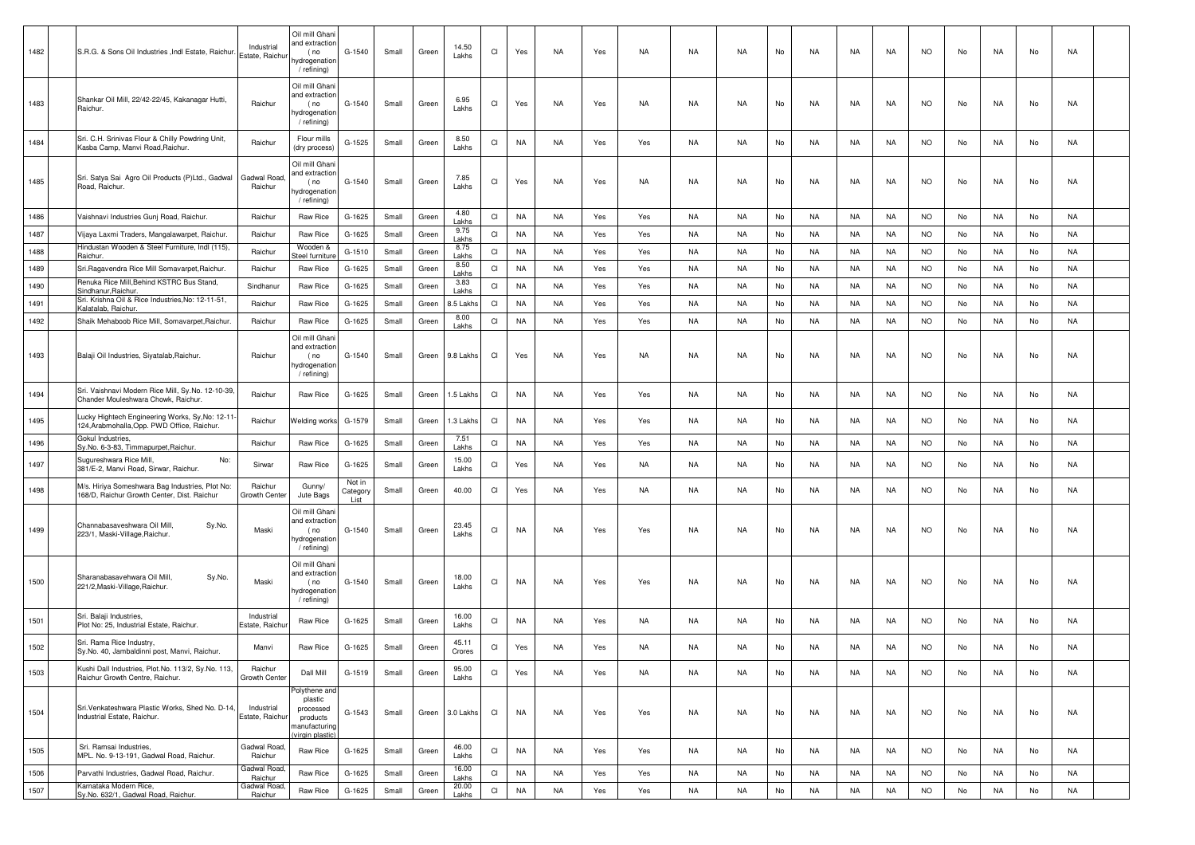| 1482 | | S.R.G. & Sons Oil Industries ,Indl Estate, Raichur. | Industrial Estate, Raichur | Oil mill Ghani and extraction ( no hydrogenation / refining) | G-1540 | Small | Green | 14.50 Lakhs | CI | Yes | NA | Yes | NA | NA | NA | No | NA | NA | NA | NO | No | NA | No | NA | |
|---|---|---|---|---|---|---|---|---|---|---|---|---|---|---|---|---|---|---|---|---|---|---|---|---|---|
| 1483 | | Shankar Oil Mill, 22/42-22/45, Kakanagar Hutti, Raichur. | Raichur | Oil mill Ghani and extraction ( no hydrogenation / refining) | G-1540 | Small | Green | 6.95 Lakhs | CI | Yes | NA | Yes | NA | NA | NA | No | NA | NA | NA | NO | No | NA | No | NA | |
| 1484 | | Sri. C.H. Srinivas Flour & Chilly Powdring Unit, Kasba Camp, Manvi Road,Raichur. | Raichur | Flour mills (dry process) | G-1525 | Small | Green | 8.50 Lakhs | CI | NA | NA | Yes | Yes | NA | NA | No | NA | NA | NA | NO | No | NA | No | NA | |
| 1485 | | Sri. Satya Sai Agro Oil Products (P)Ltd., Gadwal Road, Raichur. | Gadwal Road, Raichur | Oil mill Ghani and extraction ( no hydrogenation / refining) | G-1540 | Small | Green | 7.85 Lakhs | CI | Yes | NA | Yes | NA | NA | NA | No | NA | NA | NA | NO | No | NA | No | NA | |
| 1486 | | Vaishnavi Industries Gunj Road, Raichur. | Raichur | Raw Rice | G-1625 | Small | Green | 4.80 Lakhs | CI | NA | NA | Yes | Yes | NA | NA | No | NA | NA | NA | NO | No | NA | No | NA | |
| 1487 | | Vijaya Laxmi Traders, Mangalawarpet, Raichur. | Raichur | Raw Rice | G-1625 | Small | Green | 9.75 Lakhs | CI | NA | NA | Yes | Yes | NA | NA | No | NA | NA | NA | NO | No | NA | No | NA | |
| 1488 | | Hindustan Wooden & Steel Furniture, Indl (115), Raichur. | Raichur | Wooden & Steel furniture | G-1510 | Small | Green | 8.75 Lakhs | CI | NA | NA | Yes | Yes | NA | NA | No | NA | NA | NA | NO | No | NA | No | NA | |
| 1489 | | Sri.Ragavendra Rice Mill Somavarpet,Raichur. | Raichur | Raw Rice | G-1625 | Small | Green | 8.50 Lakhs | CI | NA | NA | Yes | Yes | NA | NA | No | NA | NA | NA | NO | No | NA | No | NA | |
| 1490 | | Renuka Rice Mill,Behind KSTRC Bus Stand, Sindhanur,Raichur. | Sindhanur | Raw Rice | G-1625 | Small | Green | 3.83 Lakhs | CI | NA | NA | Yes | Yes | NA | NA | No | NA | NA | NA | NO | No | NA | No | NA | |
| 1491 | | Sri. Krishna Oil & Rice Industries,No: 12-11-51, Kalatalab, Raichur. | Raichur | Raw Rice | G-1625 | Small | Green | 8.5 Lakhs | CI | NA | NA | Yes | Yes | NA | NA | No | NA | NA | NA | NO | No | NA | No | NA | |
| 1492 | | Shaik Mehaboob Rice Mill, Somavarpet,Raichur. | Raichur | Raw Rice | G-1625 | Small | Green | 8.00 Lakhs | CI | NA | NA | Yes | Yes | NA | NA | No | NA | NA | NA | NO | No | NA | No | NA | |
| 1493 | | Balaji Oil Industries, Siyatalab,Raichur. | Raichur | Oil mill Ghani and extraction ( no hydrogenation / refining) | G-1540 | Small | Green | 9.8 Lakhs | CI | Yes | NA | Yes | NA | NA | NA | No | NA | NA | NA | NO | No | NA | No | NA | |
| 1494 | | Sri. Vaishnavi Modern Rice Mill, Sy.No. 12-10-39, Chander Mouleshwara Chowk, Raichur. | Raichur | Raw Rice | G-1625 | Small | Green | 1.5 Lakhs | CI | NA | NA | Yes | Yes | NA | NA | No | NA | NA | NA | NO | No | NA | No | NA | |
| 1495 | | Lucky Hightech Engineering Works, Sy,No: 12-11-124,Arabmohalla,Opp. PWD Office, Raichur. | Raichur | Welding works | G-1579 | Small | Green | 1.3 Lakhs | CI | NA | NA | Yes | Yes | NA | NA | No | NA | NA | NA | NO | No | NA | No | NA | |
| 1496 | | Gokul Industries, Sy.No. 6-3-83, Timmapurpet,Raichur. | Raichur | Raw Rice | G-1625 | Small | Green | 7.51 Lakhs | CI | NA | NA | Yes | Yes | NA | NA | No | NA | NA | NA | NO | No | NA | No | NA | |
| 1497 | | Sugureshwara Rice Mill, No: 381/E-2, Manvi Road, Sirwar, Raichur. | Sirwar | Raw Rice | G-1625 | Small | Green | 15.00 Lakhs | CI | Yes | NA | Yes | NA | NA | NA | No | NA | NA | NA | NO | No | NA | No | NA | |
| 1498 | | M/s. Hiriya Someshwara Bag Industries, Plot No: 168/D, Raichur Growth Center, Dist. Raichur | Raichur Growth Center | Gunny/ Jute Bags | Not in Category List | Small | Green | 40.00 | CI | Yes | NA | Yes | NA | NA | NA | No | NA | NA | NA | NO | No | NA | No | NA | |
| 1499 | | Channabasaveshwara Oil Mill, Sy.No. 223/1, Maski-Village,Raichur. | Maski | Oil mill Ghani and extraction ( no hydrogenation / refining) | G-1540 | Small | Green | 23.45 Lakhs | CI | NA | NA | Yes | Yes | NA | NA | No | NA | NA | NA | NO | No | NA | No | NA | |
| 1500 | | Sharanabasavehwara Oil Mill, Sy.No. 221/2,Maski-Village,Raichur. | Maski | Oil mill Ghani and extraction ( no hydrogenation / refining) | G-1540 | Small | Green | 18.00 Lakhs | CI | NA | NA | Yes | Yes | NA | NA | No | NA | NA | NA | NO | No | NA | No | NA | |
| 1501 | | Sri. Balaji Industries, Plot No: 25, Industrial Estate, Raichur. | Industrial Estate, Raichur | Raw Rice | G-1625 | Small | Green | 16.00 Lakhs | CI | NA | NA | Yes | NA | NA | NA | No | NA | NA | NA | NO | No | NA | No | NA | |
| 1502 | | Sri. Rama Rice Industry, Sy.No. 40, Jambaldinni post, Manvi, Raichur. | Manvi | Raw Rice | G-1625 | Small | Green | 45.11 Crores | CI | Yes | NA | Yes | NA | NA | NA | No | NA | NA | NA | NO | No | NA | No | NA | |
| 1503 | | Kushi Dall Industries, Plot.No. 113/2, Sy.No. 113, Raichur Growth Centre, Raichur. | Raichur Growth Center | Dall Mill | G-1519 | Small | Green | 95.00 Lakhs | CI | Yes | NA | Yes | NA | NA | NA | No | NA | NA | NA | NO | No | NA | No | NA | |
| 1504 | | Sri.Venkateshwara Plastic Works, Shed No. D-14, Industrial Estate, Raichur. | Industrial Estate, Raichur | Polythene and plastic processed products manufacturing (virgin plastic) | G-1543 | Small | Green | 3.0 Lakhs | CI | NA | NA | Yes | Yes | NA | NA | No | NA | NA | NA | NO | No | NA | No | NA | |
| 1505 | | Sri. Ramsai Industries, MPL. No. 9-13-191, Gadwal Road, Raichur. | Gadwal Road, Raichur | Raw Rice | G-1625 | Small | Green | 46.00 Lakhs | CI | NA | NA | Yes | Yes | NA | NA | No | NA | NA | NA | NO | No | NA | No | NA | |
| 1506 | | Parvathi Industries, Gadwal Road, Raichur. | Gadwal Road, Raichur | Raw Rice | G-1625 | Small | Green | 16.00 Lakhs | CI | NA | NA | Yes | Yes | NA | NA | No | NA | NA | NA | NO | No | NA | No | NA | |
| 1507 | | Karnataka Modern Rice, Sy.No. 632/1, Gadwal Road, Raichur. | Gadwal Road, Raichur | Raw Rice | G-1625 | Small | Green | 20.00 Lakhs | CI | NA | NA | Yes | Yes | NA | NA | No | NA | NA | NA | NO | No | NA | No | NA | |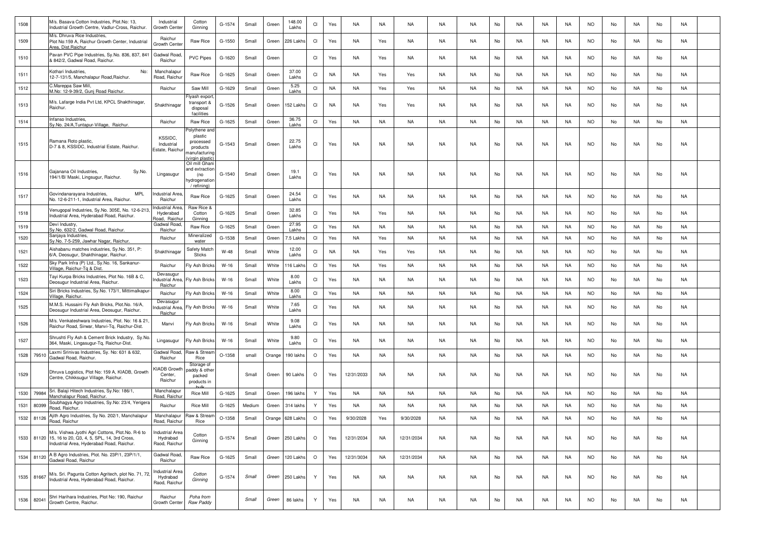| 1508 | | M/s. Basava Cotton Industries, Plot.No: 13, Industrial Growth Centre, Vadlur-Cross, Raichur. | Industrial Growth Center | Cotton Ginning | G-1574 | Small | Green | 148.00 Lakhs | CI | Yes | NA | NA | NA | NA | NA | No | NA | NA | NA | NO | No | NA | No | NA | |
|---|---|---|---|---|---|---|---|---|---|---|---|---|---|---|---|---|---|---|---|---|---|---|---|---|---|
| 1509 | | M/s. Dhruva Rice Industries, Plot No:159 A, Raichur Growth Center, Industrial Area, Dist.Raichur | Raichur Growth Center | Raw Rice | G-1550 | Small | Green | 226 Lakhs | CI | Yes | NA | Yes | NA | NA | NA | No | NA | NA | NA | NO | No | NA | No | NA | |
| 1510 | | Pavan PVC Pipe Industries, Sy.No. 836, 837, 841 & 842/2, Gadwal Road, Raichur. | Gadwal Road, Raichur | PVC Pipes | G-1620 | Small | Green | | CI | Yes | NA | Yes | NA | NA | NA | No | NA | NA | NA | NO | No | NA | No | NA | |
| 1511 | | Kothari Industries, No: 12-7-131/5, Manchalapur Road,Raichur. | Manchalapur Road, Raichur | Raw Rice | G-1625 | Small | Green | 37.00 Lakhs | CI | NA | NA | Yes | Yes | NA | NA | No | NA | NA | NA | NO | No | NA | No | NA | |
| 1512 | | C.Mareppa Saw Mill, M.No: 12-9-39/2, Gunj Road Raichur. | Raichur | Saw Mill | G-1629 | Small | Green | 5.25 Lakhs | CI | NA | NA | Yes | Yes | NA | NA | No | NA | NA | NA | NO | No | NA | No | NA | |
| 1513 | | M/s. Lafarge India Pvt Ltd, KPCL Shakthinagar, Raichur. | Shakthinagar | Flyash export, transport & disposal facilities | G-1526 | Small | Green | 152 Lakhs | CI | NA | NA | Yes | Yes | NA | NA | No | NA | NA | NA | NO | No | NA | No | NA | |
| 1514 | | Infanso Industries, Sy.No. 24/A,Tuntapur-Village, Raichur. | Raichur | Raw Rice | G-1625 | Small | Green | 36.75 Lakhs | CI | Yes | NA | NA | NA | NA | NA | No | NA | NA | NA | NO | No | NA | No | NA | |
| 1515 | | Ramana Roto plastic, D-7 & 8, KSSIDC, Industrial Estate, Raichur. | KSSIDC, Industrial Estate, Raichur | Polythene and plastic processed products manufacturing (virgin plastic) | G-1543 | Small | Green | 22.75 Lakhs | CI | Yes | NA | NA | NA | NA | NA | No | NA | NA | NA | NO | No | NA | No | NA | |
| 1516 | | Gajanana Oil Industries, Sy.No. 194/1/B/ Maski, Lingsugur, Raichur. | Lingasugur | Oil mill Ghani and extraction (no hydrogenation / refining) | G-1540 | Small | Green | 19.1 Lakhs | CI | Yes | NA | NA | NA | NA | NA | No | NA | NA | NA | NO | No | NA | No | NA | |
| 1517 | | Govindanarayana Industries, MPL No. 12-6-211-1, Industrial Area, Raichur. | Industrial Area, Raichur | Raw Rice | G-1625 | Small | Green | 24.54 Lakhs | CI | Yes | NA | NA | NA | NA | NA | No | NA | NA | NA | NO | No | NA | No | NA | |
| 1518 | | Venugopal Industries, Sy.No. 305E, No. 12-6-213, Industrial Area, Hyderabad Road, Raichur. | Industrial Area, Hyderabad Road, Raichur | Raw Rice & Cotton Ginning | G-1625 | Small | Green | 32.85 Lakhs | CI | Yes | NA | Yes | NA | NA | NA | No | NA | NA | NA | NO | No | NA | No | NA | |
| 1519 | | Devi Industry, Sy.No. 632/2, Gadwal Road, Raichur. | Gadwal Road, Raichur | Raw Rice | G-1625 | Small | Green | 27.95 Lakhs | CI | Yes | NA | NA | NA | NA | NA | No | NA | NA | NA | NO | No | NA | No | NA | |
| 1520 | | Sanjaya Industries, Sy.No. 7-5-259, Jawhar Nagar, Raichur. | Raichur | Mineralized water | G-1538 | Small | Green | 7.5 Lakhs | CI | Yes | NA | Yes | NA | NA | NA | No | NA | NA | NA | NO | No | NA | No | NA | |
| 1521 | | Aishabanu matches industries, Sy.No. 351, P: 6/A, Deosugur, Shakthinagar, Raichur. | Shakthinagar | Safety Match Sticks | W-48 | Small | White | 12.00 Lakhs | CI | NA | NA | Yes | Yes | NA | NA | No | NA | NA | NA | NO | No | NA | No | NA | |
| 1522 | | Sky Park Infra (P) Ltd., Sy.No. 16, Sankanur-Village, Raichur-Tq & Dist. | Raichur | Fly Ash Bricks | W-16 | Small | White | 116 Lakhs | CI | Yes | NA | Yes | NA | NA | NA | No | NA | NA | NA | NO | No | NA | No | NA | |
| 1523 | | Tayi Kurpa Bricks Industries, Plot No. 16B & C, Deosugur Industrial Area, Raichur. | Devasugur Industrial Area, Raichur | Fly Ash Bricks | W-16 | Small | White | 8.00 Lakhs | CI | Yes | NA | NA | NA | NA | NA | No | NA | NA | NA | NO | No | NA | No | NA | |
| 1524 | | Siri Bricks Industries, Sy.No. 173/1, Mittimalkapur-Village, Raichur. | Raichur | Fly Ash Bricks | W-16 | Small | White | 8.00 Lakhs | CI | Yes | NA | NA | NA | NA | NA | No | NA | NA | NA | NO | No | NA | No | NA | |
| 1525 | | M.M.S. Hussaini Fly Ash Bricks, Plot.No. 16/A, Deosugur Industrial Area, Deosugur, Raichur. | Devasugur Industrial Area, Raichur | Fly Ash Bricks | W-16 | Small | White | 7.65 Lakhs | CI | Yes | NA | NA | NA | NA | NA | No | NA | NA | NA | NO | No | NA | No | NA | |
| 1526 | | M/s. Venkateshwara Industries, Plot. No: 16 & 21, Raichur Road, Sirwar, Manvi-Tq, Raichur-Dist. | Manvi | Fly Ash Bricks | W-16 | Small | White | 9.08 Lakhs | CI | Yes | NA | NA | NA | NA | NA | No | NA | NA | NA | NO | No | NA | No | NA | |
| 1527 | | Shrushti Fly Ash & Cement Brick Industry, Sy.No. 364, Maski, Lingasugur-Tq, Raichur-Dist. | Lingasugur | Fly Ash Bricks | W-16 | Small | White | 9.80 Lakhs | CI | Yes | NA | NA | NA | NA | NA | No | NA | NA | NA | NO | No | NA | No | NA | |
| 1528 | 79510 | Laxmi Srinivas Industries, Sy. No: 631 & 632, Gadwal Road, Raichur. | Gadwal Road, Raichur | Raw & Stream Rice | O-1358 | small | Orange | 190 lakhs | O | Yes | NA | NA | NA | NA | NA | No | NA | NA | NA | NO | No | NA | No | NA | |
| 1529 | | Dhruva Logistics, Plot No: 159 A, KIADB, Growth Centre, Chikksugur Village, Raichur. | KIADB Growth Center, Raichur | Storage of paddy & other packed products in bulk | | Small | Green | 90 Lakhs | O | Yes | 12/31/2033 | NA | NA | NA | NA | No | NA | NA | NA | NO | No | NA | No | NA | |
| 1530 | 79984 | Sri. Balaji Hitech Industries, Sy.No: 186/1, Manchalapur Road, Raichur. | Manchalapur Road, Raichur | Rice Mill | G-1625 | Small | Green | 196 lakhs | Y | Yes | NA | NA | NA | NA | NA | No | NA | NA | NA | NO | No | NA | No | NA | |
| 1531 | 80399 | Soubhagya Agro Industries, Sy.No: 23/4, Yerigera Road, Raichur. | Raichur | Rice Mill | G-1625 | Medium | Green | 314 lakhs | Y | Yes | NA | NA | NA | NA | NA | No | NA | NA | NA | NO | No | NA | No | NA | |
| 1532 | 81126 | Ajith Agro Industries, Sy No. 202/1, Manchalapur Road, Raichur | Manchalapur Road, Raichur | Raw & Stream Rice | O-1358 | Small | Orange | 628 Lakhs | O | Yes | 9/30/2028 | Yes | 9/30/2028 | NA | NA | No | NA | NA | NA | NO | No | NA | No | NA | |
| 1533 | 81120 | M/s. Vishwa Jyothi Agri Cottons, Plot.No. R-6 to 15, 16 to 20, Q3, 4, 5, SPL, 14, 3rd Cross, Industrial Area, Hyderabad Road, Raichur. | Industrial Area Hydrabad Raod, Raichur | Cotton Ginning | G-1574 | Small | *Green* | 250 Lakhs | O | Yes | 12/31/2034 | NA | 12/31/2034 | NA | NA | No | NA | NA | NA | NO | No | NA | No | NA | |
| 1534 | 81120 | A B Agro Industries, Plot. No. 23P/1, 23P/1/1, Gadwal Road, Raichur | Gadwal Road, Raichur | Raw Rice | G-1625 | Small | *Green* | 120 Lakhs | O | Yes | 12/31/3034 | NA | 12/31/2034 | NA | NA | No | NA | NA | NA | NO | No | NA | No | NA | |
| 1535 | 81667 | M/s. Sri. Pagunta Cotton Agritech, plot No. 71, 72, Industrial Area, Hyderabad Road, Raichur. | Industrial Area Hydrabad Raod, Raichur | *Cotton Ginning* | G-1574 | *Small* | *Green* | 250 Lakhs | Y | Yes | NA | NA | NA | NA | NA | No | NA | NA | NA | NO | No | NA | No | NA | |
| 1536 | 82041 | Shri Harihara Industries, Plot No: 190, Raichur Growth Centre, Raichur. | Raichur Growth Center | *Poha from Raw Paddy* | | *Small* | *Green* | 86 lakhs | Y | Yes | NA | NA | NA | NA | NA | No | NA | NA | NA | NO | No | NA | No | NA | |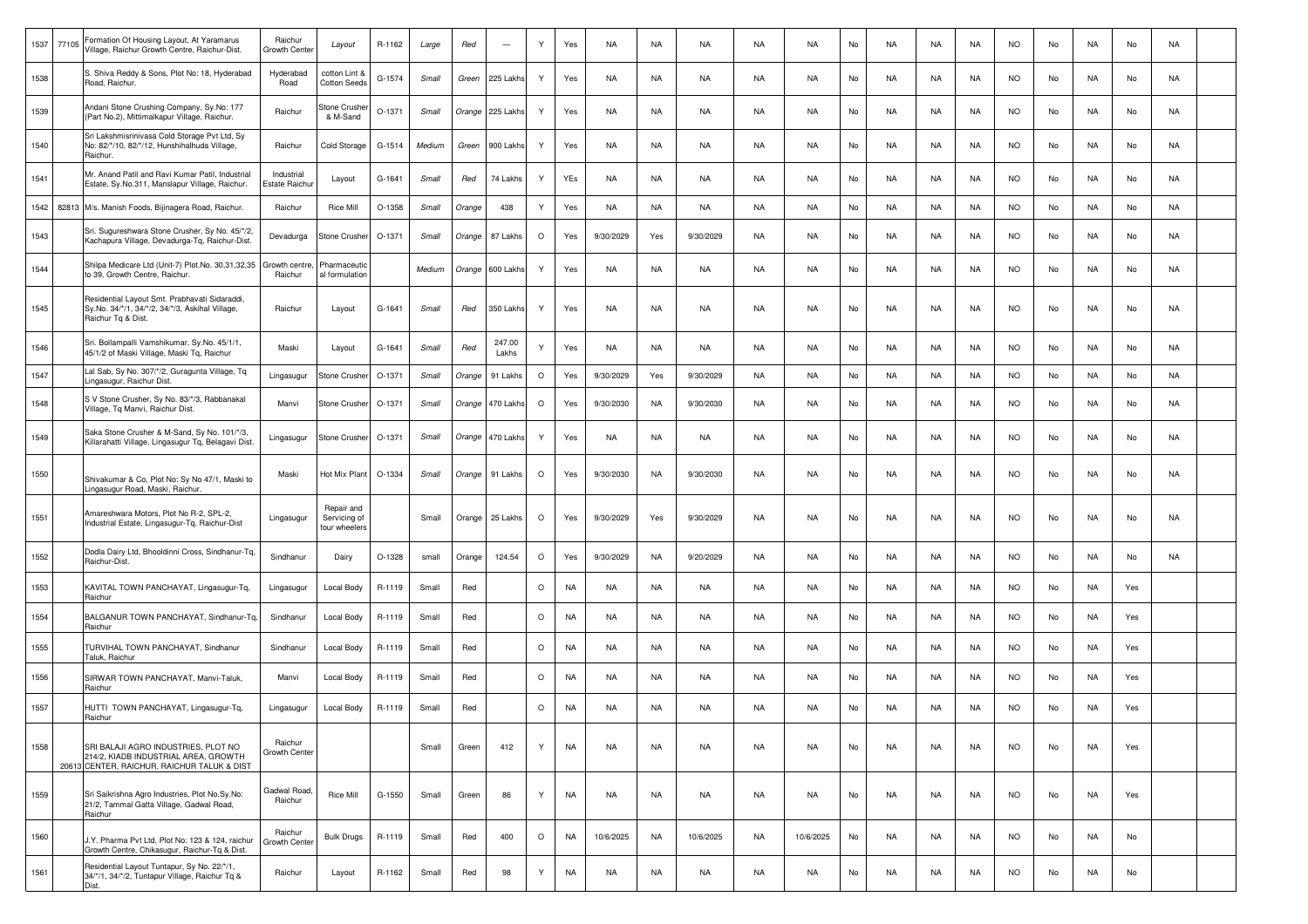| | | | | | | | | | | | | | | | | | | | | | | | | | |
|---|---|---|---|---|---|---|---|---|---|---|---|---|---|---|---|---|---|---|---|---|---|---|---|---|---|
| 1537 | 77105 | Formation Of Housing Layout, At Yaramarus Village, Raichur Growth Centre, Raichur-Dist. | Raichur Growth Center | Layout | R-1162 | Large | Red | — | Y | Yes | NA | NA | NA | NA | NA | No | NA | NA | NA | NO | No | NA | No | NA | |
| 1538 | | S. Shiva Reddy & Sons, Plot No: 18, Hyderabad Road, Raichur. | Hyderabad Road | cotton Lint & Cotton Seeds | G-1574 | Small | Green | 225 Lakhs | Y | Yes | NA | NA | NA | NA | NA | No | NA | NA | NA | NO | No | NA | No | NA | |
| 1539 | | Andani Stone Crushing Company, Sy.No: 177 (Part No.2), Mittimalkapur Village, Raichur. | Raichur | Stone Crusher & M-Sand | O-1371 | Small | Orange | 225 Lakhs | Y | Yes | NA | NA | NA | NA | NA | No | NA | NA | NA | NO | No | NA | No | NA | |
| 1540 | | Sri Lakshmisrinivasa Cold Storage Pvt Ltd, Sy No: 82/*/10, 82/*/12, Hunshihalhuda Village, Raichur. | Raichur | Cold Storage | G-1514 | Medium | Green | 900 Lakhs | Y | Yes | NA | NA | NA | NA | NA | No | NA | NA | NA | NO | No | NA | No | NA | |
| 1541 | | Mr. Anand Patil and Ravi Kumar Patil, Industrial Estate, Sy.No.311, Manslapur Village, Raichur. | Industrial Estate Raichur | Layout | G-1641 | Small | Red | 74 Lakhs | Y | YEs | NA | NA | NA | NA | NA | No | NA | NA | NA | NO | No | NA | No | NA | |
| 1542 | 82813 | M/s. Manish Foods, Bijinagera Road, Raichur. | Raichur | Rice Mill | O-1358 | Small | Orange | 438 | Y | Yes | NA | NA | NA | NA | NA | No | NA | NA | NA | NO | No | NA | No | NA | |
| 1543 | | Sri. Sugureshwara Stone Crusher, Sy No. 45/*/2, Kachapura Village, Devadurga-Tq, Raichur-Dist. | Devadurga | Stone Crusher | O-1371 | Small | Orange | 87 Lakhs | O | Yes | 9/30/2029 | Yes | 9/30/2029 | NA | NA | No | NA | NA | NA | NO | No | NA | No | NA | |
| 1544 | | Shilpa Medicare Ltd (Unit-7) Plot.No. 30,31,32,35 to 39, Growth centre, Raichur. | Growth centre, Raichur | Pharmaceutical formulation | | Medium | Orange | 600 Lakhs | Y | Yes | NA | NA | NA | NA | NA | No | NA | NA | NA | NO | No | NA | No | NA | |
| 1545 | | Residential Layout Smt. Prabhavati Sidaraddi, Sy.No. 34/*/1, 34/*/2, 34/*/3, Askihal Village, Raichur Tq & Dist. | Raichur | Layout | G-1641 | Small | Red | 350 Lakhs | Y | Yes | NA | NA | NA | NA | NA | No | NA | NA | NA | NO | No | NA | No | NA | |
| 1546 | | Sri. Bollampalli Vamshikumar, Sy.No. 45/1/1, 45/1/2 of Maski Village, Maski Tq, Raichur | Maski | Layout | G-1641 | Small | Red | 247.00 Lakhs | Y | Yes | NA | NA | NA | NA | NA | No | NA | NA | NA | NO | No | NA | No | NA | |
| 1547 | | Lal Sab, Sy No. 307/*/2, Guragunta Village, Tq Lingasugur, Raichur Dist. | Lingasugur | Stone Crusher | O-1371 | Small | Orange | 91 Lakhs | O | Yes | 9/30/2029 | Yes | 9/30/2029 | NA | NA | No | NA | NA | NA | NO | No | NA | No | NA | |
| 1548 | | S V Stone Crusher, Sy No. 83/*/3, Rabbanakal Village, Tq Manvi, Raichur Dist. | Manvi | Stone Crusher | O-1371 | Small | Orange | 470 Lakhs | O | Yes | 9/30/2030 | NA | 9/30/2030 | NA | NA | No | NA | NA | NA | NO | No | NA | No | NA | |
| 1549 | | Saka Stone Crusher & M-Sand, Sy No. 101/*/3, Killarahatti Village, Lingasugur Tq, Belagavi Dist. | Lingasugur | Stone Crusher | O-1371 | Small | Orange | 470 Lakhs | Y | Yes | NA | NA | NA | NA | NA | No | NA | NA | NA | NO | No | NA | No | NA | |
| 1550 | | Shivakumar & Co, Plot No: Sy No 47/1, Maski to Lingasugur Road, Maski, Raichur. | Maski | Hot Mix Plant | O-1334 | Small | Orange | 91 Lakhs | O | Yes | 9/30/2030 | NA | 9/30/2030 | NA | NA | No | NA | NA | NA | NO | No | NA | No | NA | |
| 1551 | | Amareshwara Motors, Plot No R-2, SPL-2, Industrial Estate, Lingasugur-Tq, Raichur-Dist | Lingasugur | Repair and Servicing of four wheelers | | Small | Orange | 25 Lakhs | O | Yes | 9/30/2029 | Yes | 9/30/2029 | NA | NA | No | NA | NA | NA | NO | No | NA | No | NA | |
| 1552 | | Dodla Dairy Ltd, Bhooldinni Cross, Sindhanur-Tq, Raichur-Dist. | Sindhanur | Dairy | O-1328 | small | Orange | 124.54 | O | Yes | 9/30/2029 | NA | 9/20/2029 | NA | NA | No | NA | NA | NA | NO | No | NA | No | NA | |
| 1553 | | KAVITAL TOWN PANCHAYAT, Lingasugur-Tq, Raichur | Lingasugur | Local Body | R-1119 | Small | Red | | O | NA | NA | NA | NA | NA | NA | No | NA | NA | NA | NO | No | NA | Yes | | |
| 1554 | | BALGANUR TOWN PANCHAYAT, Sindhanur-Tq, Raichur | Sindhanur | Local Body | R-1119 | Small | Red | | O | NA | NA | NA | NA | NA | NA | No | NA | NA | NA | NO | No | NA | Yes | | |
| 1555 | | TURVIHAL TOWN PANCHAYAT, Sindhanur Taluk, Raichur | Sindhanur | Local Body | R-1119 | Small | Red | | O | NA | NA | NA | NA | NA | NA | No | NA | NA | NA | NO | No | NA | Yes | | |
| 1556 | | SIRWAR TOWN PANCHAYAT, Manvi-Taluk, Raichur | Manvi | Local Body | R-1119 | Small | Red | | O | NA | NA | NA | NA | NA | NA | No | NA | NA | NA | NO | No | NA | Yes | | |
| 1557 | | HUTTI TOWN PANCHAYAT, Lingasugur-Tq, Raichur | Lingasugur | Local Body | R-1119 | Small | Red | | O | NA | NA | NA | NA | NA | NA | No | NA | NA | NA | NO | No | NA | Yes | | |
| 1558 | 20613 | SRI BALAJI AGRO INDUSTRIES, PLOT NO 214/2, KIADB INDUSTRIAL AREA, GROWTH CENTER, RAICHUR, RAICHUR TALUK & DIST | Raichur Growth Center | | | Small | Green | 412 | Y | NA | NA | NA | NA | NA | NA | No | NA | NA | NA | NO | No | NA | Yes | | |
| 1559 | | Sri Saikrishna Agro Industries, Plot No.Sy.No: 21/2, Tammal Gatta Village, Gadwal Road, Raichur | Gadwal Road, Raichur | Rice Mill | G-1550 | Small | Green | 86 | Y | NA | NA | NA | NA | NA | NA | No | NA | NA | NA | NO | No | NA | Yes | | |
| 1560 | | J.Y. Pharma Pvt Ltd, Plot No: 123 & 124, raichur Growth Centre, Chikasugur, Raichur-Tq & Dist. | Raichur Growth Center | Bulk Drugs | R-1119 | Small | Red | 400 | O | NA | 10/6/2025 | NA | 10/6/2025 | NA | 10/6/2025 | No | NA | NA | NA | NO | No | NA | No | | |
| 1561 | | Residential Layout Tuntapur, Sy No. 22/*/1, 34/*/1, 34/*/2, Tuntapur Village, Raichur Tq & Dist. | Raichur | Layout | R-1162 | Small | Red | 98 | Y | NA | NA | NA | NA | NA | NA | No | NA | NA | NA | NO | No | NA | No | | |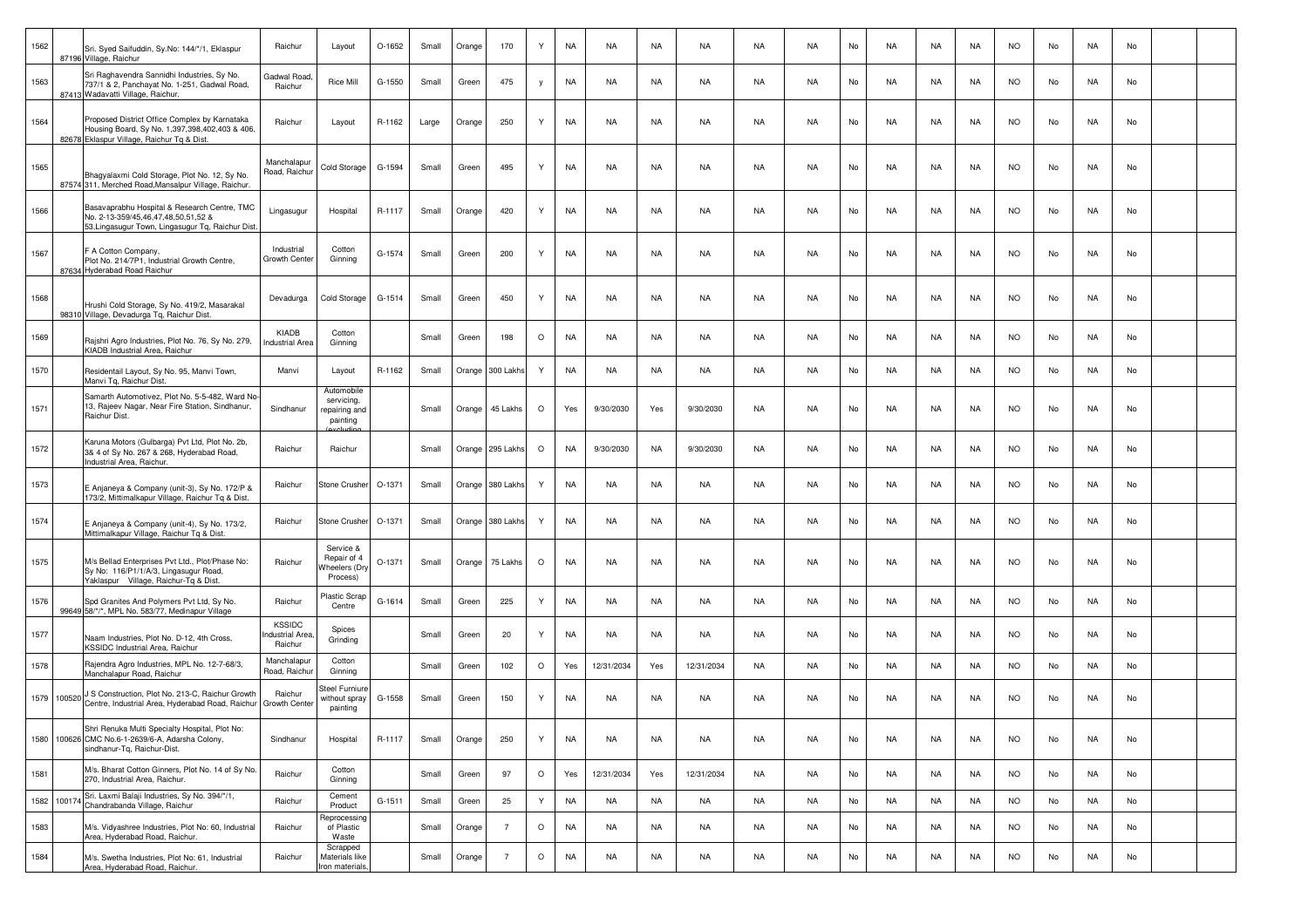| 1562 | 87196 | Sri. Syed Saifuddin, Sy.No: 144/*/1, Eklaspur Village, Raichur | Raichur | Layout | O-1652 | Small | Orange | 170 | Y | NA | NA | NA | NA | NA | NA | No | NA | NA | NA | NO | No | NA | No | | |
|---|---|---|---|---|---|---|---|---|---|---|---|---|---|---|---|---|---|---|---|---|---|---|---|---|---|
| 1563 | 87413 | Sri Raghavendra Sannidhi Industries, Sy No. 737/1 & 2, Panchayat No. 1-251, Gadwal Road, Wadavatti Village, Raichur. | Gadwal Road, Raichur | Rice Mill | G-1550 | Small | Green | 475 | y | NA | NA | NA | NA | NA | NA | No | NA | NA | NA | NO | No | NA | No | | |
| 1564 | 82678 | Proposed District Office Complex by Karnataka Housing Board, Sy No. 1,397,398,402,403 & 406, Eklaspur Village, Raichur Tq & Dist. | Raichur | Layout | R-1162 | Large | Orange | 250 | Y | NA | NA | NA | NA | NA | NA | No | NA | NA | NA | NO | No | NA | No | | |
| 1565 | 87574 | Bhagyalaxmi Cold Storage, Plot No. 12, Sy No. 311, Merched Road,Mansalpur Village, Raichur. | Manchalapur Road, Raichur | Cold Storage | G-1594 | Small | Green | 495 | Y | NA | NA | NA | NA | NA | NA | No | NA | NA | NA | NO | No | NA | No | | |
| 1566 | | Basavaprabhu Hospital & Research Centre, TMC No. 2-13-359/45,46,47,48,50,51,52 & 53,Lingasugur Town, Lingasugur Tq, Raichur Dist. | Lingasugur | Hospital | R-1117 | Small | Orange | 420 | Y | NA | NA | NA | NA | NA | NA | No | NA | NA | NA | NO | No | NA | No | | |
| 1567 | 87634 | F A Cotton Company, Plot No. 214/7P1, Industrial Growth Centre, Hyderabad Road Raichur | Industrial Growth Center | Cotton Ginning | G-1574 | Small | Green | 200 | Y | NA | NA | NA | NA | NA | NA | No | NA | NA | NA | NO | No | NA | No | | |
| 1568 | 98310 | Hrushi Cold Storage, Sy No. 419/2, Masarakal Village, Devadurga Tq, Raichur Dist. | Devadurga | Cold Storage | G-1514 | Small | Green | 450 | Y | NA | NA | NA | NA | NA | NA | No | NA | NA | NA | NO | No | NA | No | | |
| 1569 | | Rajshri Agro Industries, Plot No. 76, Sy No. 279, KIADB Industrial Area, Raichur | KIADB Industrial Area | Cotton Ginning | | Small | Green | 198 | O | NA | NA | NA | NA | NA | NA | No | NA | NA | NA | NO | No | NA | No | | |
| 1570 | | Residentail Layout, Sy No. 95, Manvi Town, Manvi Tq, Raichur Dist. | Manvi | Layout | R-1162 | Small | Orange | 300 Lakhs | Y | NA | NA | NA | NA | NA | NA | No | NA | NA | NA | NO | No | NA | No | | |
| 1571 | | Samarth Automotivez, Plot No. 5-5-482, Ward No-13, Rajeev Nagar, Near Fire Station, Sindhanur, Raichur Dist. | Sindhanur | Automobile servicing, repairing and painting (excluding | | Small | Orange | 45 Lakhs | O | Yes | 9/30/2030 | Yes | 9/30/2030 | NA | NA | No | NA | NA | NA | NO | No | NA | No | | |
| 1572 | | Karuna Motors (Gulbarga) Pvt Ltd, Plot No. 2b, 3& 4 of Sy No. 267 & 268, Hyderabad Road, Industrial Area, Raichur. | Raichur | Raichur | | Small | Orange | 295 Lakhs | O | NA | 9/30/2030 | NA | 9/30/2030 | NA | NA | No | NA | NA | NA | NO | No | NA | No | | |
| 1573 | | E Anjaneya & Company (unit-3), Sy No. 172/P & 173/2, Mittimalkapur Village, Raichur Tq & Dist. | Raichur | Stone Crusher | O-1371 | Small | Orange | 380 Lakhs | Y | NA | NA | NA | NA | NA | NA | No | NA | NA | NA | NO | No | NA | No | | |
| 1574 | | E Anjaneya & Company (unit-4), Sy No. 173/2, Mittimalkapur Village, Raichur Tq & Dist. | Raichur | Stone Crusher | O-1371 | Small | Orange | 380 Lakhs | Y | NA | NA | NA | NA | NA | NA | No | NA | NA | NA | NO | No | NA | No | | |
| 1575 | | M/s Bellad Enterprises Pvt Ltd., Plot/Phase No: Sy No: 116/P1/1/A/3, Lingasugur Road, Yaklaspur Village, Raichur-Tq & Dist. | Raichur | Service & Repair of 4 Wheelers (Dry Process) | O-1371 | Small | Orange | 75 Lakhs | O | NA | NA | NA | NA | NA | NA | No | NA | NA | NA | NO | No | NA | No | | |
| 1576 | 99649 | Spd Granites And Polymers Pvt Ltd, Sy No. 58/*/*, MPL No. 583/77, Medinapur Village | Raichur | Plastic Scrap Centre | G-1614 | Small | Green | 225 | Y | NA | NA | NA | NA | NA | NA | No | NA | NA | NA | NO | No | NA | No | | |
| 1577 | | Naam Industries, Plot No. D-12, 4th Cross, KSSIDC Industrial Area, Raichur | KSSIDC Industrial Area, Raichur | Spices Grinding | | Small | Green | 20 | Y | NA | NA | NA | NA | NA | NA | No | NA | NA | NA | NO | No | NA | No | | |
| 1578 | | Rajendra Agro Industries, MPL No. 12-7-68/3, Manchalapur Road, Raichur | Manchalapur Road, Raichur | Cotton Ginning | | Small | Green | 102 | O | Yes | 12/31/2034 | Yes | 12/31/2034 | NA | NA | No | NA | NA | NA | NO | No | NA | No | | |
| 1579 | 100520 | J S Construction, Plot No. 213-C, Raichur Growth Centre, Industrial Area, Hyderabad Road, Raichur | Raichur Growth Center | Steel Furniure without spray painting | G-1558 | Small | Green | 150 | Y | NA | NA | NA | NA | NA | NA | No | NA | NA | NA | NO | No | NA | No | | |
| 1580 | 100626 | Shri Renuka Multi Specialty Hospital, Plot No: CMC No.6-1-2639/6-A, Adarsha Colony, sindhanur-Tq, Raichur-Dist. | Sindhanur | Hospital | R-1117 | Small | Orange | 250 | Y | NA | NA | NA | NA | NA | NA | No | NA | NA | NA | NO | No | NA | No | | |
| 1581 | | M/s. Bharat Cotton Ginners, Plot No. 14 of Sy No. 270, Industrial Area, Raichur. | Raichur | Cotton Ginning | | Small | Green | 97 | O | Yes | 12/31/2034 | Yes | 12/31/2034 | NA | NA | No | NA | NA | NA | NO | No | NA | No | | |
| 1582 | 100174 | Sri. Laxmi Balaji Industries, Sy No. 394/*/1, Chandrabanda Village, Raichur | Raichur | Cement Product | G-1511 | Small | Green | 25 | Y | NA | NA | NA | NA | NA | NA | No | NA | NA | NA | NO | No | NA | No | | |
| 1583 | | M/s. Vidyashree Industries, Plot No: 60, Industrial Area, Hyderabad Road, Raichur. | Raichur | Reprocessing of Plastic Waste | | Small | Orange | 7 | O | NA | NA | NA | NA | NA | NA | No | NA | NA | NA | NO | No | NA | No | | |
| 1584 | | M/s. Swetha Industries, Plot No: 61, Industrial Area, Hyderabad Road, Raichur. | Raichur | Scrapped Materials like Iron materials, | | Small | Orange | 7 | O | NA | NA | NA | NA | NA | NA | No | NA | NA | NA | NO | No | NA | No | | |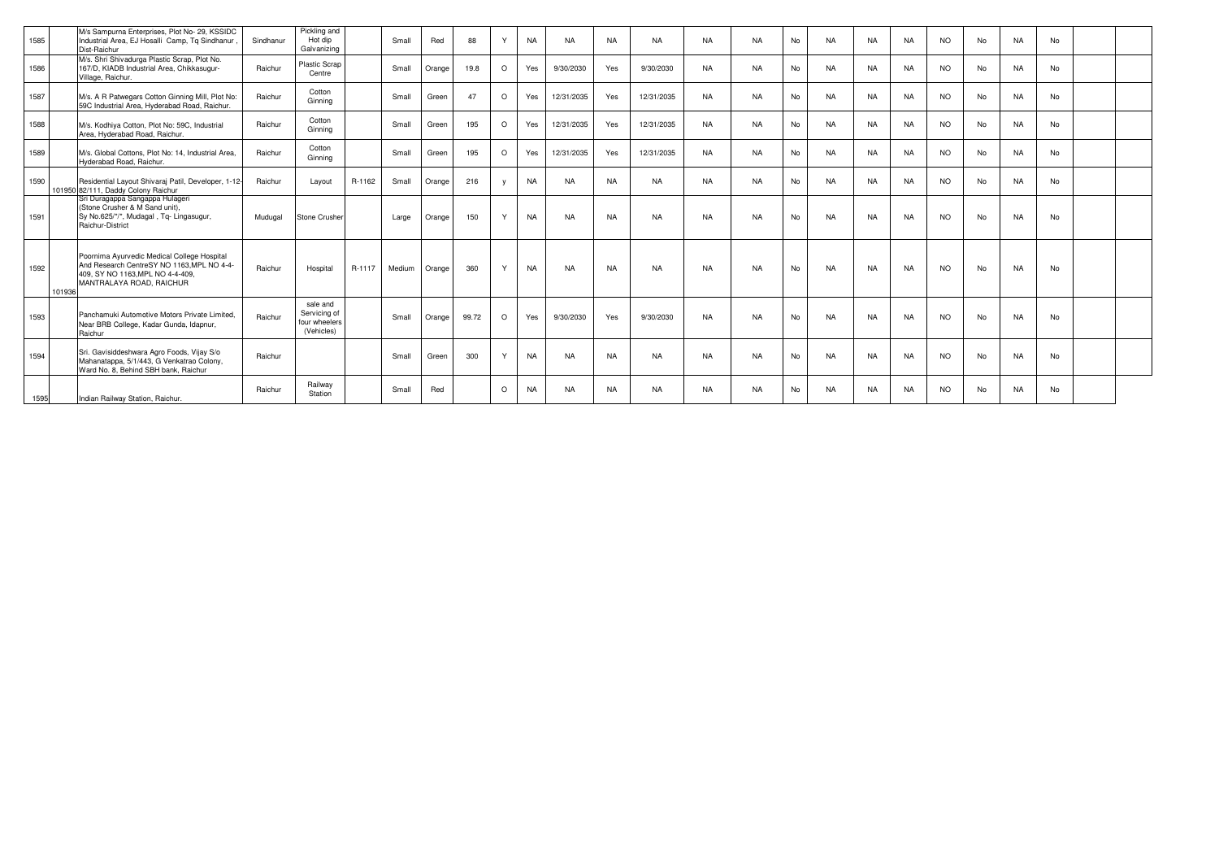| | | | | | | | | | | | | | | | | | | | | | | | | | | |
|---|---|---|---|---|---|---|---|---|---|---|---|---|---|---|---|---|---|---|---|---|---|---|---|---|---|---|
| 1585 | | M/s Sampurna Enterprises, Plot No- 29, KSSIDC Industrial Area, EJ Hosalli Camp, Tq Sindhanur , Dist-Raichur | Sindhanur | Pickling and Hot dip Galvanizing | | Small | Red | 88 | Y | NA | NA | NA | NA | NA | NA | No | NA | NA | NA | NO | No | NA | No | | |
| 1586 | | M/s. Shri Shivadurga Plastic Scrap, Plot No. 167/D, KIADB Industrial Area, Chikkasugur-Village, Raichur. | Raichur | Plastic Scrap Centre | | Small | Orange | 19.8 | O | Yes | 9/30/2030 | Yes | 9/30/2030 | NA | NA | No | NA | NA | NA | NO | No | NA | No | | |
| 1587 | | M/s. A R Patwegars Cotton Ginning Mill, Plot No: 59C Industrial Area, Hyderabad Road, Raichur. | Raichur | Cotton Ginning | | Small | Green | 47 | O | Yes | 12/31/2035 | Yes | 12/31/2035 | NA | NA | No | NA | NA | NA | NO | No | NA | No | | |
| 1588 | | M/s. Kodhiya Cotton, Plot No: 59C, Industrial Area, Hyderabad Road, Raichur. | Raichur | Cotton Ginning | | Small | Green | 195 | O | Yes | 12/31/2035 | Yes | 12/31/2035 | NA | NA | No | NA | NA | NA | NO | No | NA | No | | |
| 1589 | | M/s. Global Cottons, Plot No: 14, Industrial Area, Hyderabad Road, Raichur. | Raichur | Cotton Ginning | | Small | Green | 195 | O | Yes | 12/31/2035 | Yes | 12/31/2035 | NA | NA | No | NA | NA | NA | NO | No | NA | No | | |
| 1590 | 101950 | Residential Layout Shivaraj Patil, Developer, 1-12-82/111, Daddy Colony Raichur | Raichur | Layout | R-1162 | Small | Orange | 216 | y | NA | NA | NA | NA | NA | NA | No | NA | NA | NA | NO | No | NA | No | | |
| 1591 | | Sri Duragappa Sangappa Hulageri (Stone Crusher & M Sand unit), Sy No.625/*/*, Mudagal , Tq- Lingasugur, Raichur-District | Mudugal | Stone Crusher | | Large | Orange | 150 | Y | NA | NA | NA | NA | NA | NA | No | NA | NA | NA | NO | No | NA | No | | |
| 1592 | 101936 | Poornima Ayurvedic Medical College Hospital And Research CentreSY NO 1163,MPL NO 4-4-409, SY NO 1163,MPL NO 4-4-409, MANTRALAYA ROAD, RAICHUR | Raichur | Hospital | R-1117 | Medium | Orange | 360 | Y | NA | NA | NA | NA | NA | NA | No | NA | NA | NA | NO | No | NA | No | | |
| 1593 | | Panchamuki Automotive Motors Private Limited, Near BRB College, Kadar Gunda, Idapnur, Raichur | Raichur | sale and Servicing of four wheelers (Vehicles) | | Small | Orange | 99.72 | O | Yes | 9/30/2030 | Yes | 9/30/2030 | NA | NA | No | NA | NA | NA | NO | No | NA | No | | |
| 1594 | | Sri. Gavisiddeshwara Agro Foods, Vijay S/o Mahanatappa, 5/1/443, G Venkatrao Colony, Ward No. 8, Behind SBH bank, Raichur | Raichur | | | Small | Green | 300 | Y | NA | NA | NA | NA | NA | NA | No | NA | NA | NA | NO | No | NA | No | | |
| 1595 | | Indian Railway Station, Raichur. | Raichur | Railway Station | | Small | Red | | O | NA | NA | NA | NA | NA | NA | No | NA | NA | NA | NO | No | NA | No | | |